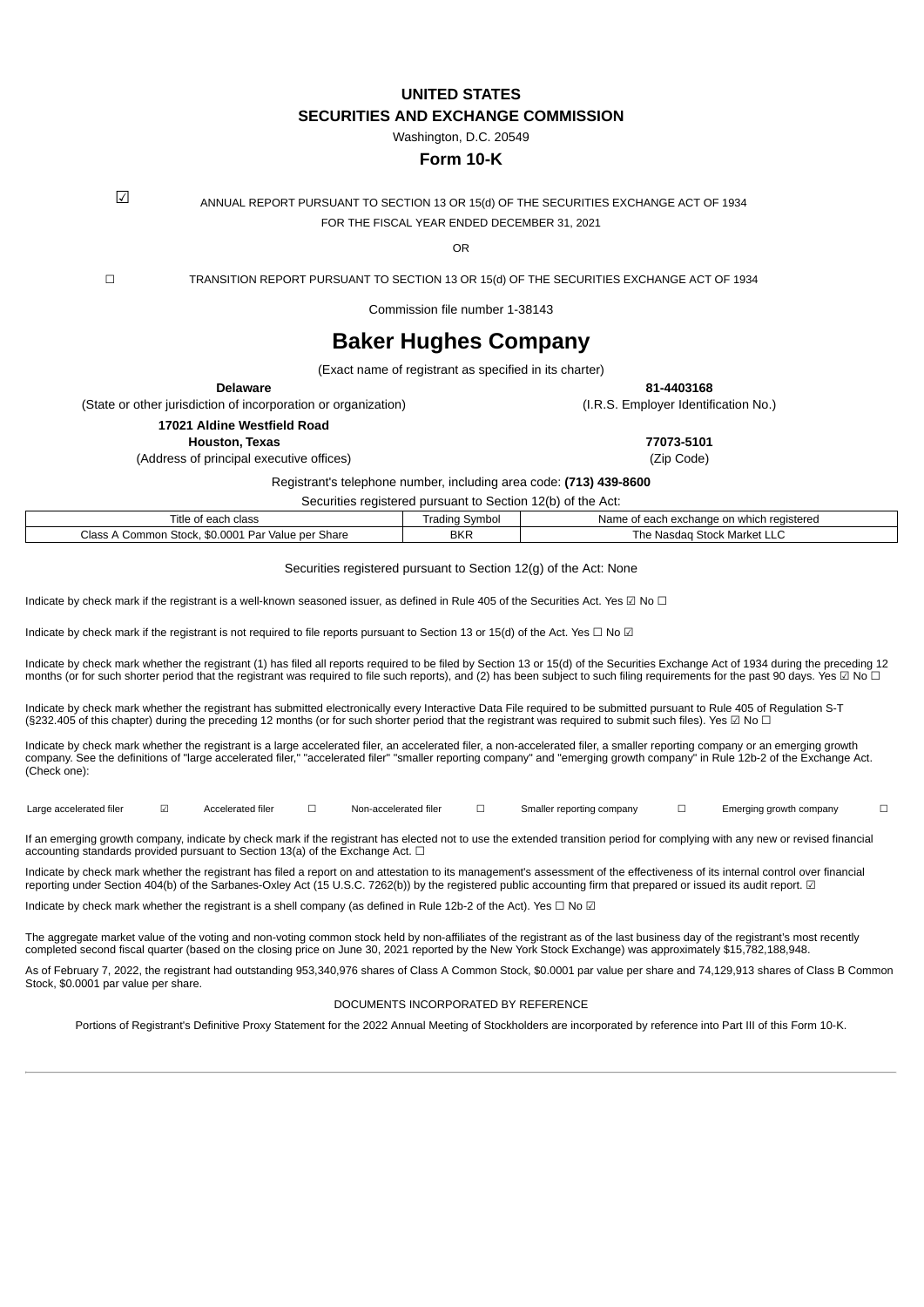# UNITED STATES
## SECURITIES AND EXCHANGE COMMISSION

Washington, D.C. 20549

## Form 10-K

☑ ANNUAL REPORT PURSUANT TO SECTION 13 OR 15(d) OF THE SECURITIES EXCHANGE ACT OF 1934

FOR THE FISCAL YEAR ENDED DECEMBER 31, 2021

OR

☐ TRANSITION REPORT PURSUANT TO SECTION 13 OR 15(d) OF THE SECURITIES EXCHANGE ACT OF 1934

Commission file number 1-38143

# Baker Hughes Company

(Exact name of registrant as specified in its charter)

| **Delaware** | **81-4403168** |
|---|---|
| (State or other jurisdiction of incorporation or organization) | (I.R.S. Employer Identification No.) |
| **17021 Aldine Westfield Road** **Houston, Texas** | **77073-5101** |
| (Address of principal executive offices) | (Zip Code) |

Registrant's telephone number, including area code: **(713) 439-8600**

Securities registered pursuant to Section 12(b) of the Act:

| Title of each class | Trading Symbol | Name of each exchange on which registered |
|---|---|---|
| Class A Common Stock, $0.0001 Par Value per Share | BKR | The Nasdaq Stock Market LLC |

Securities registered pursuant to Section 12(g) of the Act: None

Indicate by check mark if the registrant is a well-known seasoned issuer, as defined in Rule 405 of the Securities Act. Yes ☑ No ☐

Indicate by check mark if the registrant is not required to file reports pursuant to Section 13 or 15(d) of the Act. Yes ☐ No ☑

Indicate by check mark whether the registrant (1) has filed all reports required to be filed by Section 13 or 15(d) of the Securities Exchange Act of 1934 during the preceding 12 months (or for such shorter period that the registrant was required to file such reports), and (2) has been subject to such filing requirements for the past 90 days. Yes ☑ No ☐

Indicate by check mark whether the registrant has submitted electronically every Interactive Data File required to be submitted pursuant to Rule 405 of Regulation S-T (§232.405 of this chapter) during the preceding 12 months (or for such shorter period that the registrant was required to submit such files). Yes ☑ No ☐

Indicate by check mark whether the registrant is a large accelerated filer, an accelerated filer, a non-accelerated filer, a smaller reporting company or an emerging growth company. See the definitions of "large accelerated filer," "accelerated filer" "smaller reporting company" and "emerging growth company" in Rule 12b-2 of the Exchange Act. (Check one):

| Large accelerated filer | ☑ | Accelerated filer | ☐ | Non-accelerated filer | ☐ | Smaller reporting company | ☐ | Emerging growth company | ☐ |
|---|---|---|---|---|---|---|---|---|---|

If an emerging growth company, indicate by check mark if the registrant has elected not to use the extended transition period for complying with any new or revised financial accounting standards provided pursuant to Section 13(a) of the Exchange Act. ☐

Indicate by check mark whether the registrant has filed a report on and attestation to its management's assessment of the effectiveness of its internal control over financial reporting under Section 404(b) of the Sarbanes-Oxley Act (15 U.S.C. 7262(b)) by the registered public accounting firm that prepared or issued its audit report. ☑

Indicate by check mark whether the registrant is a shell company (as defined in Rule 12b-2 of the Act). Yes ☐ No ☑

The aggregate market value of the voting and non-voting common stock held by non-affiliates of the registrant as of the last business day of the registrant's most recently completed second fiscal quarter (based on the closing price on June 30, 2021 reported by the New York Stock Exchange) was approximately $15,782,188,948.

As of February 7, 2022, the registrant had outstanding 953,340,976 shares of Class A Common Stock, $0.0001 par value per share and 74,129,913 shares of Class B Common Stock, $0.0001 par value per share.

DOCUMENTS INCORPORATED BY REFERENCE

Portions of Registrant's Definitive Proxy Statement for the 2022 Annual Meeting of Stockholders are incorporated by reference into Part III of this Form 10-K.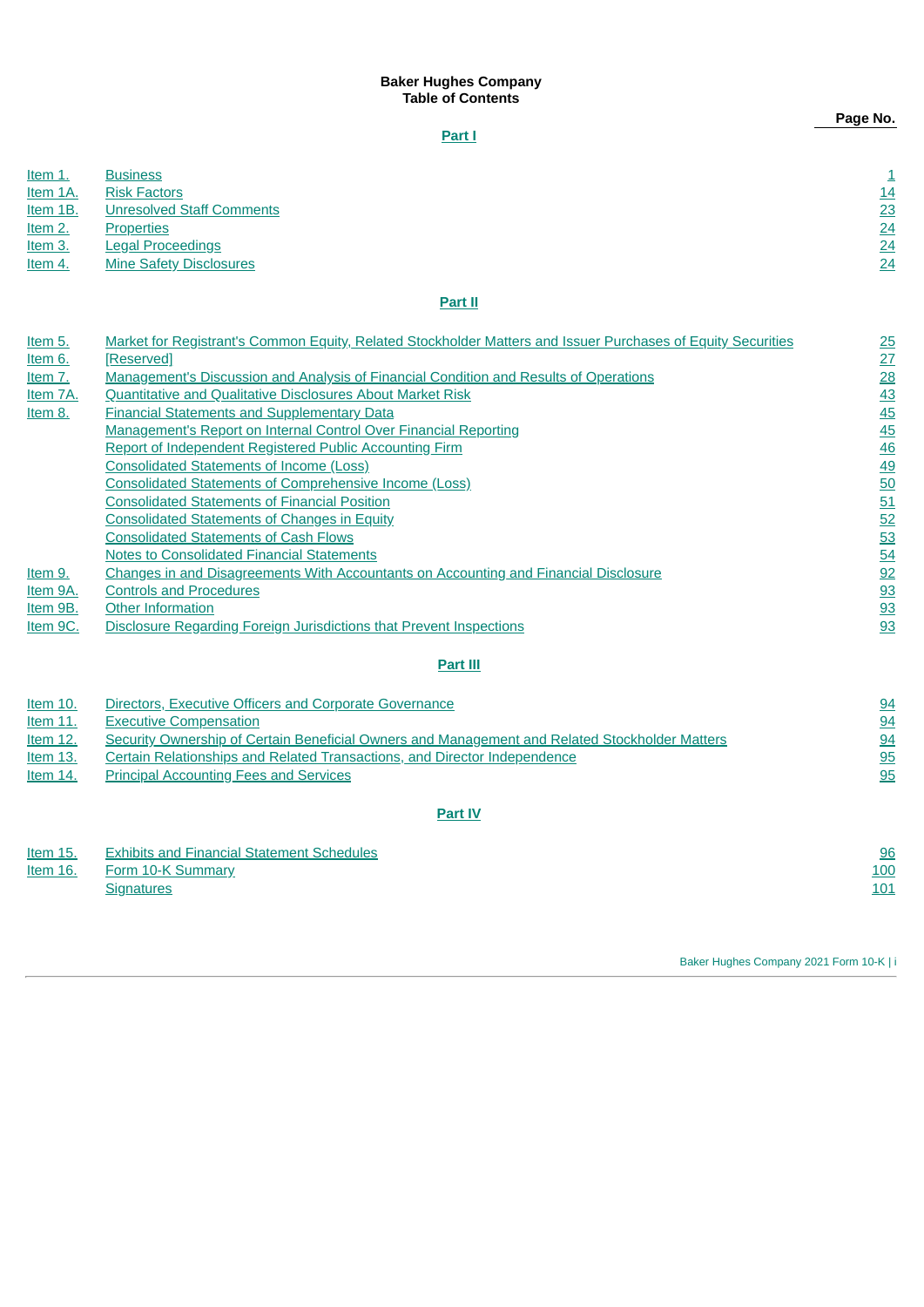**Baker Hughes Company**
**Table of Contents**

| | | Page No. |
|---|---|---|
| | **Part I** | |
| Item 1. | Business | 1 |
| Item 1A. | Risk Factors | 14 |
| Item 1B. | Unresolved Staff Comments | 23 |
| Item 2. | Properties | 24 |
| Item 3. | Legal Proceedings | 24 |
| Item 4. | Mine Safety Disclosures | 24 |
| | **Part II** | |
| Item 5. | Market for Registrant's Common Equity, Related Stockholder Matters and Issuer Purchases of Equity Securities | 25 |
| Item 6. | [Reserved] | 27 |
| Item 7. | Management's Discussion and Analysis of Financial Condition and Results of Operations | 28 |
| Item 7A. | Quantitative and Qualitative Disclosures About Market Risk | 43 |
| Item 8. | Financial Statements and Supplementary Data | 45 |
| | Management's Report on Internal Control Over Financial Reporting | 45 |
| | Report of Independent Registered Public Accounting Firm | 46 |
| | Consolidated Statements of Income (Loss) | 49 |
| | Consolidated Statements of Comprehensive Income (Loss) | 50 |
| | Consolidated Statements of Financial Position | 51 |
| | Consolidated Statements of Changes in Equity | 52 |
| | Consolidated Statements of Cash Flows | 53 |
| | Notes to Consolidated Financial Statements | 54 |
| Item 9. | Changes in and Disagreements With Accountants on Accounting and Financial Disclosure | 92 |
| Item 9A. | Controls and Procedures | 93 |
| Item 9B. | Other Information | 93 |
| Item 9C. | Disclosure Regarding Foreign Jurisdictions that Prevent Inspections | 93 |
| | **Part III** | |
| Item 10. | Directors, Executive Officers and Corporate Governance | 94 |
| Item 11. | Executive Compensation | 94 |
| Item 12. | Security Ownership of Certain Beneficial Owners and Management and Related Stockholder Matters | 94 |
| Item 13. | Certain Relationships and Related Transactions, and Director Independence | 95 |
| Item 14. | Principal Accounting Fees and Services | 95 |
| | **Part IV** | |
| Item 15. | Exhibits and Financial Statement Schedules | 96 |
| Item 16. | Form 10-K Summary | 100 |
| | Signatures | 101 |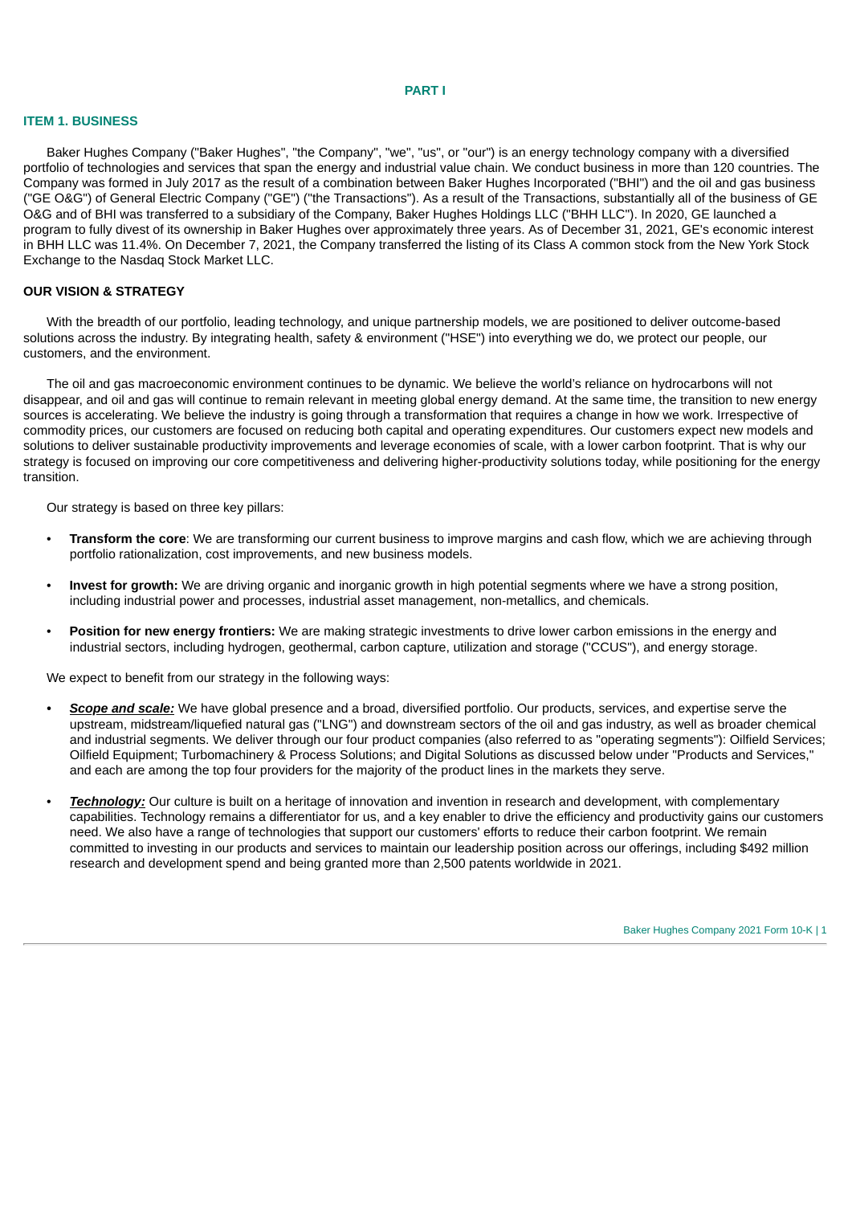# PART I

## ITEM 1. BUSINESS

Baker Hughes Company ("Baker Hughes", "the Company", "we", "us", or "our") is an energy technology company with a diversified portfolio of technologies and services that span the energy and industrial value chain. We conduct business in more than 120 countries. The Company was formed in July 2017 as the result of a combination between Baker Hughes Incorporated ("BHI") and the oil and gas business ("GE O&G") of General Electric Company ("GE") ("the Transactions"). As a result of the Transactions, substantially all of the business of GE O&G and of BHI was transferred to a subsidiary of the Company, Baker Hughes Holdings LLC ("BHH LLC"). In 2020, GE launched a program to fully divest of its ownership in Baker Hughes over approximately three years. As of December 31, 2021, GE's economic interest in BHH LLC was 11.4%. On December 7, 2021, the Company transferred the listing of its Class A common stock from the New York Stock Exchange to the Nasdaq Stock Market LLC.

### OUR VISION & STRATEGY

With the breadth of our portfolio, leading technology, and unique partnership models, we are positioned to deliver outcome-based solutions across the industry. By integrating health, safety & environment ("HSE") into everything we do, we protect our people, our customers, and the environment.

The oil and gas macroeconomic environment continues to be dynamic. We believe the world's reliance on hydrocarbons will not disappear, and oil and gas will continue to remain relevant in meeting global energy demand. At the same time, the transition to new energy sources is accelerating. We believe the industry is going through a transformation that requires a change in how we work. Irrespective of commodity prices, our customers are focused on reducing both capital and operating expenditures. Our customers expect new models and solutions to deliver sustainable productivity improvements and leverage economies of scale, with a lower carbon footprint. That is why our strategy is focused on improving our core competitiveness and delivering higher-productivity solutions today, while positioning for the energy transition.

Our strategy is based on three key pillars:

- **Transform the core**: We are transforming our current business to improve margins and cash flow, which we are achieving through portfolio rationalization, cost improvements, and new business models.
- **Invest for growth:** We are driving organic and inorganic growth in high potential segments where we have a strong position, including industrial power and processes, industrial asset management, non-metallics, and chemicals.
- **Position for new energy frontiers:** We are making strategic investments to drive lower carbon emissions in the energy and industrial sectors, including hydrogen, geothermal, carbon capture, utilization and storage ("CCUS"), and energy storage.

We expect to benefit from our strategy in the following ways:

- ***Scope and scale:*** We have global presence and a broad, diversified portfolio. Our products, services, and expertise serve the upstream, midstream/liquefied natural gas ("LNG") and downstream sectors of the oil and gas industry, as well as broader chemical and industrial segments. We deliver through our four product companies (also referred to as "operating segments"): Oilfield Services; Oilfield Equipment; Turbomachinery & Process Solutions; and Digital Solutions as discussed below under "Products and Services," and each are among the top four providers for the majority of the product lines in the markets they serve.
- ***Technology:*** Our culture is built on a heritage of innovation and invention in research and development, with complementary capabilities. Technology remains a differentiator for us, and a key enabler to drive the efficiency and productivity gains our customers need. We also have a range of technologies that support our customers' efforts to reduce their carbon footprint. We remain committed to investing in our products and services to maintain our leadership position across our offerings, including $492 million research and development spend and being granted more than 2,500 patents worldwide in 2021.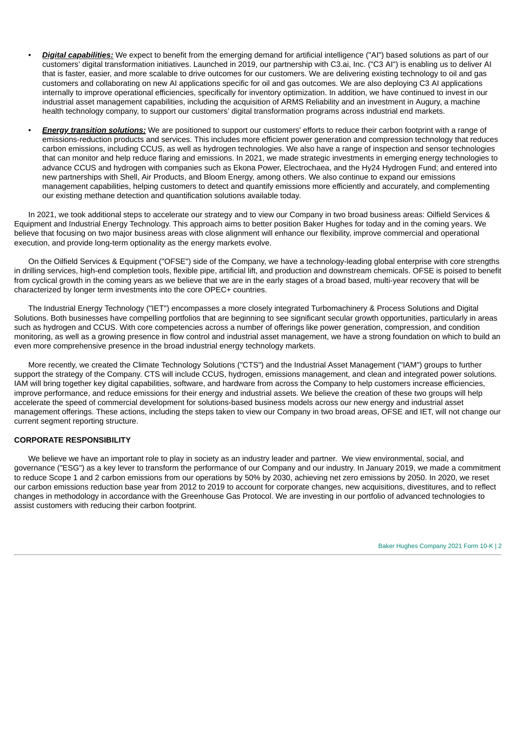- ***Digital capabilities:*** We expect to benefit from the emerging demand for artificial intelligence ("AI") based solutions as part of our customers' digital transformation initiatives. Launched in 2019, our partnership with C3.ai, Inc. ("C3 AI") is enabling us to deliver AI that is faster, easier, and more scalable to drive outcomes for our customers. We are delivering existing technology to oil and gas customers and collaborating on new AI applications specific for oil and gas outcomes. We are also deploying C3 AI applications internally to improve operational efficiencies, specifically for inventory optimization. In addition, we have continued to invest in our industrial asset management capabilities, including the acquisition of ARMS Reliability and an investment in Augury, a machine health technology company, to support our customers' digital transformation programs across industrial end markets.

- ***Energy transition solutions:*** We are positioned to support our customers' efforts to reduce their carbon footprint with a range of emissions-reduction products and services. This includes more efficient power generation and compression technology that reduces carbon emissions, including CCUS, as well as hydrogen technologies. We also have a range of inspection and sensor technologies that can monitor and help reduce flaring and emissions. In 2021, we made strategic investments in emerging energy technologies to advance CCUS and hydrogen with companies such as Ekona Power, Electrochaea, and the Hy24 Hydrogen Fund; and entered into new partnerships with Shell, Air Products, and Bloom Energy, among others. We also continue to expand our emissions management capabilities, helping customers to detect and quantify emissions more efficiently and accurately, and complementing our existing methane detection and quantification solutions available today.

In 2021, we took additional steps to accelerate our strategy and to view our Company in two broad business areas: Oilfield Services & Equipment and Industrial Energy Technology. This approach aims to better position Baker Hughes for today and in the coming years. We believe that focusing on two major business areas with close alignment will enhance our flexibility, improve commercial and operational execution, and provide long-term optionality as the energy markets evolve.

On the Oilfield Services & Equipment ("OFSE") side of the Company, we have a technology-leading global enterprise with core strengths in drilling services, high-end completion tools, flexible pipe, artificial lift, and production and downstream chemicals. OFSE is poised to benefit from cyclical growth in the coming years as we believe that we are in the early stages of a broad based, multi-year recovery that will be characterized by longer term investments into the core OPEC+ countries.

The Industrial Energy Technology ("IET") encompasses a more closely integrated Turbomachinery & Process Solutions and Digital Solutions. Both businesses have compelling portfolios that are beginning to see significant secular growth opportunities, particularly in areas such as hydrogen and CCUS. With core competencies across a number of offerings like power generation, compression, and condition monitoring, as well as a growing presence in flow control and industrial asset management, we have a strong foundation on which to build an even more comprehensive presence in the broad industrial energy technology markets.

More recently, we created the Climate Technology Solutions ("CTS") and the Industrial Asset Management ("IAM") groups to further support the strategy of the Company. CTS will include CCUS, hydrogen, emissions management, and clean and integrated power solutions. IAM will bring together key digital capabilities, software, and hardware from across the Company to help customers increase efficiencies, improve performance, and reduce emissions for their energy and industrial assets. We believe the creation of these two groups will help accelerate the speed of commercial development for solutions-based business models across our new energy and industrial asset management offerings. These actions, including the steps taken to view our Company in two broad areas, OFSE and IET, will not change our current segment reporting structure.

## CORPORATE RESPONSIBILITY

We believe we have an important role to play in society as an industry leader and partner. We view environmental, social, and governance ("ESG") as a key lever to transform the performance of our Company and our industry. In January 2019, we made a commitment to reduce Scope 1 and 2 carbon emissions from our operations by 50% by 2030, achieving net zero emissions by 2050. In 2020, we reset our carbon emissions reduction base year from 2012 to 2019 to account for corporate changes, new acquisitions, divestitures, and to reflect changes in methodology in accordance with the Greenhouse Gas Protocol. We are investing in our portfolio of advanced technologies to assist customers with reducing their carbon footprint.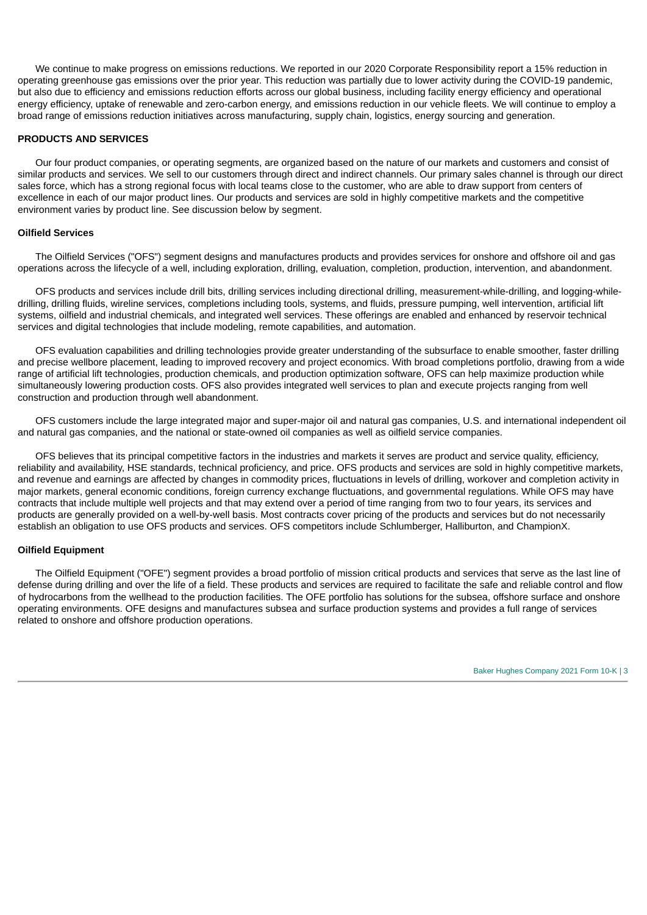We continue to make progress on emissions reductions. We reported in our 2020 Corporate Responsibility report a 15% reduction in operating greenhouse gas emissions over the prior year. This reduction was partially due to lower activity during the COVID-19 pandemic, but also due to efficiency and emissions reduction efforts across our global business, including facility energy efficiency and operational energy efficiency, uptake of renewable and zero-carbon energy, and emissions reduction in our vehicle fleets. We will continue to employ a broad range of emissions reduction initiatives across manufacturing, supply chain, logistics, energy sourcing and generation.

## PRODUCTS AND SERVICES

Our four product companies, or operating segments, are organized based on the nature of our markets and customers and consist of similar products and services. We sell to our customers through direct and indirect channels. Our primary sales channel is through our direct sales force, which has a strong regional focus with local teams close to the customer, who are able to draw support from centers of excellence in each of our major product lines. Our products and services are sold in highly competitive markets and the competitive environment varies by product line. See discussion below by segment.

### Oilfield Services

The Oilfield Services ("OFS") segment designs and manufactures products and provides services for onshore and offshore oil and gas operations across the lifecycle of a well, including exploration, drilling, evaluation, completion, production, intervention, and abandonment.

OFS products and services include drill bits, drilling services including directional drilling, measurement-while-drilling, and logging-while-drilling, drilling fluids, wireline services, completions including tools, systems, and fluids, pressure pumping, well intervention, artificial lift systems, oilfield and industrial chemicals, and integrated well services. These offerings are enabled and enhanced by reservoir technical services and digital technologies that include modeling, remote capabilities, and automation.

OFS evaluation capabilities and drilling technologies provide greater understanding of the subsurface to enable smoother, faster drilling and precise wellbore placement, leading to improved recovery and project economics. With broad completions portfolio, drawing from a wide range of artificial lift technologies, production chemicals, and production optimization software, OFS can help maximize production while simultaneously lowering production costs. OFS also provides integrated well services to plan and execute projects ranging from well construction and production through well abandonment.

OFS customers include the large integrated major and super-major oil and natural gas companies, U.S. and international independent oil and natural gas companies, and the national or state-owned oil companies as well as oilfield service companies.

OFS believes that its principal competitive factors in the industries and markets it serves are product and service quality, efficiency, reliability and availability, HSE standards, technical proficiency, and price. OFS products and services are sold in highly competitive markets, and revenue and earnings are affected by changes in commodity prices, fluctuations in levels of drilling, workover and completion activity in major markets, general economic conditions, foreign currency exchange fluctuations, and governmental regulations. While OFS may have contracts that include multiple well projects and that may extend over a period of time ranging from two to four years, its services and products are generally provided on a well-by-well basis. Most contracts cover pricing of the products and services but do not necessarily establish an obligation to use OFS products and services. OFS competitors include Schlumberger, Halliburton, and ChampionX.

### Oilfield Equipment

The Oilfield Equipment ("OFE") segment provides a broad portfolio of mission critical products and services that serve as the last line of defense during drilling and over the life of a field. These products and services are required to facilitate the safe and reliable control and flow of hydrocarbons from the wellhead to the production facilities. The OFE portfolio has solutions for the subsea, offshore surface and onshore operating environments. OFE designs and manufactures subsea and surface production systems and provides a full range of services related to onshore and offshore production operations.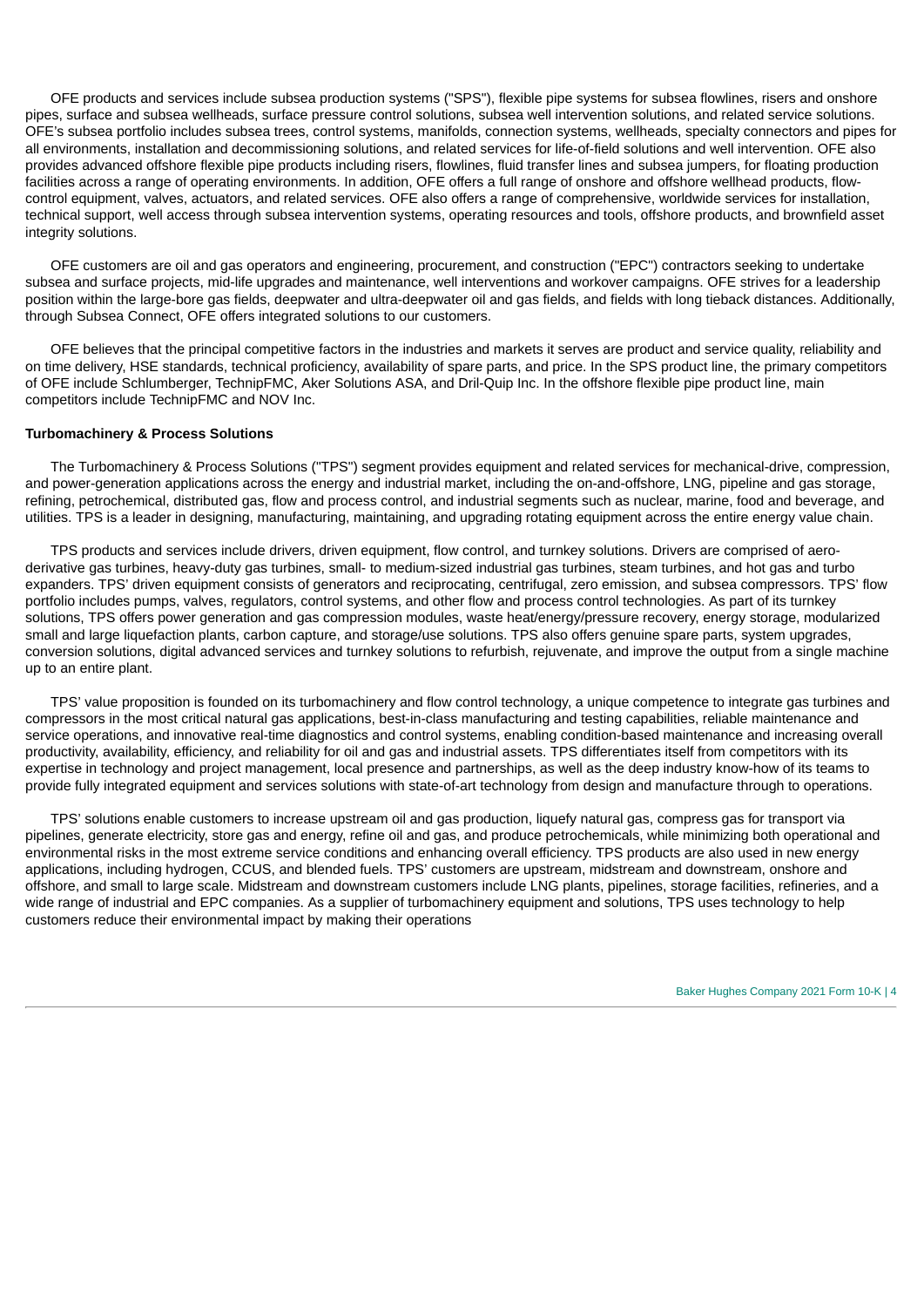OFE products and services include subsea production systems ("SPS"), flexible pipe systems for subsea flowlines, risers and onshore pipes, surface and subsea wellheads, surface pressure control solutions, subsea well intervention solutions, and related service solutions. OFE's subsea portfolio includes subsea trees, control systems, manifolds, connection systems, wellheads, specialty connectors and pipes for all environments, installation and decommissioning solutions, and related services for life-of-field solutions and well intervention. OFE also provides advanced offshore flexible pipe products including risers, flowlines, fluid transfer lines and subsea jumpers, for floating production facilities across a range of operating environments. In addition, OFE offers a full range of onshore and offshore wellhead products, flow-control equipment, valves, actuators, and related services. OFE also offers a range of comprehensive, worldwide services for installation, technical support, well access through subsea intervention systems, operating resources and tools, offshore products, and brownfield asset integrity solutions.

OFE customers are oil and gas operators and engineering, procurement, and construction ("EPC") contractors seeking to undertake subsea and surface projects, mid-life upgrades and maintenance, well interventions and workover campaigns. OFE strives for a leadership position within the large-bore gas fields, deepwater and ultra-deepwater oil and gas fields, and fields with long tieback distances. Additionally, through Subsea Connect, OFE offers integrated solutions to our customers.

OFE believes that the principal competitive factors in the industries and markets it serves are product and service quality, reliability and on time delivery, HSE standards, technical proficiency, availability of spare parts, and price. In the SPS product line, the primary competitors of OFE include Schlumberger, TechnipFMC, Aker Solutions ASA, and Dril-Quip Inc. In the offshore flexible pipe product line, main competitors include TechnipFMC and NOV Inc.

**Turbomachinery & Process Solutions**

The Turbomachinery & Process Solutions ("TPS") segment provides equipment and related services for mechanical-drive, compression, and power-generation applications across the energy and industrial market, including the on-and-offshore, LNG, pipeline and gas storage, refining, petrochemical, distributed gas, flow and process control, and industrial segments such as nuclear, marine, food and beverage, and utilities. TPS is a leader in designing, manufacturing, maintaining, and upgrading rotating equipment across the entire energy value chain.

TPS products and services include drivers, driven equipment, flow control, and turnkey solutions. Drivers are comprised of aero-derivative gas turbines, heavy-duty gas turbines, small- to medium-sized industrial gas turbines, steam turbines, and hot gas and turbo expanders. TPS' driven equipment consists of generators and reciprocating, centrifugal, zero emission, and subsea compressors. TPS' flow portfolio includes pumps, valves, regulators, control systems, and other flow and process control technologies. As part of its turnkey solutions, TPS offers power generation and gas compression modules, waste heat/energy/pressure recovery, energy storage, modularized small and large liquefaction plants, carbon capture, and storage/use solutions. TPS also offers genuine spare parts, system upgrades, conversion solutions, digital advanced services and turnkey solutions to refurbish, rejuvenate, and improve the output from a single machine up to an entire plant.

TPS' value proposition is founded on its turbomachinery and flow control technology, a unique competence to integrate gas turbines and compressors in the most critical natural gas applications, best-in-class manufacturing and testing capabilities, reliable maintenance and service operations, and innovative real-time diagnostics and control systems, enabling condition-based maintenance and increasing overall productivity, availability, efficiency, and reliability for oil and gas and industrial assets. TPS differentiates itself from competitors with its expertise in technology and project management, local presence and partnerships, as well as the deep industry know-how of its teams to provide fully integrated equipment and services solutions with state-of-art technology from design and manufacture through to operations.

TPS' solutions enable customers to increase upstream oil and gas production, liquefy natural gas, compress gas for transport via pipelines, generate electricity, store gas and energy, refine oil and gas, and produce petrochemicals, while minimizing both operational and environmental risks in the most extreme service conditions and enhancing overall efficiency. TPS products are also used in new energy applications, including hydrogen, CCUS, and blended fuels. TPS' customers are upstream, midstream and downstream, onshore and offshore, and small to large scale. Midstream and downstream customers include LNG plants, pipelines, storage facilities, refineries, and a wide range of industrial and EPC companies. As a supplier of turbomachinery equipment and solutions, TPS uses technology to help customers reduce their environmental impact by making their operations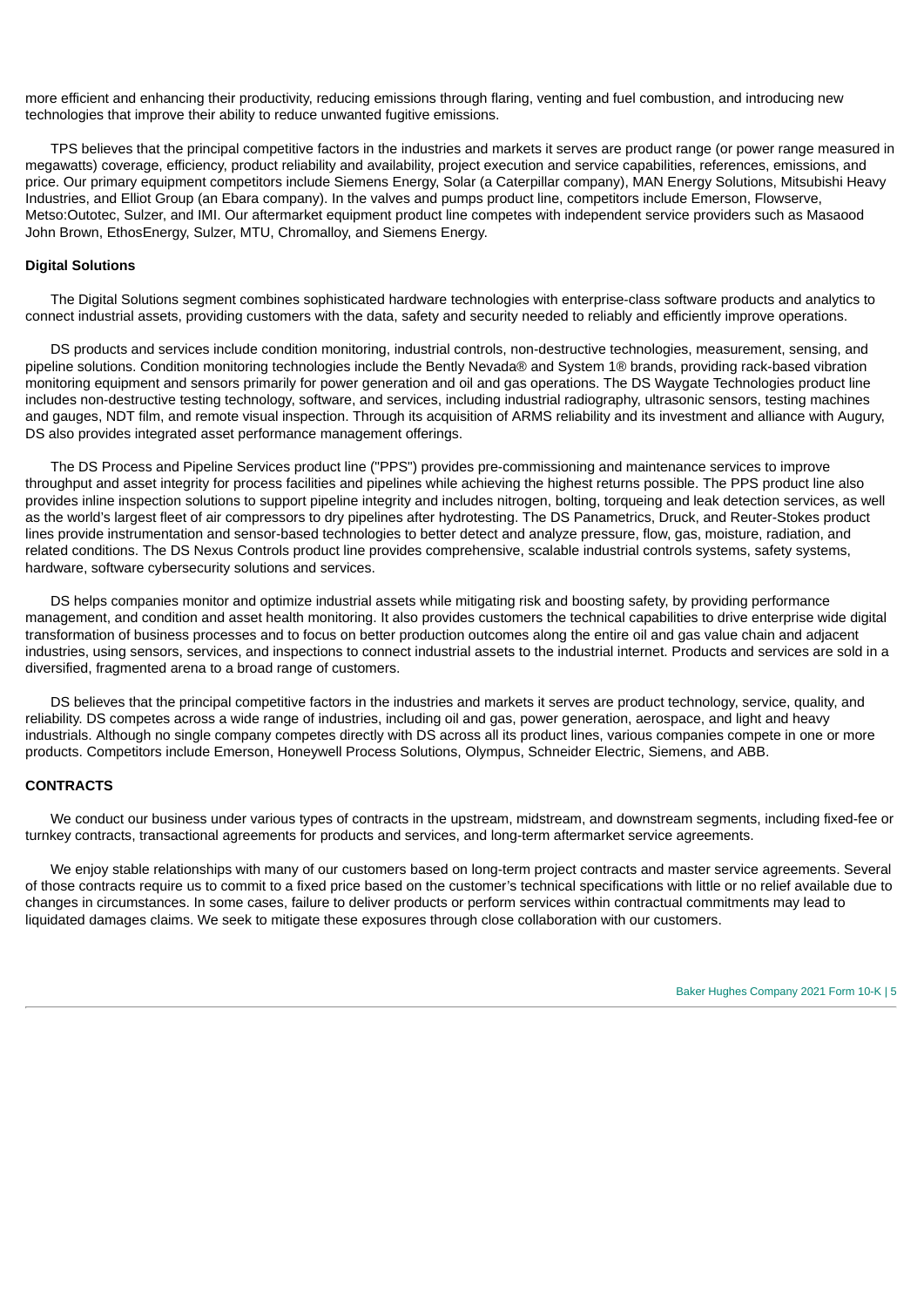more efficient and enhancing their productivity, reducing emissions through flaring, venting and fuel combustion, and introducing new technologies that improve their ability to reduce unwanted fugitive emissions.

TPS believes that the principal competitive factors in the industries and markets it serves are product range (or power range measured in megawatts) coverage, efficiency, product reliability and availability, project execution and service capabilities, references, emissions, and price. Our primary equipment competitors include Siemens Energy, Solar (a Caterpillar company), MAN Energy Solutions, Mitsubishi Heavy Industries, and Elliot Group (an Ebara company). In the valves and pumps product line, competitors include Emerson, Flowserve, Metso:Outotec, Sulzer, and IMI. Our aftermarket equipment product line competes with independent service providers such as Masaood John Brown, EthosEnergy, Sulzer, MTU, Chromalloy, and Siemens Energy.

**Digital Solutions**

The Digital Solutions segment combines sophisticated hardware technologies with enterprise-class software products and analytics to connect industrial assets, providing customers with the data, safety and security needed to reliably and efficiently improve operations.

DS products and services include condition monitoring, industrial controls, non-destructive technologies, measurement, sensing, and pipeline solutions. Condition monitoring technologies include the Bently Nevada® and System 1® brands, providing rack-based vibration monitoring equipment and sensors primarily for power generation and oil and gas operations. The DS Waygate Technologies product line includes non-destructive testing technology, software, and services, including industrial radiography, ultrasonic sensors, testing machines and gauges, NDT film, and remote visual inspection. Through its acquisition of ARMS reliability and its investment and alliance with Augury, DS also provides integrated asset performance management offerings.

The DS Process and Pipeline Services product line ("PPS") provides pre-commissioning and maintenance services to improve throughput and asset integrity for process facilities and pipelines while achieving the highest returns possible. The PPS product line also provides inline inspection solutions to support pipeline integrity and includes nitrogen, bolting, torqueing and leak detection services, as well as the world's largest fleet of air compressors to dry pipelines after hydrotesting. The DS Panametrics, Druck, and Reuter-Stokes product lines provide instrumentation and sensor-based technologies to better detect and analyze pressure, flow, gas, moisture, radiation, and related conditions. The DS Nexus Controls product line provides comprehensive, scalable industrial controls systems, safety systems, hardware, software cybersecurity solutions and services.

DS helps companies monitor and optimize industrial assets while mitigating risk and boosting safety, by providing performance management, and condition and asset health monitoring. It also provides customers the technical capabilities to drive enterprise wide digital transformation of business processes and to focus on better production outcomes along the entire oil and gas value chain and adjacent industries, using sensors, services, and inspections to connect industrial assets to the industrial internet. Products and services are sold in a diversified, fragmented arena to a broad range of customers.

DS believes that the principal competitive factors in the industries and markets it serves are product technology, service, quality, and reliability. DS competes across a wide range of industries, including oil and gas, power generation, aerospace, and light and heavy industrials. Although no single company competes directly with DS across all its product lines, various companies compete in one or more products. Competitors include Emerson, Honeywell Process Solutions, Olympus, Schneider Electric, Siemens, and ABB.

**CONTRACTS**

We conduct our business under various types of contracts in the upstream, midstream, and downstream segments, including fixed-fee or turnkey contracts, transactional agreements for products and services, and long-term aftermarket service agreements.

We enjoy stable relationships with many of our customers based on long-term project contracts and master service agreements. Several of those contracts require us to commit to a fixed price based on the customer's technical specifications with little or no relief available due to changes in circumstances. In some cases, failure to deliver products or perform services within contractual commitments may lead to liquidated damages claims. We seek to mitigate these exposures through close collaboration with our customers.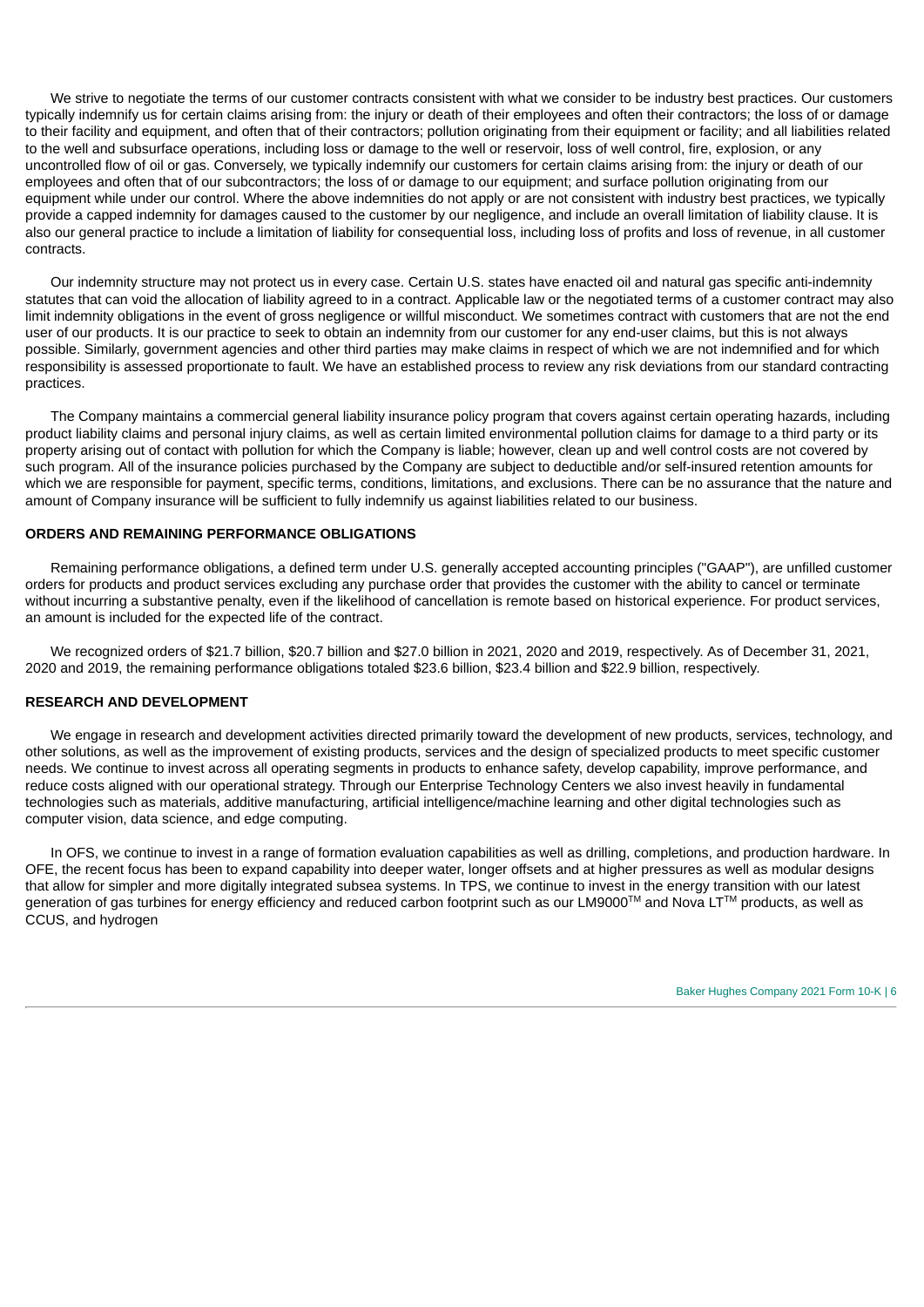We strive to negotiate the terms of our customer contracts consistent with what we consider to be industry best practices. Our customers typically indemnify us for certain claims arising from: the injury or death of their employees and often their contractors; the loss of or damage to their facility and equipment, and often that of their contractors; pollution originating from their equipment or facility; and all liabilities related to the well and subsurface operations, including loss or damage to the well or reservoir, loss of well control, fire, explosion, or any uncontrolled flow of oil or gas. Conversely, we typically indemnify our customers for certain claims arising from: the injury or death of our employees and often that of our subcontractors; the loss of or damage to our equipment; and surface pollution originating from our equipment while under our control. Where the above indemnities do not apply or are not consistent with industry best practices, we typically provide a capped indemnity for damages caused to the customer by our negligence, and include an overall limitation of liability clause. It is also our general practice to include a limitation of liability for consequential loss, including loss of profits and loss of revenue, in all customer contracts.

Our indemnity structure may not protect us in every case. Certain U.S. states have enacted oil and natural gas specific anti-indemnity statutes that can void the allocation of liability agreed to in a contract. Applicable law or the negotiated terms of a customer contract may also limit indemnity obligations in the event of gross negligence or willful misconduct. We sometimes contract with customers that are not the end user of our products. It is our practice to seek to obtain an indemnity from our customer for any end-user claims, but this is not always possible. Similarly, government agencies and other third parties may make claims in respect of which we are not indemnified and for which responsibility is assessed proportionate to fault. We have an established process to review any risk deviations from our standard contracting practices.

The Company maintains a commercial general liability insurance policy program that covers against certain operating hazards, including product liability claims and personal injury claims, as well as certain limited environmental pollution claims for damage to a third party or its property arising out of contact with pollution for which the Company is liable; however, clean up and well control costs are not covered by such program. All of the insurance policies purchased by the Company are subject to deductible and/or self-insured retention amounts for which we are responsible for payment, specific terms, conditions, limitations, and exclusions. There can be no assurance that the nature and amount of Company insurance will be sufficient to fully indemnify us against liabilities related to our business.

## ORDERS AND REMAINING PERFORMANCE OBLIGATIONS

Remaining performance obligations, a defined term under U.S. generally accepted accounting principles ("GAAP"), are unfilled customer orders for products and product services excluding any purchase order that provides the customer with the ability to cancel or terminate without incurring a substantive penalty, even if the likelihood of cancellation is remote based on historical experience. For product services, an amount is included for the expected life of the contract.

We recognized orders of $21.7 billion, $20.7 billion and $27.0 billion in 2021, 2020 and 2019, respectively. As of December 31, 2021, 2020 and 2019, the remaining performance obligations totaled $23.6 billion, $23.4 billion and $22.9 billion, respectively.

## RESEARCH AND DEVELOPMENT

We engage in research and development activities directed primarily toward the development of new products, services, technology, and other solutions, as well as the improvement of existing products, services and the design of specialized products to meet specific customer needs. We continue to invest across all operating segments in products to enhance safety, develop capability, improve performance, and reduce costs aligned with our operational strategy. Through our Enterprise Technology Centers we also invest heavily in fundamental technologies such as materials, additive manufacturing, artificial intelligence/machine learning and other digital technologies such as computer vision, data science, and edge computing.

In OFS, we continue to invest in a range of formation evaluation capabilities as well as drilling, completions, and production hardware. In OFE, the recent focus has been to expand capability into deeper water, longer offsets and at higher pressures as well as modular designs that allow for simpler and more digitally integrated subsea systems. In TPS, we continue to invest in the energy transition with our latest generation of gas turbines for energy efficiency and reduced carbon footprint such as our LM9000™ and Nova LT™ products, as well as CCUS, and hydrogen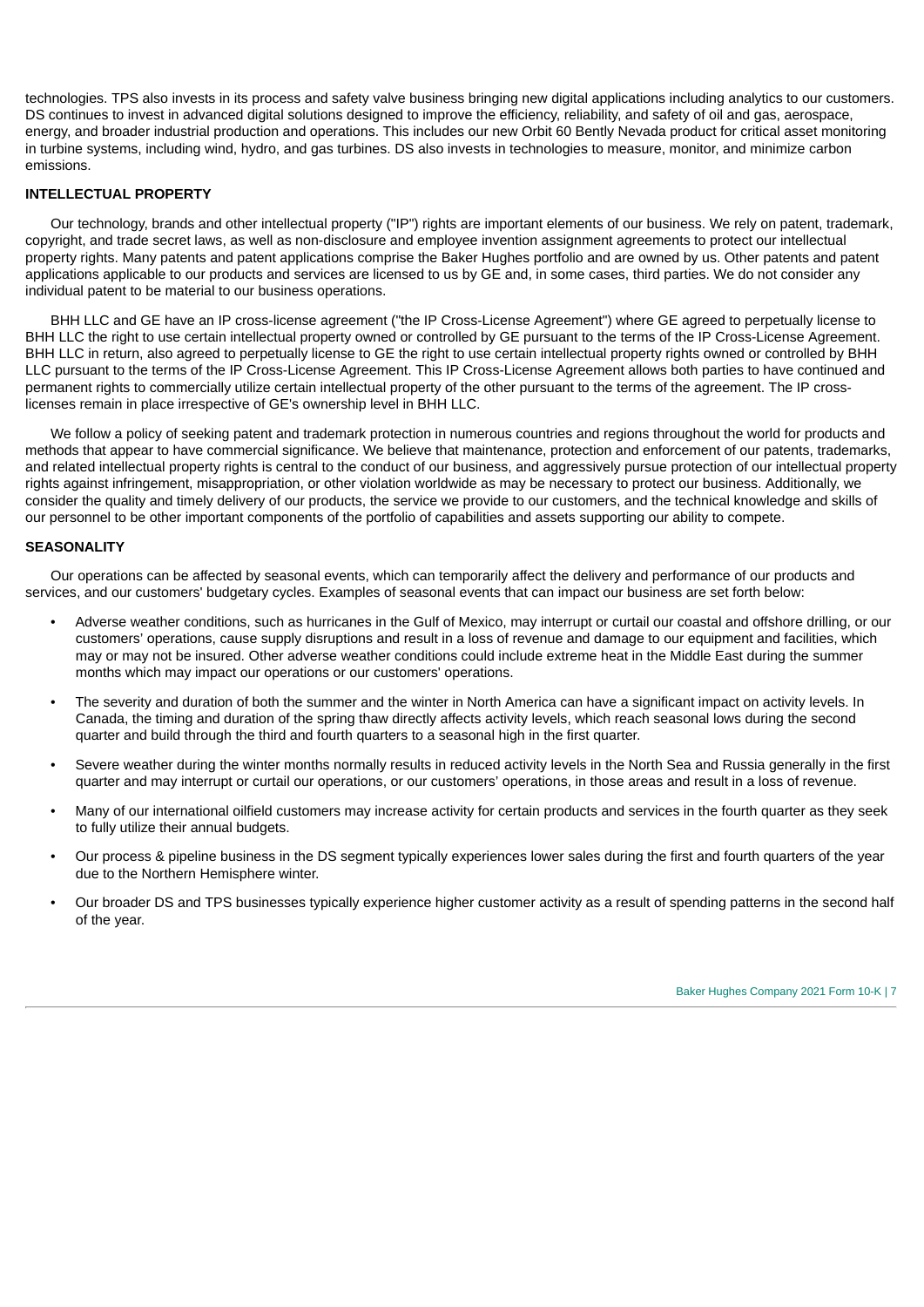technologies. TPS also invests in its process and safety valve business bringing new digital applications including analytics to our customers. DS continues to invest in advanced digital solutions designed to improve the efficiency, reliability, and safety of oil and gas, aerospace, energy, and broader industrial production and operations. This includes our new Orbit 60 Bently Nevada product for critical asset monitoring in turbine systems, including wind, hydro, and gas turbines. DS also invests in technologies to measure, monitor, and minimize carbon emissions.

## INTELLECTUAL PROPERTY

Our technology, brands and other intellectual property ("IP") rights are important elements of our business. We rely on patent, trademark, copyright, and trade secret laws, as well as non-disclosure and employee invention assignment agreements to protect our intellectual property rights. Many patents and patent applications comprise the Baker Hughes portfolio and are owned by us. Other patents and patent applications applicable to our products and services are licensed to us by GE and, in some cases, third parties. We do not consider any individual patent to be material to our business operations.

BHH LLC and GE have an IP cross-license agreement ("the IP Cross-License Agreement") where GE agreed to perpetually license to BHH LLC the right to use certain intellectual property owned or controlled by GE pursuant to the terms of the IP Cross-License Agreement. BHH LLC in return, also agreed to perpetually license to GE the right to use certain intellectual property rights owned or controlled by BHH LLC pursuant to the terms of the IP Cross-License Agreement. This IP Cross-License Agreement allows both parties to have continued and permanent rights to commercially utilize certain intellectual property of the other pursuant to the terms of the agreement. The IP cross-licenses remain in place irrespective of GE's ownership level in BHH LLC.

We follow a policy of seeking patent and trademark protection in numerous countries and regions throughout the world for products and methods that appear to have commercial significance. We believe that maintenance, protection and enforcement of our patents, trademarks, and related intellectual property rights is central to the conduct of our business, and aggressively pursue protection of our intellectual property rights against infringement, misappropriation, or other violation worldwide as may be necessary to protect our business. Additionally, we consider the quality and timely delivery of our products, the service we provide to our customers, and the technical knowledge and skills of our personnel to be other important components of the portfolio of capabilities and assets supporting our ability to compete.

## SEASONALITY

Our operations can be affected by seasonal events, which can temporarily affect the delivery and performance of our products and services, and our customers' budgetary cycles. Examples of seasonal events that can impact our business are set forth below:

- Adverse weather conditions, such as hurricanes in the Gulf of Mexico, may interrupt or curtail our coastal and offshore drilling, or our customers' operations, cause supply disruptions and result in a loss of revenue and damage to our equipment and facilities, which may or may not be insured. Other adverse weather conditions could include extreme heat in the Middle East during the summer months which may impact our operations or our customers' operations.
- The severity and duration of both the summer and the winter in North America can have a significant impact on activity levels. In Canada, the timing and duration of the spring thaw directly affects activity levels, which reach seasonal lows during the second quarter and build through the third and fourth quarters to a seasonal high in the first quarter.
- Severe weather during the winter months normally results in reduced activity levels in the North Sea and Russia generally in the first quarter and may interrupt or curtail our operations, or our customers' operations, in those areas and result in a loss of revenue.
- Many of our international oilfield customers may increase activity for certain products and services in the fourth quarter as they seek to fully utilize their annual budgets.
- Our process & pipeline business in the DS segment typically experiences lower sales during the first and fourth quarters of the year due to the Northern Hemisphere winter.
- Our broader DS and TPS businesses typically experience higher customer activity as a result of spending patterns in the second half of the year.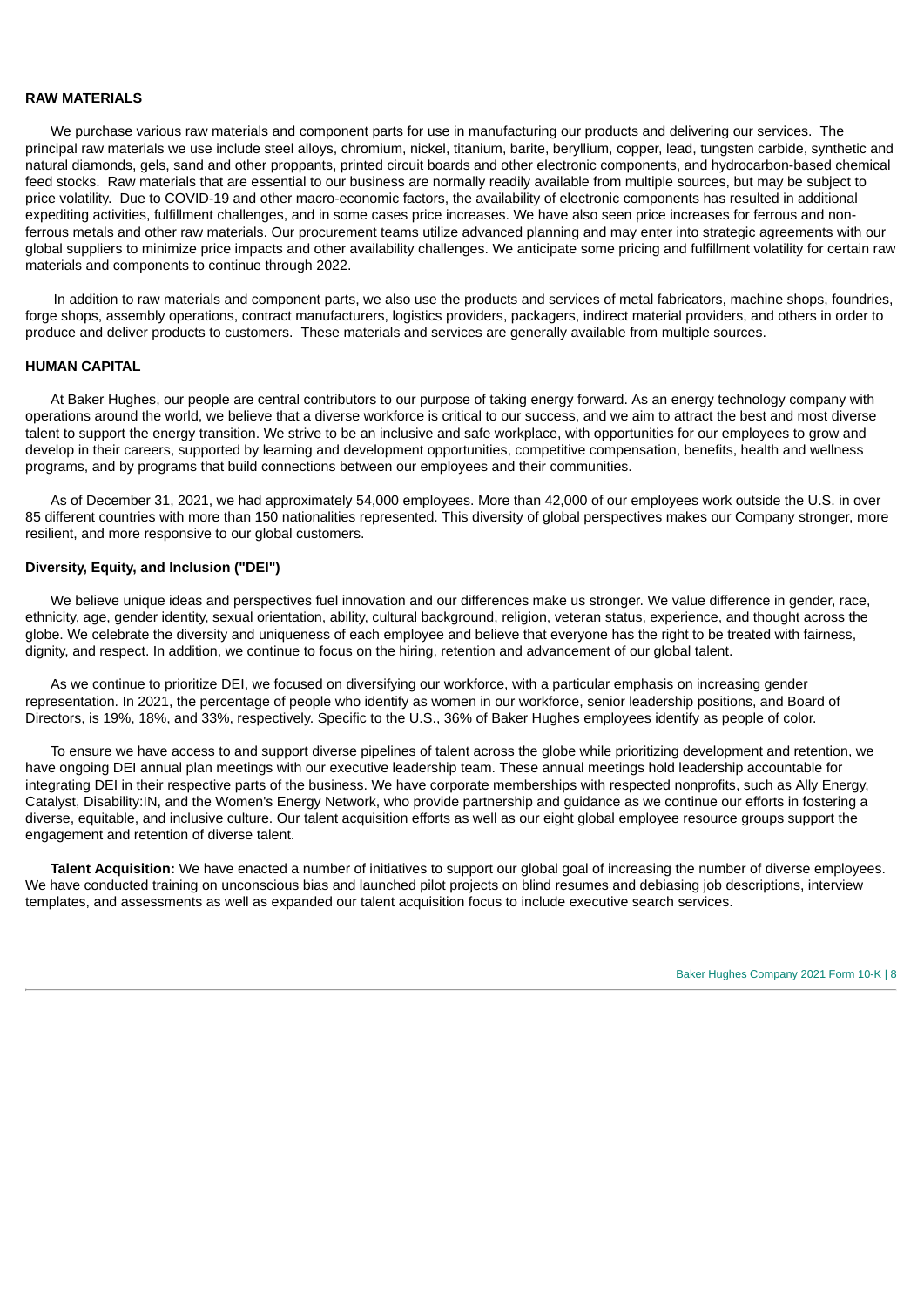## RAW MATERIALS

We purchase various raw materials and component parts for use in manufacturing our products and delivering our services. The principal raw materials we use include steel alloys, chromium, nickel, titanium, barite, beryllium, copper, lead, tungsten carbide, synthetic and natural diamonds, gels, sand and other proppants, printed circuit boards and other electronic components, and hydrocarbon-based chemical feed stocks. Raw materials that are essential to our business are normally readily available from multiple sources, but may be subject to price volatility. Due to COVID-19 and other macro-economic factors, the availability of electronic components has resulted in additional expediting activities, fulfillment challenges, and in some cases price increases. We have also seen price increases for ferrous and non-ferrous metals and other raw materials. Our procurement teams utilize advanced planning and may enter into strategic agreements with our global suppliers to minimize price impacts and other availability challenges. We anticipate some pricing and fulfillment volatility for certain raw materials and components to continue through 2022.

In addition to raw materials and component parts, we also use the products and services of metal fabricators, machine shops, foundries, forge shops, assembly operations, contract manufacturers, logistics providers, packagers, indirect material providers, and others in order to produce and deliver products to customers. These materials and services are generally available from multiple sources.

## HUMAN CAPITAL

At Baker Hughes, our people are central contributors to our purpose of taking energy forward. As an energy technology company with operations around the world, we believe that a diverse workforce is critical to our success, and we aim to attract the best and most diverse talent to support the energy transition. We strive to be an inclusive and safe workplace, with opportunities for our employees to grow and develop in their careers, supported by learning and development opportunities, competitive compensation, benefits, health and wellness programs, and by programs that build connections between our employees and their communities.

As of December 31, 2021, we had approximately 54,000 employees. More than 42,000 of our employees work outside the U.S. in over 85 different countries with more than 150 nationalities represented. This diversity of global perspectives makes our Company stronger, more resilient, and more responsive to our global customers.

### Diversity, Equity, and Inclusion ("DEI")

We believe unique ideas and perspectives fuel innovation and our differences make us stronger. We value difference in gender, race, ethnicity, age, gender identity, sexual orientation, ability, cultural background, religion, veteran status, experience, and thought across the globe. We celebrate the diversity and uniqueness of each employee and believe that everyone has the right to be treated with fairness, dignity, and respect. In addition, we continue to focus on the hiring, retention and advancement of our global talent.

As we continue to prioritize DEI, we focused on diversifying our workforce, with a particular emphasis on increasing gender representation. In 2021, the percentage of people who identify as women in our workforce, senior leadership positions, and Board of Directors, is 19%, 18%, and 33%, respectively. Specific to the U.S., 36% of Baker Hughes employees identify as people of color.

To ensure we have access to and support diverse pipelines of talent across the globe while prioritizing development and retention, we have ongoing DEI annual plan meetings with our executive leadership team. These annual meetings hold leadership accountable for integrating DEI in their respective parts of the business. We have corporate memberships with respected nonprofits, such as Ally Energy, Catalyst, Disability:IN, and the Women's Energy Network, who provide partnership and guidance as we continue our efforts in fostering a diverse, equitable, and inclusive culture. Our talent acquisition efforts as well as our eight global employee resource groups support the engagement and retention of diverse talent.

**Talent Acquisition:** We have enacted a number of initiatives to support our global goal of increasing the number of diverse employees. We have conducted training on unconscious bias and launched pilot projects on blind resumes and debiasing job descriptions, interview templates, and assessments as well as expanded our talent acquisition focus to include executive search services.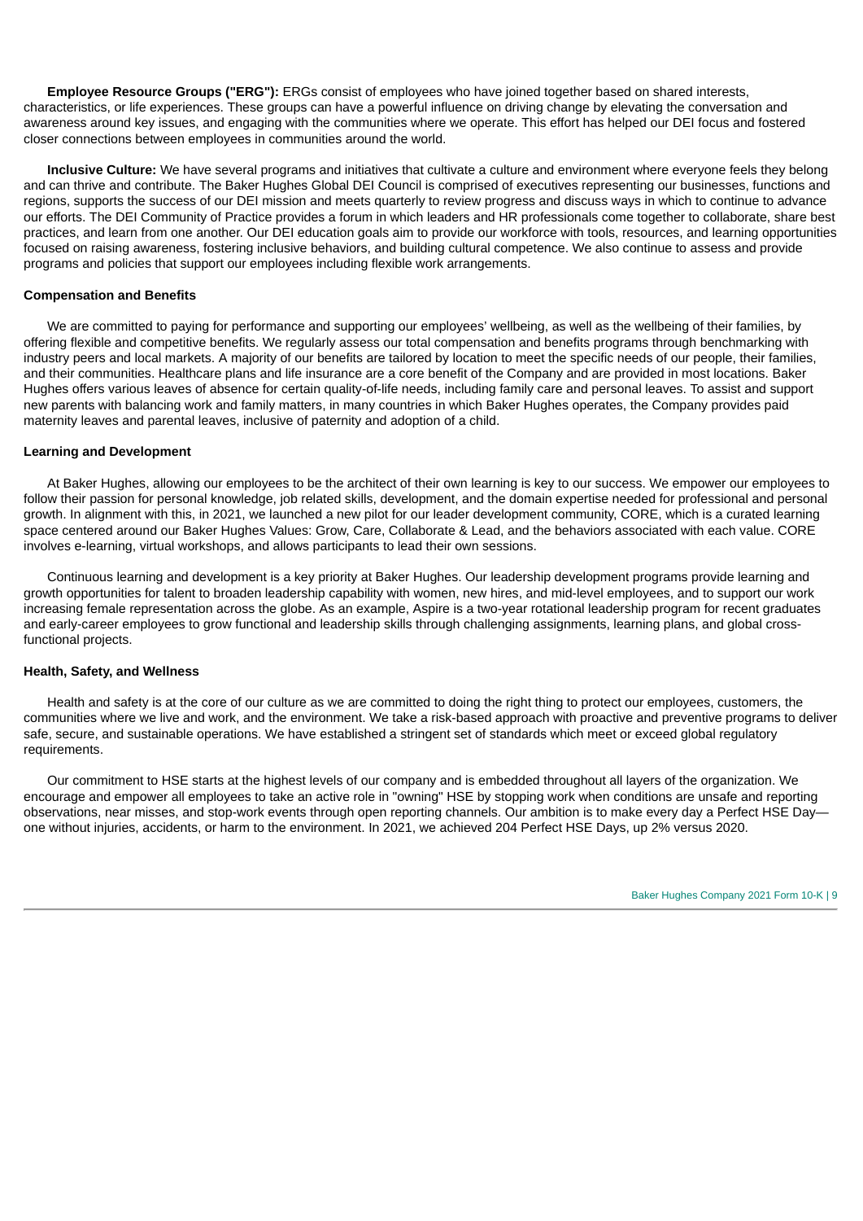**Employee Resource Groups ("ERG"):** ERGs consist of employees who have joined together based on shared interests, characteristics, or life experiences. These groups can have a powerful influence on driving change by elevating the conversation and awareness around key issues, and engaging with the communities where we operate. This effort has helped our DEI focus and fostered closer connections between employees in communities around the world.

**Inclusive Culture:** We have several programs and initiatives that cultivate a culture and environment where everyone feels they belong and can thrive and contribute. The Baker Hughes Global DEI Council is comprised of executives representing our businesses, functions and regions, supports the success of our DEI mission and meets quarterly to review progress and discuss ways in which to continue to advance our efforts. The DEI Community of Practice provides a forum in which leaders and HR professionals come together to collaborate, share best practices, and learn from one another. Our DEI education goals aim to provide our workforce with tools, resources, and learning opportunities focused on raising awareness, fostering inclusive behaviors, and building cultural competence. We also continue to assess and provide programs and policies that support our employees including flexible work arrangements.

**Compensation and Benefits**

We are committed to paying for performance and supporting our employees' wellbeing, as well as the wellbeing of their families, by offering flexible and competitive benefits. We regularly assess our total compensation and benefits programs through benchmarking with industry peers and local markets. A majority of our benefits are tailored by location to meet the specific needs of our people, their families, and their communities. Healthcare plans and life insurance are a core benefit of the Company and are provided in most locations. Baker Hughes offers various leaves of absence for certain quality-of-life needs, including family care and personal leaves. To assist and support new parents with balancing work and family matters, in many countries in which Baker Hughes operates, the Company provides paid maternity leaves and parental leaves, inclusive of paternity and adoption of a child.

**Learning and Development**

At Baker Hughes, allowing our employees to be the architect of their own learning is key to our success. We empower our employees to follow their passion for personal knowledge, job related skills, development, and the domain expertise needed for professional and personal growth. In alignment with this, in 2021, we launched a new pilot for our leader development community, CORE, which is a curated learning space centered around our Baker Hughes Values: Grow, Care, Collaborate & Lead, and the behaviors associated with each value. CORE involves e-learning, virtual workshops, and allows participants to lead their own sessions.

Continuous learning and development is a key priority at Baker Hughes. Our leadership development programs provide learning and growth opportunities for talent to broaden leadership capability with women, new hires, and mid-level employees, and to support our work increasing female representation across the globe. As an example, Aspire is a two-year rotational leadership program for recent graduates and early-career employees to grow functional and leadership skills through challenging assignments, learning plans, and global cross-functional projects.

**Health, Safety, and Wellness**

Health and safety is at the core of our culture as we are committed to doing the right thing to protect our employees, customers, the communities where we live and work, and the environment. We take a risk-based approach with proactive and preventive programs to deliver safe, secure, and sustainable operations. We have established a stringent set of standards which meet or exceed global regulatory requirements.

Our commitment to HSE starts at the highest levels of our company and is embedded throughout all layers of the organization. We encourage and empower all employees to take an active role in "owning" HSE by stopping work when conditions are unsafe and reporting observations, near misses, and stop-work events through open reporting channels. Our ambition is to make every day a Perfect HSE Day—one without injuries, accidents, or harm to the environment. In 2021, we achieved 204 Perfect HSE Days, up 2% versus 2020.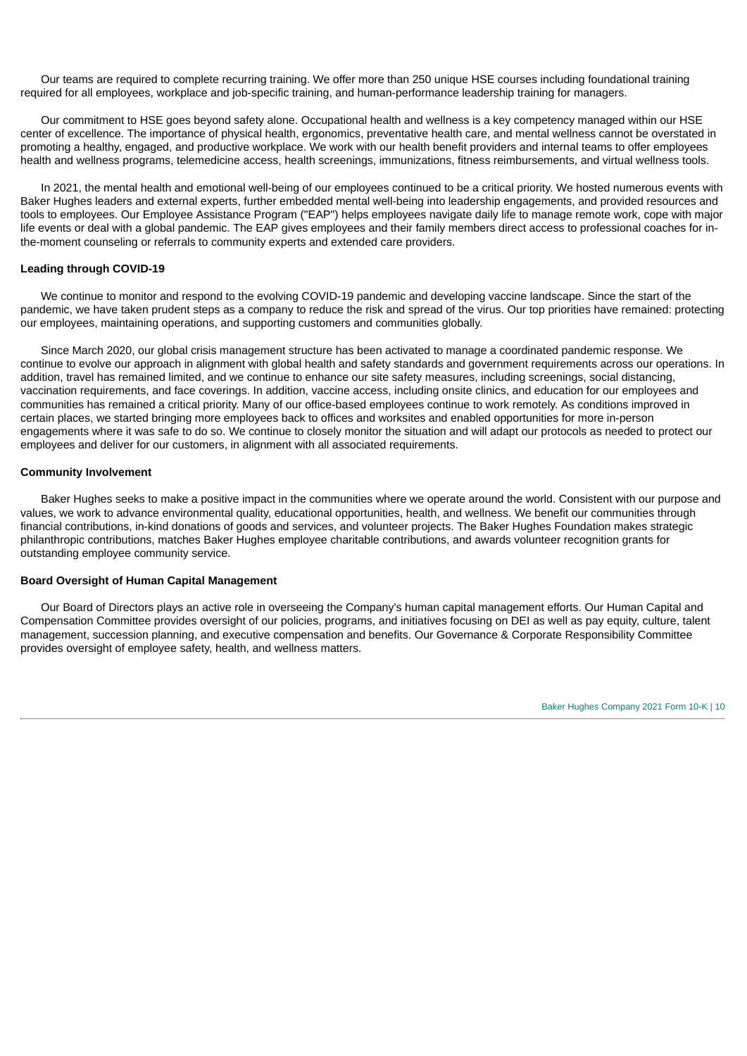Our teams are required to complete recurring training. We offer more than 250 unique HSE courses including foundational training required for all employees, workplace and job-specific training, and human-performance leadership training for managers.

Our commitment to HSE goes beyond safety alone. Occupational health and wellness is a key competency managed within our HSE center of excellence. The importance of physical health, ergonomics, preventative health care, and mental wellness cannot be overstated in promoting a healthy, engaged, and productive workplace. We work with our health benefit providers and internal teams to offer employees health and wellness programs, telemedicine access, health screenings, immunizations, fitness reimbursements, and virtual wellness tools.

In 2021, the mental health and emotional well-being of our employees continued to be a critical priority. We hosted numerous events with Baker Hughes leaders and external experts, further embedded mental well-being into leadership engagements, and provided resources and tools to employees. Our Employee Assistance Program ("EAP") helps employees navigate daily life to manage remote work, cope with major life events or deal with a global pandemic. The EAP gives employees and their family members direct access to professional coaches for in-the-moment counseling or referrals to community experts and extended care providers.

**Leading through COVID-19**

We continue to monitor and respond to the evolving COVID-19 pandemic and developing vaccine landscape. Since the start of the pandemic, we have taken prudent steps as a company to reduce the risk and spread of the virus. Our top priorities have remained: protecting our employees, maintaining operations, and supporting customers and communities globally.

Since March 2020, our global crisis management structure has been activated to manage a coordinated pandemic response. We continue to evolve our approach in alignment with global health and safety standards and government requirements across our operations. In addition, travel has remained limited, and we continue to enhance our site safety measures, including screenings, social distancing, vaccination requirements, and face coverings. In addition, vaccine access, including onsite clinics, and education for our employees and communities has remained a critical priority. Many of our office-based employees continue to work remotely. As conditions improved in certain places, we started bringing more employees back to offices and worksites and enabled opportunities for more in-person engagements where it was safe to do so. We continue to closely monitor the situation and will adapt our protocols as needed to protect our employees and deliver for our customers, in alignment with all associated requirements.

**Community Involvement**

Baker Hughes seeks to make a positive impact in the communities where we operate around the world. Consistent with our purpose and values, we work to advance environmental quality, educational opportunities, health, and wellness. We benefit our communities through financial contributions, in-kind donations of goods and services, and volunteer projects. The Baker Hughes Foundation makes strategic philanthropic contributions, matches Baker Hughes employee charitable contributions, and awards volunteer recognition grants for outstanding employee community service.

**Board Oversight of Human Capital Management**

Our Board of Directors plays an active role in overseeing the Company's human capital management efforts. Our Human Capital and Compensation Committee provides oversight of our policies, programs, and initiatives focusing on DEI as well as pay equity, culture, talent management, succession planning, and executive compensation and benefits. Our Governance & Corporate Responsibility Committee provides oversight of employee safety, health, and wellness matters.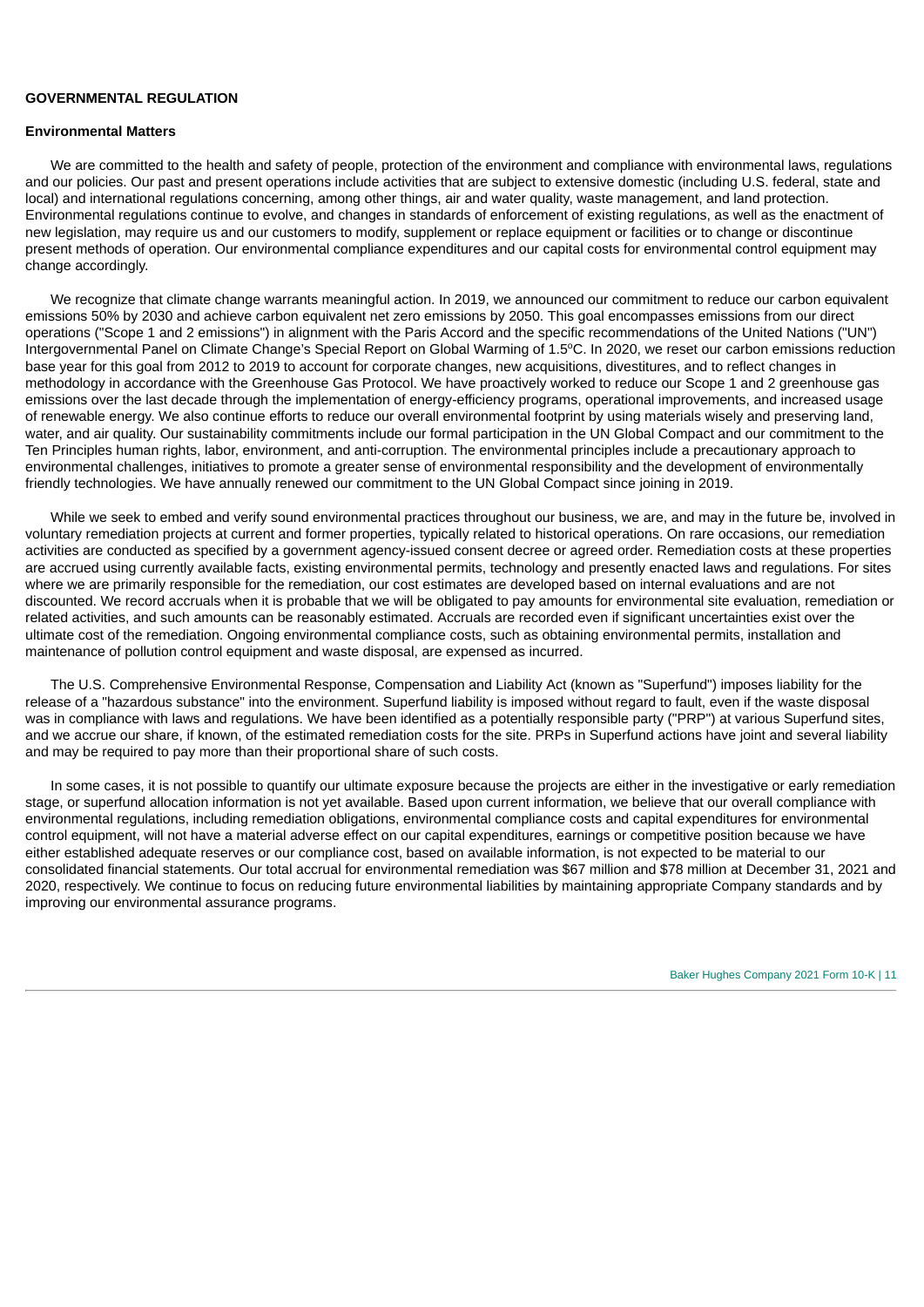## GOVERNMENTAL REGULATION

### Environmental Matters

We are committed to the health and safety of people, protection of the environment and compliance with environmental laws, regulations and our policies. Our past and present operations include activities that are subject to extensive domestic (including U.S. federal, state and local) and international regulations concerning, among other things, air and water quality, waste management, and land protection. Environmental regulations continue to evolve, and changes in standards of enforcement of existing regulations, as well as the enactment of new legislation, may require us and our customers to modify, supplement or replace equipment or facilities or to change or discontinue present methods of operation. Our environmental compliance expenditures and our capital costs for environmental control equipment may change accordingly.

We recognize that climate change warrants meaningful action. In 2019, we announced our commitment to reduce our carbon equivalent emissions 50% by 2030 and achieve carbon equivalent net zero emissions by 2050. This goal encompasses emissions from our direct operations ("Scope 1 and 2 emissions") in alignment with the Paris Accord and the specific recommendations of the United Nations ("UN") Intergovernmental Panel on Climate Change's Special Report on Global Warming of 1.5°C. In 2020, we reset our carbon emissions reduction base year for this goal from 2012 to 2019 to account for corporate changes, new acquisitions, divestitures, and to reflect changes in methodology in accordance with the Greenhouse Gas Protocol. We have proactively worked to reduce our Scope 1 and 2 greenhouse gas emissions over the last decade through the implementation of energy-efficiency programs, operational improvements, and increased usage of renewable energy. We also continue efforts to reduce our overall environmental footprint by using materials wisely and preserving land, water, and air quality. Our sustainability commitments include our formal participation in the UN Global Compact and our commitment to the Ten Principles human rights, labor, environment, and anti-corruption. The environmental principles include a precautionary approach to environmental challenges, initiatives to promote a greater sense of environmental responsibility and the development of environmentally friendly technologies. We have annually renewed our commitment to the UN Global Compact since joining in 2019.

While we seek to embed and verify sound environmental practices throughout our business, we are, and may in the future be, involved in voluntary remediation projects at current and former properties, typically related to historical operations. On rare occasions, our remediation activities are conducted as specified by a government agency-issued consent decree or agreed order. Remediation costs at these properties are accrued using currently available facts, existing environmental permits, technology and presently enacted laws and regulations. For sites where we are primarily responsible for the remediation, our cost estimates are developed based on internal evaluations and are not discounted. We record accruals when it is probable that we will be obligated to pay amounts for environmental site evaluation, remediation or related activities, and such amounts can be reasonably estimated. Accruals are recorded even if significant uncertainties exist over the ultimate cost of the remediation. Ongoing environmental compliance costs, such as obtaining environmental permits, installation and maintenance of pollution control equipment and waste disposal, are expensed as incurred.

The U.S. Comprehensive Environmental Response, Compensation and Liability Act (known as "Superfund") imposes liability for the release of a "hazardous substance" into the environment. Superfund liability is imposed without regard to fault, even if the waste disposal was in compliance with laws and regulations. We have been identified as a potentially responsible party ("PRP") at various Superfund sites, and we accrue our share, if known, of the estimated remediation costs for the site. PRPs in Superfund actions have joint and several liability and may be required to pay more than their proportional share of such costs.

In some cases, it is not possible to quantify our ultimate exposure because the projects are either in the investigative or early remediation stage, or superfund allocation information is not yet available. Based upon current information, we believe that our overall compliance with environmental regulations, including remediation obligations, environmental compliance costs and capital expenditures for environmental control equipment, will not have a material adverse effect on our capital expenditures, earnings or competitive position because we have either established adequate reserves or our compliance cost, based on available information, is not expected to be material to our consolidated financial statements. Our total accrual for environmental remediation was $67 million and $78 million at December 31, 2021 and 2020, respectively. We continue to focus on reducing future environmental liabilities by maintaining appropriate Company standards and by improving our environmental assurance programs.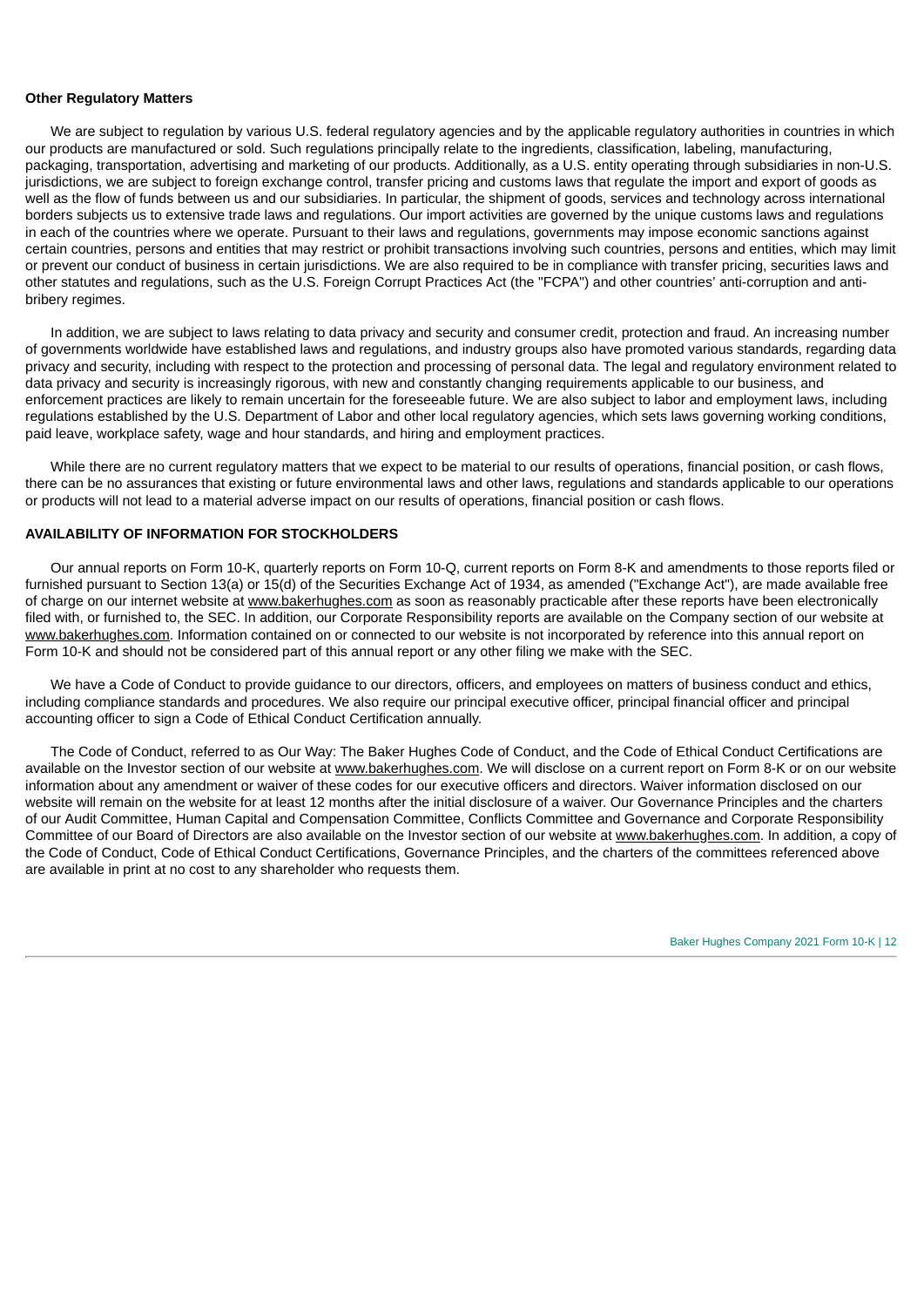**Other Regulatory Matters**

We are subject to regulation by various U.S. federal regulatory agencies and by the applicable regulatory authorities in countries in which our products are manufactured or sold. Such regulations principally relate to the ingredients, classification, labeling, manufacturing, packaging, transportation, advertising and marketing of our products. Additionally, as a U.S. entity operating through subsidiaries in non-U.S. jurisdictions, we are subject to foreign exchange control, transfer pricing and customs laws that regulate the import and export of goods as well as the flow of funds between us and our subsidiaries. In particular, the shipment of goods, services and technology across international borders subjects us to extensive trade laws and regulations. Our import activities are governed by the unique customs laws and regulations in each of the countries where we operate. Pursuant to their laws and regulations, governments may impose economic sanctions against certain countries, persons and entities that may restrict or prohibit transactions involving such countries, persons and entities, which may limit or prevent our conduct of business in certain jurisdictions. We are also required to be in compliance with transfer pricing, securities laws and other statutes and regulations, such as the U.S. Foreign Corrupt Practices Act (the "FCPA") and other countries' anti-corruption and anti-bribery regimes.

In addition, we are subject to laws relating to data privacy and security and consumer credit, protection and fraud. An increasing number of governments worldwide have established laws and regulations, and industry groups also have promoted various standards, regarding data privacy and security, including with respect to the protection and processing of personal data. The legal and regulatory environment related to data privacy and security is increasingly rigorous, with new and constantly changing requirements applicable to our business, and enforcement practices are likely to remain uncertain for the foreseeable future. We are also subject to labor and employment laws, including regulations established by the U.S. Department of Labor and other local regulatory agencies, which sets laws governing working conditions, paid leave, workplace safety, wage and hour standards, and hiring and employment practices.

While there are no current regulatory matters that we expect to be material to our results of operations, financial position, or cash flows, there can be no assurances that existing or future environmental laws and other laws, regulations and standards applicable to our operations or products will not lead to a material adverse impact on our results of operations, financial position or cash flows.

## AVAILABILITY OF INFORMATION FOR STOCKHOLDERS

Our annual reports on Form 10-K, quarterly reports on Form 10-Q, current reports on Form 8-K and amendments to those reports filed or furnished pursuant to Section 13(a) or 15(d) of the Securities Exchange Act of 1934, as amended ("Exchange Act"), are made available free of charge on our internet website at www.bakerhughes.com as soon as reasonably practicable after these reports have been electronically filed with, or furnished to, the SEC. In addition, our Corporate Responsibility reports are available on the Company section of our website at www.bakerhughes.com. Information contained on or connected to our website is not incorporated by reference into this annual report on Form 10-K and should not be considered part of this annual report or any other filing we make with the SEC.

We have a Code of Conduct to provide guidance to our directors, officers, and employees on matters of business conduct and ethics, including compliance standards and procedures. We also require our principal executive officer, principal financial officer and principal accounting officer to sign a Code of Ethical Conduct Certification annually.

The Code of Conduct, referred to as Our Way: The Baker Hughes Code of Conduct, and the Code of Ethical Conduct Certifications are available on the Investor section of our website at www.bakerhughes.com. We will disclose on a current report on Form 8-K or on our website information about any amendment or waiver of these codes for our executive officers and directors. Waiver information disclosed on our website will remain on the website for at least 12 months after the initial disclosure of a waiver. Our Governance Principles and the charters of our Audit Committee, Human Capital and Compensation Committee, Conflicts Committee and Governance and Corporate Responsibility Committee of our Board of Directors are also available on the Investor section of our website at www.bakerhughes.com. In addition, a copy of the Code of Conduct, Code of Ethical Conduct Certifications, Governance Principles, and the charters of the committees referenced above are available in print at no cost to any shareholder who requests them.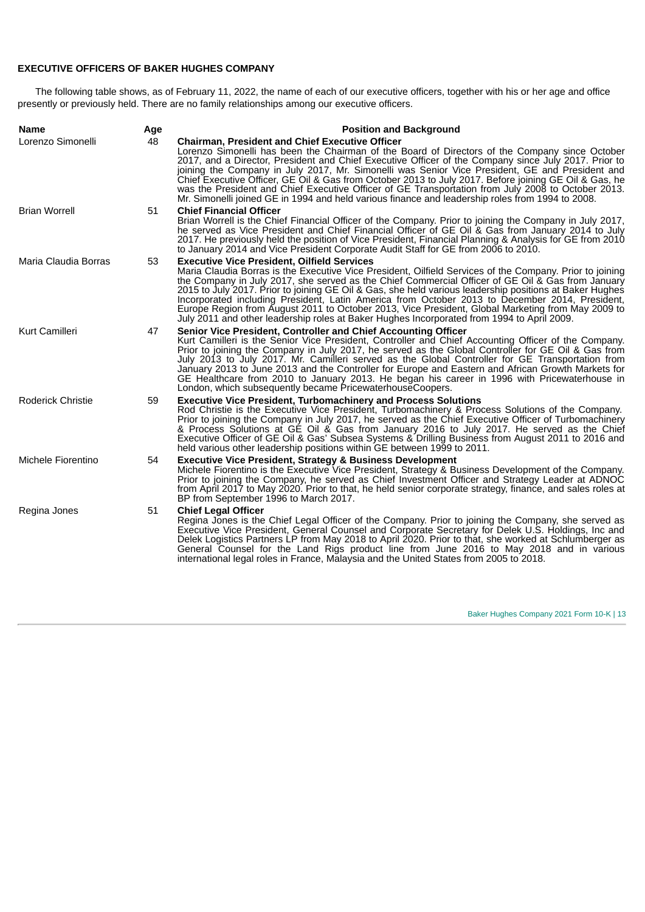## EXECUTIVE OFFICERS OF BAKER HUGHES COMPANY

The following table shows, as of February 11, 2022, the name of each of our executive officers, together with his or her age and office presently or previously held. There are no family relationships among our executive officers.

| Name | Age | Position and Background |
|---|---|---|
| Lorenzo Simonelli | 48 | **Chairman, President and Chief Executive Officer** Lorenzo Simonelli has been the Chairman of the Board of Directors of the Company since October 2017, and a Director, President and Chief Executive Officer of the Company since July 2017. Prior to joining the Company in July 2017, Mr. Simonelli was Senior Vice President, GE and President and Chief Executive Officer, GE Oil & Gas from October 2013 to July 2017. Before joining GE Oil & Gas, he was the President and Chief Executive Officer of GE Transportation from July 2008 to October 2013. Mr. Simonelli joined GE in 1994 and held various finance and leadership roles from 1994 to 2008. |
| Brian Worrell | 51 | **Chief Financial Officer** Brian Worrell is the Chief Financial Officer of the Company. Prior to joining the Company in July 2017, he served as Vice President and Chief Financial Officer of GE Oil & Gas from January 2014 to July 2017. He previously held the position of Vice President, Financial Planning & Analysis for GE from 2010 to January 2014 and Vice President Corporate Audit Staff for GE from 2006 to 2010. |
| Maria Claudia Borras | 53 | **Executive Vice President, Oilfield Services** Maria Claudia Borras is the Executive Vice President, Oilfield Services of the Company. Prior to joining the Company in July 2017, she served as the Chief Commercial Officer of GE Oil & Gas from January 2015 to July 2017. Prior to joining GE Oil & Gas, she held various leadership positions at Baker Hughes Incorporated including President, Latin America from October 2013 to December 2014, President, Europe Region from August 2011 to October 2013, Vice President, Global Marketing from May 2009 to July 2011 and other leadership roles at Baker Hughes Incorporated from 1994 to April 2009. |
| Kurt Camilleri | 47 | **Senior Vice President, Controller and Chief Accounting Officer** Kurt Camilleri is the Senior Vice President, Controller and Chief Accounting Officer of the Company. Prior to joining the Company in July 2017, he served as the Global Controller for GE Oil & Gas from July 2013 to July 2017. Mr. Camilleri served as the Global Controller for GE Transportation from January 2013 to June 2013 and the Controller for Europe and Eastern and African Growth Markets for GE Healthcare from 2010 to January 2013. He began his career in 1996 with Pricewaterhouse in London, which subsequently became PricewaterhouseCoopers. |
| Roderick Christie | 59 | **Executive Vice President, Turbomachinery and Process Solutions** Rod Christie is the Executive Vice President, Turbomachinery & Process Solutions of the Company. Prior to joining the Company in July 2017, he served as the Chief Executive Officer of Turbomachinery & Process Solutions at GE Oil & Gas from January 2016 to July 2017. He served as the Chief Executive Officer of GE Oil & Gas' Subsea Systems & Drilling Business from August 2011 to 2016 and held various other leadership positions within GE between 1999 to 2011. |
| Michele Fiorentino | 54 | **Executive Vice President, Strategy & Business Development** Michele Fiorentino is the Executive Vice President, Strategy & Business Development of the Company. Prior to joining the Company, he served as Chief Investment Officer and Strategy Leader at ADNOC from April 2017 to May 2020. Prior to that, he held senior corporate strategy, finance, and sales roles at BP from September 1996 to March 2017. |
| Regina Jones | 51 | **Chief Legal Officer** Regina Jones is the Chief Legal Officer of the Company. Prior to joining the Company, she served as Executive Vice President, General Counsel and Corporate Secretary for Delek U.S. Holdings, Inc and Delek Logistics Partners LP from May 2018 to April 2020. Prior to that, she worked at Schlumberger as General Counsel for the Land Rigs product line from June 2016 to May 2018 and in various international legal roles in France, Malaysia and the United States from 2005 to 2018. |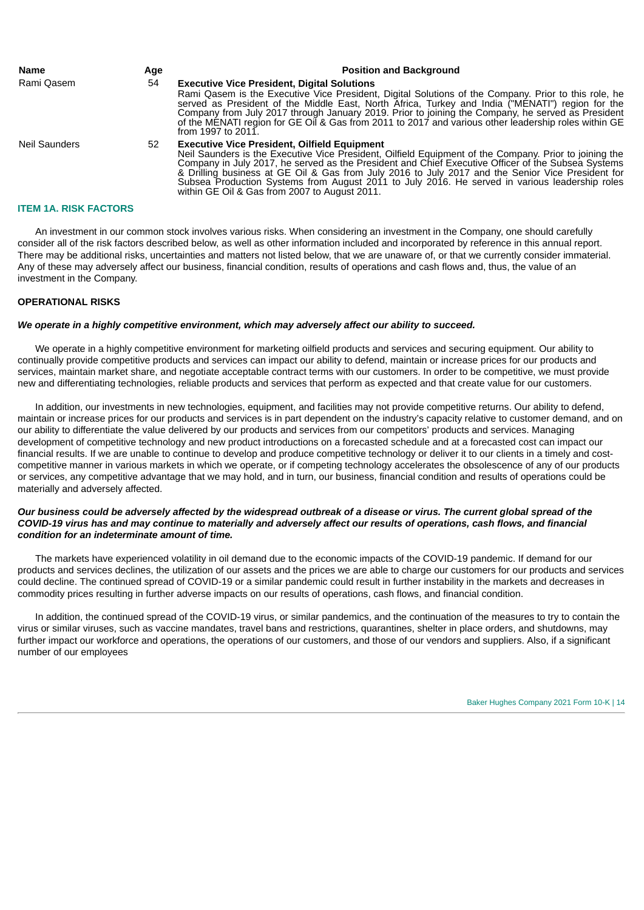| Name | Age | Position and Background |
|---|---|---|
| Rami Qasem | 54 | **Executive Vice President, Digital Solutions** Rami Qasem is the Executive Vice President, Digital Solutions of the Company. Prior to this role, he served as President of the Middle East, North Africa, Turkey and India ("MENATI") region for the Company from July 2017 through January 2019. Prior to joining the Company, he served as President of the MENATI region for GE Oil & Gas from 2011 to 2017 and various other leadership roles within GE from 1997 to 2011. |
| Neil Saunders | 52 | **Executive Vice President, Oilfield Equipment** Neil Saunders is the Executive Vice President, Oilfield Equipment of the Company. Prior to joining the Company in July 2017, he served as the President and Chief Executive Officer of the Subsea Systems & Drilling business at GE Oil & Gas from July 2016 to July 2017 and the Senior Vice President for Subsea Production Systems from August 2011 to July 2016. He served in various leadership roles within GE Oil & Gas from 2007 to August 2011. |

## ITEM 1A. RISK FACTORS

An investment in our common stock involves various risks. When considering an investment in the Company, one should carefully consider all of the risk factors described below, as well as other information included and incorporated by reference in this annual report. There may be additional risks, uncertainties and matters not listed below, that we are unaware of, or that we currently consider immaterial. Any of these may adversely affect our business, financial condition, results of operations and cash flows and, thus, the value of an investment in the Company.

### OPERATIONAL RISKS

***We operate in a highly competitive environment, which may adversely affect our ability to succeed.***

We operate in a highly competitive environment for marketing oilfield products and services and securing equipment. Our ability to continually provide competitive products and services can impact our ability to defend, maintain or increase prices for our products and services, maintain market share, and negotiate acceptable contract terms with our customers. In order to be competitive, we must provide new and differentiating technologies, reliable products and services that perform as expected and that create value for our customers.

In addition, our investments in new technologies, equipment, and facilities may not provide competitive returns. Our ability to defend, maintain or increase prices for our products and services is in part dependent on the industry's capacity relative to customer demand, and on our ability to differentiate the value delivered by our products and services from our competitors' products and services. Managing development of competitive technology and new product introductions on a forecasted schedule and at a forecasted cost can impact our financial results. If we are unable to continue to develop and produce competitive technology or deliver it to our clients in a timely and cost-competitive manner in various markets in which we operate, or if competing technology accelerates the obsolescence of any of our products or services, any competitive advantage that we may hold, and in turn, our business, financial condition and results of operations could be materially and adversely affected.

***Our business could be adversely affected by the widespread outbreak of a disease or virus. The current global spread of the COVID-19 virus has and may continue to materially and adversely affect our results of operations, cash flows, and financial condition for an indeterminate amount of time.***

The markets have experienced volatility in oil demand due to the economic impacts of the COVID-19 pandemic. If demand for our products and services declines, the utilization of our assets and the prices we are able to charge our customers for our products and services could decline. The continued spread of COVID-19 or a similar pandemic could result in further instability in the markets and decreases in commodity prices resulting in further adverse impacts on our results of operations, cash flows, and financial condition.

In addition, the continued spread of the COVID-19 virus, or similar pandemics, and the continuation of the measures to try to contain the virus or similar viruses, such as vaccine mandates, travel bans and restrictions, quarantines, shelter in place orders, and shutdowns, may further impact our workforce and operations, the operations of our customers, and those of our vendors and suppliers. Also, if a significant number of our employees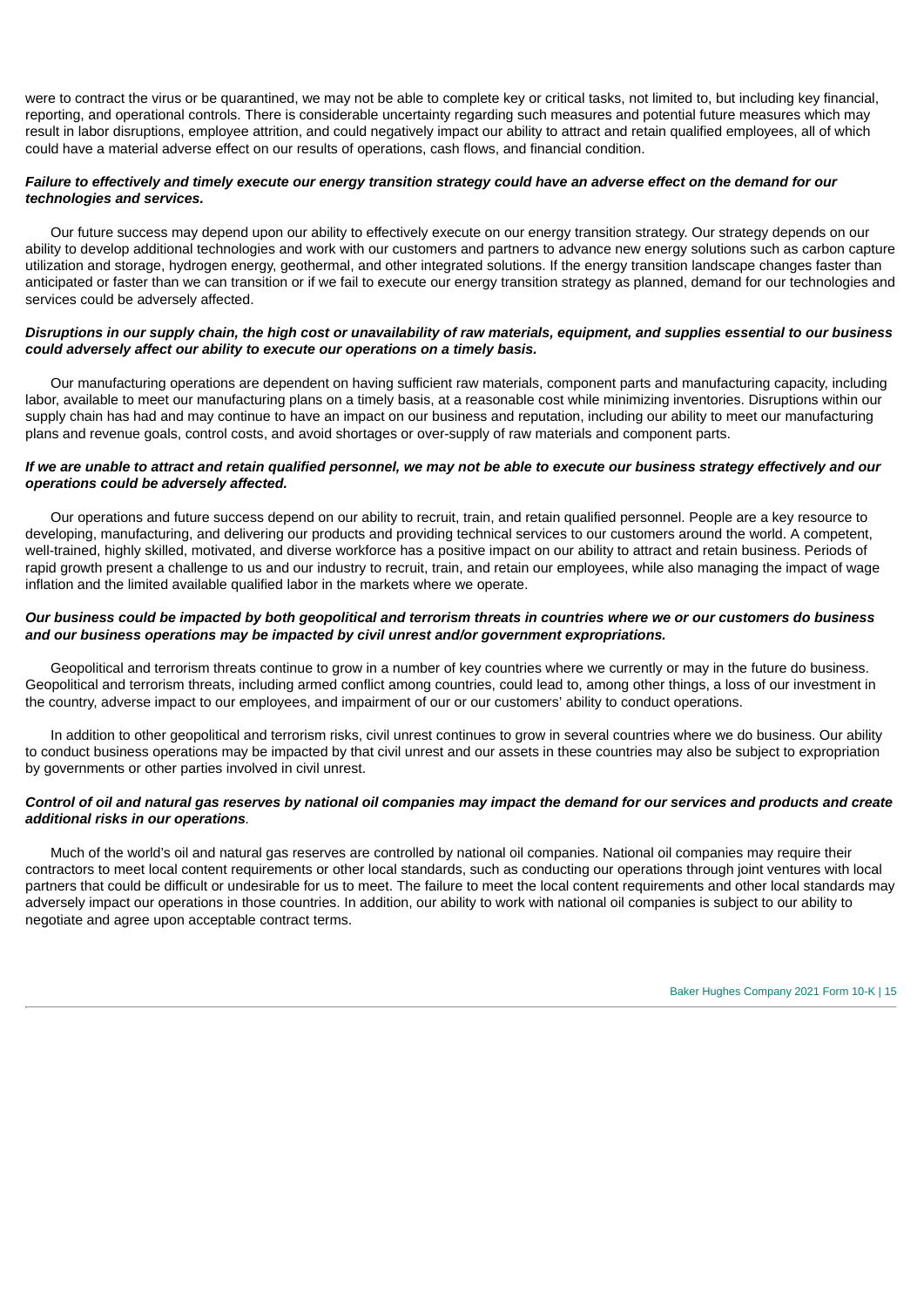were to contract the virus or be quarantined, we may not be able to complete key or critical tasks, not limited to, but including key financial, reporting, and operational controls. There is considerable uncertainty regarding such measures and potential future measures which may result in labor disruptions, employee attrition, and could negatively impact our ability to attract and retain qualified employees, all of which could have a material adverse effect on our results of operations, cash flows, and financial condition.

***Failure to effectively and timely execute our energy transition strategy could have an adverse effect on the demand for our technologies and services.***

Our future success may depend upon our ability to effectively execute on our energy transition strategy. Our strategy depends on our ability to develop additional technologies and work with our customers and partners to advance new energy solutions such as carbon capture utilization and storage, hydrogen energy, geothermal, and other integrated solutions. If the energy transition landscape changes faster than anticipated or faster than we can transition or if we fail to execute our energy transition strategy as planned, demand for our technologies and services could be adversely affected.

***Disruptions in our supply chain, the high cost or unavailability of raw materials, equipment, and supplies essential to our business could adversely affect our ability to execute our operations on a timely basis.***

Our manufacturing operations are dependent on having sufficient raw materials, component parts and manufacturing capacity, including labor, available to meet our manufacturing plans on a timely basis, at a reasonable cost while minimizing inventories. Disruptions within our supply chain has had and may continue to have an impact on our business and reputation, including our ability to meet our manufacturing plans and revenue goals, control costs, and avoid shortages or over-supply of raw materials and component parts.

***If we are unable to attract and retain qualified personnel, we may not be able to execute our business strategy effectively and our operations could be adversely affected.***

Our operations and future success depend on our ability to recruit, train, and retain qualified personnel. People are a key resource to developing, manufacturing, and delivering our products and providing technical services to our customers around the world. A competent, well-trained, highly skilled, motivated, and diverse workforce has a positive impact on our ability to attract and retain business. Periods of rapid growth present a challenge to us and our industry to recruit, train, and retain our employees, while also managing the impact of wage inflation and the limited available qualified labor in the markets where we operate.

***Our business could be impacted by both geopolitical and terrorism threats in countries where we or our customers do business and our business operations may be impacted by civil unrest and/or government expropriations.***

Geopolitical and terrorism threats continue to grow in a number of key countries where we currently or may in the future do business. Geopolitical and terrorism threats, including armed conflict among countries, could lead to, among other things, a loss of our investment in the country, adverse impact to our employees, and impairment of our or our customers' ability to conduct operations.

In addition to other geopolitical and terrorism risks, civil unrest continues to grow in several countries where we do business. Our ability to conduct business operations may be impacted by that civil unrest and our assets in these countries may also be subject to expropriation by governments or other parties involved in civil unrest.

***Control of oil and natural gas reserves by national oil companies may impact the demand for our services and products and create additional risks in our operations.***

Much of the world's oil and natural gas reserves are controlled by national oil companies. National oil companies may require their contractors to meet local content requirements or other local standards, such as conducting our operations through joint ventures with local partners that could be difficult or undesirable for us to meet. The failure to meet the local content requirements and other local standards may adversely impact our operations in those countries. In addition, our ability to work with national oil companies is subject to our ability to negotiate and agree upon acceptable contract terms.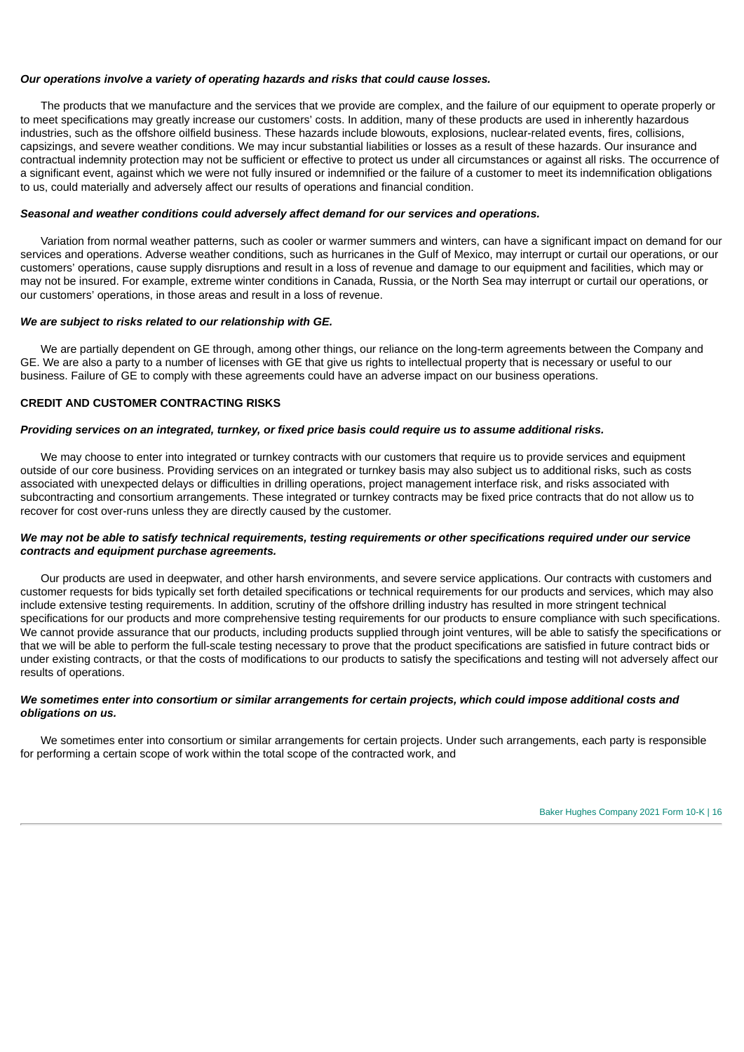***Our operations involve a variety of operating hazards and risks that could cause losses.***

The products that we manufacture and the services that we provide are complex, and the failure of our equipment to operate properly or to meet specifications may greatly increase our customers' costs. In addition, many of these products are used in inherently hazardous industries, such as the offshore oilfield business. These hazards include blowouts, explosions, nuclear-related events, fires, collisions, capsizings, and severe weather conditions. We may incur substantial liabilities or losses as a result of these hazards. Our insurance and contractual indemnity protection may not be sufficient or effective to protect us under all circumstances or against all risks. The occurrence of a significant event, against which we were not fully insured or indemnified or the failure of a customer to meet its indemnification obligations to us, could materially and adversely affect our results of operations and financial condition.

***Seasonal and weather conditions could adversely affect demand for our services and operations.***

Variation from normal weather patterns, such as cooler or warmer summers and winters, can have a significant impact on demand for our services and operations. Adverse weather conditions, such as hurricanes in the Gulf of Mexico, may interrupt or curtail our operations, or our customers' operations, cause supply disruptions and result in a loss of revenue and damage to our equipment and facilities, which may or may not be insured. For example, extreme winter conditions in Canada, Russia, or the North Sea may interrupt or curtail our operations, or our customers' operations, in those areas and result in a loss of revenue.

***We are subject to risks related to our relationship with GE.***

We are partially dependent on GE through, among other things, our reliance on the long-term agreements between the Company and GE. We are also a party to a number of licenses with GE that give us rights to intellectual property that is necessary or useful to our business. Failure of GE to comply with these agreements could have an adverse impact on our business operations.

**CREDIT AND CUSTOMER CONTRACTING RISKS**

***Providing services on an integrated, turnkey, or fixed price basis could require us to assume additional risks.***

We may choose to enter into integrated or turnkey contracts with our customers that require us to provide services and equipment outside of our core business. Providing services on an integrated or turnkey basis may also subject us to additional risks, such as costs associated with unexpected delays or difficulties in drilling operations, project management interface risk, and risks associated with subcontracting and consortium arrangements. These integrated or turnkey contracts may be fixed price contracts that do not allow us to recover for cost over-runs unless they are directly caused by the customer.

***We may not be able to satisfy technical requirements, testing requirements or other specifications required under our service contracts and equipment purchase agreements.***

Our products are used in deepwater, and other harsh environments, and severe service applications. Our contracts with customers and customer requests for bids typically set forth detailed specifications or technical requirements for our products and services, which may also include extensive testing requirements. In addition, scrutiny of the offshore drilling industry has resulted in more stringent technical specifications for our products and more comprehensive testing requirements for our products to ensure compliance with such specifications. We cannot provide assurance that our products, including products supplied through joint ventures, will be able to satisfy the specifications or that we will be able to perform the full-scale testing necessary to prove that the product specifications are satisfied in future contract bids or under existing contracts, or that the costs of modifications to our products to satisfy the specifications and testing will not adversely affect our results of operations.

***We sometimes enter into consortium or similar arrangements for certain projects, which could impose additional costs and obligations on us.***

We sometimes enter into consortium or similar arrangements for certain projects. Under such arrangements, each party is responsible for performing a certain scope of work within the total scope of the contracted work, and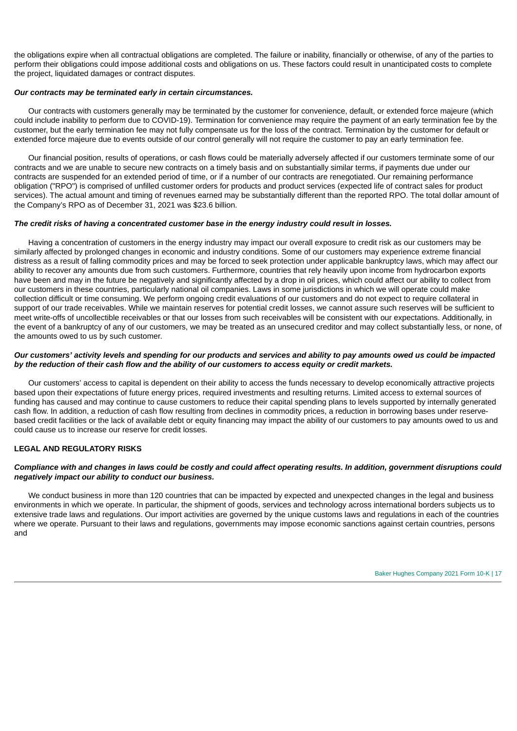the obligations expire when all contractual obligations are completed. The failure or inability, financially or otherwise, of any of the parties to perform their obligations could impose additional costs and obligations on us. These factors could result in unanticipated costs to complete the project, liquidated damages or contract disputes.

***Our contracts may be terminated early in certain circumstances.***

Our contracts with customers generally may be terminated by the customer for convenience, default, or extended force majeure (which could include inability to perform due to COVID-19). Termination for convenience may require the payment of an early termination fee by the customer, but the early termination fee may not fully compensate us for the loss of the contract. Termination by the customer for default or extended force majeure due to events outside of our control generally will not require the customer to pay an early termination fee.

Our financial position, results of operations, or cash flows could be materially adversely affected if our customers terminate some of our contracts and we are unable to secure new contracts on a timely basis and on substantially similar terms, if payments due under our contracts are suspended for an extended period of time, or if a number of our contracts are renegotiated. Our remaining performance obligation ("RPO") is comprised of unfilled customer orders for products and product services (expected life of contract sales for product services). The actual amount and timing of revenues earned may be substantially different than the reported RPO. The total dollar amount of the Company's RPO as of December 31, 2021 was $23.6 billion.

***The credit risks of having a concentrated customer base in the energy industry could result in losses.***

Having a concentration of customers in the energy industry may impact our overall exposure to credit risk as our customers may be similarly affected by prolonged changes in economic and industry conditions. Some of our customers may experience extreme financial distress as a result of falling commodity prices and may be forced to seek protection under applicable bankruptcy laws, which may affect our ability to recover any amounts due from such customers. Furthermore, countries that rely heavily upon income from hydrocarbon exports have been and may in the future be negatively and significantly affected by a drop in oil prices, which could affect our ability to collect from our customers in these countries, particularly national oil companies. Laws in some jurisdictions in which we will operate could make collection difficult or time consuming. We perform ongoing credit evaluations of our customers and do not expect to require collateral in support of our trade receivables. While we maintain reserves for potential credit losses, we cannot assure such reserves will be sufficient to meet write-offs of uncollectible receivables or that our losses from such receivables will be consistent with our expectations. Additionally, in the event of a bankruptcy of any of our customers, we may be treated as an unsecured creditor and may collect substantially less, or none, of the amounts owed to us by such customer.

***Our customers' activity levels and spending for our products and services and ability to pay amounts owed us could be impacted by the reduction of their cash flow and the ability of our customers to access equity or credit markets.***

Our customers' access to capital is dependent on their ability to access the funds necessary to develop economically attractive projects based upon their expectations of future energy prices, required investments and resulting returns. Limited access to external sources of funding has caused and may continue to cause customers to reduce their capital spending plans to levels supported by internally generated cash flow. In addition, a reduction of cash flow resulting from declines in commodity prices, a reduction in borrowing bases under reserve-based credit facilities or the lack of available debt or equity financing may impact the ability of our customers to pay amounts owed to us and could cause us to increase our reserve for credit losses.

## LEGAL AND REGULATORY RISKS

***Compliance with and changes in laws could be costly and could affect operating results. In addition, government disruptions could negatively impact our ability to conduct our business.***

We conduct business in more than 120 countries that can be impacted by expected and unexpected changes in the legal and business environments in which we operate. In particular, the shipment of goods, services and technology across international borders subjects us to extensive trade laws and regulations. Our import activities are governed by the unique customs laws and regulations in each of the countries where we operate. Pursuant to their laws and regulations, governments may impose economic sanctions against certain countries, persons and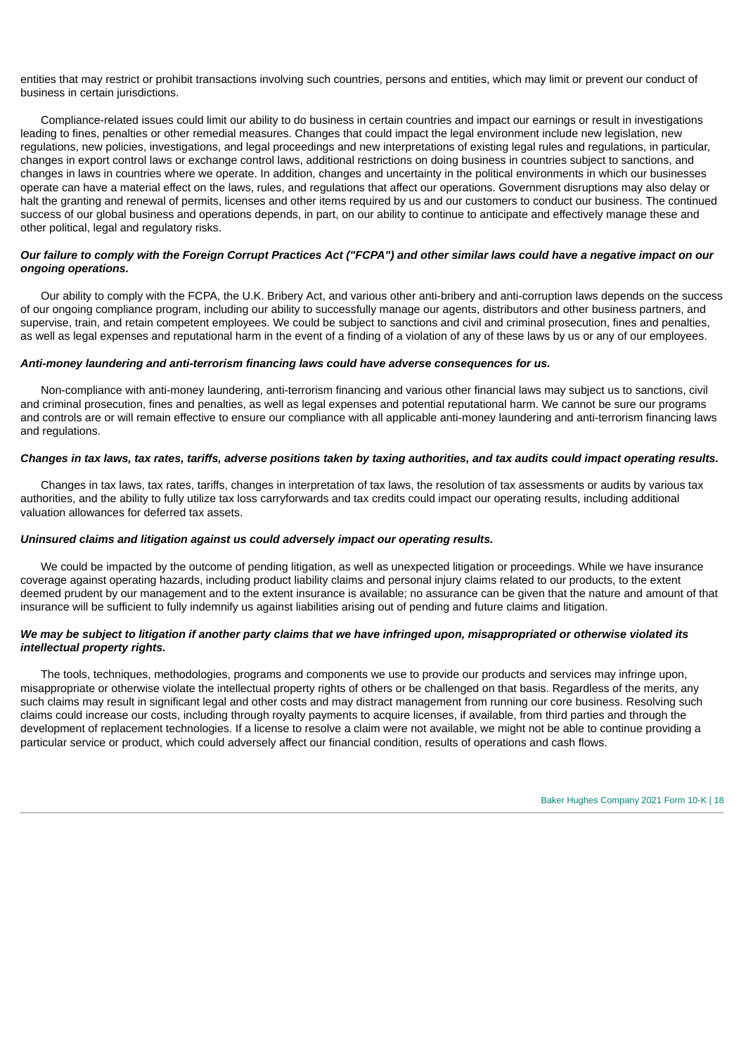entities that may restrict or prohibit transactions involving such countries, persons and entities, which may limit or prevent our conduct of business in certain jurisdictions.

Compliance-related issues could limit our ability to do business in certain countries and impact our earnings or result in investigations leading to fines, penalties or other remedial measures. Changes that could impact the legal environment include new legislation, new regulations, new policies, investigations, and legal proceedings and new interpretations of existing legal rules and regulations, in particular, changes in export control laws or exchange control laws, additional restrictions on doing business in countries subject to sanctions, and changes in laws in countries where we operate. In addition, changes and uncertainty in the political environments in which our businesses operate can have a material effect on the laws, rules, and regulations that affect our operations. Government disruptions may also delay or halt the granting and renewal of permits, licenses and other items required by us and our customers to conduct our business. The continued success of our global business and operations depends, in part, on our ability to continue to anticipate and effectively manage these and other political, legal and regulatory risks.

***Our failure to comply with the Foreign Corrupt Practices Act ("FCPA") and other similar laws could have a negative impact on our ongoing operations.***

Our ability to comply with the FCPA, the U.K. Bribery Act, and various other anti-bribery and anti-corruption laws depends on the success of our ongoing compliance program, including our ability to successfully manage our agents, distributors and other business partners, and supervise, train, and retain competent employees. We could be subject to sanctions and civil and criminal prosecution, fines and penalties, as well as legal expenses and reputational harm in the event of a finding of a violation of any of these laws by us or any of our employees.

***Anti-money laundering and anti-terrorism financing laws could have adverse consequences for us.***

Non-compliance with anti-money laundering, anti-terrorism financing and various other financial laws may subject us to sanctions, civil and criminal prosecution, fines and penalties, as well as legal expenses and potential reputational harm. We cannot be sure our programs and controls are or will remain effective to ensure our compliance with all applicable anti-money laundering and anti-terrorism financing laws and regulations.

***Changes in tax laws, tax rates, tariffs, adverse positions taken by taxing authorities, and tax audits could impact operating results.***

Changes in tax laws, tax rates, tariffs, changes in interpretation of tax laws, the resolution of tax assessments or audits by various tax authorities, and the ability to fully utilize tax loss carryforwards and tax credits could impact our operating results, including additional valuation allowances for deferred tax assets.

***Uninsured claims and litigation against us could adversely impact our operating results.***

We could be impacted by the outcome of pending litigation, as well as unexpected litigation or proceedings. While we have insurance coverage against operating hazards, including product liability claims and personal injury claims related to our products, to the extent deemed prudent by our management and to the extent insurance is available; no assurance can be given that the nature and amount of that insurance will be sufficient to fully indemnify us against liabilities arising out of pending and future claims and litigation.

***We may be subject to litigation if another party claims that we have infringed upon, misappropriated or otherwise violated its intellectual property rights.***

The tools, techniques, methodologies, programs and components we use to provide our products and services may infringe upon, misappropriate or otherwise violate the intellectual property rights of others or be challenged on that basis. Regardless of the merits, any such claims may result in significant legal and other costs and may distract management from running our core business. Resolving such claims could increase our costs, including through royalty payments to acquire licenses, if available, from third parties and through the development of replacement technologies. If a license to resolve a claim were not available, we might not be able to continue providing a particular service or product, which could adversely affect our financial condition, results of operations and cash flows.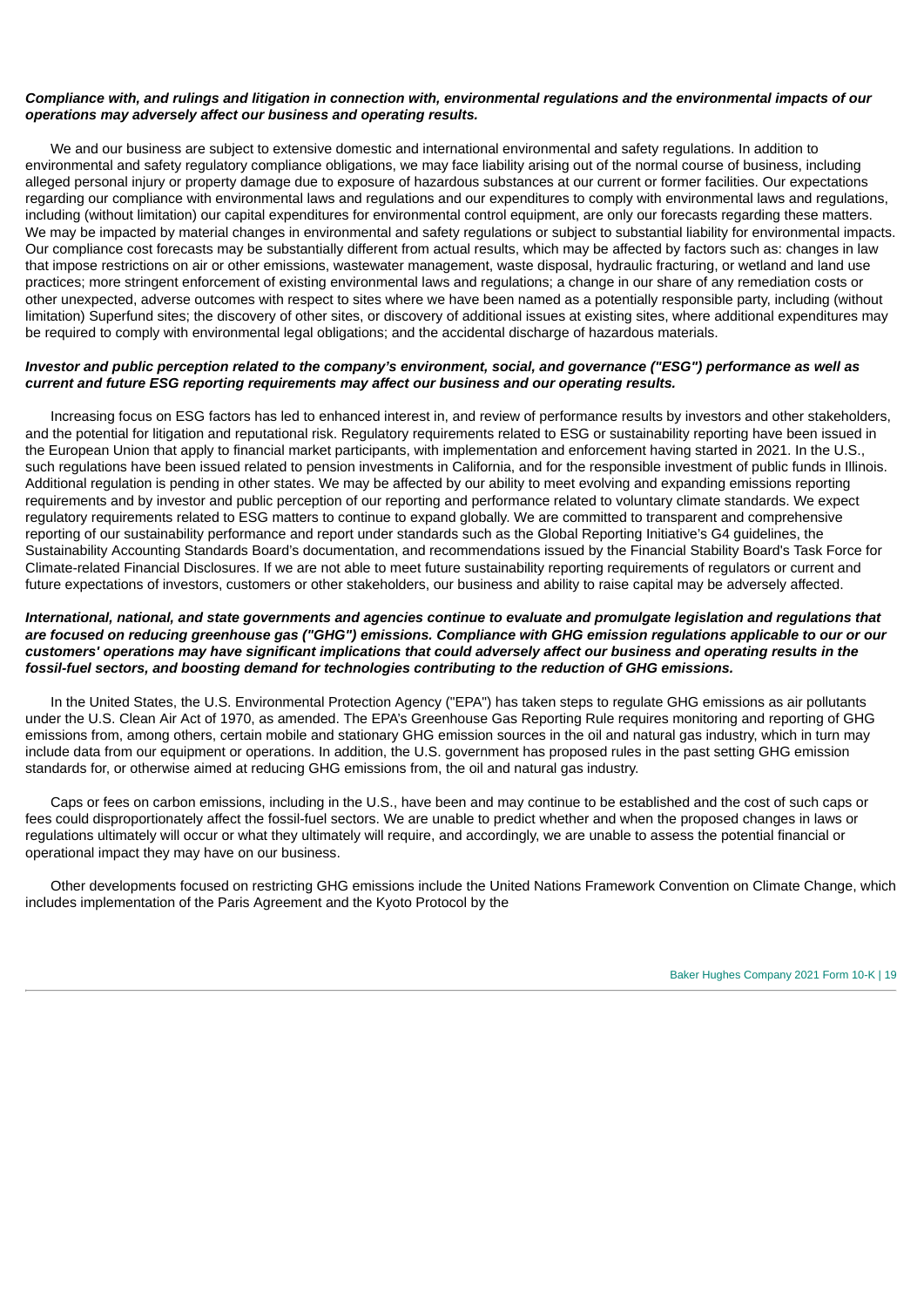***Compliance with, and rulings and litigation in connection with, environmental regulations and the environmental impacts of our operations may adversely affect our business and operating results.***

We and our business are subject to extensive domestic and international environmental and safety regulations. In addition to environmental and safety regulatory compliance obligations, we may face liability arising out of the normal course of business, including alleged personal injury or property damage due to exposure of hazardous substances at our current or former facilities. Our expectations regarding our compliance with environmental laws and regulations and our expenditures to comply with environmental laws and regulations, including (without limitation) our capital expenditures for environmental control equipment, are only our forecasts regarding these matters. We may be impacted by material changes in environmental and safety regulations or subject to substantial liability for environmental impacts. Our compliance cost forecasts may be substantially different from actual results, which may be affected by factors such as: changes in law that impose restrictions on air or other emissions, wastewater management, waste disposal, hydraulic fracturing, or wetland and land use practices; more stringent enforcement of existing environmental laws and regulations; a change in our share of any remediation costs or other unexpected, adverse outcomes with respect to sites where we have been named as a potentially responsible party, including (without limitation) Superfund sites; the discovery of other sites, or discovery of additional issues at existing sites, where additional expenditures may be required to comply with environmental legal obligations; and the accidental discharge of hazardous materials.

***Investor and public perception related to the company's environment, social, and governance ("ESG") performance as well as current and future ESG reporting requirements may affect our business and our operating results.***

Increasing focus on ESG factors has led to enhanced interest in, and review of performance results by investors and other stakeholders, and the potential for litigation and reputational risk. Regulatory requirements related to ESG or sustainability reporting have been issued in the European Union that apply to financial market participants, with implementation and enforcement having started in 2021. In the U.S., such regulations have been issued related to pension investments in California, and for the responsible investment of public funds in Illinois. Additional regulation is pending in other states. We may be affected by our ability to meet evolving and expanding emissions reporting requirements and by investor and public perception of our reporting and performance related to voluntary climate standards. We expect regulatory requirements related to ESG matters to continue to expand globally. We are committed to transparent and comprehensive reporting of our sustainability performance and report under standards such as the Global Reporting Initiative's G4 guidelines, the Sustainability Accounting Standards Board's documentation, and recommendations issued by the Financial Stability Board's Task Force for Climate-related Financial Disclosures. If we are not able to meet future sustainability reporting requirements of regulators or current and future expectations of investors, customers or other stakeholders, our business and ability to raise capital may be adversely affected.

***International, national, and state governments and agencies continue to evaluate and promulgate legislation and regulations that are focused on reducing greenhouse gas ("GHG") emissions. Compliance with GHG emission regulations applicable to our or our customers' operations may have significant implications that could adversely affect our business and operating results in the fossil-fuel sectors, and boosting demand for technologies contributing to the reduction of GHG emissions.***

In the United States, the U.S. Environmental Protection Agency ("EPA") has taken steps to regulate GHG emissions as air pollutants under the U.S. Clean Air Act of 1970, as amended. The EPA's Greenhouse Gas Reporting Rule requires monitoring and reporting of GHG emissions from, among others, certain mobile and stationary GHG emission sources in the oil and natural gas industry, which in turn may include data from our equipment or operations. In addition, the U.S. government has proposed rules in the past setting GHG emission standards for, or otherwise aimed at reducing GHG emissions from, the oil and natural gas industry.

Caps or fees on carbon emissions, including in the U.S., have been and may continue to be established and the cost of such caps or fees could disproportionately affect the fossil-fuel sectors. We are unable to predict whether and when the proposed changes in laws or regulations ultimately will occur or what they ultimately will require, and accordingly, we are unable to assess the potential financial or operational impact they may have on our business.

Other developments focused on restricting GHG emissions include the United Nations Framework Convention on Climate Change, which includes implementation of the Paris Agreement and the Kyoto Protocol by the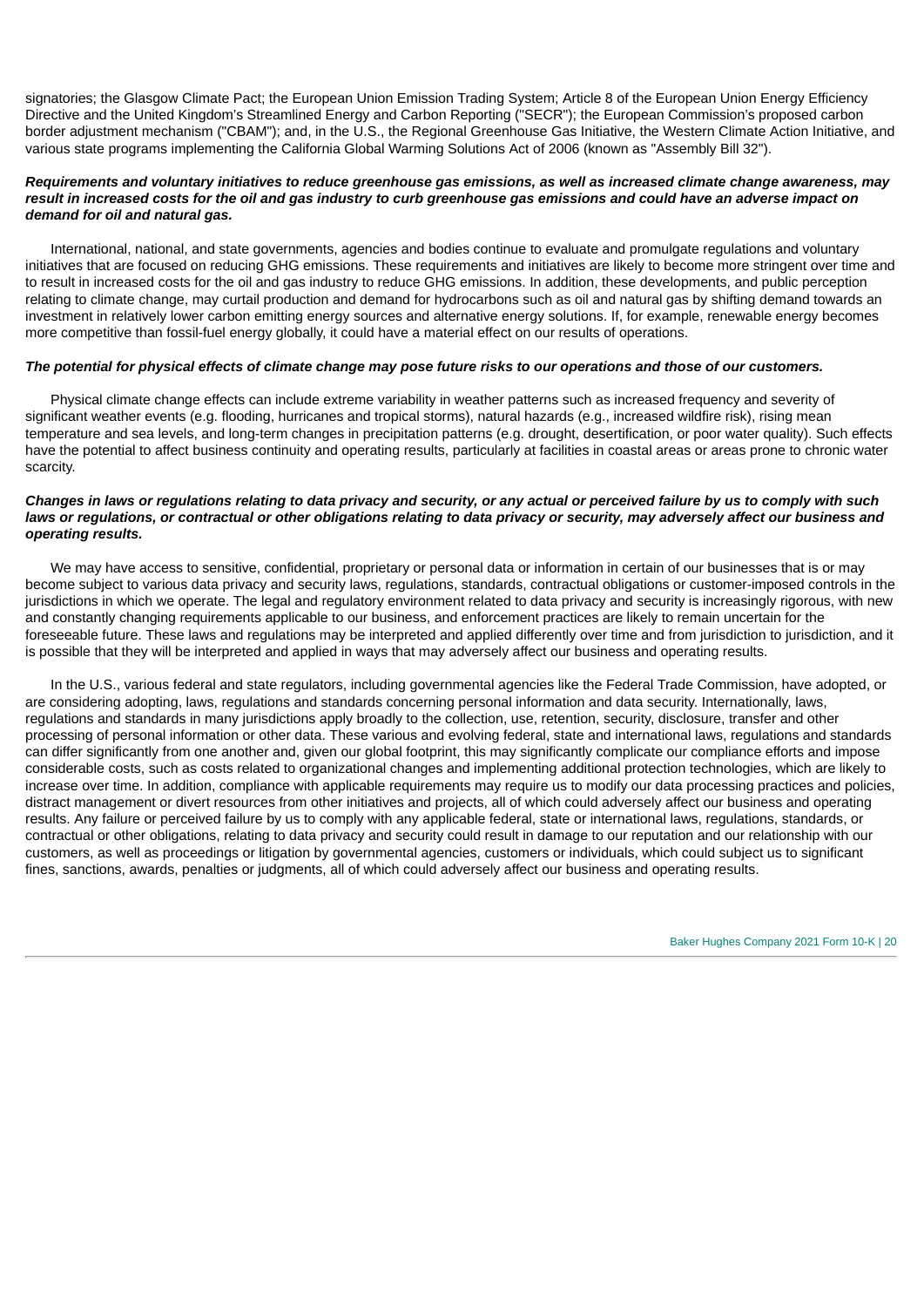signatories; the Glasgow Climate Pact; the European Union Emission Trading System; Article 8 of the European Union Energy Efficiency Directive and the United Kingdom's Streamlined Energy and Carbon Reporting ("SECR"); the European Commission's proposed carbon border adjustment mechanism ("CBAM"); and, in the U.S., the Regional Greenhouse Gas Initiative, the Western Climate Action Initiative, and various state programs implementing the California Global Warming Solutions Act of 2006 (known as "Assembly Bill 32").

***Requirements and voluntary initiatives to reduce greenhouse gas emissions, as well as increased climate change awareness, may result in increased costs for the oil and gas industry to curb greenhouse gas emissions and could have an adverse impact on demand for oil and natural gas.***

International, national, and state governments, agencies and bodies continue to evaluate and promulgate regulations and voluntary initiatives that are focused on reducing GHG emissions. These requirements and initiatives are likely to become more stringent over time and to result in increased costs for the oil and gas industry to reduce GHG emissions. In addition, these developments, and public perception relating to climate change, may curtail production and demand for hydrocarbons such as oil and natural gas by shifting demand towards an investment in relatively lower carbon emitting energy sources and alternative energy solutions. If, for example, renewable energy becomes more competitive than fossil-fuel energy globally, it could have a material effect on our results of operations.

***The potential for physical effects of climate change may pose future risks to our operations and those of our customers.***

Physical climate change effects can include extreme variability in weather patterns such as increased frequency and severity of significant weather events (e.g. flooding, hurricanes and tropical storms), natural hazards (e.g., increased wildfire risk), rising mean temperature and sea levels, and long-term changes in precipitation patterns (e.g. drought, desertification, or poor water quality). Such effects have the potential to affect business continuity and operating results, particularly at facilities in coastal areas or areas prone to chronic water scarcity.

***Changes in laws or regulations relating to data privacy and security, or any actual or perceived failure by us to comply with such laws or regulations, or contractual or other obligations relating to data privacy or security, may adversely affect our business and operating results.***

We may have access to sensitive, confidential, proprietary or personal data or information in certain of our businesses that is or may become subject to various data privacy and security laws, regulations, standards, contractual obligations or customer-imposed controls in the jurisdictions in which we operate. The legal and regulatory environment related to data privacy and security is increasingly rigorous, with new and constantly changing requirements applicable to our business, and enforcement practices are likely to remain uncertain for the foreseeable future. These laws and regulations may be interpreted and applied differently over time and from jurisdiction to jurisdiction, and it is possible that they will be interpreted and applied in ways that may adversely affect our business and operating results.

In the U.S., various federal and state regulators, including governmental agencies like the Federal Trade Commission, have adopted, or are considering adopting, laws, regulations and standards concerning personal information and data security. Internationally, laws, regulations and standards in many jurisdictions apply broadly to the collection, use, retention, security, disclosure, transfer and other processing of personal information or other data. These various and evolving federal, state and international laws, regulations and standards can differ significantly from one another and, given our global footprint, this may significantly complicate our compliance efforts and impose considerable costs, such as costs related to organizational changes and implementing additional protection technologies, which are likely to increase over time. In addition, compliance with applicable requirements may require us to modify our data processing practices and policies, distract management or divert resources from other initiatives and projects, all of which could adversely affect our business and operating results. Any failure or perceived failure by us to comply with any applicable federal, state or international laws, regulations, standards, or contractual or other obligations, relating to data privacy and security could result in damage to our reputation and our relationship with our customers, as well as proceedings or litigation by governmental agencies, customers or individuals, which could subject us to significant fines, sanctions, awards, penalties or judgments, all of which could adversely affect our business and operating results.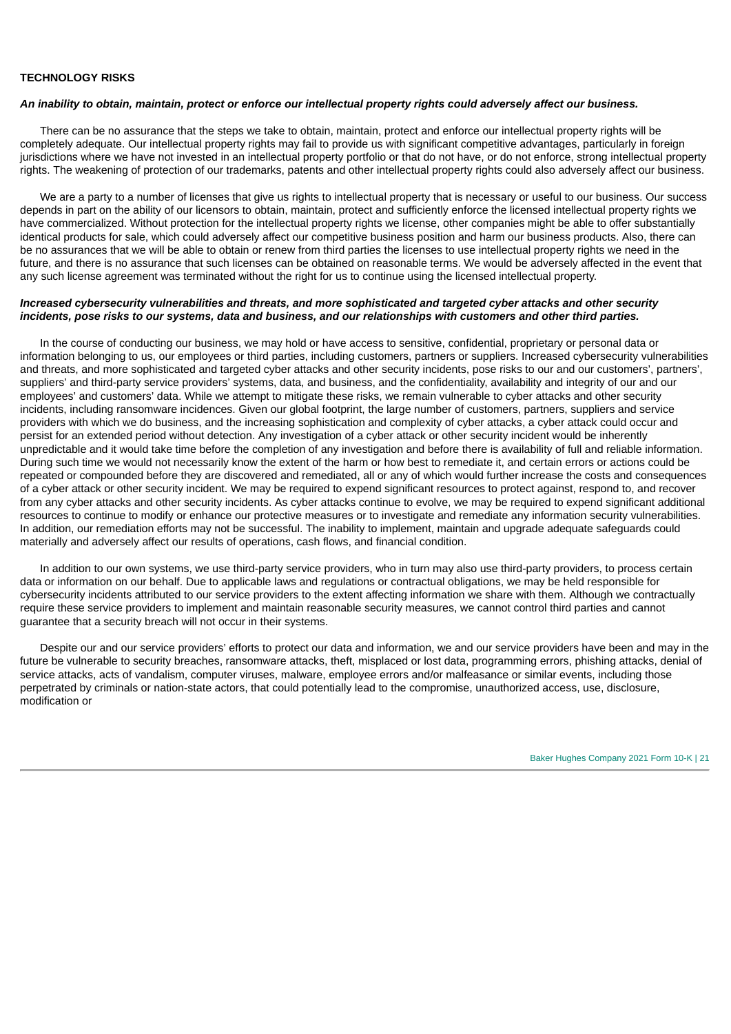## TECHNOLOGY RISKS

***An inability to obtain, maintain, protect or enforce our intellectual property rights could adversely affect our business.***

There can be no assurance that the steps we take to obtain, maintain, protect and enforce our intellectual property rights will be completely adequate. Our intellectual property rights may fail to provide us with significant competitive advantages, particularly in foreign jurisdictions where we have not invested in an intellectual property portfolio or that do not have, or do not enforce, strong intellectual property rights. The weakening of protection of our trademarks, patents and other intellectual property rights could also adversely affect our business.

We are a party to a number of licenses that give us rights to intellectual property that is necessary or useful to our business. Our success depends in part on the ability of our licensors to obtain, maintain, protect and sufficiently enforce the licensed intellectual property rights we have commercialized. Without protection for the intellectual property rights we license, other companies might be able to offer substantially identical products for sale, which could adversely affect our competitive business position and harm our business products. Also, there can be no assurances that we will be able to obtain or renew from third parties the licenses to use intellectual property rights we need in the future, and there is no assurance that such licenses can be obtained on reasonable terms. We would be adversely affected in the event that any such license agreement was terminated without the right for us to continue using the licensed intellectual property.

***Increased cybersecurity vulnerabilities and threats, and more sophisticated and targeted cyber attacks and other security incidents, pose risks to our systems, data and business, and our relationships with customers and other third parties.***

In the course of conducting our business, we may hold or have access to sensitive, confidential, proprietary or personal data or information belonging to us, our employees or third parties, including customers, partners or suppliers. Increased cybersecurity vulnerabilities and threats, and more sophisticated and targeted cyber attacks and other security incidents, pose risks to our and our customers', partners', suppliers' and third-party service providers' systems, data, and business, and the confidentiality, availability and integrity of our and our employees' and customers' data. While we attempt to mitigate these risks, we remain vulnerable to cyber attacks and other security incidents, including ransomware incidences. Given our global footprint, the large number of customers, partners, suppliers and service providers with which we do business, and the increasing sophistication and complexity of cyber attacks, a cyber attack could occur and persist for an extended period without detection. Any investigation of a cyber attack or other security incident would be inherently unpredictable and it would take time before the completion of any investigation and before there is availability of full and reliable information. During such time we would not necessarily know the extent of the harm or how best to remediate it, and certain errors or actions could be repeated or compounded before they are discovered and remediated, all or any of which would further increase the costs and consequences of a cyber attack or other security incident. We may be required to expend significant resources to protect against, respond to, and recover from any cyber attacks and other security incidents. As cyber attacks continue to evolve, we may be required to expend significant additional resources to continue to modify or enhance our protective measures or to investigate and remediate any information security vulnerabilities. In addition, our remediation efforts may not be successful. The inability to implement, maintain and upgrade adequate safeguards could materially and adversely affect our results of operations, cash flows, and financial condition.

In addition to our own systems, we use third-party service providers, who in turn may also use third-party providers, to process certain data or information on our behalf. Due to applicable laws and regulations or contractual obligations, we may be held responsible for cybersecurity incidents attributed to our service providers to the extent affecting information we share with them. Although we contractually require these service providers to implement and maintain reasonable security measures, we cannot control third parties and cannot guarantee that a security breach will not occur in their systems.

Despite our and our service providers' efforts to protect our data and information, we and our service providers have been and may in the future be vulnerable to security breaches, ransomware attacks, theft, misplaced or lost data, programming errors, phishing attacks, denial of service attacks, acts of vandalism, computer viruses, malware, employee errors and/or malfeasance or similar events, including those perpetrated by criminals or nation-state actors, that could potentially lead to the compromise, unauthorized access, use, disclosure, modification or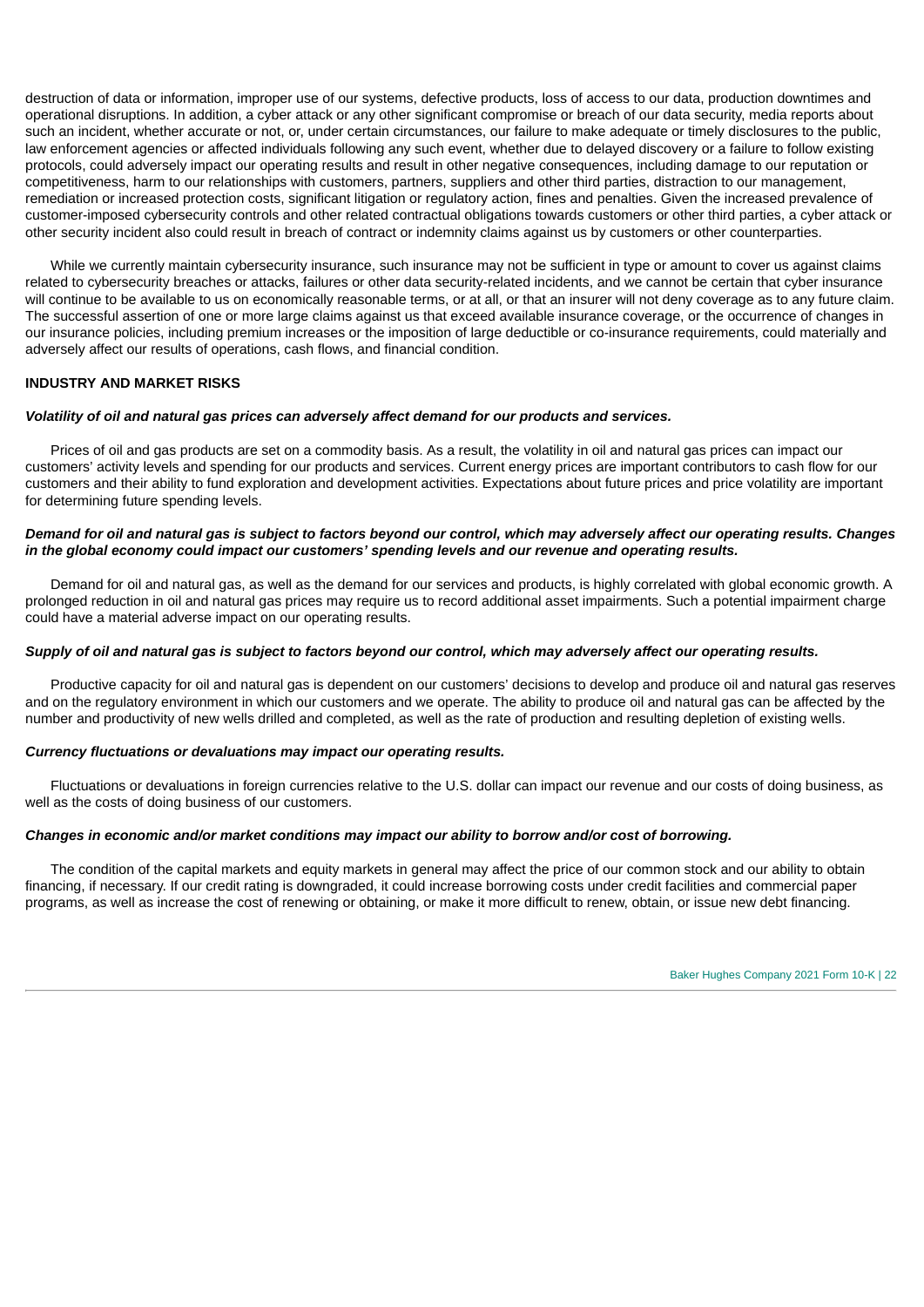destruction of data or information, improper use of our systems, defective products, loss of access to our data, production downtimes and operational disruptions. In addition, a cyber attack or any other significant compromise or breach of our data security, media reports about such an incident, whether accurate or not, or, under certain circumstances, our failure to make adequate or timely disclosures to the public, law enforcement agencies or affected individuals following any such event, whether due to delayed discovery or a failure to follow existing protocols, could adversely impact our operating results and result in other negative consequences, including damage to our reputation or competitiveness, harm to our relationships with customers, partners, suppliers and other third parties, distraction to our management, remediation or increased protection costs, significant litigation or regulatory action, fines and penalties. Given the increased prevalence of customer-imposed cybersecurity controls and other related contractual obligations towards customers or other third parties, a cyber attack or other security incident also could result in breach of contract or indemnity claims against us by customers or other counterparties.

While we currently maintain cybersecurity insurance, such insurance may not be sufficient in type or amount to cover us against claims related to cybersecurity breaches or attacks, failures or other data security-related incidents, and we cannot be certain that cyber insurance will continue to be available to us on economically reasonable terms, or at all, or that an insurer will not deny coverage as to any future claim. The successful assertion of one or more large claims against us that exceed available insurance coverage, or the occurrence of changes in our insurance policies, including premium increases or the imposition of large deductible or co-insurance requirements, could materially and adversely affect our results of operations, cash flows, and financial condition.

## INDUSTRY AND MARKET RISKS

***Volatility of oil and natural gas prices can adversely affect demand for our products and services.***

Prices of oil and gas products are set on a commodity basis. As a result, the volatility in oil and natural gas prices can impact our customers' activity levels and spending for our products and services. Current energy prices are important contributors to cash flow for our customers and their ability to fund exploration and development activities. Expectations about future prices and price volatility are important for determining future spending levels.

***Demand for oil and natural gas is subject to factors beyond our control, which may adversely affect our operating results. Changes in the global economy could impact our customers' spending levels and our revenue and operating results.***

Demand for oil and natural gas, as well as the demand for our services and products, is highly correlated with global economic growth. A prolonged reduction in oil and natural gas prices may require us to record additional asset impairments. Such a potential impairment charge could have a material adverse impact on our operating results.

***Supply of oil and natural gas is subject to factors beyond our control, which may adversely affect our operating results.***

Productive capacity for oil and natural gas is dependent on our customers' decisions to develop and produce oil and natural gas reserves and on the regulatory environment in which our customers and we operate. The ability to produce oil and natural gas can be affected by the number and productivity of new wells drilled and completed, as well as the rate of production and resulting depletion of existing wells.

***Currency fluctuations or devaluations may impact our operating results.***

Fluctuations or devaluations in foreign currencies relative to the U.S. dollar can impact our revenue and our costs of doing business, as well as the costs of doing business of our customers.

***Changes in economic and/or market conditions may impact our ability to borrow and/or cost of borrowing.***

The condition of the capital markets and equity markets in general may affect the price of our common stock and our ability to obtain financing, if necessary. If our credit rating is downgraded, it could increase borrowing costs under credit facilities and commercial paper programs, as well as increase the cost of renewing or obtaining, or make it more difficult to renew, obtain, or issue new debt financing.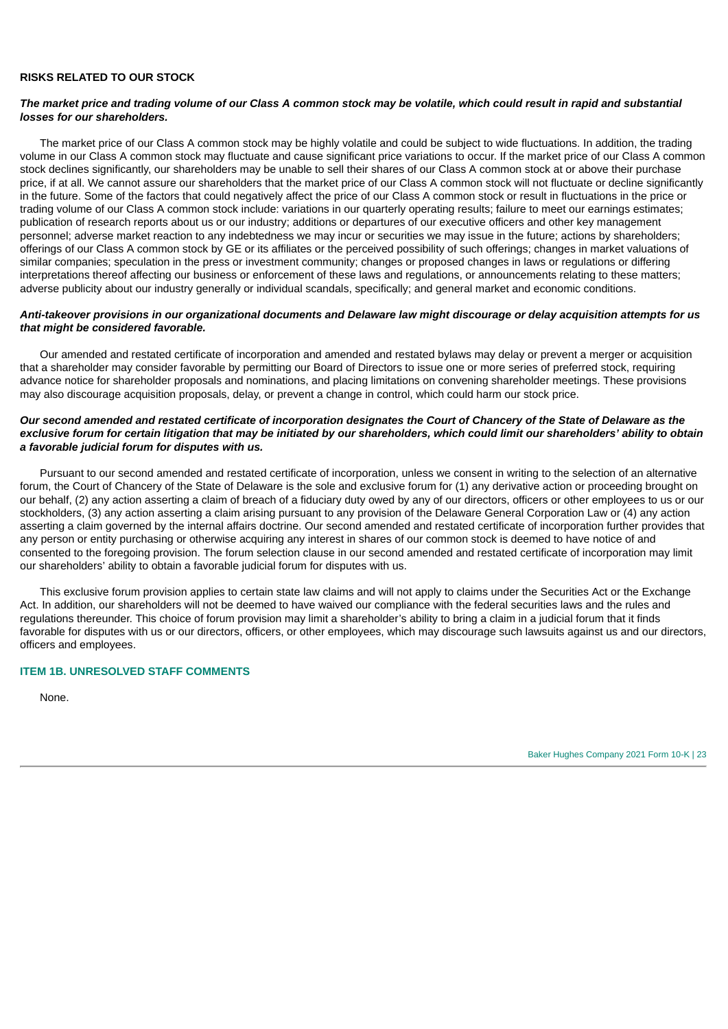### RISKS RELATED TO OUR STOCK

***The market price and trading volume of our Class A common stock may be volatile, which could result in rapid and substantial losses for our shareholders.***

The market price of our Class A common stock may be highly volatile and could be subject to wide fluctuations. In addition, the trading volume in our Class A common stock may fluctuate and cause significant price variations to occur. If the market price of our Class A common stock declines significantly, our shareholders may be unable to sell their shares of our Class A common stock at or above their purchase price, if at all. We cannot assure our shareholders that the market price of our Class A common stock will not fluctuate or decline significantly in the future. Some of the factors that could negatively affect the price of our Class A common stock or result in fluctuations in the price or trading volume of our Class A common stock include: variations in our quarterly operating results; failure to meet our earnings estimates; publication of research reports about us or our industry; additions or departures of our executive officers and other key management personnel; adverse market reaction to any indebtedness we may incur or securities we may issue in the future; actions by shareholders; offerings of our Class A common stock by GE or its affiliates or the perceived possibility of such offerings; changes in market valuations of similar companies; speculation in the press or investment community; changes or proposed changes in laws or regulations or differing interpretations thereof affecting our business or enforcement of these laws and regulations, or announcements relating to these matters; adverse publicity about our industry generally or individual scandals, specifically; and general market and economic conditions.

***Anti-takeover provisions in our organizational documents and Delaware law might discourage or delay acquisition attempts for us that might be considered favorable.***

Our amended and restated certificate of incorporation and amended and restated bylaws may delay or prevent a merger or acquisition that a shareholder may consider favorable by permitting our Board of Directors to issue one or more series of preferred stock, requiring advance notice for shareholder proposals and nominations, and placing limitations on convening shareholder meetings. These provisions may also discourage acquisition proposals, delay, or prevent a change in control, which could harm our stock price.

***Our second amended and restated certificate of incorporation designates the Court of Chancery of the State of Delaware as the exclusive forum for certain litigation that may be initiated by our shareholders, which could limit our shareholders' ability to obtain a favorable judicial forum for disputes with us.***

Pursuant to our second amended and restated certificate of incorporation, unless we consent in writing to the selection of an alternative forum, the Court of Chancery of the State of Delaware is the sole and exclusive forum for (1) any derivative action or proceeding brought on our behalf, (2) any action asserting a claim of breach of a fiduciary duty owed by any of our directors, officers or other employees to us or our stockholders, (3) any action asserting a claim arising pursuant to any provision of the Delaware General Corporation Law or (4) any action asserting a claim governed by the internal affairs doctrine. Our second amended and restated certificate of incorporation further provides that any person or entity purchasing or otherwise acquiring any interest in shares of our common stock is deemed to have notice of and consented to the foregoing provision. The forum selection clause in our second amended and restated certificate of incorporation may limit our shareholders' ability to obtain a favorable judicial forum for disputes with us.

This exclusive forum provision applies to certain state law claims and will not apply to claims under the Securities Act or the Exchange Act. In addition, our shareholders will not be deemed to have waived our compliance with the federal securities laws and the rules and regulations thereunder. This choice of forum provision may limit a shareholder's ability to bring a claim in a judicial forum that it finds favorable for disputes with us or our directors, officers, or other employees, which may discourage such lawsuits against us and our directors, officers and employees.

## ITEM 1B. UNRESOLVED STAFF COMMENTS

None.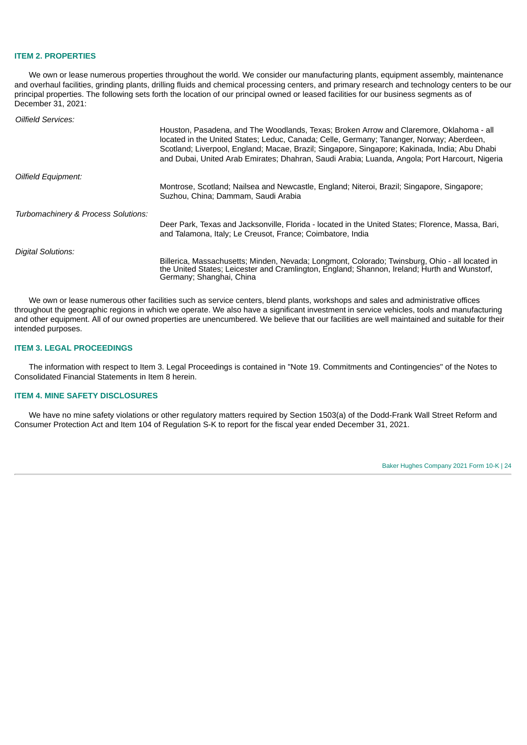## ITEM 2. PROPERTIES

We own or lease numerous properties throughout the world. We consider our manufacturing plants, equipment assembly, maintenance and overhaul facilities, grinding plants, drilling fluids and chemical processing centers, and primary research and technology centers to be our principal properties. The following sets forth the location of our principal owned or leased facilities for our business segments as of December 31, 2021:

| | |
|---|---|
| *Oilfield Services:* | Houston, Pasadena, and The Woodlands, Texas; Broken Arrow and Claremore, Oklahoma - all located in the United States; Leduc, Canada; Celle, Germany; Tananger, Norway; Aberdeen, Scotland; Liverpool, England; Macae, Brazil; Singapore, Singapore; Kakinada, India; Abu Dhabi and Dubai, United Arab Emirates; Dhahran, Saudi Arabia; Luanda, Angola; Port Harcourt, Nigeria |
| *Oilfield Equipment:* | Montrose, Scotland; Nailsea and Newcastle, England; Niteroi, Brazil; Singapore, Singapore; Suzhou, China; Dammam, Saudi Arabia |
| *Turbomachinery & Process Solutions:* | Deer Park, Texas and Jacksonville, Florida - located in the United States; Florence, Massa, Bari, and Talamona, Italy; Le Creusot, France; Coimbatore, India |
| *Digital Solutions:* | Billerica, Massachusetts; Minden, Nevada; Longmont, Colorado; Twinsburg, Ohio - all located in the United States; Leicester and Cramlington, England; Shannon, Ireland; Hurth and Wunstorf, Germany; Shanghai, China |

We own or lease numerous other facilities such as service centers, blend plants, workshops and sales and administrative offices throughout the geographic regions in which we operate. We also have a significant investment in service vehicles, tools and manufacturing and other equipment. All of our owned properties are unencumbered. We believe that our facilities are well maintained and suitable for their intended purposes.

## ITEM 3. LEGAL PROCEEDINGS

The information with respect to Item 3. Legal Proceedings is contained in "Note 19. Commitments and Contingencies" of the Notes to Consolidated Financial Statements in Item 8 herein.

## ITEM 4. MINE SAFETY DISCLOSURES

We have no mine safety violations or other regulatory matters required by Section 1503(a) of the Dodd-Frank Wall Street Reform and Consumer Protection Act and Item 104 of Regulation S-K to report for the fiscal year ended December 31, 2021.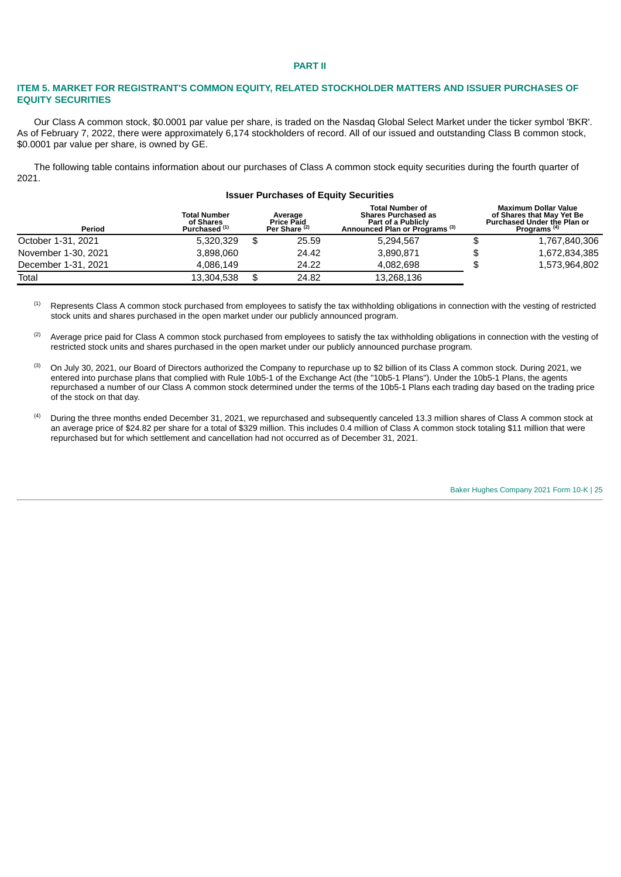# PART II

## ITEM 5. MARKET FOR REGISTRANT'S COMMON EQUITY, RELATED STOCKHOLDER MATTERS AND ISSUER PURCHASES OF EQUITY SECURITIES

Our Class A common stock, $0.0001 par value per share, is traded on the Nasdaq Global Select Market under the ticker symbol 'BKR'. As of February 7, 2022, there were approximately 6,174 stockholders of record. All of our issued and outstanding Class B common stock, $0.0001 par value per share, is owned by GE.

The following table contains information about our purchases of Class A common stock equity securities during the fourth quarter of 2021.

**Issuer Purchases of Equity Securities**

| Period | Total Number of Shares Purchased [1] | Average Price Paid Per Share [2] | Total Number of Shares Purchased as Part of a Publicly Announced Plan or Programs [3] | Maximum Dollar Value of Shares that May Yet Be Purchased Under the Plan or Programs [4] |
|---|---|---|---|---|
| October 1-31, 2021 | 5,320,329 | $ 25.59 | 5,294,567 | $ 1,767,840,306 |
| November 1-30, 2021 | 3,898,060 | 24.42 | 3,890,871 | $ 1,672,834,385 |
| December 1-31, 2021 | 4,086,149 | 24.22 | 4,082,698 | $ 1,573,964,802 |
| Total | 13,304,538 | $ 24.82 | 13,268,136 | |

[1] Represents Class A common stock purchased from employees to satisfy the tax withholding obligations in connection with the vesting of restricted stock units and shares purchased in the open market under our publicly announced program.

[2] Average price paid for Class A common stock purchased from employees to satisfy the tax withholding obligations in connection with the vesting of restricted stock units and shares purchased in the open market under our publicly announced purchase program.

[3] On July 30, 2021, our Board of Directors authorized the Company to repurchase up to $2 billion of its Class A common stock. During 2021, we entered into purchase plans that complied with Rule 10b5-1 of the Exchange Act (the "10b5-1 Plans"). Under the 10b5-1 Plans, the agents repurchased a number of our Class A common stock determined under the terms of the 10b5-1 Plans each trading day based on the trading price of the stock on that day.

[4] During the three months ended December 31, 2021, we repurchased and subsequently canceled 13.3 million shares of Class A common stock at an average price of $24.82 per share for a total of $329 million. This includes 0.4 million of Class A common stock totaling $11 million that were repurchased but for which settlement and cancellation had not occurred as of December 31, 2021.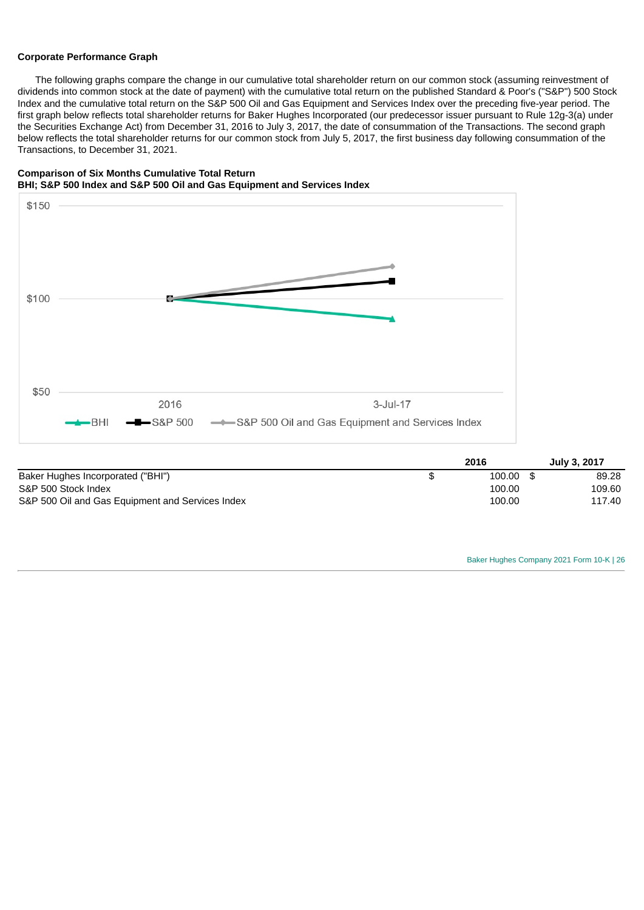**Corporate Performance Graph**

The following graphs compare the change in our cumulative total shareholder return on our common stock (assuming reinvestment of dividends into common stock at the date of payment) with the cumulative total return on the published Standard & Poor's ("S&P") 500 Stock Index and the cumulative total return on the S&P 500 Oil and Gas Equipment and Services Index over the preceding five-year period. The first graph below reflects total shareholder returns for Baker Hughes Incorporated (our predecessor issuer pursuant to Rule 12g-3(a) under the Securities Exchange Act) from December 31, 2016 to July 3, 2017, the date of consummation of the Transactions. The second graph below reflects the total shareholder returns for our common stock from July 5, 2017, the first business day following consummation of the Transactions, to December 31, 2021.

**Comparison of Six Months Cumulative Total Return**
**BHI; S&P 500 Index and S&P 500 Oil and Gas Equipment and Services Index**

| | 2016 | July 3, 2017 |
|---|---|---|
| Baker Hughes Incorporated ("BHI") | $ 100.00 | $ 89.28 |
| S&P 500 Stock Index | 100.00 | 109.60 |
| S&P 500 Oil and Gas Equipment and Services Index | 100.00 | 117.40 |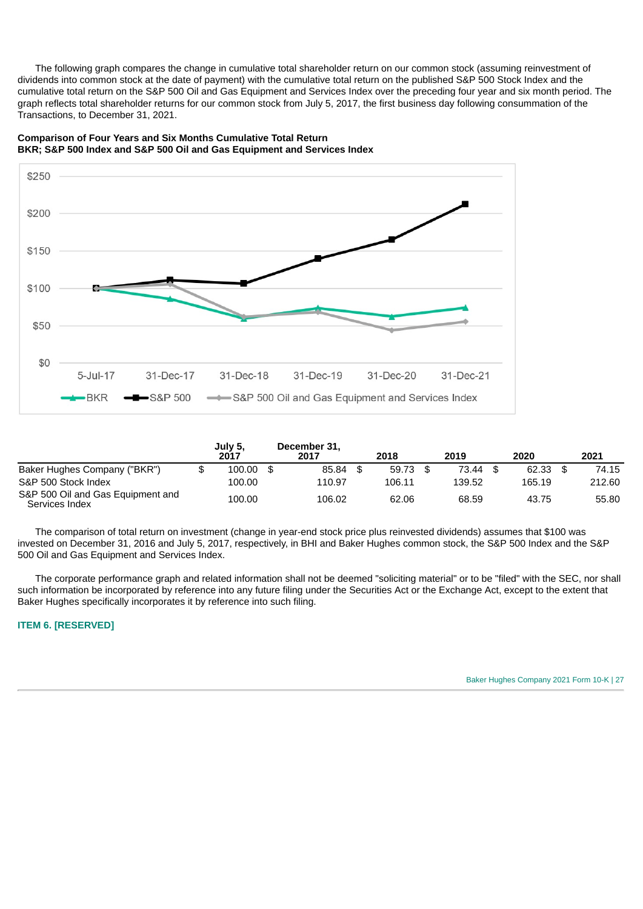The following graph compares the change in cumulative total shareholder return on our common stock (assuming reinvestment of dividends into common stock at the date of payment) with the cumulative total return on the published S&P 500 Stock Index and the cumulative total return on the S&P 500 Oil and Gas Equipment and Services Index over the preceding four year and six month period. The graph reflects total shareholder returns for our common stock from July 5, 2017, the first business day following consummation of the Transactions, to December 31, 2021.

**Comparison of Four Years and Six Months Cumulative Total Return**
**BKR; S&P 500 Index and S&P 500 Oil and Gas Equipment and Services Index**

| | July 5, 2017 | December 31, 2017 | 2018 | 2019 | 2020 | 2021 |
|---|---|---|---|---|---|---|
| Baker Hughes Company ("BKR") | $ 100.00 | $ 85.84 | $ 59.73 | $ 73.44 | $ 62.33 | $ 74.15 |
| S&P 500 Stock Index | 100.00 | 110.97 | 106.11 | 139.52 | 165.19 | 212.60 |
| S&P 500 Oil and Gas Equipment and Services Index | 100.00 | 106.02 | 62.06 | 68.59 | 43.75 | 55.80 |

The comparison of total return on investment (change in year-end stock price plus reinvested dividends) assumes that $100 was invested on December 31, 2016 and July 5, 2017, respectively, in BHI and Baker Hughes common stock, the S&P 500 Index and the S&P 500 Oil and Gas Equipment and Services Index.

The corporate performance graph and related information shall not be deemed "soliciting material" or to be "filed" with the SEC, nor shall such information be incorporated by reference into any future filing under the Securities Act or the Exchange Act, except to the extent that Baker Hughes specifically incorporates it by reference into such filing.

### ITEM 6. [RESERVED]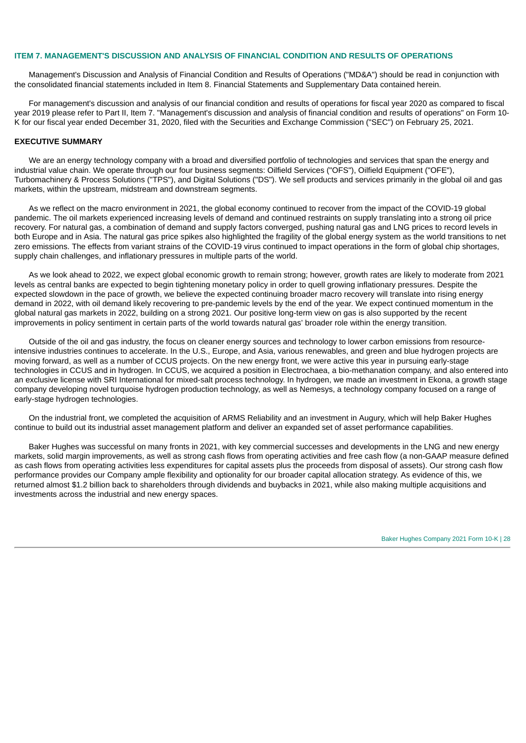## ITEM 7. MANAGEMENT'S DISCUSSION AND ANALYSIS OF FINANCIAL CONDITION AND RESULTS OF OPERATIONS

Management's Discussion and Analysis of Financial Condition and Results of Operations ("MD&A") should be read in conjunction with the consolidated financial statements included in Item 8. Financial Statements and Supplementary Data contained herein.

For management's discussion and analysis of our financial condition and results of operations for fiscal year 2020 as compared to fiscal year 2019 please refer to Part II, Item 7. "Management's discussion and analysis of financial condition and results of operations" on Form 10-K for our fiscal year ended December 31, 2020, filed with the Securities and Exchange Commission ("SEC") on February 25, 2021.

### EXECUTIVE SUMMARY

We are an energy technology company with a broad and diversified portfolio of technologies and services that span the energy and industrial value chain. We operate through our four business segments: Oilfield Services ("OFS"), Oilfield Equipment ("OFE"), Turbomachinery & Process Solutions ("TPS"), and Digital Solutions ("DS"). We sell products and services primarily in the global oil and gas markets, within the upstream, midstream and downstream segments.

As we reflect on the macro environment in 2021, the global economy continued to recover from the impact of the COVID-19 global pandemic. The oil markets experienced increasing levels of demand and continued restraints on supply translating into a strong oil price recovery. For natural gas, a combination of demand and supply factors converged, pushing natural gas and LNG prices to record levels in both Europe and in Asia. The natural gas price spikes also highlighted the fragility of the global energy system as the world transitions to net zero emissions. The effects from variant strains of the COVID-19 virus continued to impact operations in the form of global chip shortages, supply chain challenges, and inflationary pressures in multiple parts of the world.

As we look ahead to 2022, we expect global economic growth to remain strong; however, growth rates are likely to moderate from 2021 levels as central banks are expected to begin tightening monetary policy in order to quell growing inflationary pressures. Despite the expected slowdown in the pace of growth, we believe the expected continuing broader macro recovery will translate into rising energy demand in 2022, with oil demand likely recovering to pre-pandemic levels by the end of the year. We expect continued momentum in the global natural gas markets in 2022, building on a strong 2021. Our positive long-term view on gas is also supported by the recent improvements in policy sentiment in certain parts of the world towards natural gas' broader role within the energy transition.

Outside of the oil and gas industry, the focus on cleaner energy sources and technology to lower carbon emissions from resource-intensive industries continues to accelerate. In the U.S., Europe, and Asia, various renewables, and green and blue hydrogen projects are moving forward, as well as a number of CCUS projects. On the new energy front, we were active this year in pursuing early-stage technologies in CCUS and in hydrogen. In CCUS, we acquired a position in Electrochaea, a bio-methanation company, and also entered into an exclusive license with SRI International for mixed-salt process technology. In hydrogen, we made an investment in Ekona, a growth stage company developing novel turquoise hydrogen production technology, as well as Nemesys, a technology company focused on a range of early-stage hydrogen technologies.

On the industrial front, we completed the acquisition of ARMS Reliability and an investment in Augury, which will help Baker Hughes continue to build out its industrial asset management platform and deliver an expanded set of asset performance capabilities.

Baker Hughes was successful on many fronts in 2021, with key commercial successes and developments in the LNG and new energy markets, solid margin improvements, as well as strong cash flows from operating activities and free cash flow (a non-GAAP measure defined as cash flows from operating activities less expenditures for capital assets plus the proceeds from disposal of assets). Our strong cash flow performance provides our Company ample flexibility and optionality for our broader capital allocation strategy. As evidence of this, we returned almost $1.2 billion back to shareholders through dividends and buybacks in 2021, while also making multiple acquisitions and investments across the industrial and new energy spaces.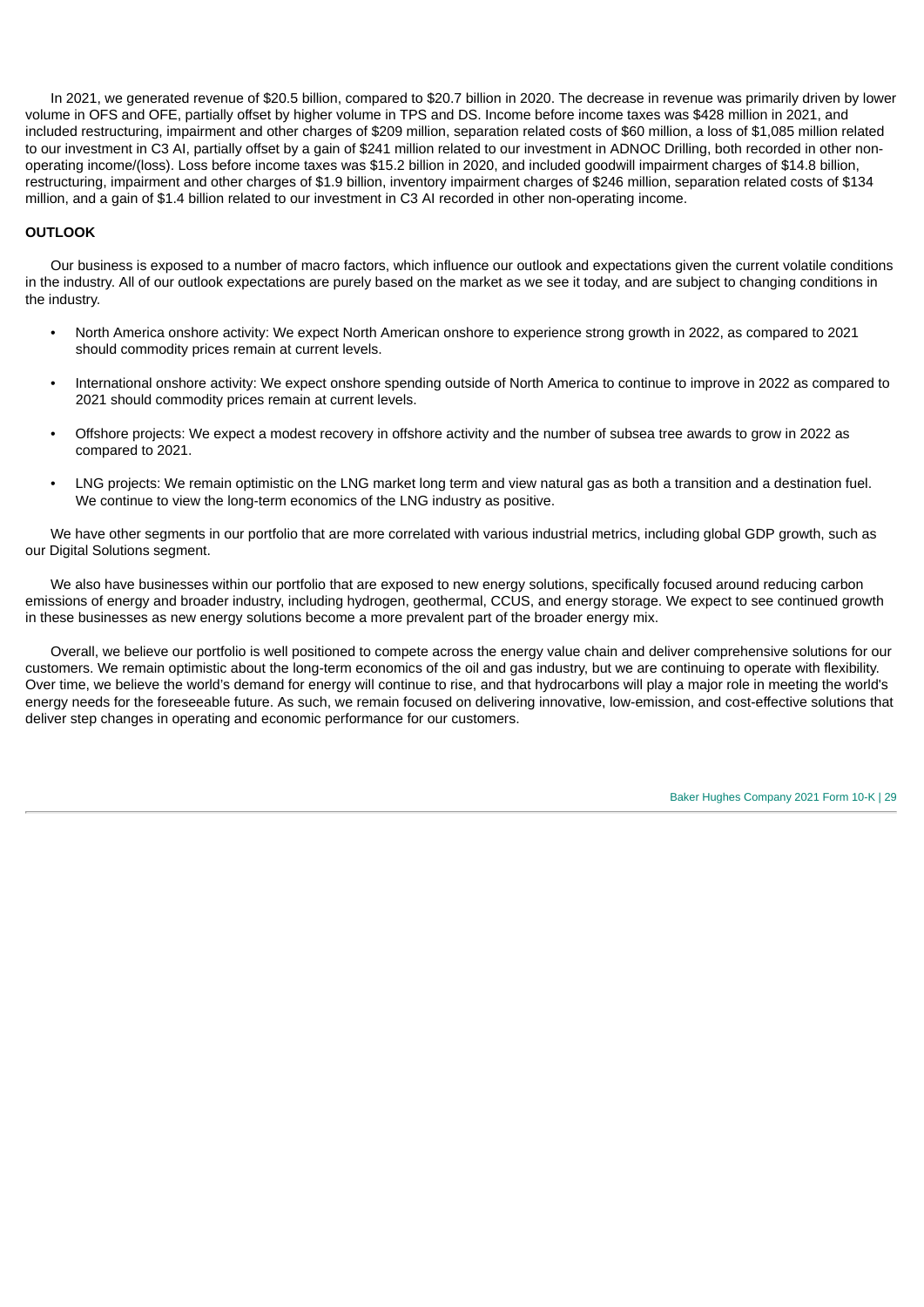In 2021, we generated revenue of $20.5 billion, compared to $20.7 billion in 2020. The decrease in revenue was primarily driven by lower volume in OFS and OFE, partially offset by higher volume in TPS and DS. Income before income taxes was $428 million in 2021, and included restructuring, impairment and other charges of $209 million, separation related costs of $60 million, a loss of $1,085 million related to our investment in C3 AI, partially offset by a gain of $241 million related to our investment in ADNOC Drilling, both recorded in other non-operating income/(loss). Loss before income taxes was $15.2 billion in 2020, and included goodwill impairment charges of $14.8 billion, restructuring, impairment and other charges of $1.9 billion, inventory impairment charges of $246 million, separation related costs of $134 million, and a gain of $1.4 billion related to our investment in C3 AI recorded in other non-operating income.

**OUTLOOK**

Our business is exposed to a number of macro factors, which influence our outlook and expectations given the current volatile conditions in the industry. All of our outlook expectations are purely based on the market as we see it today, and are subject to changing conditions in the industry.

- North America onshore activity: We expect North American onshore to experience strong growth in 2022, as compared to 2021 should commodity prices remain at current levels.
- International onshore activity: We expect onshore spending outside of North America to continue to improve in 2022 as compared to 2021 should commodity prices remain at current levels.
- Offshore projects: We expect a modest recovery in offshore activity and the number of subsea tree awards to grow in 2022 as compared to 2021.
- LNG projects: We remain optimistic on the LNG market long term and view natural gas as both a transition and a destination fuel. We continue to view the long-term economics of the LNG industry as positive.

We have other segments in our portfolio that are more correlated with various industrial metrics, including global GDP growth, such as our Digital Solutions segment.

We also have businesses within our portfolio that are exposed to new energy solutions, specifically focused around reducing carbon emissions of energy and broader industry, including hydrogen, geothermal, CCUS, and energy storage. We expect to see continued growth in these businesses as new energy solutions become a more prevalent part of the broader energy mix.

Overall, we believe our portfolio is well positioned to compete across the energy value chain and deliver comprehensive solutions for our customers. We remain optimistic about the long-term economics of the oil and gas industry, but we are continuing to operate with flexibility. Over time, we believe the world's demand for energy will continue to rise, and that hydrocarbons will play a major role in meeting the world's energy needs for the foreseeable future. As such, we remain focused on delivering innovative, low-emission, and cost-effective solutions that deliver step changes in operating and economic performance for our customers.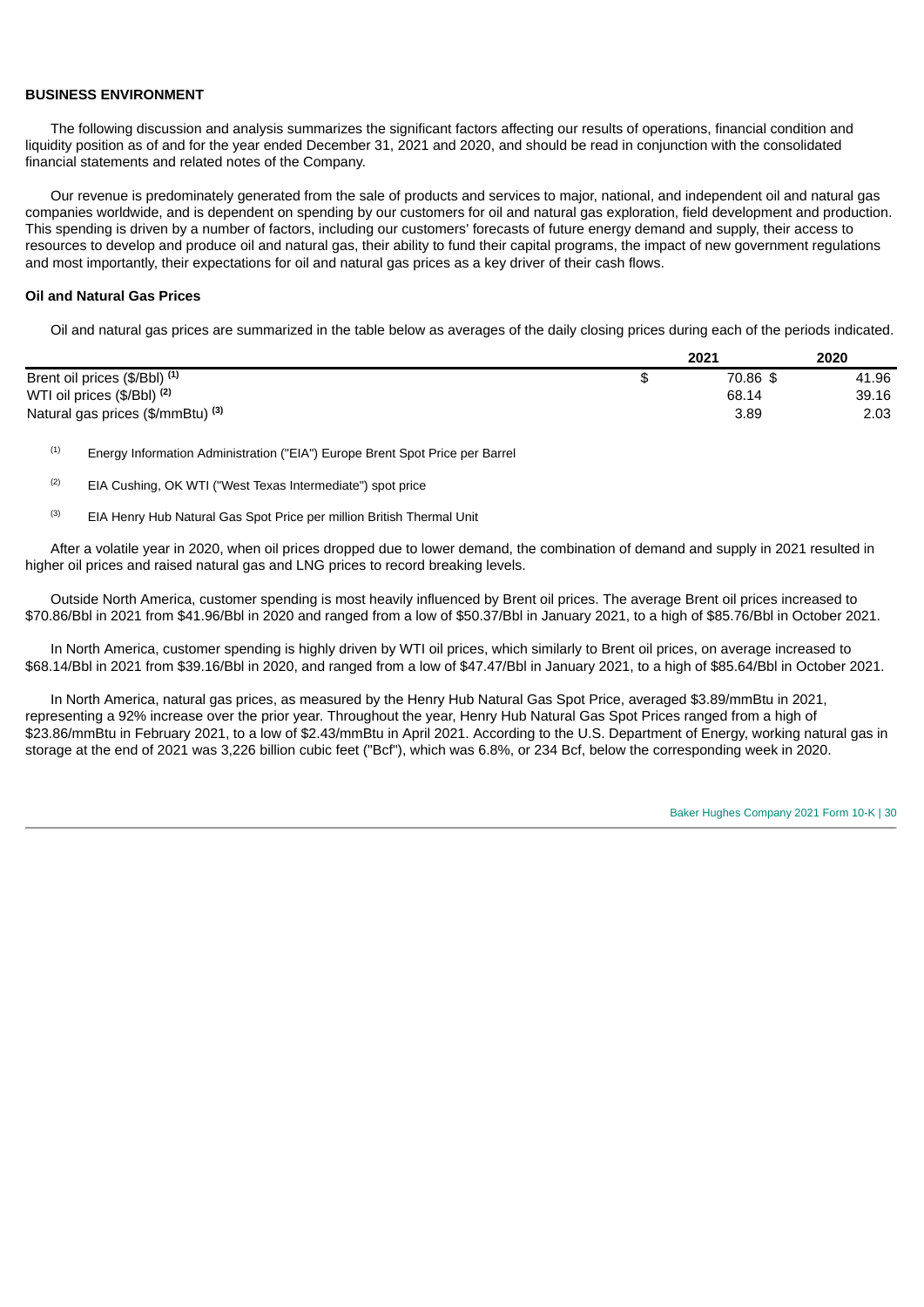## BUSINESS ENVIRONMENT

The following discussion and analysis summarizes the significant factors affecting our results of operations, financial condition and liquidity position as of and for the year ended December 31, 2021 and 2020, and should be read in conjunction with the consolidated financial statements and related notes of the Company.

Our revenue is predominately generated from the sale of products and services to major, national, and independent oil and natural gas companies worldwide, and is dependent on spending by our customers for oil and natural gas exploration, field development and production. This spending is driven by a number of factors, including our customers' forecasts of future energy demand and supply, their access to resources to develop and produce oil and natural gas, their ability to fund their capital programs, the impact of new government regulations and most importantly, their expectations for oil and natural gas prices as a key driver of their cash flows.

### Oil and Natural Gas Prices

Oil and natural gas prices are summarized in the table below as averages of the daily closing prices during each of the periods indicated.

| | 2021 | 2020 |
|---|---|---|
| Brent oil prices ($/Bbl) [(1)] | $ 70.86 | $ 41.96 |
| WTI oil prices ($/Bbl) [(2)] | 68.14 | 39.16 |
| Natural gas prices ($/mmBtu) [(3)] | 3.89 | 2.03 |

[(1)] Energy Information Administration ("EIA") Europe Brent Spot Price per Barrel

[(2)] EIA Cushing, OK WTI ("West Texas Intermediate") spot price

[(3)] EIA Henry Hub Natural Gas Spot Price per million British Thermal Unit

After a volatile year in 2020, when oil prices dropped due to lower demand, the combination of demand and supply in 2021 resulted in higher oil prices and raised natural gas and LNG prices to record breaking levels.

Outside North America, customer spending is most heavily influenced by Brent oil prices. The average Brent oil prices increased to $70.86/Bbl in 2021 from $41.96/Bbl in 2020 and ranged from a low of $50.37/Bbl in January 2021, to a high of $85.76/Bbl in October 2021.

In North America, customer spending is highly driven by WTI oil prices, which similarly to Brent oil prices, on average increased to $68.14/Bbl in 2021 from $39.16/Bbl in 2020, and ranged from a low of $47.47/Bbl in January 2021, to a high of $85.64/Bbl in October 2021.

In North America, natural gas prices, as measured by the Henry Hub Natural Gas Spot Price, averaged $3.89/mmBtu in 2021, representing a 92% increase over the prior year. Throughout the year, Henry Hub Natural Gas Spot Prices ranged from a high of $23.86/mmBtu in February 2021, to a low of $2.43/mmBtu in April 2021. According to the U.S. Department of Energy, working natural gas in storage at the end of 2021 was 3,226 billion cubic feet ("Bcf"), which was 6.8%, or 234 Bcf, below the corresponding week in 2020.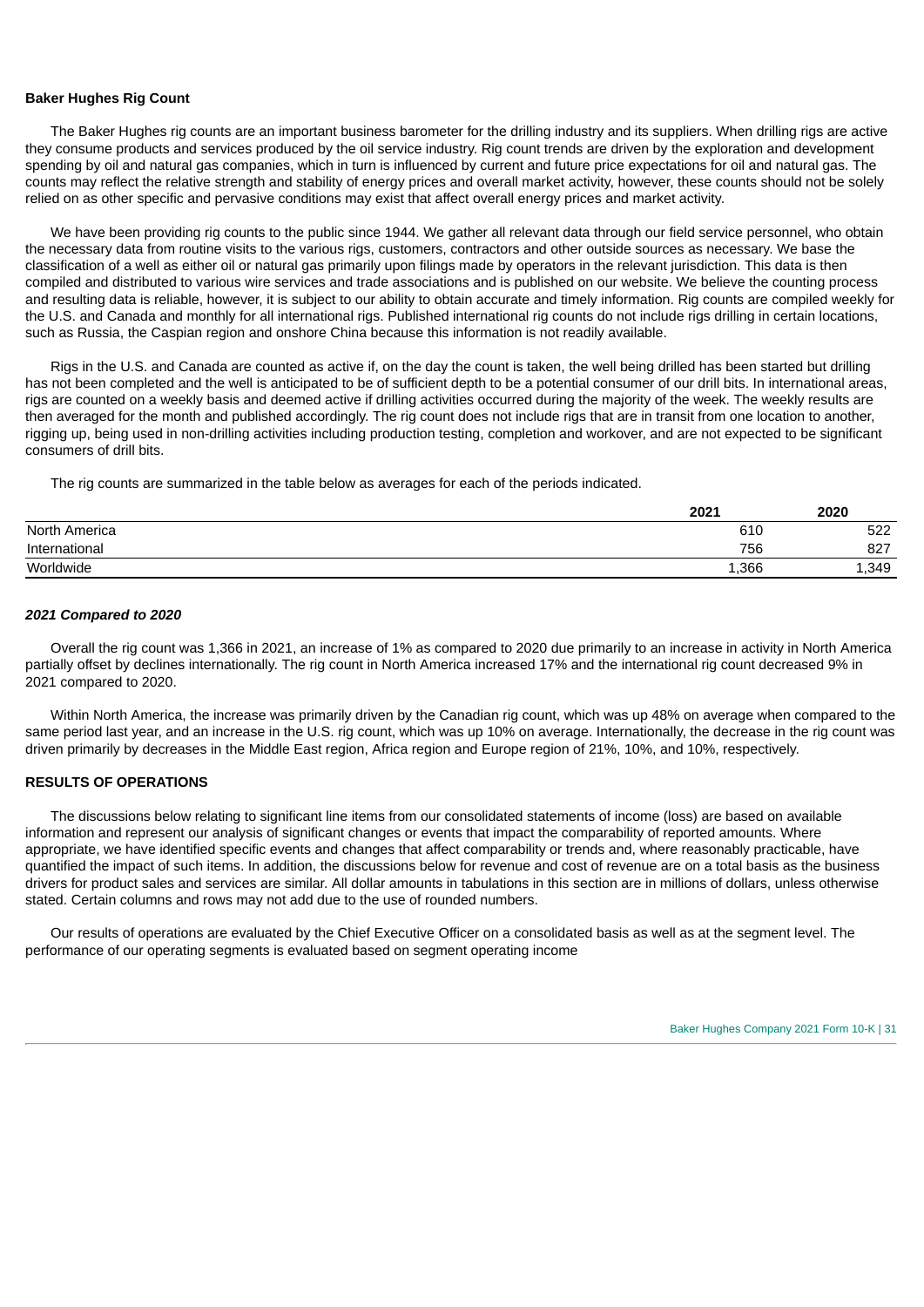**Baker Hughes Rig Count**

The Baker Hughes rig counts are an important business barometer for the drilling industry and its suppliers. When drilling rigs are active they consume products and services produced by the oil service industry. Rig count trends are driven by the exploration and development spending by oil and natural gas companies, which in turn is influenced by current and future price expectations for oil and natural gas. The counts may reflect the relative strength and stability of energy prices and overall market activity, however, these counts should not be solely relied on as other specific and pervasive conditions may exist that affect overall energy prices and market activity.

We have been providing rig counts to the public since 1944. We gather all relevant data through our field service personnel, who obtain the necessary data from routine visits to the various rigs, customers, contractors and other outside sources as necessary. We base the classification of a well as either oil or natural gas primarily upon filings made by operators in the relevant jurisdiction. This data is then compiled and distributed to various wire services and trade associations and is published on our website. We believe the counting process and resulting data is reliable, however, it is subject to our ability to obtain accurate and timely information. Rig counts are compiled weekly for the U.S. and Canada and monthly for all international rigs. Published international rig counts do not include rigs drilling in certain locations, such as Russia, the Caspian region and onshore China because this information is not readily available.

Rigs in the U.S. and Canada are counted as active if, on the day the count is taken, the well being drilled has been started but drilling has not been completed and the well is anticipated to be of sufficient depth to be a potential consumer of our drill bits. In international areas, rigs are counted on a weekly basis and deemed active if drilling activities occurred during the majority of the week. The weekly results are then averaged for the month and published accordingly. The rig count does not include rigs that are in transit from one location to another, rigging up, being used in non-drilling activities including production testing, completion and workover, and are not expected to be significant consumers of drill bits.

The rig counts are summarized in the table below as averages for each of the periods indicated.

| | 2021 | 2020 |
|---|---|---|
| North America | 610 | 522 |
| International | 756 | 827 |
| Worldwide | 1,366 | 1,349 |

***2021 Compared to 2020***

Overall the rig count was 1,366 in 2021, an increase of 1% as compared to 2020 due primarily to an increase in activity in North America partially offset by declines internationally. The rig count in North America increased 17% and the international rig count decreased 9% in 2021 compared to 2020.

Within North America, the increase was primarily driven by the Canadian rig count, which was up 48% on average when compared to the same period last year, and an increase in the U.S. rig count, which was up 10% on average. Internationally, the decrease in the rig count was driven primarily by decreases in the Middle East region, Africa region and Europe region of 21%, 10%, and 10%, respectively.

**RESULTS OF OPERATIONS**

The discussions below relating to significant line items from our consolidated statements of income (loss) are based on available information and represent our analysis of significant changes or events that impact the comparability of reported amounts. Where appropriate, we have identified specific events and changes that affect comparability or trends and, where reasonably practicable, have quantified the impact of such items. In addition, the discussions below for revenue and cost of revenue are on a total basis as the business drivers for product sales and services are similar. All dollar amounts in tabulations in this section are in millions of dollars, unless otherwise stated. Certain columns and rows may not add due to the use of rounded numbers.

Our results of operations are evaluated by the Chief Executive Officer on a consolidated basis as well as at the segment level. The performance of our operating segments is evaluated based on segment operating income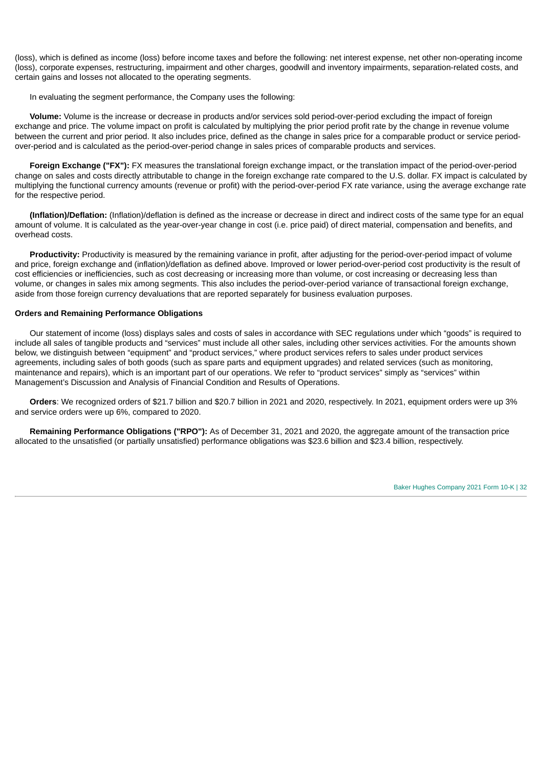(loss), which is defined as income (loss) before income taxes and before the following: net interest expense, net other non-operating income (loss), corporate expenses, restructuring, impairment and other charges, goodwill and inventory impairments, separation-related costs, and certain gains and losses not allocated to the operating segments.

In evaluating the segment performance, the Company uses the following:

**Volume:** Volume is the increase or decrease in products and/or services sold period-over-period excluding the impact of foreign exchange and price. The volume impact on profit is calculated by multiplying the prior period profit rate by the change in revenue volume between the current and prior period. It also includes price, defined as the change in sales price for a comparable product or service period-over-period and is calculated as the period-over-period change in sales prices of comparable products and services.

**Foreign Exchange ("FX"):** FX measures the translational foreign exchange impact, or the translation impact of the period-over-period change on sales and costs directly attributable to change in the foreign exchange rate compared to the U.S. dollar. FX impact is calculated by multiplying the functional currency amounts (revenue or profit) with the period-over-period FX rate variance, using the average exchange rate for the respective period.

**(Inflation)/Deflation:** (Inflation)/deflation is defined as the increase or decrease in direct and indirect costs of the same type for an equal amount of volume. It is calculated as the year-over-year change in cost (i.e. price paid) of direct material, compensation and benefits, and overhead costs.

**Productivity:** Productivity is measured by the remaining variance in profit, after adjusting for the period-over-period impact of volume and price, foreign exchange and (inflation)/deflation as defined above. Improved or lower period-over-period cost productivity is the result of cost efficiencies or inefficiencies, such as cost decreasing or increasing more than volume, or cost increasing or decreasing less than volume, or changes in sales mix among segments. This also includes the period-over-period variance of transactional foreign exchange, aside from those foreign currency devaluations that are reported separately for business evaluation purposes.

**Orders and Remaining Performance Obligations**

Our statement of income (loss) displays sales and costs of sales in accordance with SEC regulations under which "goods" is required to include all sales of tangible products and "services" must include all other sales, including other services activities. For the amounts shown below, we distinguish between "equipment" and "product services," where product services refers to sales under product services agreements, including sales of both goods (such as spare parts and equipment upgrades) and related services (such as monitoring, maintenance and repairs), which is an important part of our operations. We refer to "product services" simply as "services" within Management's Discussion and Analysis of Financial Condition and Results of Operations.

**Orders**: We recognized orders of $21.7 billion and $20.7 billion in 2021 and 2020, respectively. In 2021, equipment orders were up 3% and service orders were up 6%, compared to 2020.

**Remaining Performance Obligations ("RPO"):** As of December 31, 2021 and 2020, the aggregate amount of the transaction price allocated to the unsatisfied (or partially unsatisfied) performance obligations was $23.6 billion and $23.4 billion, respectively.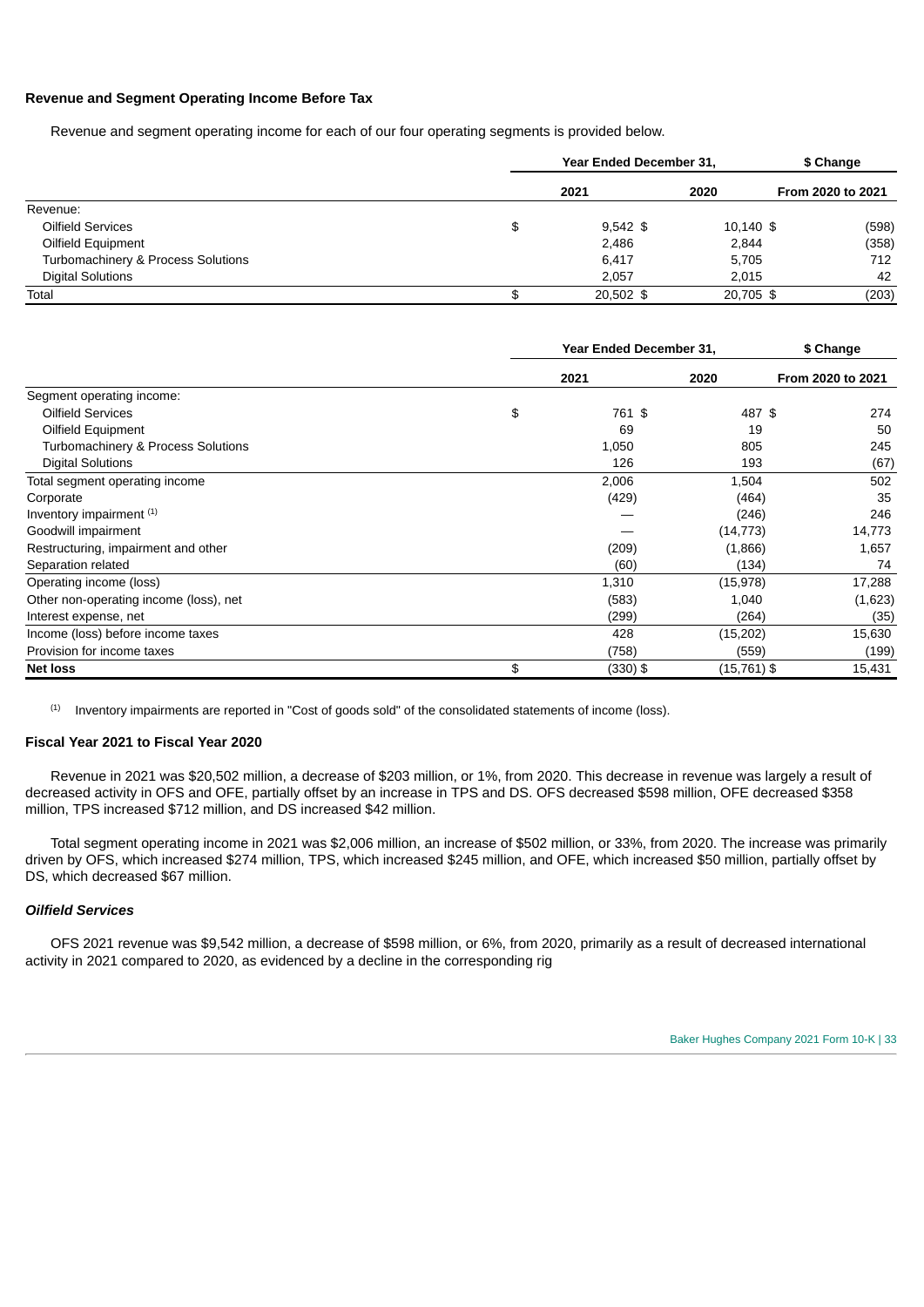**Revenue and Segment Operating Income Before Tax**

Revenue and segment operating income for each of our four operating segments is provided below.

| | Year Ended December 31, | | $ Change |
|---|---|---|---|
| | 2021 | 2020 | From 2020 to 2021 |
| Revenue: | | | |
| Oilfield Services | $ 9,542 | $ 10,140 | $ (598) |
| Oilfield Equipment | 2,486 | 2,844 | (358) |
| Turbomachinery & Process Solutions | 6,417 | 5,705 | 712 |
| Digital Solutions | 2,057 | 2,015 | 42 |
| Total | $ 20,502 | $ 20,705 | $ (203) |

| | Year Ended December 31, | | $ Change |
|---|---|---|---|
| | 2021 | 2020 | From 2020 to 2021 |
| Segment operating income: | | | |
| Oilfield Services | $ 761 | $ 487 | $ 274 |
| Oilfield Equipment | 69 | 19 | 50 |
| Turbomachinery & Process Solutions | 1,050 | 805 | 245 |
| Digital Solutions | 126 | 193 | (67) |
| Total segment operating income | 2,006 | 1,504 | 502 |
| Corporate | (429) | (464) | 35 |
| Inventory impairment [1] | — | (246) | 246 |
| Goodwill impairment | — | (14,773) | 14,773 |
| Restructuring, impairment and other | (209) | (1,866) | 1,657 |
| Separation related | (60) | (134) | 74 |
| Operating income (loss) | 1,310 | (15,978) | 17,288 |
| Other non-operating income (loss), net | (583) | 1,040 | (1,623) |
| Interest expense, net | (299) | (264) | (35) |
| Income (loss) before income taxes | 428 | (15,202) | 15,630 |
| Provision for income taxes | (758) | (559) | (199) |
| **Net loss** | $ (330) | $ (15,761) | $ 15,431 |

[1] Inventory impairments are reported in "Cost of goods sold" of the consolidated statements of income (loss).

**Fiscal Year 2021 to Fiscal Year 2020**

Revenue in 2021 was $20,502 million, a decrease of $203 million, or 1%, from 2020. This decrease in revenue was largely a result of decreased activity in OFS and OFE, partially offset by an increase in TPS and DS. OFS decreased $598 million, OFE decreased $358 million, TPS increased $712 million, and DS increased $42 million.

Total segment operating income in 2021 was $2,006 million, an increase of $502 million, or 33%, from 2020. The increase was primarily driven by OFS, which increased $274 million, TPS, which increased $245 million, and OFE, which increased $50 million, partially offset by DS, which decreased $67 million.

***Oilfield Services***

OFS 2021 revenue was $9,542 million, a decrease of $598 million, or 6%, from 2020, primarily as a result of decreased international activity in 2021 compared to 2020, as evidenced by a decline in the corresponding rig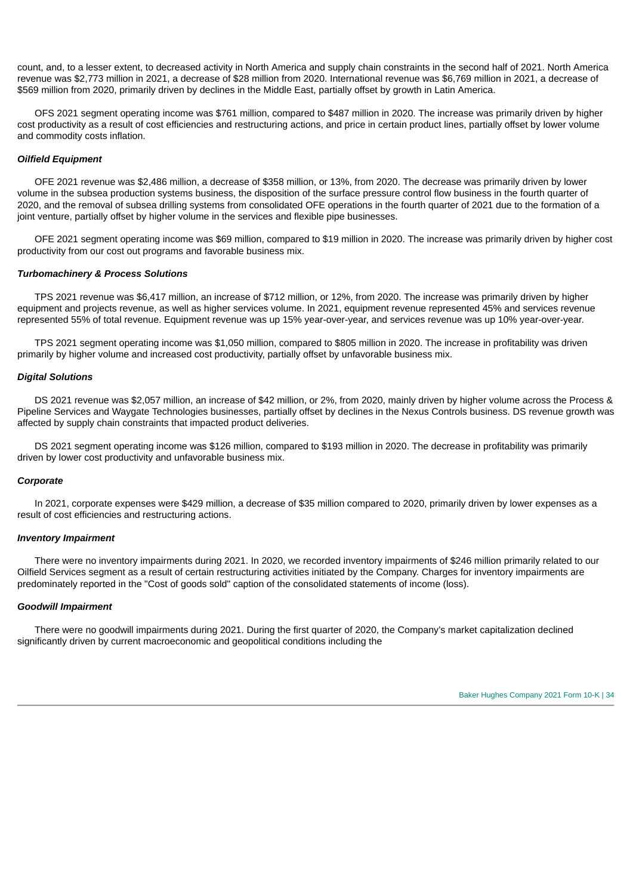count, and, to a lesser extent, to decreased activity in North America and supply chain constraints in the second half of 2021. North America revenue was $2,773 million in 2021, a decrease of $28 million from 2020. International revenue was $6,769 million in 2021, a decrease of $569 million from 2020, primarily driven by declines in the Middle East, partially offset by growth in Latin America.

OFS 2021 segment operating income was $761 million, compared to $487 million in 2020. The increase was primarily driven by higher cost productivity as a result of cost efficiencies and restructuring actions, and price in certain product lines, partially offset by lower volume and commodity costs inflation.

***Oilfield Equipment***

OFE 2021 revenue was $2,486 million, a decrease of $358 million, or 13%, from 2020. The decrease was primarily driven by lower volume in the subsea production systems business, the disposition of the surface pressure control flow business in the fourth quarter of 2020, and the removal of subsea drilling systems from consolidated OFE operations in the fourth quarter of 2021 due to the formation of a joint venture, partially offset by higher volume in the services and flexible pipe businesses.

OFE 2021 segment operating income was $69 million, compared to $19 million in 2020. The increase was primarily driven by higher cost productivity from our cost out programs and favorable business mix.

***Turbomachinery & Process Solutions***

TPS 2021 revenue was $6,417 million, an increase of $712 million, or 12%, from 2020. The increase was primarily driven by higher equipment and projects revenue, as well as higher services volume. In 2021, equipment revenue represented 45% and services revenue represented 55% of total revenue. Equipment revenue was up 15% year-over-year, and services revenue was up 10% year-over-year.

TPS 2021 segment operating income was $1,050 million, compared to $805 million in 2020. The increase in profitability was driven primarily by higher volume and increased cost productivity, partially offset by unfavorable business mix.

***Digital Solutions***

DS 2021 revenue was $2,057 million, an increase of $42 million, or 2%, from 2020, mainly driven by higher volume across the Process & Pipeline Services and Waygate Technologies businesses, partially offset by declines in the Nexus Controls business. DS revenue growth was affected by supply chain constraints that impacted product deliveries.

DS 2021 segment operating income was $126 million, compared to $193 million in 2020. The decrease in profitability was primarily driven by lower cost productivity and unfavorable business mix.

***Corporate***

In 2021, corporate expenses were $429 million, a decrease of $35 million compared to 2020, primarily driven by lower expenses as a result of cost efficiencies and restructuring actions.

***Inventory Impairment***

There were no inventory impairments during 2021. In 2020, we recorded inventory impairments of $246 million primarily related to our Oilfield Services segment as a result of certain restructuring activities initiated by the Company. Charges for inventory impairments are predominately reported in the "Cost of goods sold" caption of the consolidated statements of income (loss).

***Goodwill Impairment***

There were no goodwill impairments during 2021. During the first quarter of 2020, the Company's market capitalization declined significantly driven by current macroeconomic and geopolitical conditions including the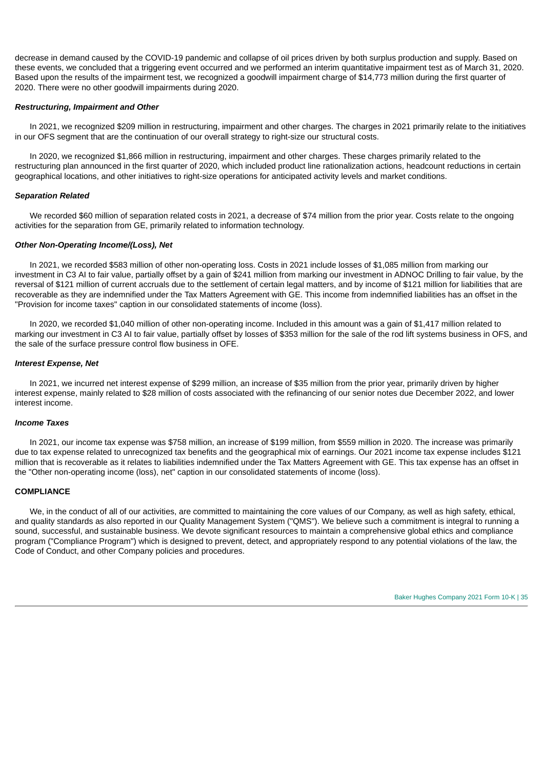decrease in demand caused by the COVID-19 pandemic and collapse of oil prices driven by both surplus production and supply. Based on these events, we concluded that a triggering event occurred and we performed an interim quantitative impairment test as of March 31, 2020. Based upon the results of the impairment test, we recognized a goodwill impairment charge of $14,773 million during the first quarter of 2020. There were no other goodwill impairments during 2020.

***Restructuring, Impairment and Other***

In 2021, we recognized $209 million in restructuring, impairment and other charges. The charges in 2021 primarily relate to the initiatives in our OFS segment that are the continuation of our overall strategy to right-size our structural costs.

In 2020, we recognized $1,866 million in restructuring, impairment and other charges. These charges primarily related to the restructuring plan announced in the first quarter of 2020, which included product line rationalization actions, headcount reductions in certain geographical locations, and other initiatives to right-size operations for anticipated activity levels and market conditions.

***Separation Related***

We recorded $60 million of separation related costs in 2021, a decrease of $74 million from the prior year. Costs relate to the ongoing activities for the separation from GE, primarily related to information technology.

***Other Non-Operating Income/(Loss), Net***

In 2021, we recorded $583 million of other non-operating loss. Costs in 2021 include losses of $1,085 million from marking our investment in C3 AI to fair value, partially offset by a gain of $241 million from marking our investment in ADNOC Drilling to fair value, by the reversal of $121 million of current accruals due to the settlement of certain legal matters, and by income of $121 million for liabilities that are recoverable as they are indemnified under the Tax Matters Agreement with GE. This income from indemnified liabilities has an offset in the "Provision for income taxes" caption in our consolidated statements of income (loss).

In 2020, we recorded $1,040 million of other non-operating income. Included in this amount was a gain of $1,417 million related to marking our investment in C3 AI to fair value, partially offset by losses of $353 million for the sale of the rod lift systems business in OFS, and the sale of the surface pressure control flow business in OFE.

***Interest Expense, Net***

In 2021, we incurred net interest expense of $299 million, an increase of $35 million from the prior year, primarily driven by higher interest expense, mainly related to $28 million of costs associated with the refinancing of our senior notes due December 2022, and lower interest income.

***Income Taxes***

In 2021, our income tax expense was $758 million, an increase of $199 million, from $559 million in 2020. The increase was primarily due to tax expense related to unrecognized tax benefits and the geographical mix of earnings. Our 2021 income tax expense includes $121 million that is recoverable as it relates to liabilities indemnified under the Tax Matters Agreement with GE. This tax expense has an offset in the "Other non-operating income (loss), net" caption in our consolidated statements of income (loss).

## COMPLIANCE

We, in the conduct of all of our activities, are committed to maintaining the core values of our Company, as well as high safety, ethical, and quality standards as also reported in our Quality Management System ("QMS"). We believe such a commitment is integral to running a sound, successful, and sustainable business. We devote significant resources to maintain a comprehensive global ethics and compliance program ("Compliance Program") which is designed to prevent, detect, and appropriately respond to any potential violations of the law, the Code of Conduct, and other Company policies and procedures.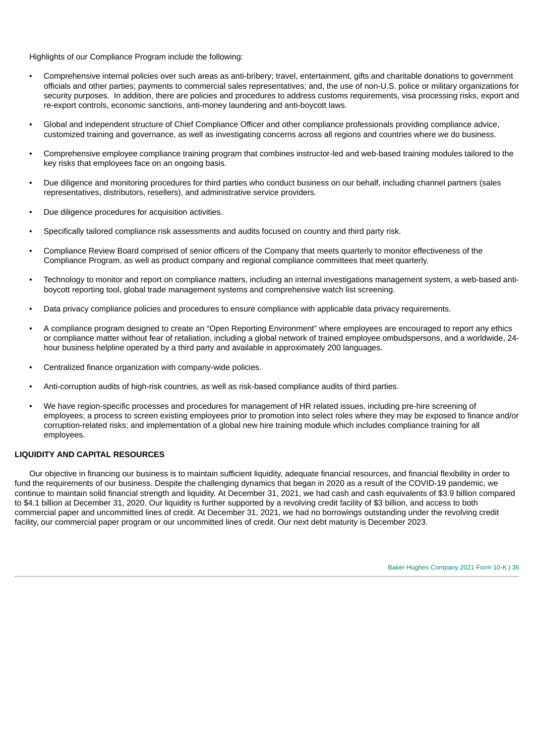Highlights of our Compliance Program include the following:

- Comprehensive internal policies over such areas as anti-bribery; travel, entertainment, gifts and charitable donations to government officials and other parties; payments to commercial sales representatives; and, the use of non-U.S. police or military organizations for security purposes. In addition, there are policies and procedures to address customs requirements, visa processing risks, export and re-export controls, economic sanctions, anti-money laundering and anti-boycott laws.
- Global and independent structure of Chief Compliance Officer and other compliance professionals providing compliance advice, customized training and governance, as well as investigating concerns across all regions and countries where we do business.
- Comprehensive employee compliance training program that combines instructor-led and web-based training modules tailored to the key risks that employees face on an ongoing basis.
- Due diligence and monitoring procedures for third parties who conduct business on our behalf, including channel partners (sales representatives, distributors, resellers), and administrative service providers.
- Due diligence procedures for acquisition activities.
- Specifically tailored compliance risk assessments and audits focused on country and third party risk.
- Compliance Review Board comprised of senior officers of the Company that meets quarterly to monitor effectiveness of the Compliance Program, as well as product company and regional compliance committees that meet quarterly.
- Technology to monitor and report on compliance matters, including an internal investigations management system, a web-based anti-boycott reporting tool, global trade management systems and comprehensive watch list screening.
- Data privacy compliance policies and procedures to ensure compliance with applicable data privacy requirements.
- A compliance program designed to create an "Open Reporting Environment" where employees are encouraged to report any ethics or compliance matter without fear of retaliation, including a global network of trained employee ombudspersons, and a worldwide, 24-hour business helpline operated by a third party and available in approximately 200 languages.
- Centralized finance organization with company-wide policies.
- Anti-corruption audits of high-risk countries, as well as risk-based compliance audits of third parties.
- We have region-specific processes and procedures for management of HR related issues, including pre-hire screening of employees; a process to screen existing employees prior to promotion into select roles where they may be exposed to finance and/or corruption-related risks; and implementation of a global new hire training module which includes compliance training for all employees.

## LIQUIDITY AND CAPITAL RESOURCES

Our objective in financing our business is to maintain sufficient liquidity, adequate financial resources, and financial flexibility in order to fund the requirements of our business. Despite the challenging dynamics that began in 2020 as a result of the COVID-19 pandemic, we continue to maintain solid financial strength and liquidity. At December 31, 2021, we had cash and cash equivalents of $3.9 billion compared to $4.1 billion at December 31, 2020. Our liquidity is further supported by a revolving credit facility of $3 billion, and access to both commercial paper and uncommitted lines of credit. At December 31, 2021, we had no borrowings outstanding under the revolving credit facility, our commercial paper program or our uncommitted lines of credit. Our next debt maturity is December 2023.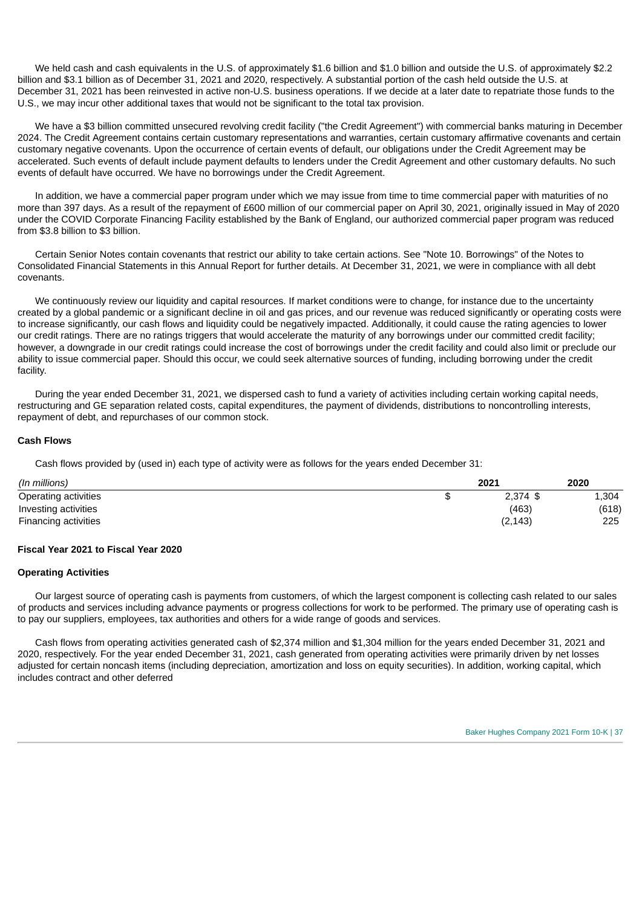We held cash and cash equivalents in the U.S. of approximately $1.6 billion and $1.0 billion and outside the U.S. of approximately $2.2 billion and $3.1 billion as of December 31, 2021 and 2020, respectively. A substantial portion of the cash held outside the U.S. at December 31, 2021 has been reinvested in active non-U.S. business operations. If we decide at a later date to repatriate those funds to the U.S., we may incur other additional taxes that would not be significant to the total tax provision.

We have a $3 billion committed unsecured revolving credit facility ("the Credit Agreement") with commercial banks maturing in December 2024. The Credit Agreement contains certain customary representations and warranties, certain customary affirmative covenants and certain customary negative covenants. Upon the occurrence of certain events of default, our obligations under the Credit Agreement may be accelerated. Such events of default include payment defaults to lenders under the Credit Agreement and other customary defaults. No such events of default have occurred. We have no borrowings under the Credit Agreement.

In addition, we have a commercial paper program under which we may issue from time to time commercial paper with maturities of no more than 397 days. As a result of the repayment of £600 million of our commercial paper on April 30, 2021, originally issued in May of 2020 under the COVID Corporate Financing Facility established by the Bank of England, our authorized commercial paper program was reduced from $3.8 billion to $3 billion.

Certain Senior Notes contain covenants that restrict our ability to take certain actions. See "Note 10. Borrowings" of the Notes to Consolidated Financial Statements in this Annual Report for further details. At December 31, 2021, we were in compliance with all debt covenants.

We continuously review our liquidity and capital resources. If market conditions were to change, for instance due to the uncertainty created by a global pandemic or a significant decline in oil and gas prices, and our revenue was reduced significantly or operating costs were to increase significantly, our cash flows and liquidity could be negatively impacted. Additionally, it could cause the rating agencies to lower our credit ratings. There are no ratings triggers that would accelerate the maturity of any borrowings under our committed credit facility; however, a downgrade in our credit ratings could increase the cost of borrowings under the credit facility and could also limit or preclude our ability to issue commercial paper. Should this occur, we could seek alternative sources of funding, including borrowing under the credit facility.

During the year ended December 31, 2021, we dispersed cash to fund a variety of activities including certain working capital needs, restructuring and GE separation related costs, capital expenditures, the payment of dividends, distributions to noncontrolling interests, repayment of debt, and repurchases of our common stock.

### Cash Flows

Cash flows provided by (used in) each type of activity were as follows for the years ended December 31:

| *(In millions)* | 2021 | 2020 |
|---|---|---|
| Operating activities | $ 2,374 | $ 1,304 |
| Investing activities | (463) | (618) |
| Financing activities | (2,143) | 225 |

### Fiscal Year 2021 to Fiscal Year 2020

### Operating Activities

Our largest source of operating cash is payments from customers, of which the largest component is collecting cash related to our sales of products and services including advance payments or progress collections for work to be performed. The primary use of operating cash is to pay our suppliers, employees, tax authorities and others for a wide range of goods and services.

Cash flows from operating activities generated cash of $2,374 million and $1,304 million for the years ended December 31, 2021 and 2020, respectively. For the year ended December 31, 2021, cash generated from operating activities were primarily driven by net losses adjusted for certain noncash items (including depreciation, amortization and loss on equity securities). In addition, working capital, which includes contract and other deferred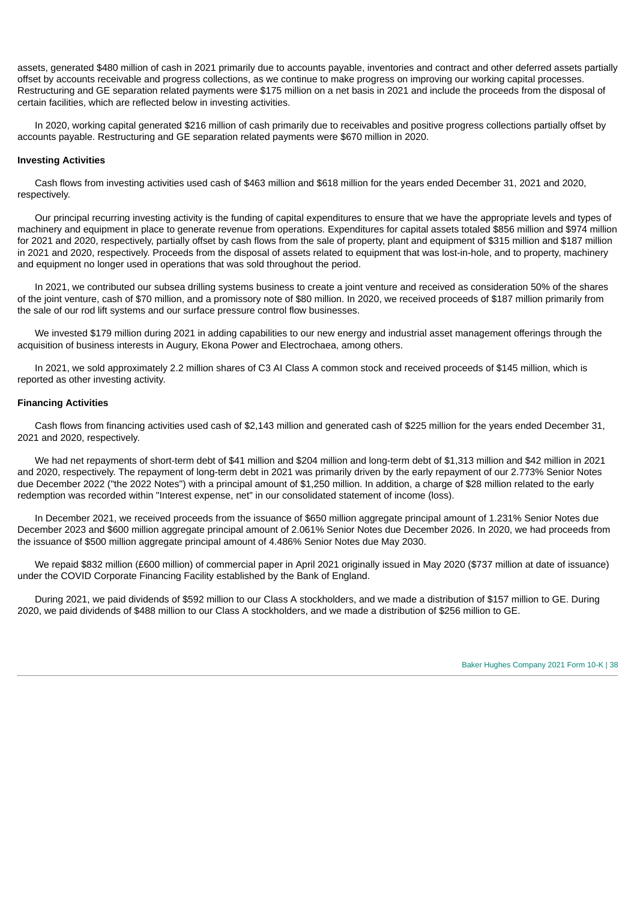assets, generated $480 million of cash in 2021 primarily due to accounts payable, inventories and contract and other deferred assets partially offset by accounts receivable and progress collections, as we continue to make progress on improving our working capital processes. Restructuring and GE separation related payments were $175 million on a net basis in 2021 and include the proceeds from the disposal of certain facilities, which are reflected below in investing activities.

In 2020, working capital generated $216 million of cash primarily due to receivables and positive progress collections partially offset by accounts payable. Restructuring and GE separation related payments were $670 million in 2020.

**Investing Activities**

Cash flows from investing activities used cash of $463 million and $618 million for the years ended December 31, 2021 and 2020, respectively.

Our principal recurring investing activity is the funding of capital expenditures to ensure that we have the appropriate levels and types of machinery and equipment in place to generate revenue from operations. Expenditures for capital assets totaled $856 million and $974 million for 2021 and 2020, respectively, partially offset by cash flows from the sale of property, plant and equipment of $315 million and $187 million in 2021 and 2020, respectively. Proceeds from the disposal of assets related to equipment that was lost-in-hole, and to property, machinery and equipment no longer used in operations that was sold throughout the period.

In 2021, we contributed our subsea drilling systems business to create a joint venture and received as consideration 50% of the shares of the joint venture, cash of $70 million, and a promissory note of $80 million. In 2020, we received proceeds of $187 million primarily from the sale of our rod lift systems and our surface pressure control flow businesses.

We invested $179 million during 2021 in adding capabilities to our new energy and industrial asset management offerings through the acquisition of business interests in Augury, Ekona Power and Electrochaea, among others.

In 2021, we sold approximately 2.2 million shares of C3 AI Class A common stock and received proceeds of $145 million, which is reported as other investing activity.

**Financing Activities**

Cash flows from financing activities used cash of $2,143 million and generated cash of $225 million for the years ended December 31, 2021 and 2020, respectively.

We had net repayments of short-term debt of $41 million and $204 million and long-term debt of $1,313 million and $42 million in 2021 and 2020, respectively. The repayment of long-term debt in 2021 was primarily driven by the early repayment of our 2.773% Senior Notes due December 2022 ("the 2022 Notes") with a principal amount of $1,250 million. In addition, a charge of $28 million related to the early redemption was recorded within "Interest expense, net" in our consolidated statement of income (loss).

In December 2021, we received proceeds from the issuance of $650 million aggregate principal amount of 1.231% Senior Notes due December 2023 and $600 million aggregate principal amount of 2.061% Senior Notes due December 2026. In 2020, we had proceeds from the issuance of $500 million aggregate principal amount of 4.486% Senior Notes due May 2030.

We repaid $832 million (£600 million) of commercial paper in April 2021 originally issued in May 2020 ($737 million at date of issuance) under the COVID Corporate Financing Facility established by the Bank of England.

During 2021, we paid dividends of $592 million to our Class A stockholders, and we made a distribution of $157 million to GE. During 2020, we paid dividends of $488 million to our Class A stockholders, and we made a distribution of $256 million to GE.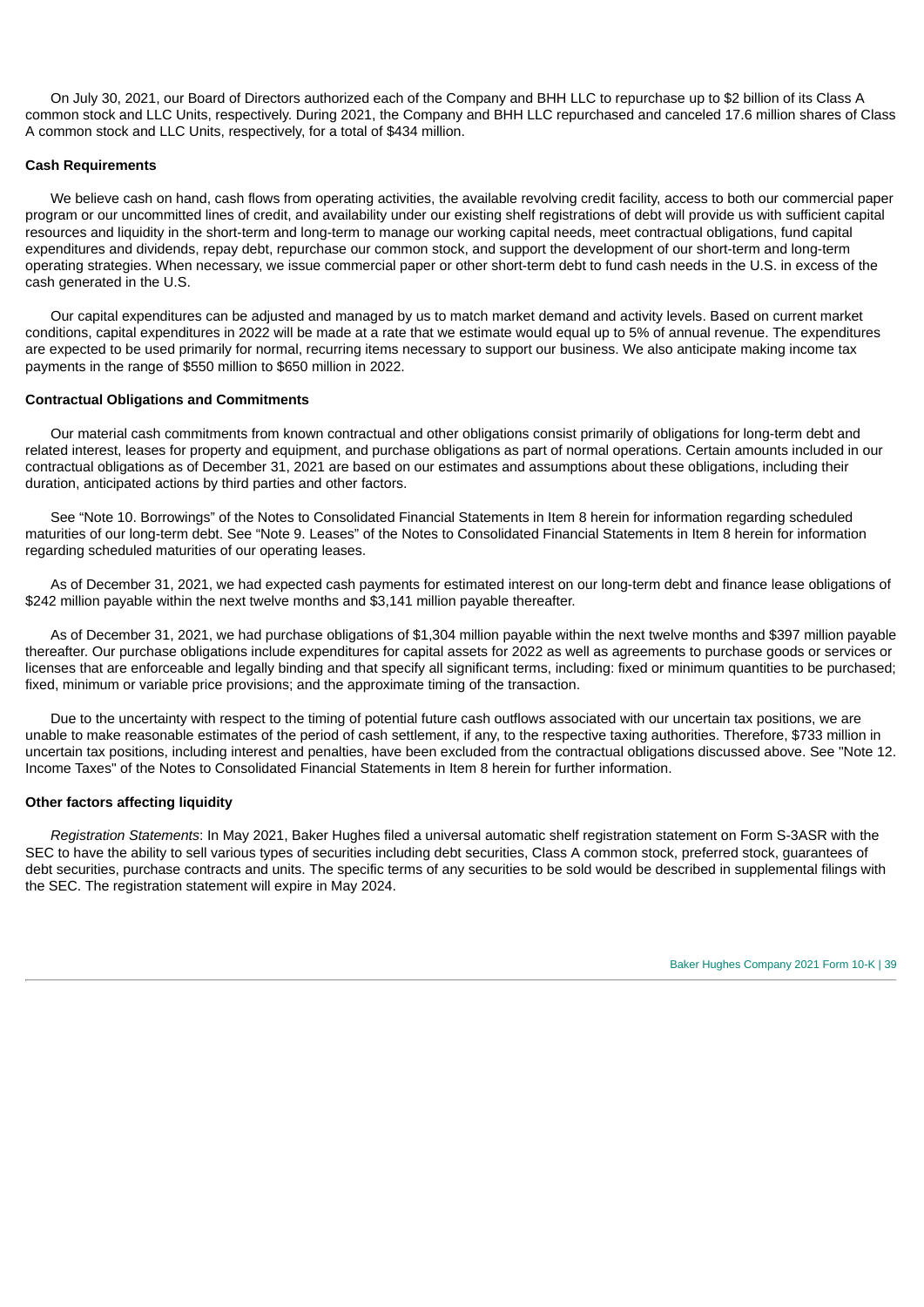On July 30, 2021, our Board of Directors authorized each of the Company and BHH LLC to repurchase up to $2 billion of its Class A common stock and LLC Units, respectively. During 2021, the Company and BHH LLC repurchased and canceled 17.6 million shares of Class A common stock and LLC Units, respectively, for a total of $434 million.

**Cash Requirements**

We believe cash on hand, cash flows from operating activities, the available revolving credit facility, access to both our commercial paper program or our uncommitted lines of credit, and availability under our existing shelf registrations of debt will provide us with sufficient capital resources and liquidity in the short-term and long-term to manage our working capital needs, meet contractual obligations, fund capital expenditures and dividends, repay debt, repurchase our common stock, and support the development of our short-term and long-term operating strategies. When necessary, we issue commercial paper or other short-term debt to fund cash needs in the U.S. in excess of the cash generated in the U.S.

Our capital expenditures can be adjusted and managed by us to match market demand and activity levels. Based on current market conditions, capital expenditures in 2022 will be made at a rate that we estimate would equal up to 5% of annual revenue. The expenditures are expected to be used primarily for normal, recurring items necessary to support our business. We also anticipate making income tax payments in the range of $550 million to $650 million in 2022.

**Contractual Obligations and Commitments**

Our material cash commitments from known contractual and other obligations consist primarily of obligations for long-term debt and related interest, leases for property and equipment, and purchase obligations as part of normal operations. Certain amounts included in our contractual obligations as of December 31, 2021 are based on our estimates and assumptions about these obligations, including their duration, anticipated actions by third parties and other factors.

See "Note 10. Borrowings" of the Notes to Consolidated Financial Statements in Item 8 herein for information regarding scheduled maturities of our long-term debt. See "Note 9. Leases" of the Notes to Consolidated Financial Statements in Item 8 herein for information regarding scheduled maturities of our operating leases.

As of December 31, 2021, we had expected cash payments for estimated interest on our long-term debt and finance lease obligations of $242 million payable within the next twelve months and $3,141 million payable thereafter.

As of December 31, 2021, we had purchase obligations of $1,304 million payable within the next twelve months and $397 million payable thereafter. Our purchase obligations include expenditures for capital assets for 2022 as well as agreements to purchase goods or services or licenses that are enforceable and legally binding and that specify all significant terms, including: fixed or minimum quantities to be purchased; fixed, minimum or variable price provisions; and the approximate timing of the transaction.

Due to the uncertainty with respect to the timing of potential future cash outflows associated with our uncertain tax positions, we are unable to make reasonable estimates of the period of cash settlement, if any, to the respective taxing authorities. Therefore, $733 million in uncertain tax positions, including interest and penalties, have been excluded from the contractual obligations discussed above. See "Note 12. Income Taxes" of the Notes to Consolidated Financial Statements in Item 8 herein for further information.

**Other factors affecting liquidity**

*Registration Statements*: In May 2021, Baker Hughes filed a universal automatic shelf registration statement on Form S-3ASR with the SEC to have the ability to sell various types of securities including debt securities, Class A common stock, preferred stock, guarantees of debt securities, purchase contracts and units. The specific terms of any securities to be sold would be described in supplemental filings with the SEC. The registration statement will expire in May 2024.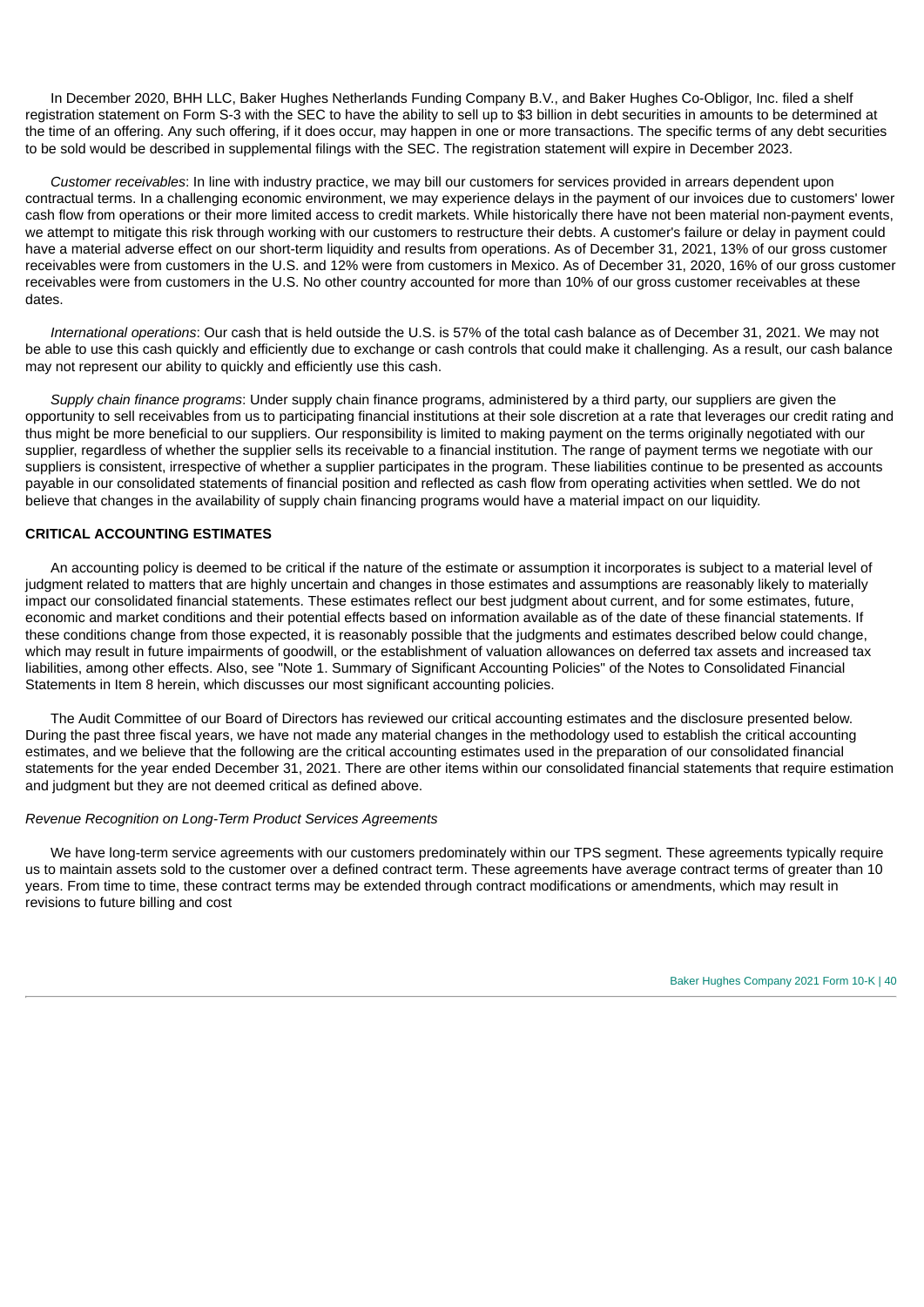In December 2020, BHH LLC, Baker Hughes Netherlands Funding Company B.V., and Baker Hughes Co-Obligor, Inc. filed a shelf registration statement on Form S-3 with the SEC to have the ability to sell up to $3 billion in debt securities in amounts to be determined at the time of an offering. Any such offering, if it does occur, may happen in one or more transactions. The specific terms of any debt securities to be sold would be described in supplemental filings with the SEC. The registration statement will expire in December 2023.

*Customer receivables*: In line with industry practice, we may bill our customers for services provided in arrears dependent upon contractual terms. In a challenging economic environment, we may experience delays in the payment of our invoices due to customers' lower cash flow from operations or their more limited access to credit markets. While historically there have not been material non-payment events, we attempt to mitigate this risk through working with our customers to restructure their debts. A customer's failure or delay in payment could have a material adverse effect on our short-term liquidity and results from operations. As of December 31, 2021, 13% of our gross customer receivables were from customers in the U.S. and 12% were from customers in Mexico. As of December 31, 2020, 16% of our gross customer receivables were from customers in the U.S. No other country accounted for more than 10% of our gross customer receivables at these dates.

*International operations*: Our cash that is held outside the U.S. is 57% of the total cash balance as of December 31, 2021. We may not be able to use this cash quickly and efficiently due to exchange or cash controls that could make it challenging. As a result, our cash balance may not represent our ability to quickly and efficiently use this cash.

*Supply chain finance programs*: Under supply chain finance programs, administered by a third party, our suppliers are given the opportunity to sell receivables from us to participating financial institutions at their sole discretion at a rate that leverages our credit rating and thus might be more beneficial to our suppliers. Our responsibility is limited to making payment on the terms originally negotiated with our supplier, regardless of whether the supplier sells its receivable to a financial institution. The range of payment terms we negotiate with our suppliers is consistent, irrespective of whether a supplier participates in the program. These liabilities continue to be presented as accounts payable in our consolidated statements of financial position and reflected as cash flow from operating activities when settled. We do not believe that changes in the availability of supply chain financing programs would have a material impact on our liquidity.

## CRITICAL ACCOUNTING ESTIMATES

An accounting policy is deemed to be critical if the nature of the estimate or assumption it incorporates is subject to a material level of judgment related to matters that are highly uncertain and changes in those estimates and assumptions are reasonably likely to materially impact our consolidated financial statements. These estimates reflect our best judgment about current, and for some estimates, future, economic and market conditions and their potential effects based on information available as of the date of these financial statements. If these conditions change from those expected, it is reasonably possible that the judgments and estimates described below could change, which may result in future impairments of goodwill, or the establishment of valuation allowances on deferred tax assets and increased tax liabilities, among other effects. Also, see "Note 1. Summary of Significant Accounting Policies" of the Notes to Consolidated Financial Statements in Item 8 herein, which discusses our most significant accounting policies.

The Audit Committee of our Board of Directors has reviewed our critical accounting estimates and the disclosure presented below. During the past three fiscal years, we have not made any material changes in the methodology used to establish the critical accounting estimates, and we believe that the following are the critical accounting estimates used in the preparation of our consolidated financial statements for the year ended December 31, 2021. There are other items within our consolidated financial statements that require estimation and judgment but they are not deemed critical as defined above.

*Revenue Recognition on Long-Term Product Services Agreements*

We have long-term service agreements with our customers predominately within our TPS segment. These agreements typically require us to maintain assets sold to the customer over a defined contract term. These agreements have average contract terms of greater than 10 years. From time to time, these contract terms may be extended through contract modifications or amendments, which may result in revisions to future billing and cost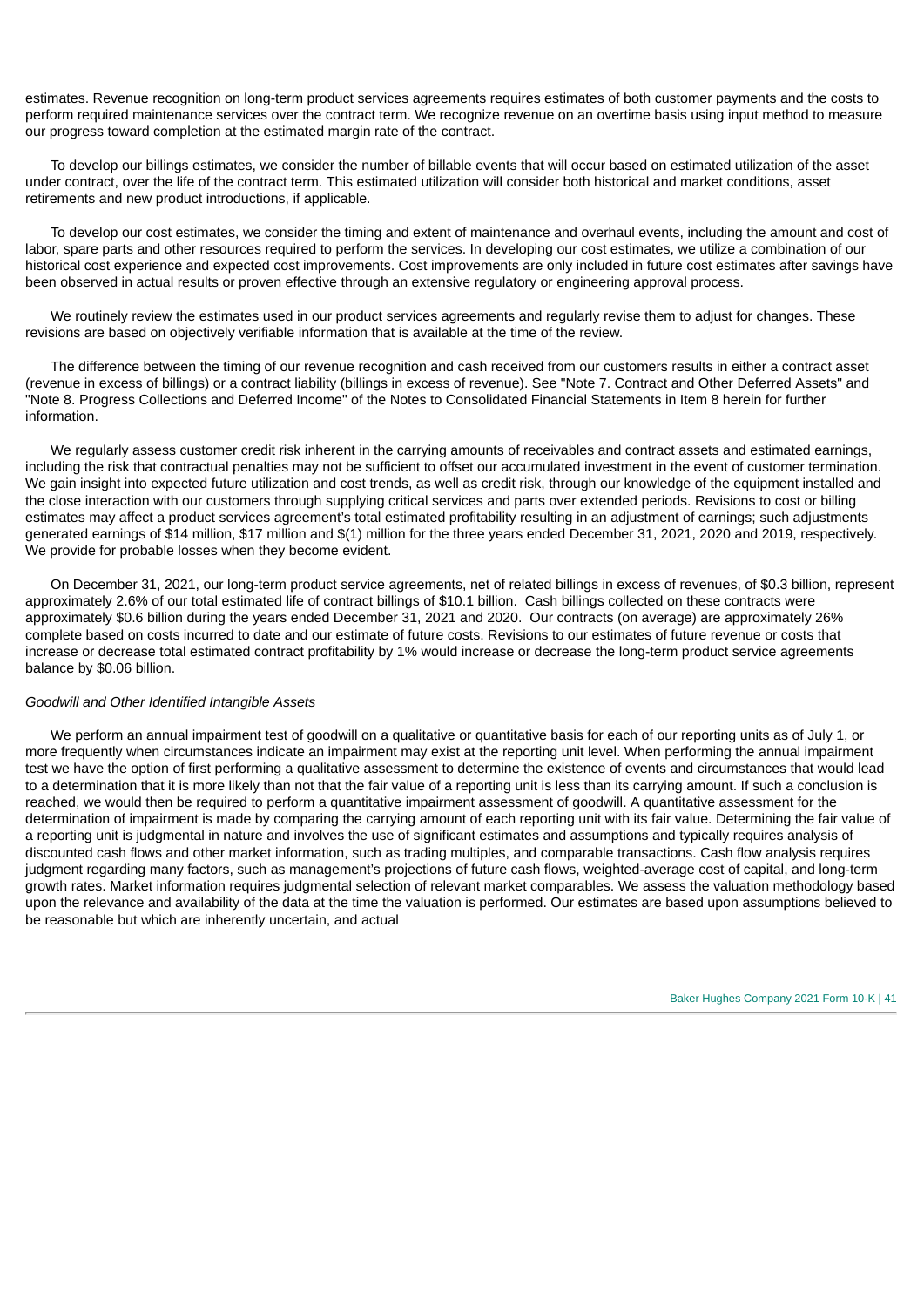estimates. Revenue recognition on long-term product services agreements requires estimates of both customer payments and the costs to perform required maintenance services over the contract term. We recognize revenue on an overtime basis using input method to measure our progress toward completion at the estimated margin rate of the contract.

To develop our billings estimates, we consider the number of billable events that will occur based on estimated utilization of the asset under contract, over the life of the contract term. This estimated utilization will consider both historical and market conditions, asset retirements and new product introductions, if applicable.

To develop our cost estimates, we consider the timing and extent of maintenance and overhaul events, including the amount and cost of labor, spare parts and other resources required to perform the services. In developing our cost estimates, we utilize a combination of our historical cost experience and expected cost improvements. Cost improvements are only included in future cost estimates after savings have been observed in actual results or proven effective through an extensive regulatory or engineering approval process.

We routinely review the estimates used in our product services agreements and regularly revise them to adjust for changes. These revisions are based on objectively verifiable information that is available at the time of the review.

The difference between the timing of our revenue recognition and cash received from our customers results in either a contract asset (revenue in excess of billings) or a contract liability (billings in excess of revenue). See "Note 7. Contract and Other Deferred Assets" and "Note 8. Progress Collections and Deferred Income" of the Notes to Consolidated Financial Statements in Item 8 herein for further information.

We regularly assess customer credit risk inherent in the carrying amounts of receivables and contract assets and estimated earnings, including the risk that contractual penalties may not be sufficient to offset our accumulated investment in the event of customer termination. We gain insight into expected future utilization and cost trends, as well as credit risk, through our knowledge of the equipment installed and the close interaction with our customers through supplying critical services and parts over extended periods. Revisions to cost or billing estimates may affect a product services agreement's total estimated profitability resulting in an adjustment of earnings; such adjustments generated earnings of $14 million, $17 million and $(1) million for the three years ended December 31, 2021, 2020 and 2019, respectively. We provide for probable losses when they become evident.

On December 31, 2021, our long-term product service agreements, net of related billings in excess of revenues, of $0.3 billion, represent approximately 2.6% of our total estimated life of contract billings of $10.1 billion. Cash billings collected on these contracts were approximately $0.6 billion during the years ended December 31, 2021 and 2020. Our contracts (on average) are approximately 26% complete based on costs incurred to date and our estimate of future costs. Revisions to our estimates of future revenue or costs that increase or decrease total estimated contract profitability by 1% would increase or decrease the long-term product service agreements balance by $0.06 billion.

*Goodwill and Other Identified Intangible Assets*

We perform an annual impairment test of goodwill on a qualitative or quantitative basis for each of our reporting units as of July 1, or more frequently when circumstances indicate an impairment may exist at the reporting unit level. When performing the annual impairment test we have the option of first performing a qualitative assessment to determine the existence of events and circumstances that would lead to a determination that it is more likely than not that the fair value of a reporting unit is less than its carrying amount. If such a conclusion is reached, we would then be required to perform a quantitative impairment assessment of goodwill. A quantitative assessment for the determination of impairment is made by comparing the carrying amount of each reporting unit with its fair value. Determining the fair value of a reporting unit is judgmental in nature and involves the use of significant estimates and assumptions and typically requires analysis of discounted cash flows and other market information, such as trading multiples, and comparable transactions. Cash flow analysis requires judgment regarding many factors, such as management's projections of future cash flows, weighted-average cost of capital, and long-term growth rates. Market information requires judgmental selection of relevant market comparables. We assess the valuation methodology based upon the relevance and availability of the data at the time the valuation is performed. Our estimates are based upon assumptions believed to be reasonable but which are inherently uncertain, and actual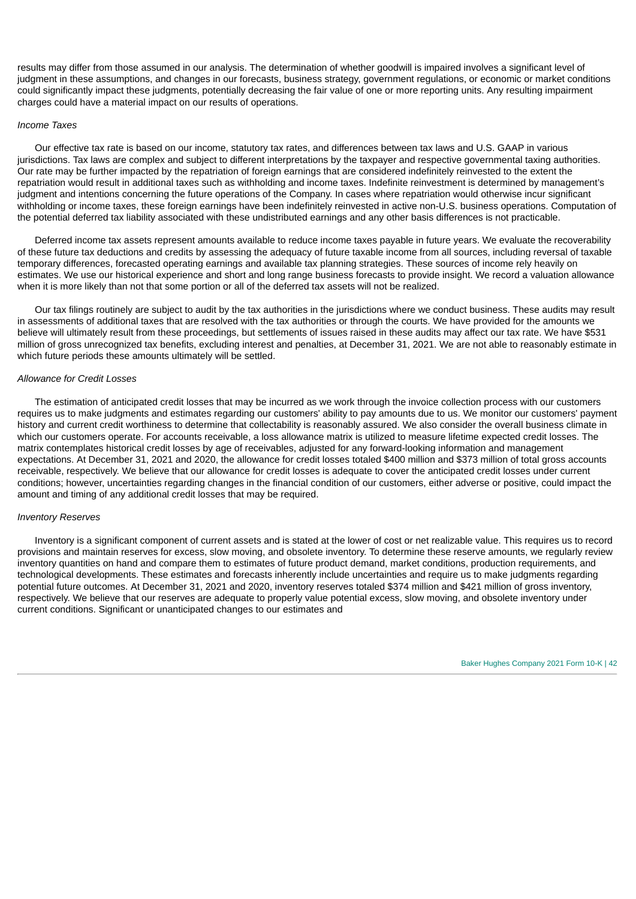results may differ from those assumed in our analysis. The determination of whether goodwill is impaired involves a significant level of judgment in these assumptions, and changes in our forecasts, business strategy, government regulations, or economic or market conditions could significantly impact these judgments, potentially decreasing the fair value of one or more reporting units. Any resulting impairment charges could have a material impact on our results of operations.

*Income Taxes*

Our effective tax rate is based on our income, statutory tax rates, and differences between tax laws and U.S. GAAP in various jurisdictions. Tax laws are complex and subject to different interpretations by the taxpayer and respective governmental taxing authorities. Our rate may be further impacted by the repatriation of foreign earnings that are considered indefinitely reinvested to the extent the repatriation would result in additional taxes such as withholding and income taxes. Indefinite reinvestment is determined by management's judgment and intentions concerning the future operations of the Company. In cases where repatriation would otherwise incur significant withholding or income taxes, these foreign earnings have been indefinitely reinvested in active non-U.S. business operations. Computation of the potential deferred tax liability associated with these undistributed earnings and any other basis differences is not practicable.

Deferred income tax assets represent amounts available to reduce income taxes payable in future years. We evaluate the recoverability of these future tax deductions and credits by assessing the adequacy of future taxable income from all sources, including reversal of taxable temporary differences, forecasted operating earnings and available tax planning strategies. These sources of income rely heavily on estimates. We use our historical experience and short and long range business forecasts to provide insight. We record a valuation allowance when it is more likely than not that some portion or all of the deferred tax assets will not be realized.

Our tax filings routinely are subject to audit by the tax authorities in the jurisdictions where we conduct business. These audits may result in assessments of additional taxes that are resolved with the tax authorities or through the courts. We have provided for the amounts we believe will ultimately result from these proceedings, but settlements of issues raised in these audits may affect our tax rate. We have $531 million of gross unrecognized tax benefits, excluding interest and penalties, at December 31, 2021. We are not able to reasonably estimate in which future periods these amounts ultimately will be settled.

*Allowance for Credit Losses*

The estimation of anticipated credit losses that may be incurred as we work through the invoice collection process with our customers requires us to make judgments and estimates regarding our customers' ability to pay amounts due to us. We monitor our customers' payment history and current credit worthiness to determine that collectability is reasonably assured. We also consider the overall business climate in which our customers operate. For accounts receivable, a loss allowance matrix is utilized to measure lifetime expected credit losses. The matrix contemplates historical credit losses by age of receivables, adjusted for any forward-looking information and management expectations. At December 31, 2021 and 2020, the allowance for credit losses totaled $400 million and $373 million of total gross accounts receivable, respectively. We believe that our allowance for credit losses is adequate to cover the anticipated credit losses under current conditions; however, uncertainties regarding changes in the financial condition of our customers, either adverse or positive, could impact the amount and timing of any additional credit losses that may be required.

*Inventory Reserves*

Inventory is a significant component of current assets and is stated at the lower of cost or net realizable value. This requires us to record provisions and maintain reserves for excess, slow moving, and obsolete inventory. To determine these reserve amounts, we regularly review inventory quantities on hand and compare them to estimates of future product demand, market conditions, production requirements, and technological developments. These estimates and forecasts inherently include uncertainties and require us to make judgments regarding potential future outcomes. At December 31, 2021 and 2020, inventory reserves totaled $374 million and $421 million of gross inventory, respectively. We believe that our reserves are adequate to properly value potential excess, slow moving, and obsolete inventory under current conditions. Significant or unanticipated changes to our estimates and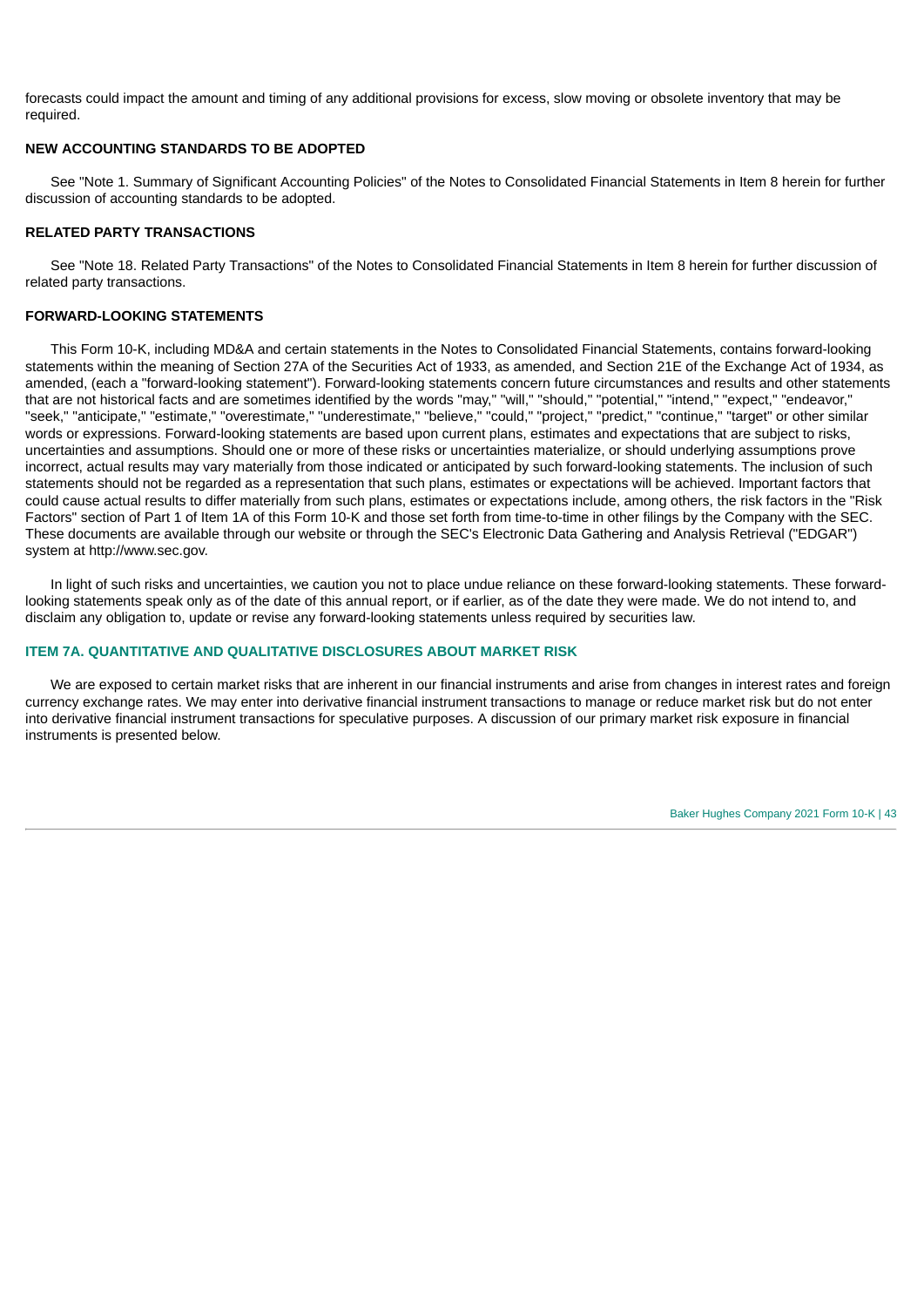forecasts could impact the amount and timing of any additional provisions for excess, slow moving or obsolete inventory that may be required.

### NEW ACCOUNTING STANDARDS TO BE ADOPTED

See "Note 1. Summary of Significant Accounting Policies" of the Notes to Consolidated Financial Statements in Item 8 herein for further discussion of accounting standards to be adopted.

### RELATED PARTY TRANSACTIONS

See "Note 18. Related Party Transactions" of the Notes to Consolidated Financial Statements in Item 8 herein for further discussion of related party transactions.

### FORWARD-LOOKING STATEMENTS

This Form 10-K, including MD&A and certain statements in the Notes to Consolidated Financial Statements, contains forward-looking statements within the meaning of Section 27A of the Securities Act of 1933, as amended, and Section 21E of the Exchange Act of 1934, as amended, (each a "forward-looking statement"). Forward-looking statements concern future circumstances and results and other statements that are not historical facts and are sometimes identified by the words "may," "will," "should," "potential," "intend," "expect," "endeavor," "seek," "anticipate," "estimate," "overestimate," "underestimate," "believe," "could," "project," "predict," "continue," "target" or other similar words or expressions. Forward-looking statements are based upon current plans, estimates and expectations that are subject to risks, uncertainties and assumptions. Should one or more of these risks or uncertainties materialize, or should underlying assumptions prove incorrect, actual results may vary materially from those indicated or anticipated by such forward-looking statements. The inclusion of such statements should not be regarded as a representation that such plans, estimates or expectations will be achieved. Important factors that could cause actual results to differ materially from such plans, estimates or expectations include, among others, the risk factors in the "Risk Factors" section of Part 1 of Item 1A of this Form 10-K and those set forth from time-to-time in other filings by the Company with the SEC. These documents are available through our website or through the SEC's Electronic Data Gathering and Analysis Retrieval ("EDGAR") system at http://www.sec.gov.

In light of such risks and uncertainties, we caution you not to place undue reliance on these forward-looking statements. These forward-looking statements speak only as of the date of this annual report, or if earlier, as of the date they were made. We do not intend to, and disclaim any obligation to, update or revise any forward-looking statements unless required by securities law.

## ITEM 7A. QUANTITATIVE AND QUALITATIVE DISCLOSURES ABOUT MARKET RISK

We are exposed to certain market risks that are inherent in our financial instruments and arise from changes in interest rates and foreign currency exchange rates. We may enter into derivative financial instrument transactions to manage or reduce market risk but do not enter into derivative financial instrument transactions for speculative purposes. A discussion of our primary market risk exposure in financial instruments is presented below.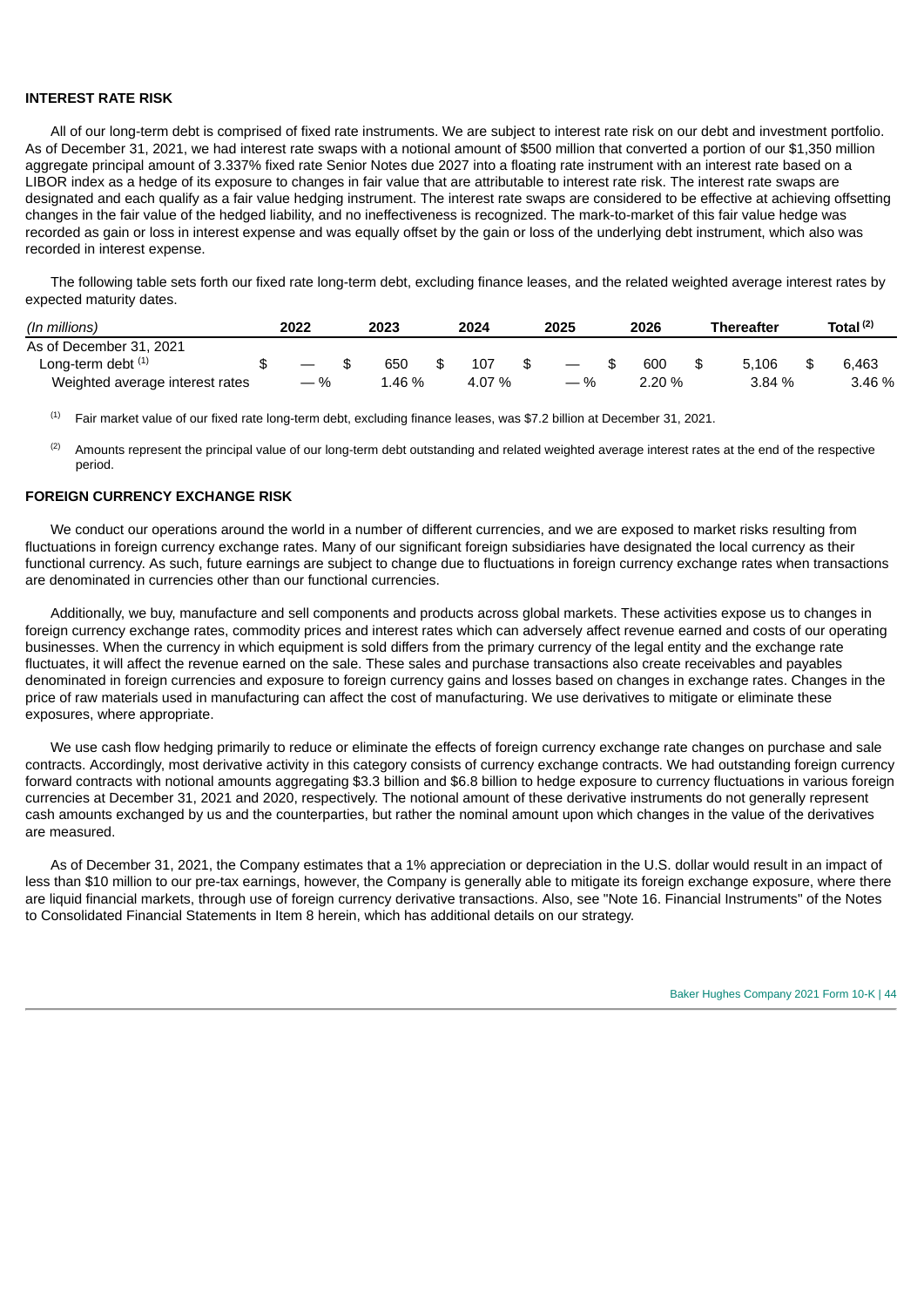## INTEREST RATE RISK

All of our long-term debt is comprised of fixed rate instruments. We are subject to interest rate risk on our debt and investment portfolio. As of December 31, 2021, we had interest rate swaps with a notional amount of $500 million that converted a portion of our $1,350 million aggregate principal amount of 3.337% fixed rate Senior Notes due 2027 into a floating rate instrument with an interest rate based on a LIBOR index as a hedge of its exposure to changes in fair value that are attributable to interest rate risk. The interest rate swaps are designated and each qualify as a fair value hedging instrument. The interest rate swaps are considered to be effective at achieving offsetting changes in the fair value of the hedged liability, and no ineffectiveness is recognized. The mark-to-market of this fair value hedge was recorded as gain or loss in interest expense and was equally offset by the gain or loss of the underlying debt instrument, which also was recorded in interest expense.

The following table sets forth our fixed rate long-term debt, excluding finance leases, and the related weighted average interest rates by expected maturity dates.

| *(In millions)* | 2022 | 2023 | 2024 | 2025 | 2026 | Thereafter | Total [2] |
|---|---|---|---|---|---|---|---|
| As of December 31, 2021 | | | | | | | |
| Long-term debt [1] | $ — | $ 650 | $ 107 | $ — | $ 600 | $ 5,106 | $ 6,463 |
| Weighted average interest rates | — % | 1.46 % | 4.07 % | — % | 2.20 % | 3.84 % | 3.46 % |

[1] Fair market value of our fixed rate long-term debt, excluding finance leases, was $7.2 billion at December 31, 2021.

[2] Amounts represent the principal value of our long-term debt outstanding and related weighted average interest rates at the end of the respective period.

## FOREIGN CURRENCY EXCHANGE RISK

We conduct our operations around the world in a number of different currencies, and we are exposed to market risks resulting from fluctuations in foreign currency exchange rates. Many of our significant foreign subsidiaries have designated the local currency as their functional currency. As such, future earnings are subject to change due to fluctuations in foreign currency exchange rates when transactions are denominated in currencies other than our functional currencies.

Additionally, we buy, manufacture and sell components and products across global markets. These activities expose us to changes in foreign currency exchange rates, commodity prices and interest rates which can adversely affect revenue earned and costs of our operating businesses. When the currency in which equipment is sold differs from the primary currency of the legal entity and the exchange rate fluctuates, it will affect the revenue earned on the sale. These sales and purchase transactions also create receivables and payables denominated in foreign currencies and exposure to foreign currency gains and losses based on changes in exchange rates. Changes in the price of raw materials used in manufacturing can affect the cost of manufacturing. We use derivatives to mitigate or eliminate these exposures, where appropriate.

We use cash flow hedging primarily to reduce or eliminate the effects of foreign currency exchange rate changes on purchase and sale contracts. Accordingly, most derivative activity in this category consists of currency exchange contracts. We had outstanding foreign currency forward contracts with notional amounts aggregating $3.3 billion and $6.8 billion to hedge exposure to currency fluctuations in various foreign currencies at December 31, 2021 and 2020, respectively. The notional amount of these derivative instruments do not generally represent cash amounts exchanged by us and the counterparties, but rather the nominal amount upon which changes in the value of the derivatives are measured.

As of December 31, 2021, the Company estimates that a 1% appreciation or depreciation in the U.S. dollar would result in an impact of less than $10 million to our pre-tax earnings, however, the Company is generally able to mitigate its foreign exchange exposure, where there are liquid financial markets, through use of foreign currency derivative transactions. Also, see "Note 16. Financial Instruments" of the Notes to Consolidated Financial Statements in Item 8 herein, which has additional details on our strategy.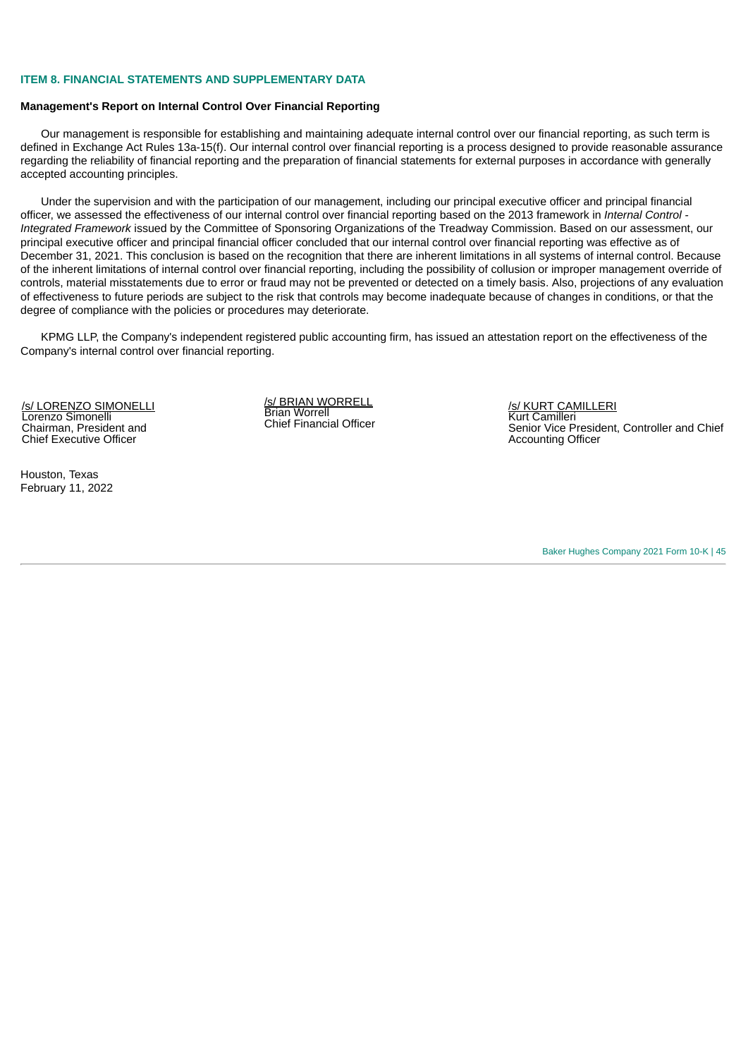## ITEM 8. FINANCIAL STATEMENTS AND SUPPLEMENTARY DATA

### Management's Report on Internal Control Over Financial Reporting

Our management is responsible for establishing and maintaining adequate internal control over our financial reporting, as such term is defined in Exchange Act Rules 13a-15(f). Our internal control over financial reporting is a process designed to provide reasonable assurance regarding the reliability of financial reporting and the preparation of financial statements for external purposes in accordance with generally accepted accounting principles.

Under the supervision and with the participation of our management, including our principal executive officer and principal financial officer, we assessed the effectiveness of our internal control over financial reporting based on the 2013 framework in *Internal Control - Integrated Framework* issued by the Committee of Sponsoring Organizations of the Treadway Commission. Based on our assessment, our principal executive officer and principal financial officer concluded that our internal control over financial reporting was effective as of December 31, 2021. This conclusion is based on the recognition that there are inherent limitations in all systems of internal control. Because of the inherent limitations of internal control over financial reporting, including the possibility of collusion or improper management override of controls, material misstatements due to error or fraud may not be prevented or detected on a timely basis. Also, projections of any evaluation of effectiveness to future periods are subject to the risk that controls may become inadequate because of changes in conditions, or that the degree of compliance with the policies or procedures may deteriorate.

KPMG LLP, the Company's independent registered public accounting firm, has issued an attestation report on the effectiveness of the Company's internal control over financial reporting.

/s/ LORENZO SIMONELLI
Lorenzo Simonelli
Chairman, President and
Chief Executive Officer

/s/ BRIAN WORRELL
Brian Worrell
Chief Financial Officer

/s/ KURT CAMILLERI
Kurt Camilleri
Senior Vice President, Controller and Chief Accounting Officer

Houston, Texas
February 11, 2022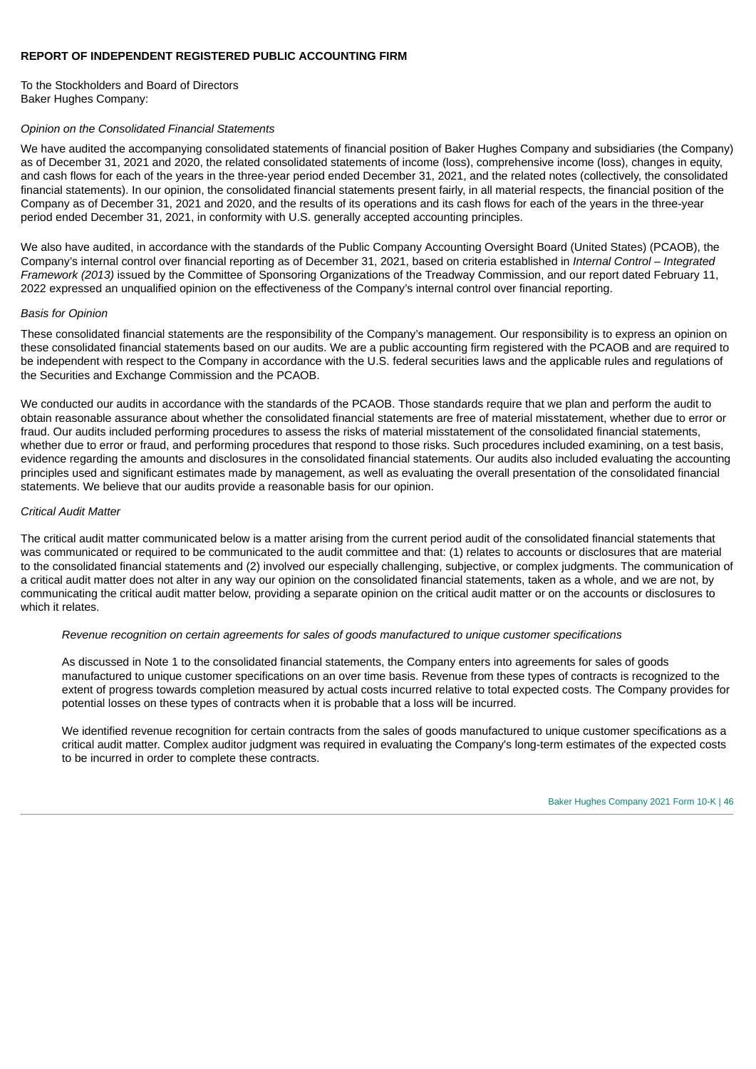## REPORT OF INDEPENDENT REGISTERED PUBLIC ACCOUNTING FIRM

To the Stockholders and Board of Directors
Baker Hughes Company:

*Opinion on the Consolidated Financial Statements*

We have audited the accompanying consolidated statements of financial position of Baker Hughes Company and subsidiaries (the Company) as of December 31, 2021 and 2020, the related consolidated statements of income (loss), comprehensive income (loss), changes in equity, and cash flows for each of the years in the three-year period ended December 31, 2021, and the related notes (collectively, the consolidated financial statements). In our opinion, the consolidated financial statements present fairly, in all material respects, the financial position of the Company as of December 31, 2021 and 2020, and the results of its operations and its cash flows for each of the years in the three-year period ended December 31, 2021, in conformity with U.S. generally accepted accounting principles.

We also have audited, in accordance with the standards of the Public Company Accounting Oversight Board (United States) (PCAOB), the Company's internal control over financial reporting as of December 31, 2021, based on criteria established in *Internal Control – Integrated Framework (2013)* issued by the Committee of Sponsoring Organizations of the Treadway Commission, and our report dated February 11, 2022 expressed an unqualified opinion on the effectiveness of the Company's internal control over financial reporting.

*Basis for Opinion*

These consolidated financial statements are the responsibility of the Company's management. Our responsibility is to express an opinion on these consolidated financial statements based on our audits. We are a public accounting firm registered with the PCAOB and are required to be independent with respect to the Company in accordance with the U.S. federal securities laws and the applicable rules and regulations of the Securities and Exchange Commission and the PCAOB.

We conducted our audits in accordance with the standards of the PCAOB. Those standards require that we plan and perform the audit to obtain reasonable assurance about whether the consolidated financial statements are free of material misstatement, whether due to error or fraud. Our audits included performing procedures to assess the risks of material misstatement of the consolidated financial statements, whether due to error or fraud, and performing procedures that respond to those risks. Such procedures included examining, on a test basis, evidence regarding the amounts and disclosures in the consolidated financial statements. Our audits also included evaluating the accounting principles used and significant estimates made by management, as well as evaluating the overall presentation of the consolidated financial statements. We believe that our audits provide a reasonable basis for our opinion.

*Critical Audit Matter*

The critical audit matter communicated below is a matter arising from the current period audit of the consolidated financial statements that was communicated or required to be communicated to the audit committee and that: (1) relates to accounts or disclosures that are material to the consolidated financial statements and (2) involved our especially challenging, subjective, or complex judgments. The communication of a critical audit matter does not alter in any way our opinion on the consolidated financial statements, taken as a whole, and we are not, by communicating the critical audit matter below, providing a separate opinion on the critical audit matter or on the accounts or disclosures to which it relates.

*Revenue recognition on certain agreements for sales of goods manufactured to unique customer specifications*

As discussed in Note 1 to the consolidated financial statements, the Company enters into agreements for sales of goods manufactured to unique customer specifications on an over time basis. Revenue from these types of contracts is recognized to the extent of progress towards completion measured by actual costs incurred relative to total expected costs. The Company provides for potential losses on these types of contracts when it is probable that a loss will be incurred.

We identified revenue recognition for certain contracts from the sales of goods manufactured to unique customer specifications as a critical audit matter. Complex auditor judgment was required in evaluating the Company's long-term estimates of the expected costs to be incurred in order to complete these contracts.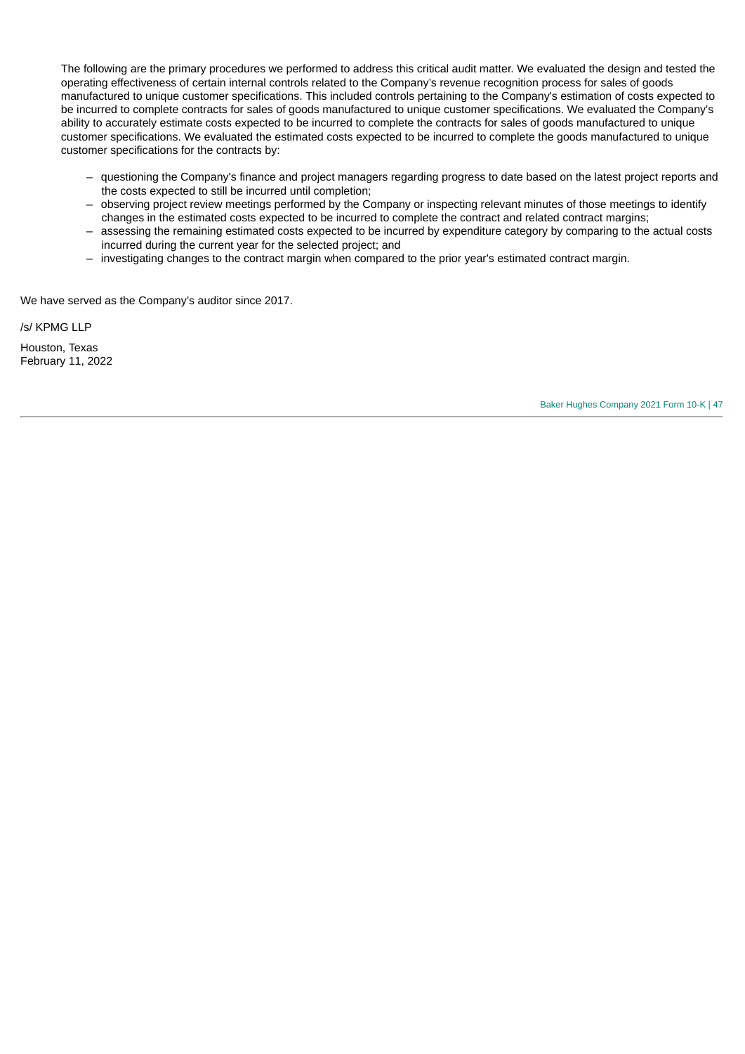The following are the primary procedures we performed to address this critical audit matter. We evaluated the design and tested the operating effectiveness of certain internal controls related to the Company's revenue recognition process for sales of goods manufactured to unique customer specifications. This included controls pertaining to the Company's estimation of costs expected to be incurred to complete contracts for sales of goods manufactured to unique customer specifications. We evaluated the Company's ability to accurately estimate costs expected to be incurred to complete the contracts for sales of goods manufactured to unique customer specifications. We evaluated the estimated costs expected to be incurred to complete the goods manufactured to unique customer specifications for the contracts by:

- questioning the Company's finance and project managers regarding progress to date based on the latest project reports and the costs expected to still be incurred until completion;
- observing project review meetings performed by the Company or inspecting relevant minutes of those meetings to identify changes in the estimated costs expected to be incurred to complete the contract and related contract margins;
- assessing the remaining estimated costs expected to be incurred by expenditure category by comparing to the actual costs incurred during the current year for the selected project; and
- investigating changes to the contract margin when compared to the prior year's estimated contract margin.

We have served as the Company's auditor since 2017.

/s/ KPMG LLP

Houston, Texas
February 11, 2022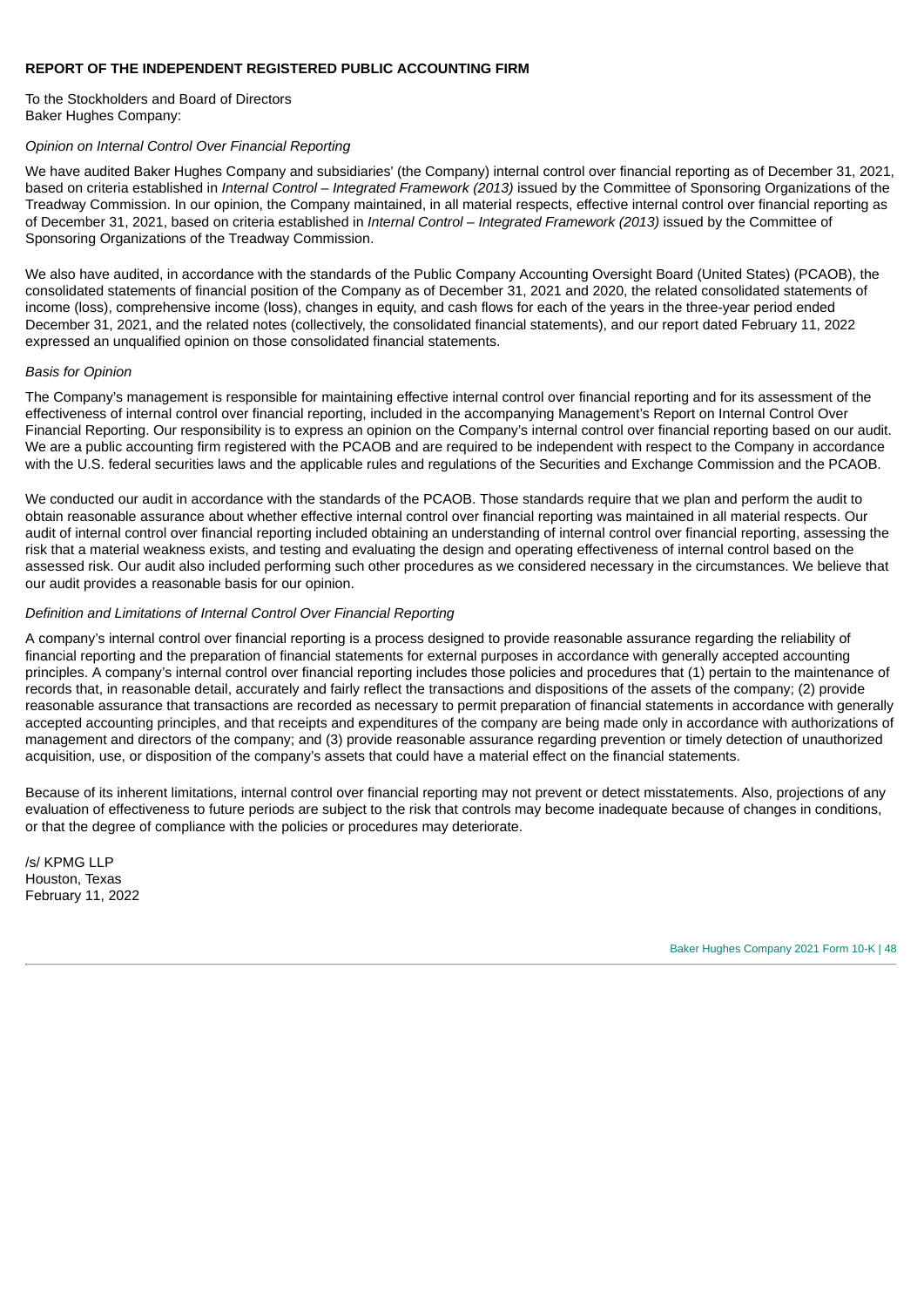## REPORT OF THE INDEPENDENT REGISTERED PUBLIC ACCOUNTING FIRM

To the Stockholders and Board of Directors
Baker Hughes Company:

*Opinion on Internal Control Over Financial Reporting*

We have audited Baker Hughes Company and subsidiaries' (the Company) internal control over financial reporting as of December 31, 2021, based on criteria established in *Internal Control – Integrated Framework (2013)* issued by the Committee of Sponsoring Organizations of the Treadway Commission. In our opinion, the Company maintained, in all material respects, effective internal control over financial reporting as of December 31, 2021, based on criteria established in *Internal Control – Integrated Framework (2013)* issued by the Committee of Sponsoring Organizations of the Treadway Commission.

We also have audited, in accordance with the standards of the Public Company Accounting Oversight Board (United States) (PCAOB), the consolidated statements of financial position of the Company as of December 31, 2021 and 2020, the related consolidated statements of income (loss), comprehensive income (loss), changes in equity, and cash flows for each of the years in the three-year period ended December 31, 2021, and the related notes (collectively, the consolidated financial statements), and our report dated February 11, 2022 expressed an unqualified opinion on those consolidated financial statements.

*Basis for Opinion*

The Company's management is responsible for maintaining effective internal control over financial reporting and for its assessment of the effectiveness of internal control over financial reporting, included in the accompanying Management's Report on Internal Control Over Financial Reporting. Our responsibility is to express an opinion on the Company's internal control over financial reporting based on our audit. We are a public accounting firm registered with the PCAOB and are required to be independent with respect to the Company in accordance with the U.S. federal securities laws and the applicable rules and regulations of the Securities and Exchange Commission and the PCAOB.

We conducted our audit in accordance with the standards of the PCAOB. Those standards require that we plan and perform the audit to obtain reasonable assurance about whether effective internal control over financial reporting was maintained in all material respects. Our audit of internal control over financial reporting included obtaining an understanding of internal control over financial reporting, assessing the risk that a material weakness exists, and testing and evaluating the design and operating effectiveness of internal control based on the assessed risk. Our audit also included performing such other procedures as we considered necessary in the circumstances. We believe that our audit provides a reasonable basis for our opinion.

*Definition and Limitations of Internal Control Over Financial Reporting*

A company's internal control over financial reporting is a process designed to provide reasonable assurance regarding the reliability of financial reporting and the preparation of financial statements for external purposes in accordance with generally accepted accounting principles. A company's internal control over financial reporting includes those policies and procedures that (1) pertain to the maintenance of records that, in reasonable detail, accurately and fairly reflect the transactions and dispositions of the assets of the company; (2) provide reasonable assurance that transactions are recorded as necessary to permit preparation of financial statements in accordance with generally accepted accounting principles, and that receipts and expenditures of the company are being made only in accordance with authorizations of management and directors of the company; and (3) provide reasonable assurance regarding prevention or timely detection of unauthorized acquisition, use, or disposition of the company's assets that could have a material effect on the financial statements.

Because of its inherent limitations, internal control over financial reporting may not prevent or detect misstatements. Also, projections of any evaluation of effectiveness to future periods are subject to the risk that controls may become inadequate because of changes in conditions, or that the degree of compliance with the policies or procedures may deteriorate.

/s/ KPMG LLP
Houston, Texas
February 11, 2022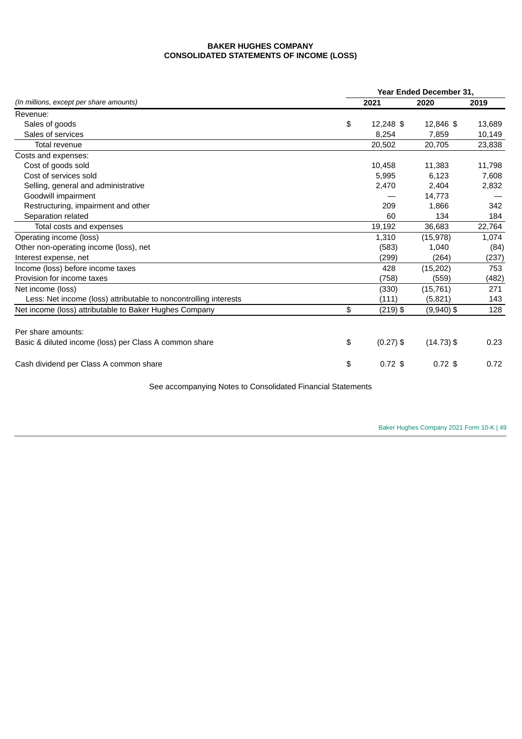**BAKER HUGHES COMPANY**
**CONSOLIDATED STATEMENTS OF INCOME (LOSS)**

| *(In millions, except per share amounts)* | Year Ended December 31, 2021 | 2020 | 2019 |
|---|---|---|---|
| Revenue: | | | |
| Sales of goods | $ 12,248 | $ 12,846 | $ 13,689 |
| Sales of services | 8,254 | 7,859 | 10,149 |
| Total revenue | 20,502 | 20,705 | 23,838 |
| Costs and expenses: | | | |
| Cost of goods sold | 10,458 | 11,383 | 11,798 |
| Cost of services sold | 5,995 | 6,123 | 7,608 |
| Selling, general and administrative | 2,470 | 2,404 | 2,832 |
| Goodwill impairment | — | 14,773 | — |
| Restructuring, impairment and other | 209 | 1,866 | 342 |
| Separation related | 60 | 134 | 184 |
| Total costs and expenses | 19,192 | 36,683 | 22,764 |
| Operating income (loss) | 1,310 | (15,978) | 1,074 |
| Other non-operating income (loss), net | (583) | 1,040 | (84) |
| Interest expense, net | (299) | (264) | (237) |
| Income (loss) before income taxes | 428 | (15,202) | 753 |
| Provision for income taxes | (758) | (559) | (482) |
| Net income (loss) | (330) | (15,761) | 271 |
| Less: Net income (loss) attributable to noncontrolling interests | (111) | (5,821) | 143 |
| Net income (loss) attributable to Baker Hughes Company | $ (219) | $ (9,940) | $ 128 |
| | | | |
| Per share amounts: | | | |
| Basic & diluted income (loss) per Class A common share | $ (0.27) | $ (14.73) | $ 0.23 |
| | | | |
| Cash dividend per Class A common share | $ 0.72 | $ 0.72 | $ 0.72 |

See accompanying Notes to Consolidated Financial Statements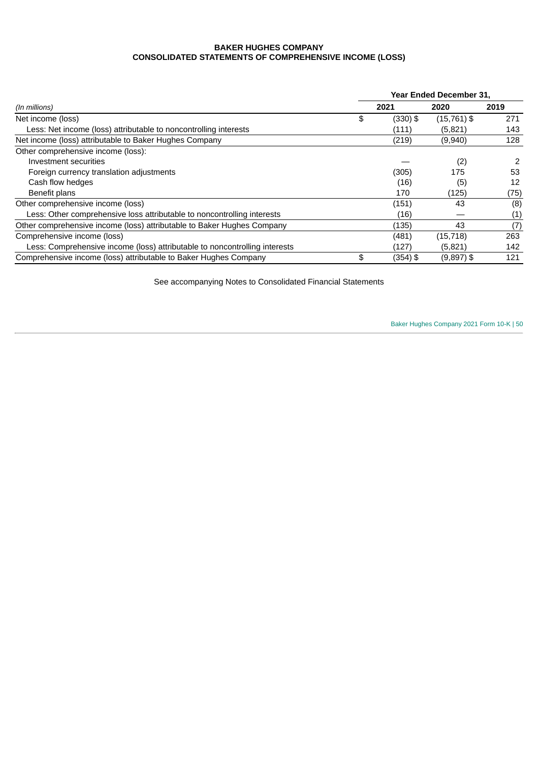**BAKER HUGHES COMPANY**
**CONSOLIDATED STATEMENTS OF COMPREHENSIVE INCOME (LOSS)**

| *(In millions)* | Year Ended December 31, 2021 | 2020 | 2019 |
|---|---|---|---|
| Net income (loss) | $ (330) | $ (15,761) | $ 271 |
| Less: Net income (loss) attributable to noncontrolling interests | (111) | (5,821) | 143 |
| Net income (loss) attributable to Baker Hughes Company | (219) | (9,940) | 128 |
| Other comprehensive income (loss): | | | |
| Investment securities | — | (2) | 2 |
| Foreign currency translation adjustments | (305) | 175 | 53 |
| Cash flow hedges | (16) | (5) | 12 |
| Benefit plans | 170 | (125) | (75) |
| Other comprehensive income (loss) | (151) | 43 | (8) |
| Less: Other comprehensive loss attributable to noncontrolling interests | (16) | — | (1) |
| Other comprehensive income (loss) attributable to Baker Hughes Company | (135) | 43 | (7) |
| Comprehensive income (loss) | (481) | (15,718) | 263 |
| Less: Comprehensive income (loss) attributable to noncontrolling interests | (127) | (5,821) | 142 |
| Comprehensive income (loss) attributable to Baker Hughes Company | $ (354) | $ (9,897) | $ 121 |

See accompanying Notes to Consolidated Financial Statements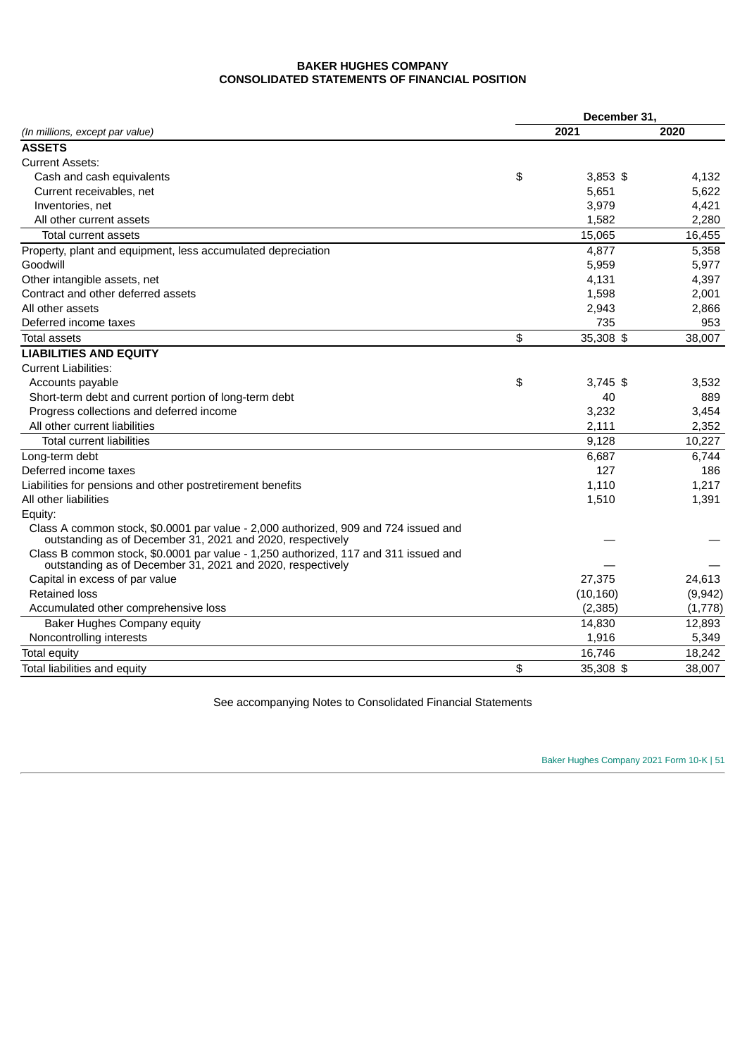**BAKER HUGHES COMPANY**
**CONSOLIDATED STATEMENTS OF FINANCIAL POSITION**

| *(In millions, except par value)* | December 31, 2021 | December 31, 2020 |
|---|---|---|
| **ASSETS** | | |
| Current Assets: | | |
| Cash and cash equivalents | $ 3,853 | $ 4,132 |
| Current receivables, net | 5,651 | 5,622 |
| Inventories, net | 3,979 | 4,421 |
| All other current assets | 1,582 | 2,280 |
| Total current assets | 15,065 | 16,455 |
| Property, plant and equipment, less accumulated depreciation | 4,877 | 5,358 |
| Goodwill | 5,959 | 5,977 |
| Other intangible assets, net | 4,131 | 4,397 |
| Contract and other deferred assets | 1,598 | 2,001 |
| All other assets | 2,943 | 2,866 |
| Deferred income taxes | 735 | 953 |
| Total assets | $ 35,308 | $ 38,007 |
| **LIABILITIES AND EQUITY** | | |
| Current Liabilities: | | |
| Accounts payable | $ 3,745 | $ 3,532 |
| Short-term debt and current portion of long-term debt | 40 | 889 |
| Progress collections and deferred income | 3,232 | 3,454 |
| All other current liabilities | 2,111 | 2,352 |
| Total current liabilities | 9,128 | 10,227 |
| Long-term debt | 6,687 | 6,744 |
| Deferred income taxes | 127 | 186 |
| Liabilities for pensions and other postretirement benefits | 1,110 | 1,217 |
| All other liabilities | 1,510 | 1,391 |
| Equity: | | |
| Class A common stock, $0.0001 par value - 2,000 authorized, 909 and 724 issued and outstanding as of December 31, 2021 and 2020, respectively | — | — |
| Class B common stock, $0.0001 par value - 1,250 authorized, 117 and 311 issued and outstanding as of December 31, 2021 and 2020, respectively | — | — |
| Capital in excess of par value | 27,375 | 24,613 |
| Retained loss | (10,160) | (9,942) |
| Accumulated other comprehensive loss | (2,385) | (1,778) |
| Baker Hughes Company equity | 14,830 | 12,893 |
| Noncontrolling interests | 1,916 | 5,349 |
| Total equity | 16,746 | 18,242 |
| Total liabilities and equity | $ 35,308 | $ 38,007 |

See accompanying Notes to Consolidated Financial Statements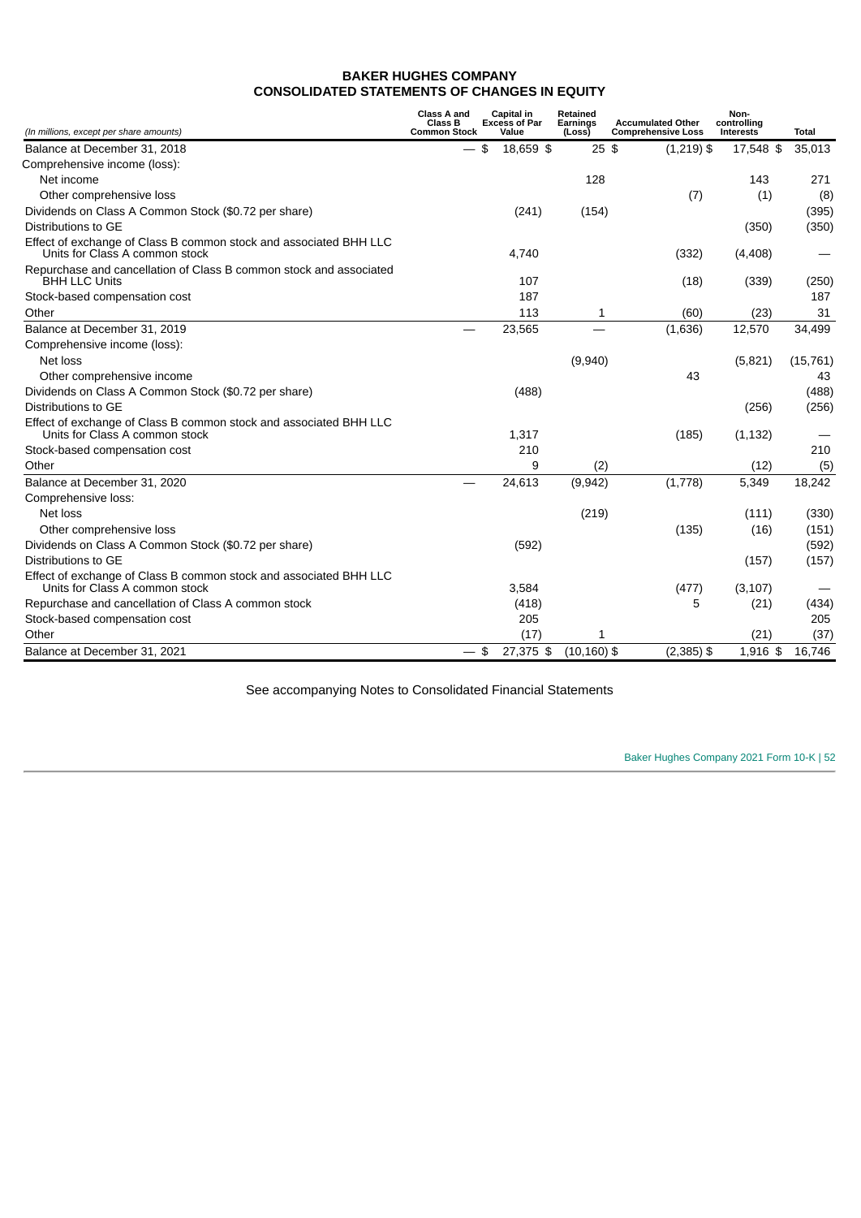# BAKER HUGHES COMPANY
## CONSOLIDATED STATEMENTS OF CHANGES IN EQUITY

| *(In millions, except per share amounts)* | Class A and Class B Common Stock | Capital in Excess of Par Value | Retained Earnings (Loss) | Accumulated Other Comprehensive Loss | Non-controlling Interests | Total |
|---|---|---|---|---|---|---|
| Balance at December 31, 2018 | — $ | 18,659 $ | 25 $ | (1,219) $ | 17,548 $ | 35,013 |
| Comprehensive income (loss): | | | | | | |
| Net income | | | 128 | | 143 | 271 |
| Other comprehensive loss | | | | (7) | (1) | (8) |
| Dividends on Class A Common Stock ($0.72 per share) | | (241) | (154) | | | (395) |
| Distributions to GE | | | | | (350) | (350) |
| Effect of exchange of Class B common stock and associated BHH LLC Units for Class A common stock | | 4,740 | | (332) | (4,408) | — |
| Repurchase and cancellation of Class B common stock and associated BHH LLC Units | | 107 | | (18) | (339) | (250) |
| Stock-based compensation cost | | 187 | | | | 187 |
| Other | | 113 | 1 | (60) | (23) | 31 |
| Balance at December 31, 2019 | — | 23,565 | — | (1,636) | 12,570 | 34,499 |
| Comprehensive income (loss): | | | | | | |
| Net loss | | | (9,940) | | (5,821) | (15,761) |
| Other comprehensive income | | | | 43 | | 43 |
| Dividends on Class A Common Stock ($0.72 per share) | | (488) | | | | (488) |
| Distributions to GE | | | | | (256) | (256) |
| Effect of exchange of Class B common stock and associated BHH LLC Units for Class A common stock | | 1,317 | | (185) | (1,132) | — |
| Stock-based compensation cost | | 210 | | | | 210 |
| Other | | 9 | (2) | | (12) | (5) |
| Balance at December 31, 2020 | — | 24,613 | (9,942) | (1,778) | 5,349 | 18,242 |
| Comprehensive loss: | | | | | | |
| Net loss | | | (219) | | (111) | (330) |
| Other comprehensive loss | | | | (135) | (16) | (151) |
| Dividends on Class A Common Stock ($0.72 per share) | | (592) | | | | (592) |
| Distributions to GE | | | | | (157) | (157) |
| Effect of exchange of Class B common stock and associated BHH LLC Units for Class A common stock | | 3,584 | | (477) | (3,107) | — |
| Repurchase and cancellation of Class A common stock | | (418) | | 5 | (21) | (434) |
| Stock-based compensation cost | | 205 | | | | 205 |
| Other | | (17) | 1 | | (21) | (37) |
| Balance at December 31, 2021 | — $ | 27,375 $ | (10,160) $ | (2,385) $ | 1,916 $ | 16,746 |

See accompanying Notes to Consolidated Financial Statements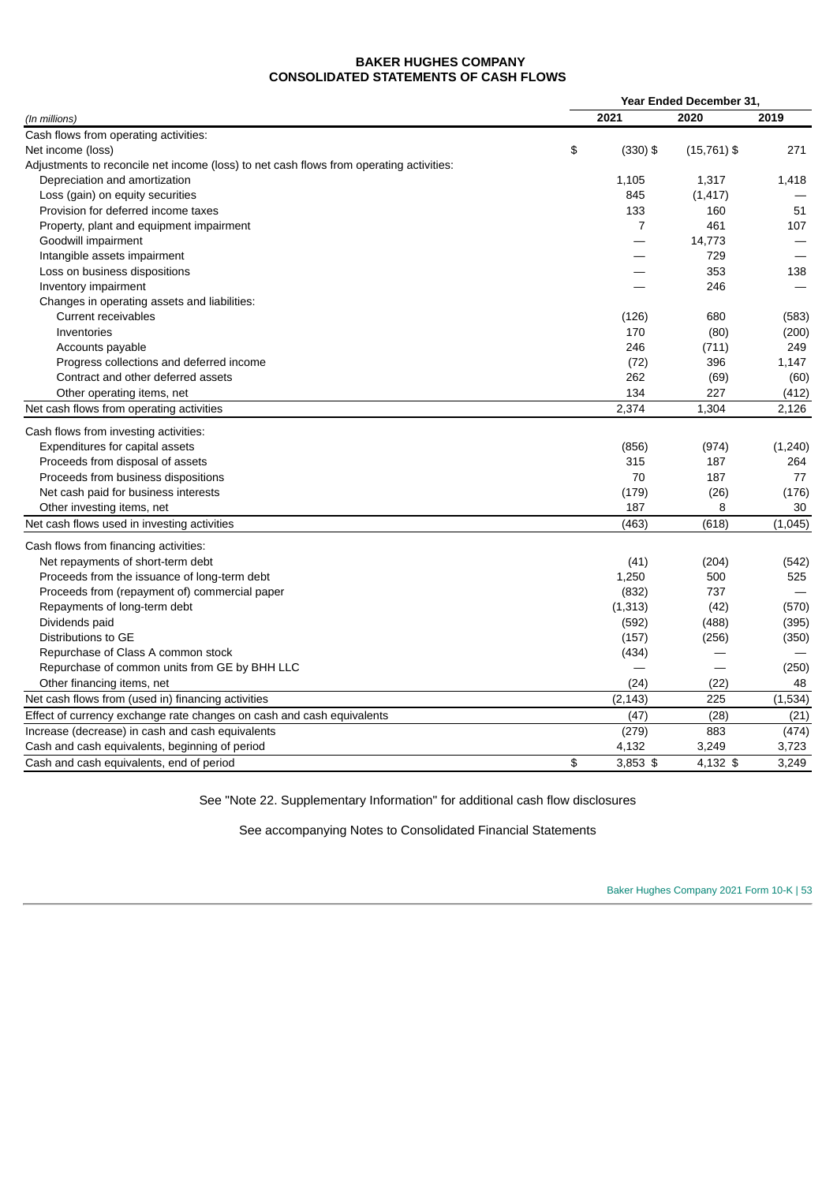**BAKER HUGHES COMPANY**
**CONSOLIDATED STATEMENTS OF CASH FLOWS**

| *(In millions)* | Year Ended December 31, 2021 | 2020 | 2019 |
|---|---|---|---|
| Cash flows from operating activities: | | | |
| Net income (loss) | $ (330) | $ (15,761) | $ 271 |
| Adjustments to reconcile net income (loss) to net cash flows from operating activities: | | | |
| Depreciation and amortization | 1,105 | 1,317 | 1,418 |
| Loss (gain) on equity securities | 845 | (1,417) | — |
| Provision for deferred income taxes | 133 | 160 | 51 |
| Property, plant and equipment impairment | 7 | 461 | 107 |
| Goodwill impairment | — | 14,773 | — |
| Intangible assets impairment | — | 729 | — |
| Loss on business dispositions | — | 353 | 138 |
| Inventory impairment | — | 246 | — |
| Changes in operating assets and liabilities: | | | |
| Current receivables | (126) | 680 | (583) |
| Inventories | 170 | (80) | (200) |
| Accounts payable | 246 | (711) | 249 |
| Progress collections and deferred income | (72) | 396 | 1,147 |
| Contract and other deferred assets | 262 | (69) | (60) |
| Other operating items, net | 134 | 227 | (412) |
| Net cash flows from operating activities | 2,374 | 1,304 | 2,126 |
| Cash flows from investing activities: | | | |
| Expenditures for capital assets | (856) | (974) | (1,240) |
| Proceeds from disposal of assets | 315 | 187 | 264 |
| Proceeds from business dispositions | 70 | 187 | 77 |
| Net cash paid for business interests | (179) | (26) | (176) |
| Other investing items, net | 187 | 8 | 30 |
| Net cash flows used in investing activities | (463) | (618) | (1,045) |
| Cash flows from financing activities: | | | |
| Net repayments of short-term debt | (41) | (204) | (542) |
| Proceeds from the issuance of long-term debt | 1,250 | 500 | 525 |
| Proceeds from (repayment of) commercial paper | (832) | 737 | — |
| Repayments of long-term debt | (1,313) | (42) | (570) |
| Dividends paid | (592) | (488) | (395) |
| Distributions to GE | (157) | (256) | (350) |
| Repurchase of Class A common stock | (434) | — | — |
| Repurchase of common units from GE by BHH LLC | — | — | (250) |
| Other financing items, net | (24) | (22) | 48 |
| Net cash flows from (used in) financing activities | (2,143) | 225 | (1,534) |
| Effect of currency exchange rate changes on cash and cash equivalents | (47) | (28) | (21) |
| Increase (decrease) in cash and cash equivalents | (279) | 883 | (474) |
| Cash and cash equivalents, beginning of period | 4,132 | 3,249 | 3,723 |
| Cash and cash equivalents, end of period | $ 3,853 | $ 4,132 | $ 3,249 |

See "Note 22. Supplementary Information" for additional cash flow disclosures

See accompanying Notes to Consolidated Financial Statements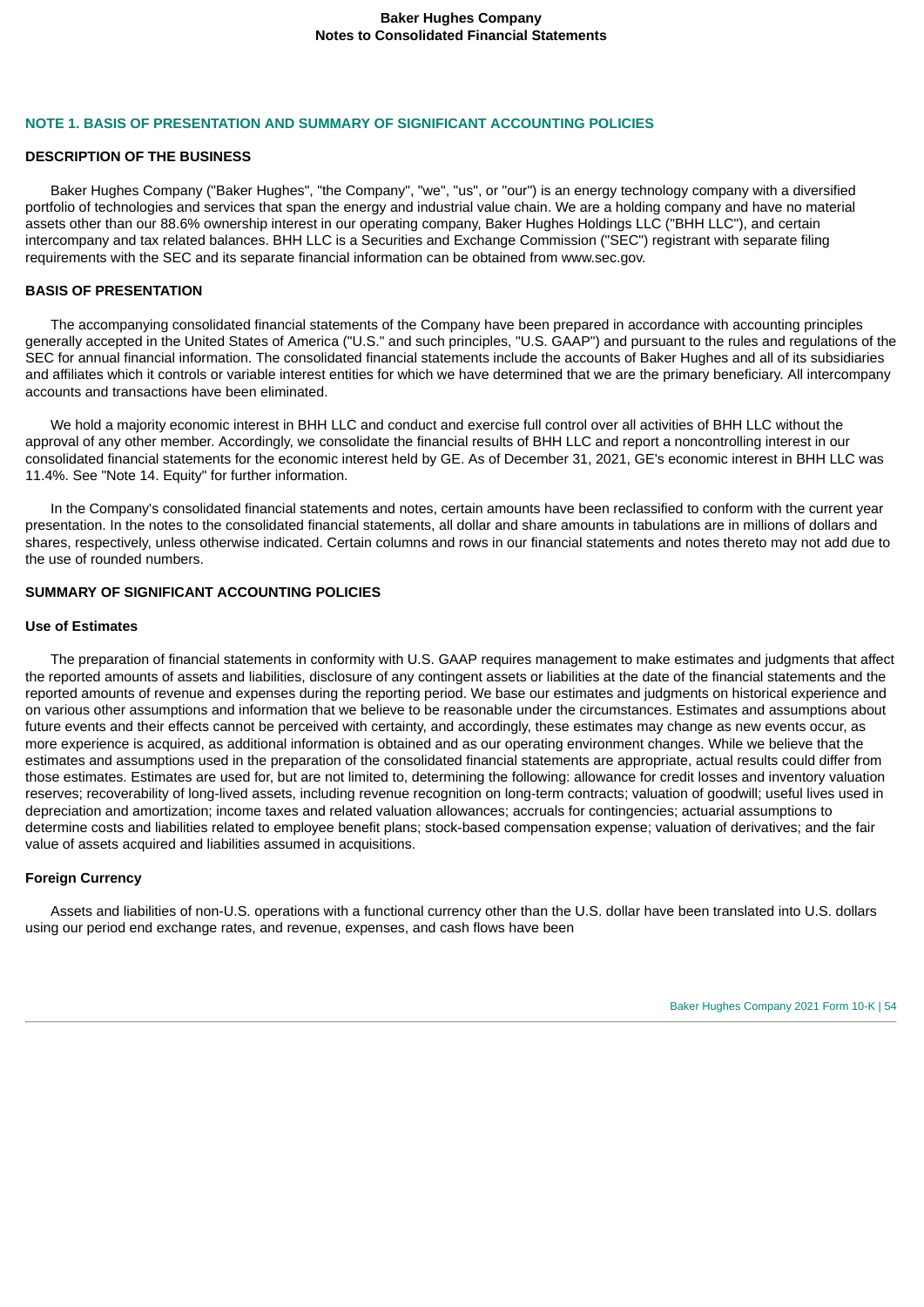## NOTE 1. BASIS OF PRESENTATION AND SUMMARY OF SIGNIFICANT ACCOUNTING POLICIES

### DESCRIPTION OF THE BUSINESS

Baker Hughes Company ("Baker Hughes", "the Company", "we", "us", or "our") is an energy technology company with a diversified portfolio of technologies and services that span the energy and industrial value chain. We are a holding company and have no material assets other than our 88.6% ownership interest in our operating company, Baker Hughes Holdings LLC ("BHH LLC"), and certain intercompany and tax related balances. BHH LLC is a Securities and Exchange Commission ("SEC") registrant with separate filing requirements with the SEC and its separate financial information can be obtained from www.sec.gov.

### BASIS OF PRESENTATION

The accompanying consolidated financial statements of the Company have been prepared in accordance with accounting principles generally accepted in the United States of America ("U.S." and such principles, "U.S. GAAP") and pursuant to the rules and regulations of the SEC for annual financial information. The consolidated financial statements include the accounts of Baker Hughes and all of its subsidiaries and affiliates which it controls or variable interest entities for which we have determined that we are the primary beneficiary. All intercompany accounts and transactions have been eliminated.

We hold a majority economic interest in BHH LLC and conduct and exercise full control over all activities of BHH LLC without the approval of any other member. Accordingly, we consolidate the financial results of BHH LLC and report a noncontrolling interest in our consolidated financial statements for the economic interest held by GE. As of December 31, 2021, GE's economic interest in BHH LLC was 11.4%. See "Note 14. Equity" for further information.

In the Company's consolidated financial statements and notes, certain amounts have been reclassified to conform with the current year presentation. In the notes to the consolidated financial statements, all dollar and share amounts in tabulations are in millions of dollars and shares, respectively, unless otherwise indicated. Certain columns and rows in our financial statements and notes thereto may not add due to the use of rounded numbers.

### SUMMARY OF SIGNIFICANT ACCOUNTING POLICIES

#### Use of Estimates

The preparation of financial statements in conformity with U.S. GAAP requires management to make estimates and judgments that affect the reported amounts of assets and liabilities, disclosure of any contingent assets or liabilities at the date of the financial statements and the reported amounts of revenue and expenses during the reporting period. We base our estimates and judgments on historical experience and on various other assumptions and information that we believe to be reasonable under the circumstances. Estimates and assumptions about future events and their effects cannot be perceived with certainty, and accordingly, these estimates may change as new events occur, as more experience is acquired, as additional information is obtained and as our operating environment changes. While we believe that the estimates and assumptions used in the preparation of the consolidated financial statements are appropriate, actual results could differ from those estimates. Estimates are used for, but are not limited to, determining the following: allowance for credit losses and inventory valuation reserves; recoverability of long-lived assets, including revenue recognition on long-term contracts; valuation of goodwill; useful lives used in depreciation and amortization; income taxes and related valuation allowances; accruals for contingencies; actuarial assumptions to determine costs and liabilities related to employee benefit plans; stock-based compensation expense; valuation of derivatives; and the fair value of assets acquired and liabilities assumed in acquisitions.

#### Foreign Currency

Assets and liabilities of non-U.S. operations with a functional currency other than the U.S. dollar have been translated into U.S. dollars using our period end exchange rates, and revenue, expenses, and cash flows have been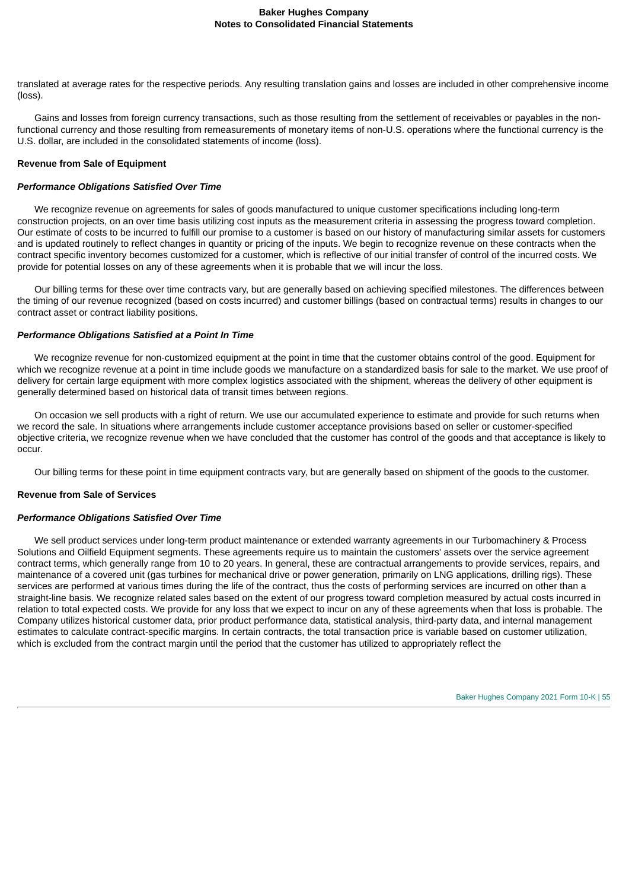translated at average rates for the respective periods. Any resulting translation gains and losses are included in other comprehensive income (loss).

Gains and losses from foreign currency transactions, such as those resulting from the settlement of receivables or payables in the non-functional currency and those resulting from remeasurements of monetary items of non-U.S. operations where the functional currency is the U.S. dollar, are included in the consolidated statements of income (loss).

**Revenue from Sale of Equipment**

***Performance Obligations Satisfied Over Time***

We recognize revenue on agreements for sales of goods manufactured to unique customer specifications including long-term construction projects, on an over time basis utilizing cost inputs as the measurement criteria in assessing the progress toward completion. Our estimate of costs to be incurred to fulfill our promise to a customer is based on our history of manufacturing similar assets for customers and is updated routinely to reflect changes in quantity or pricing of the inputs. We begin to recognize revenue on these contracts when the contract specific inventory becomes customized for a customer, which is reflective of our initial transfer of control of the incurred costs. We provide for potential losses on any of these agreements when it is probable that we will incur the loss.

Our billing terms for these over time contracts vary, but are generally based on achieving specified milestones. The differences between the timing of our revenue recognized (based on costs incurred) and customer billings (based on contractual terms) results in changes to our contract asset or contract liability positions.

***Performance Obligations Satisfied at a Point In Time***

We recognize revenue for non-customized equipment at the point in time that the customer obtains control of the good. Equipment for which we recognize revenue at a point in time include goods we manufacture on a standardized basis for sale to the market. We use proof of delivery for certain large equipment with more complex logistics associated with the shipment, whereas the delivery of other equipment is generally determined based on historical data of transit times between regions.

On occasion we sell products with a right of return. We use our accumulated experience to estimate and provide for such returns when we record the sale. In situations where arrangements include customer acceptance provisions based on seller or customer-specified objective criteria, we recognize revenue when we have concluded that the customer has control of the goods and that acceptance is likely to occur.

Our billing terms for these point in time equipment contracts vary, but are generally based on shipment of the goods to the customer.

**Revenue from Sale of Services**

***Performance Obligations Satisfied Over Time***

We sell product services under long-term product maintenance or extended warranty agreements in our Turbomachinery & Process Solutions and Oilfield Equipment segments. These agreements require us to maintain the customers' assets over the service agreement contract terms, which generally range from 10 to 20 years. In general, these are contractual arrangements to provide services, repairs, and maintenance of a covered unit (gas turbines for mechanical drive or power generation, primarily on LNG applications, drilling rigs). These services are performed at various times during the life of the contract, thus the costs of performing services are incurred on other than a straight-line basis. We recognize related sales based on the extent of our progress toward completion measured by actual costs incurred in relation to total expected costs. We provide for any loss that we expect to incur on any of these agreements when that loss is probable. The Company utilizes historical customer data, prior product performance data, statistical analysis, third-party data, and internal management estimates to calculate contract-specific margins. In certain contracts, the total transaction price is variable based on customer utilization, which is excluded from the contract margin until the period that the customer has utilized to appropriately reflect the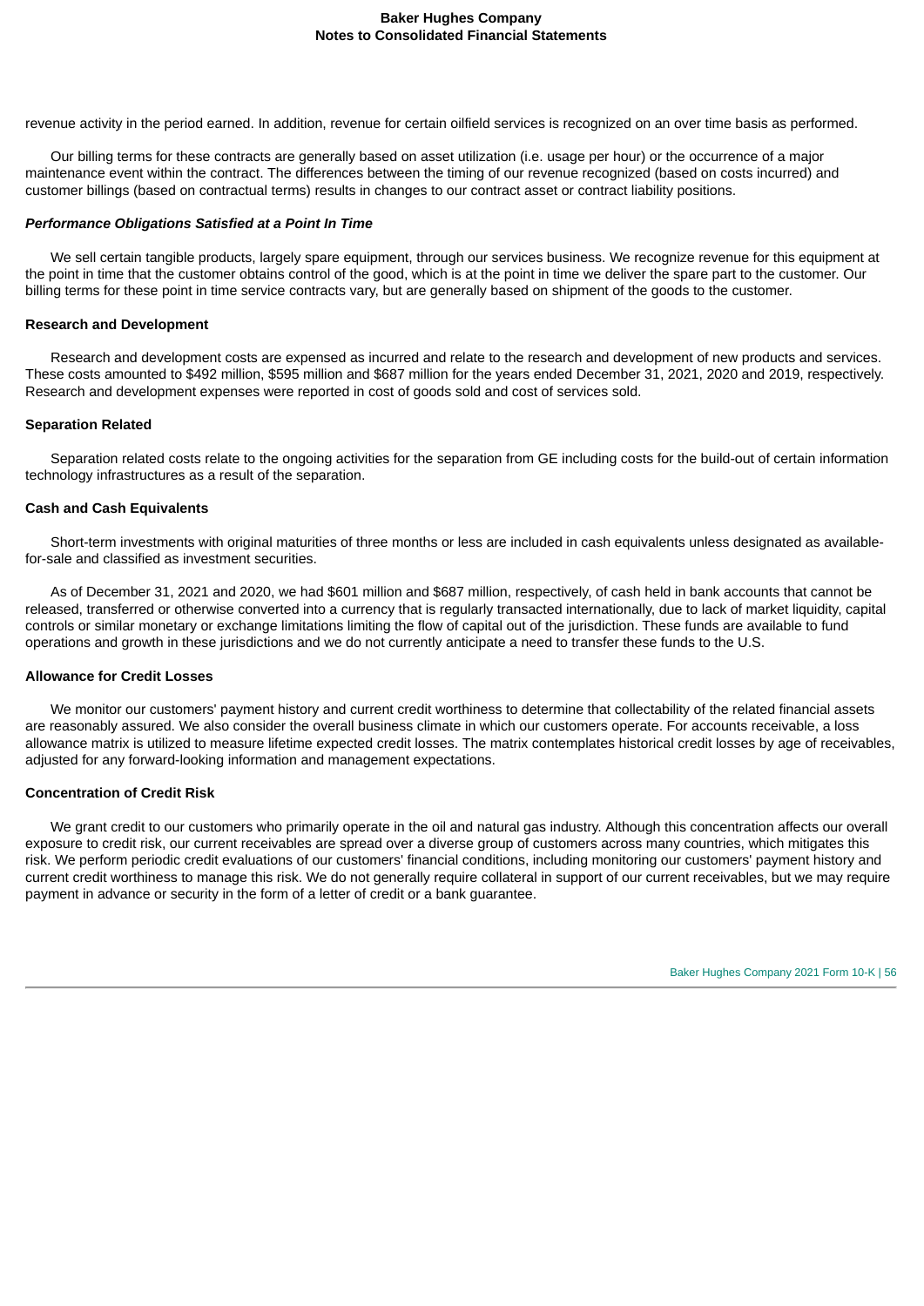revenue activity in the period earned. In addition, revenue for certain oilfield services is recognized on an over time basis as performed.

Our billing terms for these contracts are generally based on asset utilization (i.e. usage per hour) or the occurrence of a major maintenance event within the contract. The differences between the timing of our revenue recognized (based on costs incurred) and customer billings (based on contractual terms) results in changes to our contract asset or contract liability positions.

***Performance Obligations Satisfied at a Point In Time***

We sell certain tangible products, largely spare equipment, through our services business. We recognize revenue for this equipment at the point in time that the customer obtains control of the good, which is at the point in time we deliver the spare part to the customer. Our billing terms for these point in time service contracts vary, but are generally based on shipment of the goods to the customer.

**Research and Development**

Research and development costs are expensed as incurred and relate to the research and development of new products and services. These costs amounted to $492 million, $595 million and $687 million for the years ended December 31, 2021, 2020 and 2019, respectively. Research and development expenses were reported in cost of goods sold and cost of services sold.

**Separation Related**

Separation related costs relate to the ongoing activities for the separation from GE including costs for the build-out of certain information technology infrastructures as a result of the separation.

**Cash and Cash Equivalents**

Short-term investments with original maturities of three months or less are included in cash equivalents unless designated as available-for-sale and classified as investment securities.

As of December 31, 2021 and 2020, we had $601 million and $687 million, respectively, of cash held in bank accounts that cannot be released, transferred or otherwise converted into a currency that is regularly transacted internationally, due to lack of market liquidity, capital controls or similar monetary or exchange limitations limiting the flow of capital out of the jurisdiction. These funds are available to fund operations and growth in these jurisdictions and we do not currently anticipate a need to transfer these funds to the U.S.

**Allowance for Credit Losses**

We monitor our customers' payment history and current credit worthiness to determine that collectability of the related financial assets are reasonably assured. We also consider the overall business climate in which our customers operate. For accounts receivable, a loss allowance matrix is utilized to measure lifetime expected credit losses. The matrix contemplates historical credit losses by age of receivables, adjusted for any forward-looking information and management expectations.

**Concentration of Credit Risk**

We grant credit to our customers who primarily operate in the oil and natural gas industry. Although this concentration affects our overall exposure to credit risk, our current receivables are spread over a diverse group of customers across many countries, which mitigates this risk. We perform periodic credit evaluations of our customers' financial conditions, including monitoring our customers' payment history and current credit worthiness to manage this risk. We do not generally require collateral in support of our current receivables, but we may require payment in advance or security in the form of a letter of credit or a bank guarantee.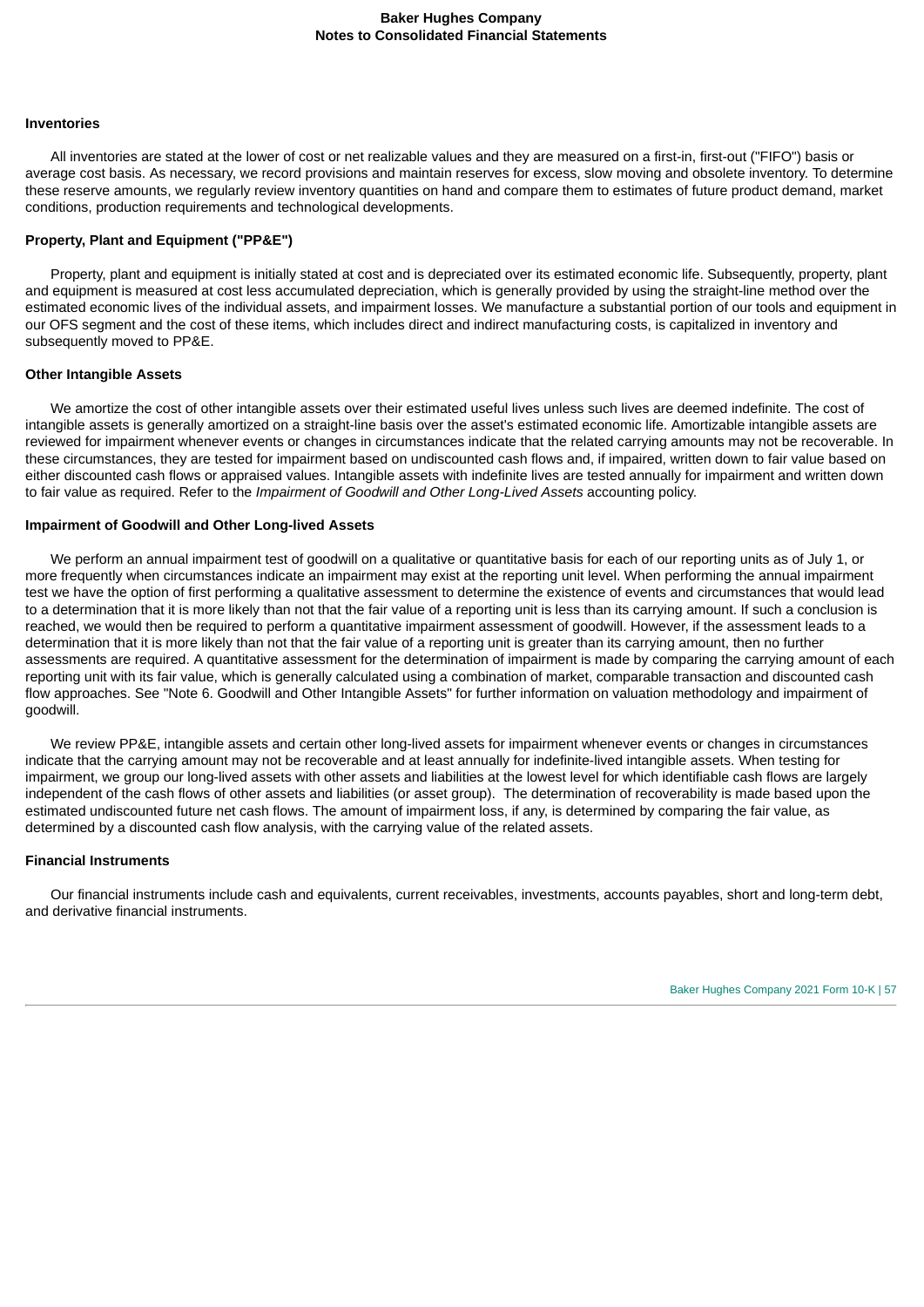#### Inventories

All inventories are stated at the lower of cost or net realizable values and they are measured on a first-in, first-out ("FIFO") basis or average cost basis. As necessary, we record provisions and maintain reserves for excess, slow moving and obsolete inventory. To determine these reserve amounts, we regularly review inventory quantities on hand and compare them to estimates of future product demand, market conditions, production requirements and technological developments.

#### Property, Plant and Equipment ("PP&E")

Property, plant and equipment is initially stated at cost and is depreciated over its estimated economic life. Subsequently, property, plant and equipment is measured at cost less accumulated depreciation, which is generally provided by using the straight-line method over the estimated economic lives of the individual assets, and impairment losses. We manufacture a substantial portion of our tools and equipment in our OFS segment and the cost of these items, which includes direct and indirect manufacturing costs, is capitalized in inventory and subsequently moved to PP&E.

#### Other Intangible Assets

We amortize the cost of other intangible assets over their estimated useful lives unless such lives are deemed indefinite. The cost of intangible assets is generally amortized on a straight-line basis over the asset's estimated economic life. Amortizable intangible assets are reviewed for impairment whenever events or changes in circumstances indicate that the related carrying amounts may not be recoverable. In these circumstances, they are tested for impairment based on undiscounted cash flows and, if impaired, written down to fair value based on either discounted cash flows or appraised values. Intangible assets with indefinite lives are tested annually for impairment and written down to fair value as required. Refer to the *Impairment of Goodwill and Other Long-Lived Assets* accounting policy.

#### Impairment of Goodwill and Other Long-lived Assets

We perform an annual impairment test of goodwill on a qualitative or quantitative basis for each of our reporting units as of July 1, or more frequently when circumstances indicate an impairment may exist at the reporting unit level. When performing the annual impairment test we have the option of first performing a qualitative assessment to determine the existence of events and circumstances that would lead to a determination that it is more likely than not that the fair value of a reporting unit is less than its carrying amount. If such a conclusion is reached, we would then be required to perform a quantitative impairment assessment of goodwill. However, if the assessment leads to a determination that it is more likely than not that the fair value of a reporting unit is greater than its carrying amount, then no further assessments are required. A quantitative assessment for the determination of impairment is made by comparing the carrying amount of each reporting unit with its fair value, which is generally calculated using a combination of market, comparable transaction and discounted cash flow approaches. See "Note 6. Goodwill and Other Intangible Assets" for further information on valuation methodology and impairment of goodwill.

We review PP&E, intangible assets and certain other long-lived assets for impairment whenever events or changes in circumstances indicate that the carrying amount may not be recoverable and at least annually for indefinite-lived intangible assets. When testing for impairment, we group our long-lived assets with other assets and liabilities at the lowest level for which identifiable cash flows are largely independent of the cash flows of other assets and liabilities (or asset group). The determination of recoverability is made based upon the estimated undiscounted future net cash flows. The amount of impairment loss, if any, is determined by comparing the fair value, as determined by a discounted cash flow analysis, with the carrying value of the related assets.

#### Financial Instruments

Our financial instruments include cash and equivalents, current receivables, investments, accounts payables, short and long-term debt, and derivative financial instruments.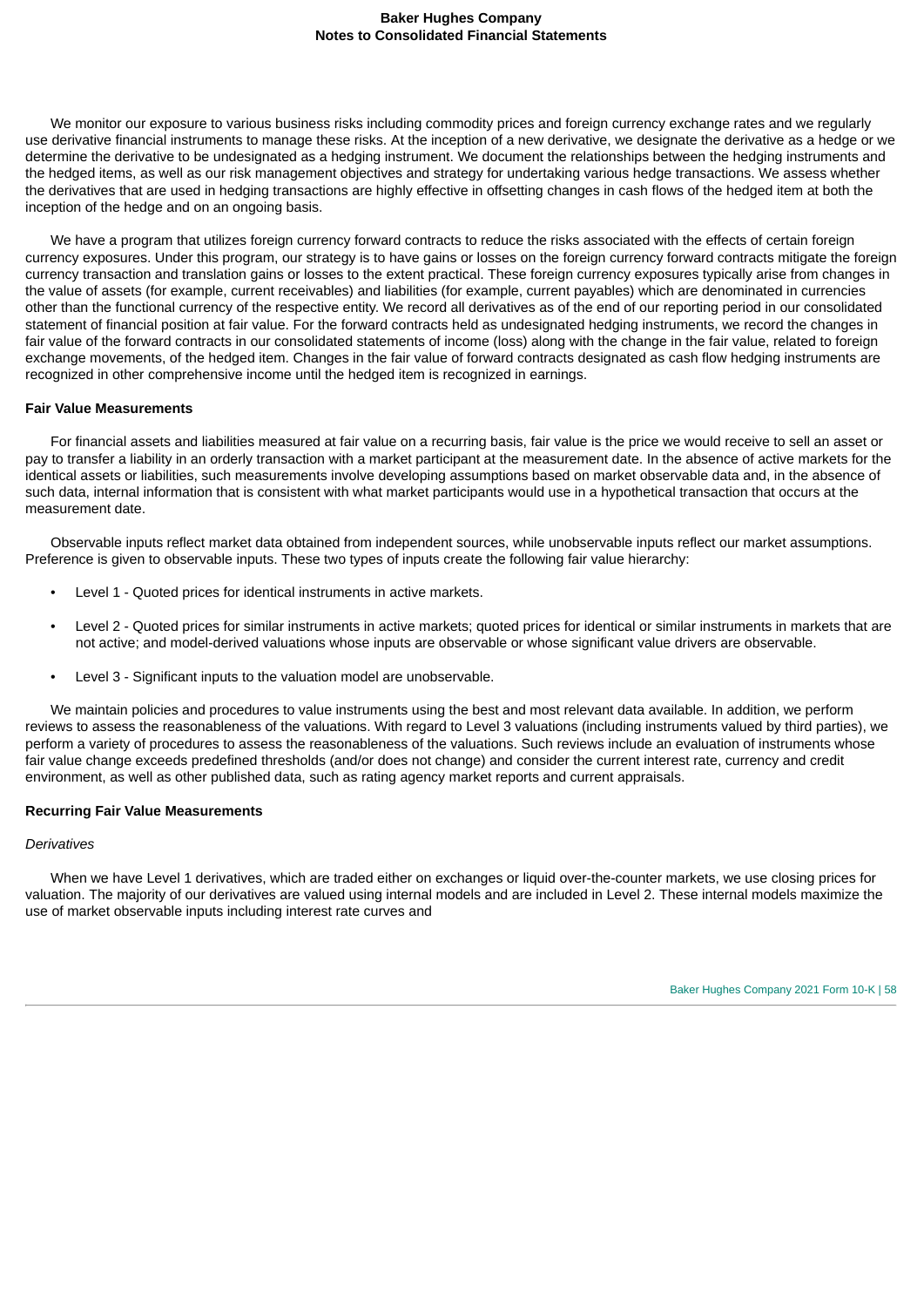We monitor our exposure to various business risks including commodity prices and foreign currency exchange rates and we regularly use derivative financial instruments to manage these risks. At the inception of a new derivative, we designate the derivative as a hedge or we determine the derivative to be undesignated as a hedging instrument. We document the relationships between the hedging instruments and the hedged items, as well as our risk management objectives and strategy for undertaking various hedge transactions. We assess whether the derivatives that are used in hedging transactions are highly effective in offsetting changes in cash flows of the hedged item at both the inception of the hedge and on an ongoing basis.

We have a program that utilizes foreign currency forward contracts to reduce the risks associated with the effects of certain foreign currency exposures. Under this program, our strategy is to have gains or losses on the foreign currency forward contracts mitigate the foreign currency transaction and translation gains or losses to the extent practical. These foreign currency exposures typically arise from changes in the value of assets (for example, current receivables) and liabilities (for example, current payables) which are denominated in currencies other than the functional currency of the respective entity. We record all derivatives as of the end of our reporting period in our consolidated statement of financial position at fair value. For the forward contracts held as undesignated hedging instruments, we record the changes in fair value of the forward contracts in our consolidated statements of income (loss) along with the change in the fair value, related to foreign exchange movements, of the hedged item. Changes in the fair value of forward contracts designated as cash flow hedging instruments are recognized in other comprehensive income until the hedged item is recognized in earnings.

**Fair Value Measurements**

For financial assets and liabilities measured at fair value on a recurring basis, fair value is the price we would receive to sell an asset or pay to transfer a liability in an orderly transaction with a market participant at the measurement date. In the absence of active markets for the identical assets or liabilities, such measurements involve developing assumptions based on market observable data and, in the absence of such data, internal information that is consistent with what market participants would use in a hypothetical transaction that occurs at the measurement date.

Observable inputs reflect market data obtained from independent sources, while unobservable inputs reflect our market assumptions. Preference is given to observable inputs. These two types of inputs create the following fair value hierarchy:

- Level 1 - Quoted prices for identical instruments in active markets.
- Level 2 - Quoted prices for similar instruments in active markets; quoted prices for identical or similar instruments in markets that are not active; and model-derived valuations whose inputs are observable or whose significant value drivers are observable.
- Level 3 - Significant inputs to the valuation model are unobservable.

We maintain policies and procedures to value instruments using the best and most relevant data available. In addition, we perform reviews to assess the reasonableness of the valuations. With regard to Level 3 valuations (including instruments valued by third parties), we perform a variety of procedures to assess the reasonableness of the valuations. Such reviews include an evaluation of instruments whose fair value change exceeds predefined thresholds (and/or does not change) and consider the current interest rate, currency and credit environment, as well as other published data, such as rating agency market reports and current appraisals.

**Recurring Fair Value Measurements**

*Derivatives*

When we have Level 1 derivatives, which are traded either on exchanges or liquid over-the-counter markets, we use closing prices for valuation. The majority of our derivatives are valued using internal models and are included in Level 2. These internal models maximize the use of market observable inputs including interest rate curves and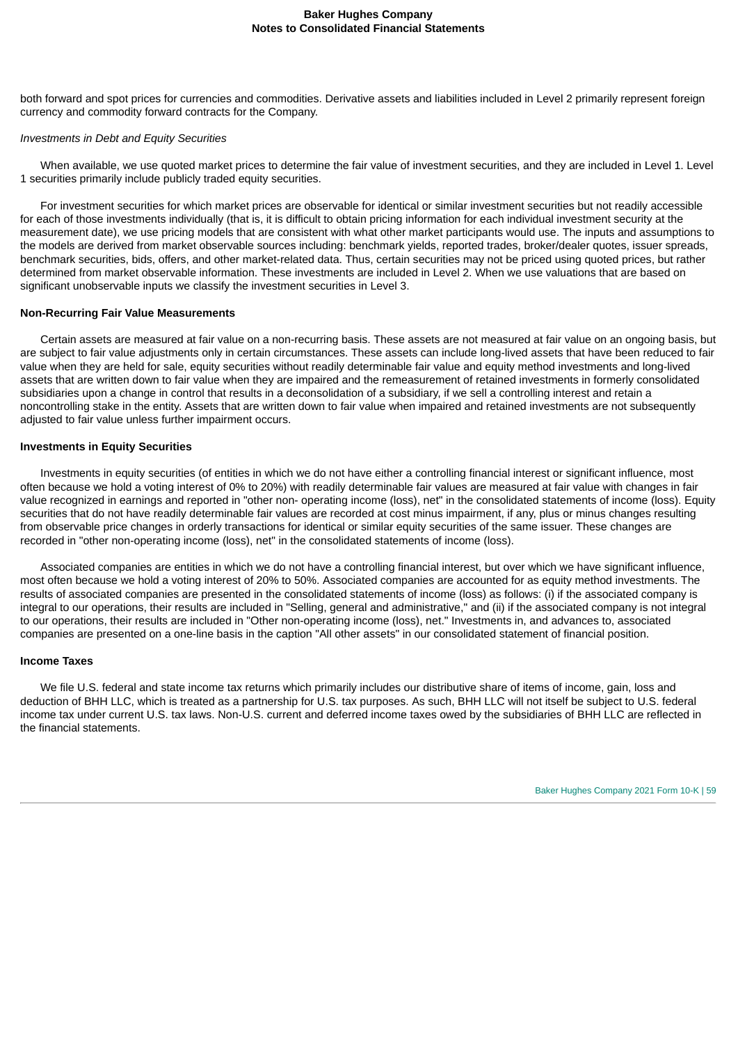both forward and spot prices for currencies and commodities. Derivative assets and liabilities included in Level 2 primarily represent foreign currency and commodity forward contracts for the Company.

*Investments in Debt and Equity Securities*

When available, we use quoted market prices to determine the fair value of investment securities, and they are included in Level 1. Level 1 securities primarily include publicly traded equity securities.

For investment securities for which market prices are observable for identical or similar investment securities but not readily accessible for each of those investments individually (that is, it is difficult to obtain pricing information for each individual investment security at the measurement date), we use pricing models that are consistent with what other market participants would use. The inputs and assumptions to the models are derived from market observable sources including: benchmark yields, reported trades, broker/dealer quotes, issuer spreads, benchmark securities, bids, offers, and other market-related data. Thus, certain securities may not be priced using quoted prices, but rather determined from market observable information. These investments are included in Level 2. When we use valuations that are based on significant unobservable inputs we classify the investment securities in Level 3.

**Non-Recurring Fair Value Measurements**

Certain assets are measured at fair value on a non-recurring basis. These assets are not measured at fair value on an ongoing basis, but are subject to fair value adjustments only in certain circumstances. These assets can include long-lived assets that have been reduced to fair value when they are held for sale, equity securities without readily determinable fair value and equity method investments and long-lived assets that are written down to fair value when they are impaired and the remeasurement of retained investments in formerly consolidated subsidiaries upon a change in control that results in a deconsolidation of a subsidiary, if we sell a controlling interest and retain a noncontrolling stake in the entity. Assets that are written down to fair value when impaired and retained investments are not subsequently adjusted to fair value unless further impairment occurs.

**Investments in Equity Securities**

Investments in equity securities (of entities in which we do not have either a controlling financial interest or significant influence, most often because we hold a voting interest of 0% to 20%) with readily determinable fair values are measured at fair value with changes in fair value recognized in earnings and reported in "other non- operating income (loss), net" in the consolidated statements of income (loss). Equity securities that do not have readily determinable fair values are recorded at cost minus impairment, if any, plus or minus changes resulting from observable price changes in orderly transactions for identical or similar equity securities of the same issuer. These changes are recorded in "other non-operating income (loss), net" in the consolidated statements of income (loss).

Associated companies are entities in which we do not have a controlling financial interest, but over which we have significant influence, most often because we hold a voting interest of 20% to 50%. Associated companies are accounted for as equity method investments. The results of associated companies are presented in the consolidated statements of income (loss) as follows: (i) if the associated company is integral to our operations, their results are included in "Selling, general and administrative," and (ii) if the associated company is not integral to our operations, their results are included in "Other non-operating income (loss), net." Investments in, and advances to, associated companies are presented on a one-line basis in the caption "All other assets" in our consolidated statement of financial position.

**Income Taxes**

We file U.S. federal and state income tax returns which primarily includes our distributive share of items of income, gain, loss and deduction of BHH LLC, which is treated as a partnership for U.S. tax purposes. As such, BHH LLC will not itself be subject to U.S. federal income tax under current U.S. tax laws. Non-U.S. current and deferred income taxes owed by the subsidiaries of BHH LLC are reflected in the financial statements.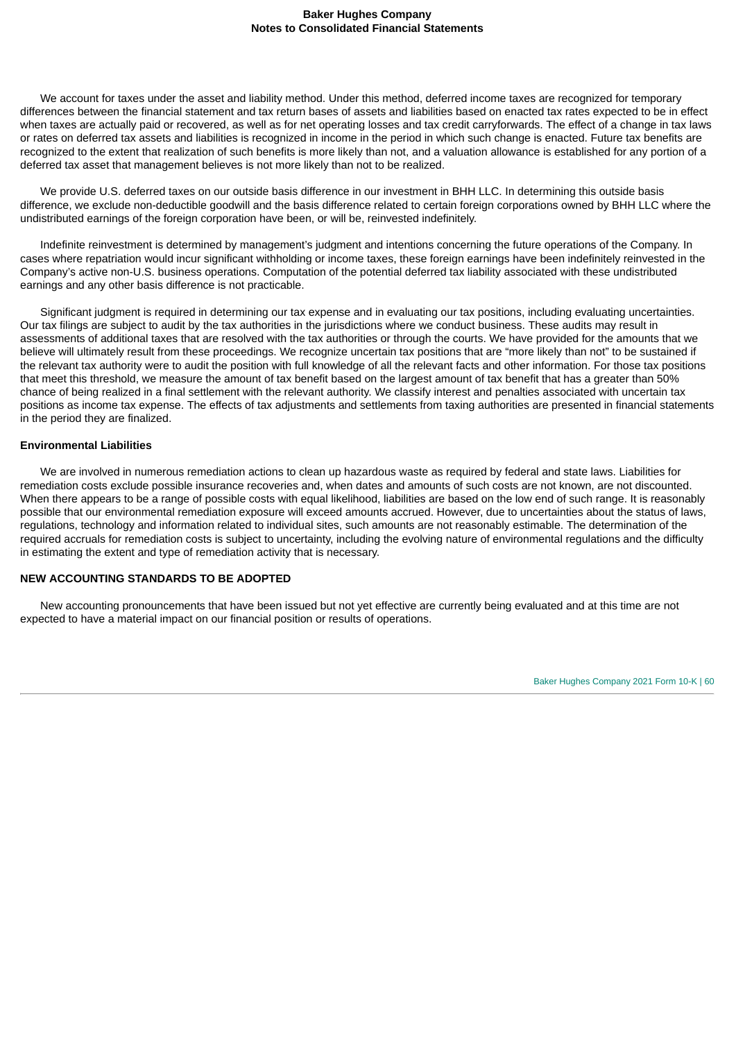We account for taxes under the asset and liability method. Under this method, deferred income taxes are recognized for temporary differences between the financial statement and tax return bases of assets and liabilities based on enacted tax rates expected to be in effect when taxes are actually paid or recovered, as well as for net operating losses and tax credit carryforwards. The effect of a change in tax laws or rates on deferred tax assets and liabilities is recognized in income in the period in which such change is enacted. Future tax benefits are recognized to the extent that realization of such benefits is more likely than not, and a valuation allowance is established for any portion of a deferred tax asset that management believes is not more likely than not to be realized.

We provide U.S. deferred taxes on our outside basis difference in our investment in BHH LLC. In determining this outside basis difference, we exclude non-deductible goodwill and the basis difference related to certain foreign corporations owned by BHH LLC where the undistributed earnings of the foreign corporation have been, or will be, reinvested indefinitely.

Indefinite reinvestment is determined by management's judgment and intentions concerning the future operations of the Company. In cases where repatriation would incur significant withholding or income taxes, these foreign earnings have been indefinitely reinvested in the Company's active non-U.S. business operations. Computation of the potential deferred tax liability associated with these undistributed earnings and any other basis difference is not practicable.

Significant judgment is required in determining our tax expense and in evaluating our tax positions, including evaluating uncertainties. Our tax filings are subject to audit by the tax authorities in the jurisdictions where we conduct business. These audits may result in assessments of additional taxes that are resolved with the tax authorities or through the courts. We have provided for the amounts that we believe will ultimately result from these proceedings. We recognize uncertain tax positions that are "more likely than not" to be sustained if the relevant tax authority were to audit the position with full knowledge of all the relevant facts and other information. For those tax positions that meet this threshold, we measure the amount of tax benefit based on the largest amount of tax benefit that has a greater than 50% chance of being realized in a final settlement with the relevant authority. We classify interest and penalties associated with uncertain tax positions as income tax expense. The effects of tax adjustments and settlements from taxing authorities are presented in financial statements in the period they are finalized.

**Environmental Liabilities**

We are involved in numerous remediation actions to clean up hazardous waste as required by federal and state laws. Liabilities for remediation costs exclude possible insurance recoveries and, when dates and amounts of such costs are not known, are not discounted. When there appears to be a range of possible costs with equal likelihood, liabilities are based on the low end of such range. It is reasonably possible that our environmental remediation exposure will exceed amounts accrued. However, due to uncertainties about the status of laws, regulations, technology and information related to individual sites, such amounts are not reasonably estimable. The determination of the required accruals for remediation costs is subject to uncertainty, including the evolving nature of environmental regulations and the difficulty in estimating the extent and type of remediation activity that is necessary.

## NEW ACCOUNTING STANDARDS TO BE ADOPTED

New accounting pronouncements that have been issued but not yet effective are currently being evaluated and at this time are not expected to have a material impact on our financial position or results of operations.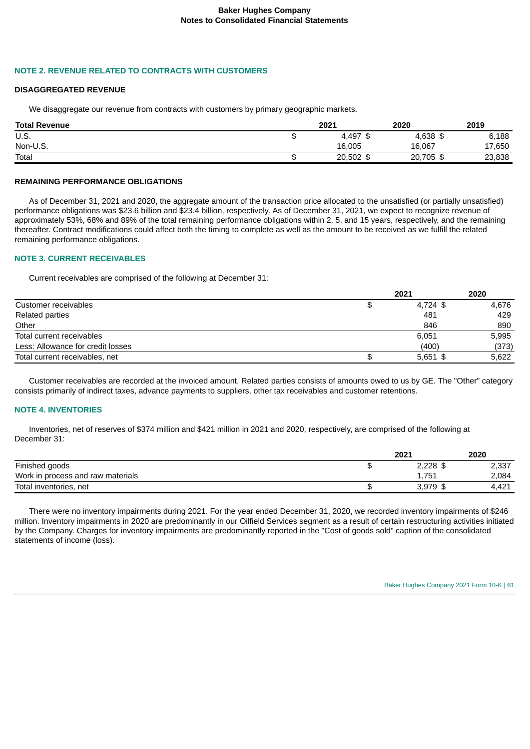## NOTE 2. REVENUE RELATED TO CONTRACTS WITH CUSTOMERS

### DISAGGREGATED REVENUE

We disaggregate our revenue from contracts with customers by primary geographic markets.

| Total Revenue | 2021 | 2020 | 2019 |
|---|---|---|---|
| U.S. | $ 4,497 | $ 4,638 | $ 6,188 |
| Non-U.S. | 16,005 | 16,067 | 17,650 |
| Total | $ 20,502 | $ 20,705 | $ 23,838 |

### REMAINING PERFORMANCE OBLIGATIONS

As of December 31, 2021 and 2020, the aggregate amount of the transaction price allocated to the unsatisfied (or partially unsatisfied) performance obligations was $23.6 billion and $23.4 billion, respectively. As of December 31, 2021, we expect to recognize revenue of approximately 53%, 68% and 89% of the total remaining performance obligations within 2, 5, and 15 years, respectively, and the remaining thereafter. Contract modifications could affect both the timing to complete as well as the amount to be received as we fulfill the related remaining performance obligations.

## NOTE 3. CURRENT RECEIVABLES

Current receivables are comprised of the following at December 31:

| | 2021 | 2020 |
|---|---|---|
| Customer receivables | $ 4,724 | $ 4,676 |
| Related parties | 481 | 429 |
| Other | 846 | 890 |
| Total current receivables | 6,051 | 5,995 |
| Less: Allowance for credit losses | (400) | (373) |
| Total current receivables, net | $ 5,651 | $ 5,622 |

Customer receivables are recorded at the invoiced amount. Related parties consists of amounts owed to us by GE. The "Other" category consists primarily of indirect taxes, advance payments to suppliers, other tax receivables and customer retentions.

## NOTE 4. INVENTORIES

Inventories, net of reserves of $374 million and $421 million in 2021 and 2020, respectively, are comprised of the following at December 31:

| | 2021 | 2020 |
|---|---|---|
| Finished goods | $ 2,228 | $ 2,337 |
| Work in process and raw materials | 1,751 | 2,084 |
| Total inventories, net | $ 3,979 | $ 4,421 |

There were no inventory impairments during 2021. For the year ended December 31, 2020, we recorded inventory impairments of $246 million. Inventory impairments in 2020 are predominantly in our Oilfield Services segment as a result of certain restructuring activities initiated by the Company. Charges for inventory impairments are predominantly reported in the "Cost of goods sold" caption of the consolidated statements of income (loss).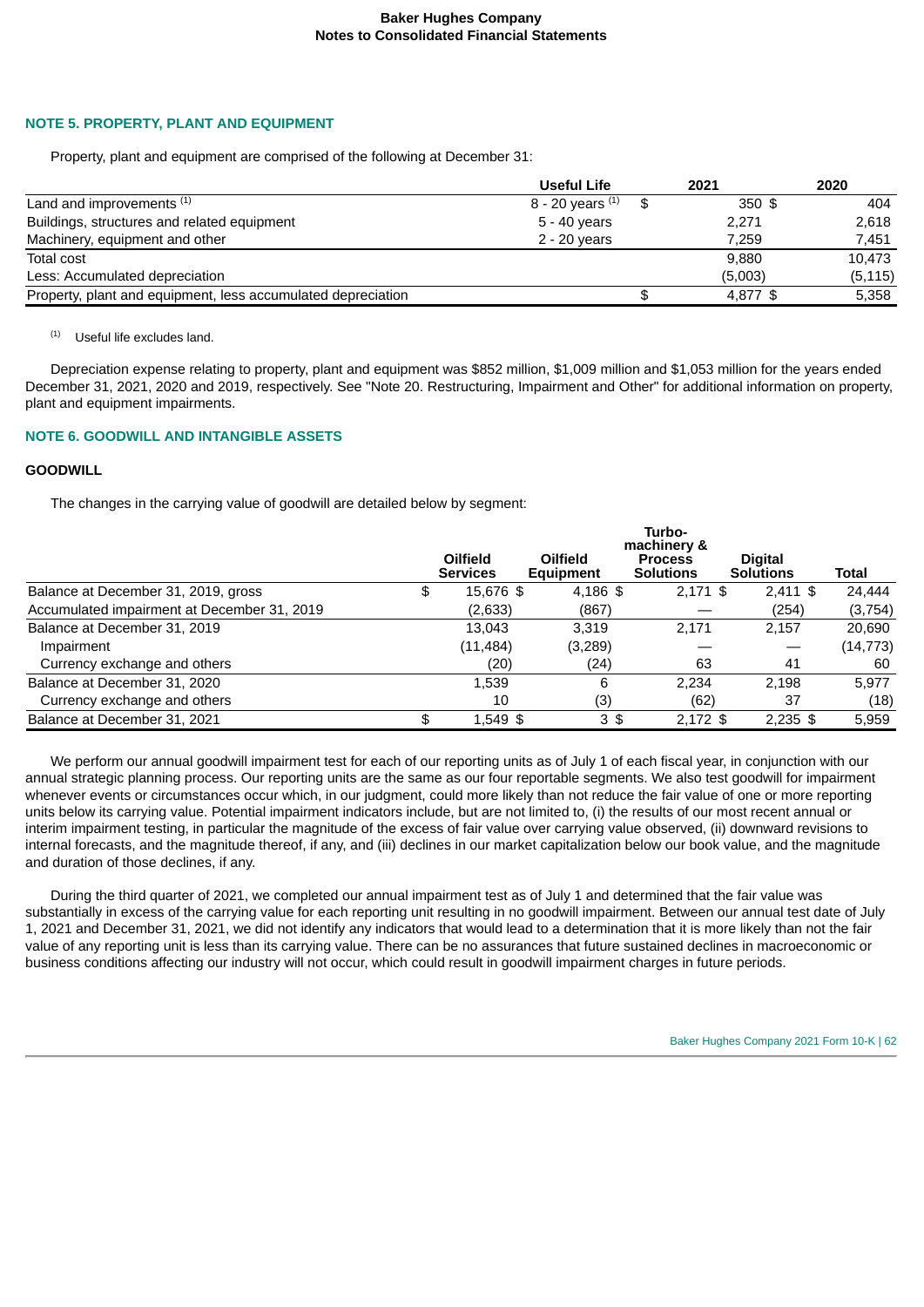## NOTE 5. PROPERTY, PLANT AND EQUIPMENT

Property, plant and equipment are comprised of the following at December 31:

| | Useful Life | 2021 | 2020 |
|---|---|---|---|
| Land and improvements [(1)] | 8 - 20 years [(1)] | $ 350 | $ 404 |
| Buildings, structures and related equipment | 5 - 40 years | 2,271 | 2,618 |
| Machinery, equipment and other | 2 - 20 years | 7,259 | 7,451 |
| Total cost | | 9,880 | 10,473 |
| Less: Accumulated depreciation | | (5,003) | (5,115) |
| Property, plant and equipment, less accumulated depreciation | | $ 4,877 | $ 5,358 |

(1) Useful life excludes land.

Depreciation expense relating to property, plant and equipment was $852 million, $1,009 million and $1,053 million for the years ended December 31, 2021, 2020 and 2019, respectively. See "Note 20. Restructuring, Impairment and Other" for additional information on property, plant and equipment impairments.

## NOTE 6. GOODWILL AND INTANGIBLE ASSETS

### GOODWILL

The changes in the carrying value of goodwill are detailed below by segment:

| | Oilfield Services | Oilfield Equipment | Turbo-machinery & Process Solutions | Digital Solutions | Total |
|---|---|---|---|---|---|
| Balance at December 31, 2019, gross | $ 15,676 | $ 4,186 | $ 2,171 | $ 2,411 | $ 24,444 |
| Accumulated impairment at December 31, 2019 | (2,633) | (867) | — | (254) | (3,754) |
| Balance at December 31, 2019 | 13,043 | 3,319 | 2,171 | 2,157 | 20,690 |
| Impairment | (11,484) | (3,289) | — | — | (14,773) |
| Currency exchange and others | (20) | (24) | 63 | 41 | 60 |
| Balance at December 31, 2020 | 1,539 | 6 | 2,234 | 2,198 | 5,977 |
| Currency exchange and others | 10 | (3) | (62) | 37 | (18) |
| Balance at December 31, 2021 | $ 1,549 | $ 3 | $ 2,172 | $ 2,235 | $ 5,959 |

We perform our annual goodwill impairment test for each of our reporting units as of July 1 of each fiscal year, in conjunction with our annual strategic planning process. Our reporting units are the same as our four reportable segments. We also test goodwill for impairment whenever events or circumstances occur which, in our judgment, could more likely than not reduce the fair value of one or more reporting units below its carrying value. Potential impairment indicators include, but are not limited to, (i) the results of our most recent annual or interim impairment testing, in particular the magnitude of the excess of fair value over carrying value observed, (ii) downward revisions to internal forecasts, and the magnitude thereof, if any, and (iii) declines in our market capitalization below our book value, and the magnitude and duration of those declines, if any.

During the third quarter of 2021, we completed our annual impairment test as of July 1 and determined that the fair value was substantially in excess of the carrying value for each reporting unit resulting in no goodwill impairment. Between our annual test date of July 1, 2021 and December 31, 2021, we did not identify any indicators that would lead to a determination that it is more likely than not the fair value of any reporting unit is less than its carrying value. There can be no assurances that future sustained declines in macroeconomic or business conditions affecting our industry will not occur, which could result in goodwill impairment charges in future periods.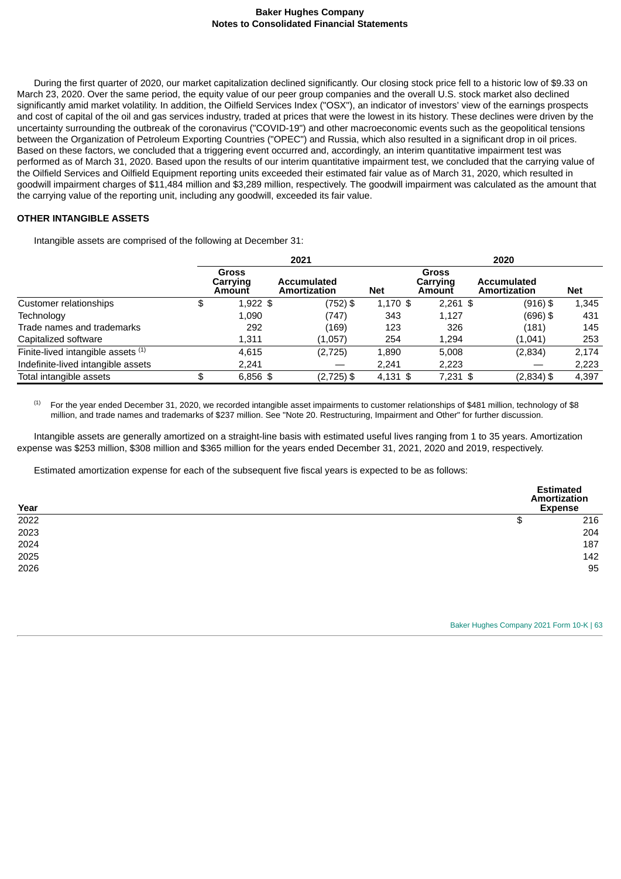During the first quarter of 2020, our market capitalization declined significantly. Our closing stock price fell to a historic low of $9.33 on March 23, 2020. Over the same period, the equity value of our peer group companies and the overall U.S. stock market also declined significantly amid market volatility. In addition, the Oilfield Services Index ("OSX"), an indicator of investors' view of the earnings prospects and cost of capital of the oil and gas services industry, traded at prices that were the lowest in its history. These declines were driven by the uncertainty surrounding the outbreak of the coronavirus ("COVID-19") and other macroeconomic events such as the geopolitical tensions between the Organization of Petroleum Exporting Countries ("OPEC") and Russia, which also resulted in a significant drop in oil prices. Based on these factors, we concluded that a triggering event occurred and, accordingly, an interim quantitative impairment test was performed as of March 31, 2020. Based upon the results of our interim quantitative impairment test, we concluded that the carrying value of the Oilfield Services and Oilfield Equipment reporting units exceeded their estimated fair value as of March 31, 2020, which resulted in goodwill impairment charges of $11,484 million and $3,289 million, respectively. The goodwill impairment was calculated as the amount that the carrying value of the reporting unit, including any goodwill, exceeded its fair value.

### OTHER INTANGIBLE ASSETS

Intangible assets are comprised of the following at December 31:

| | 2021 | | | 2020 | | |
|---|---|---|---|---|---|---|
| | **Gross Carrying Amount** | **Accumulated Amortization** | **Net** | **Gross Carrying Amount** | **Accumulated Amortization** | **Net** |
| Customer relationships | $ 1,922 | $ (752) | $ 1,170 | $ 2,261 | $ (916) | $ 1,345 |
| Technology | 1,090 | (747) | 343 | 1,127 | (696) | 431 |
| Trade names and trademarks | 292 | (169) | 123 | 326 | (181) | 145 |
| Capitalized software | 1,311 | (1,057) | 254 | 1,294 | (1,041) | 253 |
| Finite-lived intangible assets [(1)] | 4,615 | (2,725) | 1,890 | 5,008 | (2,834) | 2,174 |
| Indefinite-lived intangible assets | 2,241 | — | 2,241 | 2,223 | — | 2,223 |
| Total intangible assets | $ 6,856 | $ (2,725) | $ 4,131 | $ 7,231 | $ (2,834) | $ 4,397 |

[(1)] For the year ended December 31, 2020, we recorded intangible asset impairments to customer relationships of $481 million, technology of $8 million, and trade names and trademarks of $237 million. See "Note 20. Restructuring, Impairment and Other" for further discussion.

Intangible assets are generally amortized on a straight-line basis with estimated useful lives ranging from 1 to 35 years. Amortization expense was $253 million, $308 million and $365 million for the years ended December 31, 2021, 2020 and 2019, respectively.

Estimated amortization expense for each of the subsequent five fiscal years is expected to be as follows:

| Year | Estimated Amortization Expense |
|---|---|
| 2022 | $ 216 |
| 2023 | 204 |
| 2024 | 187 |
| 2025 | 142 |
| 2026 | 95 |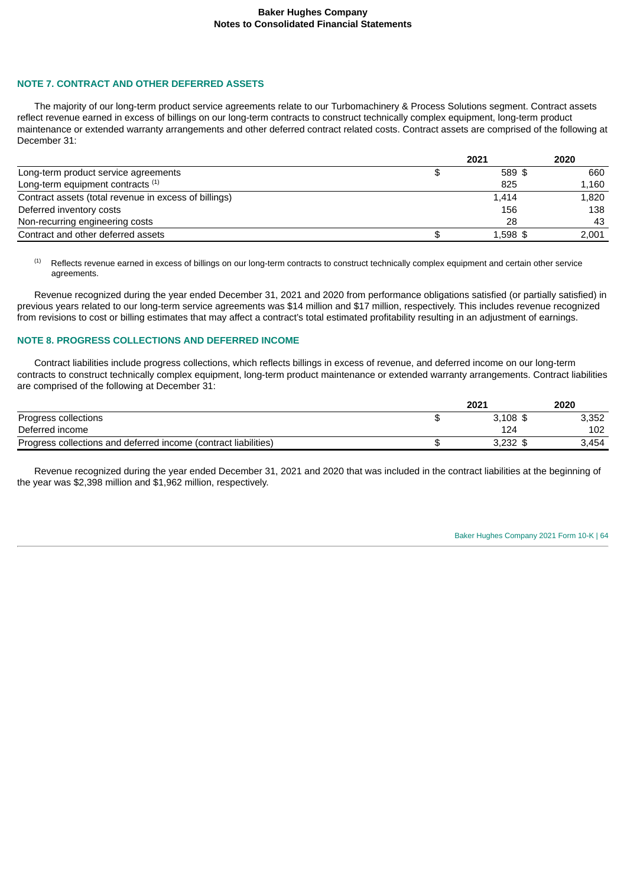## NOTE 7. CONTRACT AND OTHER DEFERRED ASSETS

The majority of our long-term product service agreements relate to our Turbomachinery & Process Solutions segment. Contract assets reflect revenue earned in excess of billings on our long-term contracts to construct technically complex equipment, long-term product maintenance or extended warranty arrangements and other deferred contract related costs. Contract assets are comprised of the following at December 31:

| | 2021 | 2020 |
|---|---|---|
| Long-term product service agreements | $ 589 | $ 660 |
| Long-term equipment contracts [1] | 825 | 1,160 |
| Contract assets (total revenue in excess of billings) | 1,414 | 1,820 |
| Deferred inventory costs | 156 | 138 |
| Non-recurring engineering costs | 28 | 43 |
| Contract and other deferred assets | $ 1,598 | $ 2,001 |

[1] Reflects revenue earned in excess of billings on our long-term contracts to construct technically complex equipment and certain other service agreements.

Revenue recognized during the year ended December 31, 2021 and 2020 from performance obligations satisfied (or partially satisfied) in previous years related to our long-term service agreements was $14 million and $17 million, respectively. This includes revenue recognized from revisions to cost or billing estimates that may affect a contract's total estimated profitability resulting in an adjustment of earnings.

## NOTE 8. PROGRESS COLLECTIONS AND DEFERRED INCOME

Contract liabilities include progress collections, which reflects billings in excess of revenue, and deferred income on our long-term contracts to construct technically complex equipment, long-term product maintenance or extended warranty arrangements. Contract liabilities are comprised of the following at December 31:

| | 2021 | 2020 |
|---|---|---|
| Progress collections | $ 3,108 | $ 3,352 |
| Deferred income | 124 | 102 |
| Progress collections and deferred income (contract liabilities) | $ 3,232 | $ 3,454 |

Revenue recognized during the year ended December 31, 2021 and 2020 that was included in the contract liabilities at the beginning of the year was $2,398 million and $1,962 million, respectively.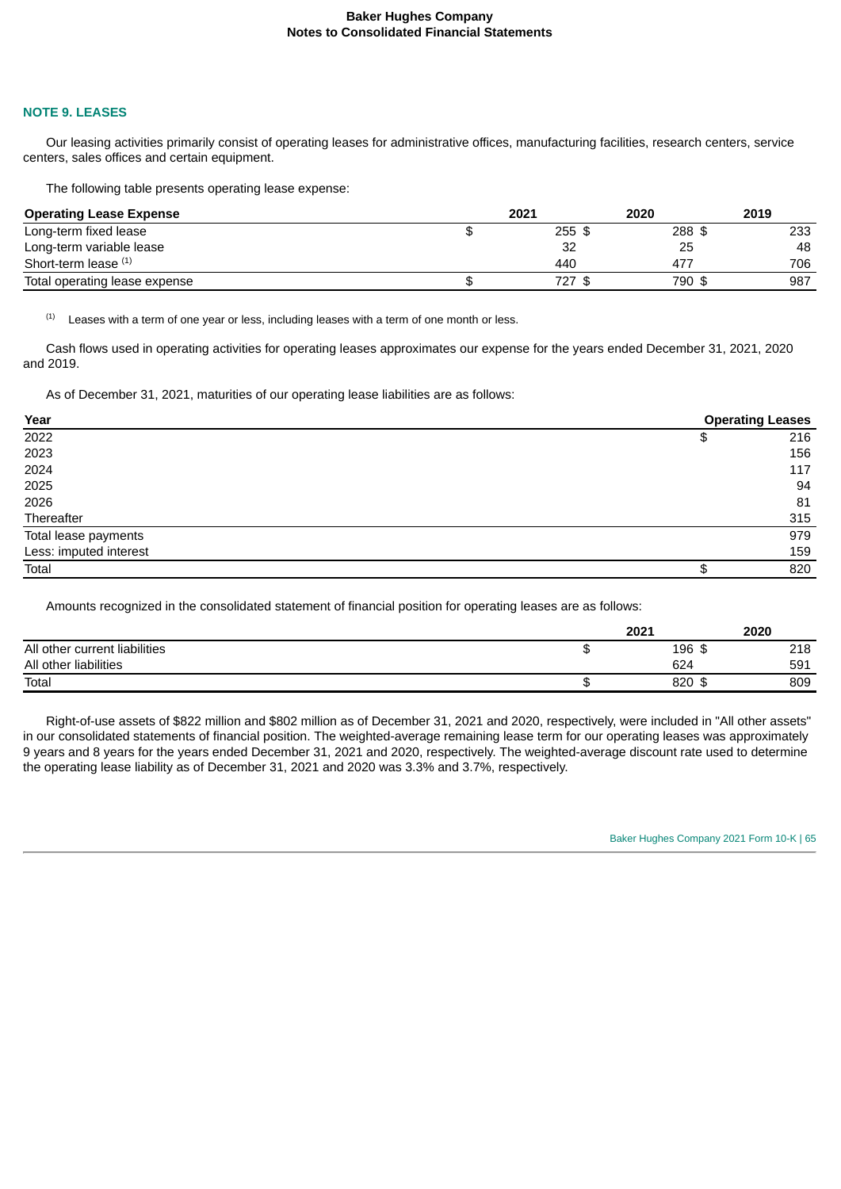## NOTE 9. LEASES

Our leasing activities primarily consist of operating leases for administrative offices, manufacturing facilities, research centers, service centers, sales offices and certain equipment.

The following table presents operating lease expense:

| Operating Lease Expense | 2021 | 2020 | 2019 |
|---|---|---|---|
| Long-term fixed lease | $ 255 | $ 288 | $ 233 |
| Long-term variable lease | 32 | 25 | 48 |
| Short-term lease [(1)] | 440 | 477 | 706 |
| Total operating lease expense | $ 727 | $ 790 | $ 987 |

(1) Leases with a term of one year or less, including leases with a term of one month or less.

Cash flows used in operating activities for operating leases approximates our expense for the years ended December 31, 2021, 2020 and 2019.

As of December 31, 2021, maturities of our operating lease liabilities are as follows:

| Year | Operating Leases |
|---|---|
| 2022 | $ 216 |
| 2023 | 156 |
| 2024 | 117 |
| 2025 | 94 |
| 2026 | 81 |
| Thereafter | 315 |
| Total lease payments | 979 |
| Less: imputed interest | 159 |
| Total | $ 820 |

Amounts recognized in the consolidated statement of financial position for operating leases are as follows:

| | 2021 | 2020 |
|---|---|---|
| All other current liabilities | $ 196 | $ 218 |
| All other liabilities | 624 | 591 |
| Total | $ 820 | $ 809 |

Right-of-use assets of $822 million and $802 million as of December 31, 2021 and 2020, respectively, were included in "All other assets" in our consolidated statements of financial position. The weighted-average remaining lease term for our operating leases was approximately 9 years and 8 years for the years ended December 31, 2021 and 2020, respectively. The weighted-average discount rate used to determine the operating lease liability as of December 31, 2021 and 2020 was 3.3% and 3.7%, respectively.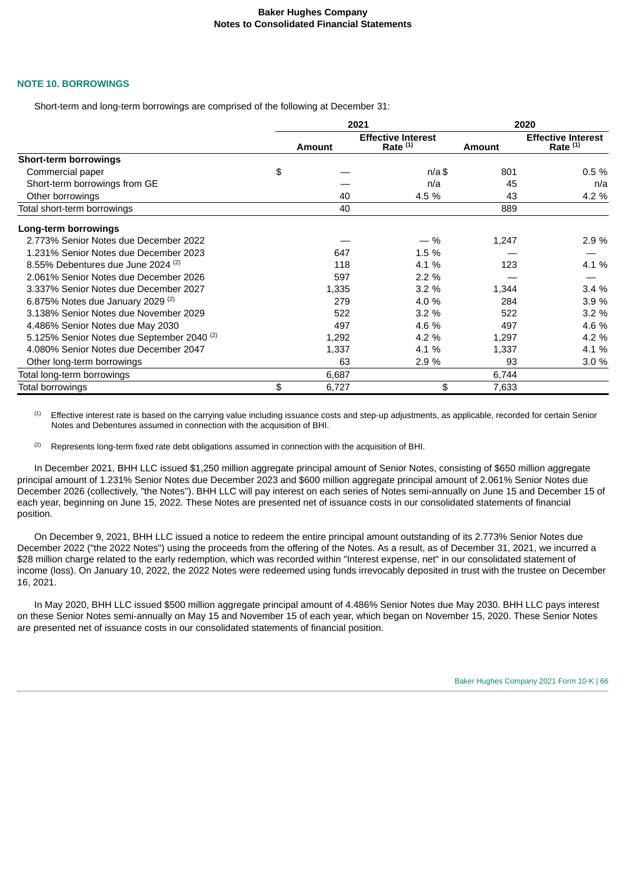## NOTE 10. BORROWINGS

Short-term and long-term borrowings are comprised of the following at December 31:

| | 2021 | | 2020 | |
|---|---|---|---|---|
| | Amount | Effective Interest Rate [1] | Amount | Effective Interest Rate [1] |
| **Short-term borrowings** | | | | |
| Commercial paper | $ — | n/a | $ 801 | 0.5 % |
| Short-term borrowings from GE | — | n/a | 45 | n/a |
| Other borrowings | 40 | 4.5 % | 43 | 4.2 % |
| Total short-term borrowings | 40 | | 889 | |
| **Long-term borrowings** | | | | |
| 2.773% Senior Notes due December 2022 | — | — % | 1,247 | 2.9 % |
| 1.231% Senior Notes due December 2023 | 647 | 1.5 % | — | — |
| 8.55% Debentures due June 2024 [2] | 118 | 4.1 % | 123 | 4.1 % |
| 2.061% Senior Notes due December 2026 | 597 | 2.2 % | — | — |
| 3.337% Senior Notes due December 2027 | 1,335 | 3.2 % | 1,344 | 3.4 % |
| 6.875% Notes due January 2029 [2] | 279 | 4.0 % | 284 | 3.9 % |
| 3.138% Senior Notes due November 2029 | 522 | 3.2 % | 522 | 3.2 % |
| 4.486% Senior Notes due May 2030 | 497 | 4.6 % | 497 | 4.6 % |
| 5.125% Senior Notes due September 2040 [2] | 1,292 | 4.2 % | 1,297 | 4.2 % |
| 4.080% Senior Notes due December 2047 | 1,337 | 4.1 % | 1,337 | 4.1 % |
| Other long-term borrowings | 63 | 2.9 % | 93 | 3.0 % |
| Total long-term borrowings | 6,687 | | 6,744 | |
| Total borrowings | $ 6,727 | | $ 7,633 | |

[1] Effective interest rate is based on the carrying value including issuance costs and step-up adjustments, as applicable, recorded for certain Senior Notes and Debentures assumed in connection with the acquisition of BHI.

[2] Represents long-term fixed rate debt obligations assumed in connection with the acquisition of BHI.

In December 2021, BHH LLC issued $1,250 million aggregate principal amount of Senior Notes, consisting of $650 million aggregate principal amount of 1.231% Senior Notes due December 2023 and $600 million aggregate principal amount of 2.061% Senior Notes due December 2026 (collectively, "the Notes"). BHH LLC will pay interest on each series of Notes semi-annually on June 15 and December 15 of each year, beginning on June 15, 2022. These Notes are presented net of issuance costs in our consolidated statements of financial position.

On December 9, 2021, BHH LLC issued a notice to redeem the entire principal amount outstanding of its 2.773% Senior Notes due December 2022 ("the 2022 Notes") using the proceeds from the offering of the Notes. As a result, as of December 31, 2021, we incurred a $28 million charge related to the early redemption, which was recorded within "Interest expense, net" in our consolidated statement of income (loss). On January 10, 2022, the 2022 Notes were redeemed using funds irrevocably deposited in trust with the trustee on December 16, 2021.

In May 2020, BHH LLC issued $500 million aggregate principal amount of 4.486% Senior Notes due May 2030. BHH LLC pays interest on these Senior Notes semi-annually on May 15 and November 15 of each year, which began on November 15, 2020. These Senior Notes are presented net of issuance costs in our consolidated statements of financial position.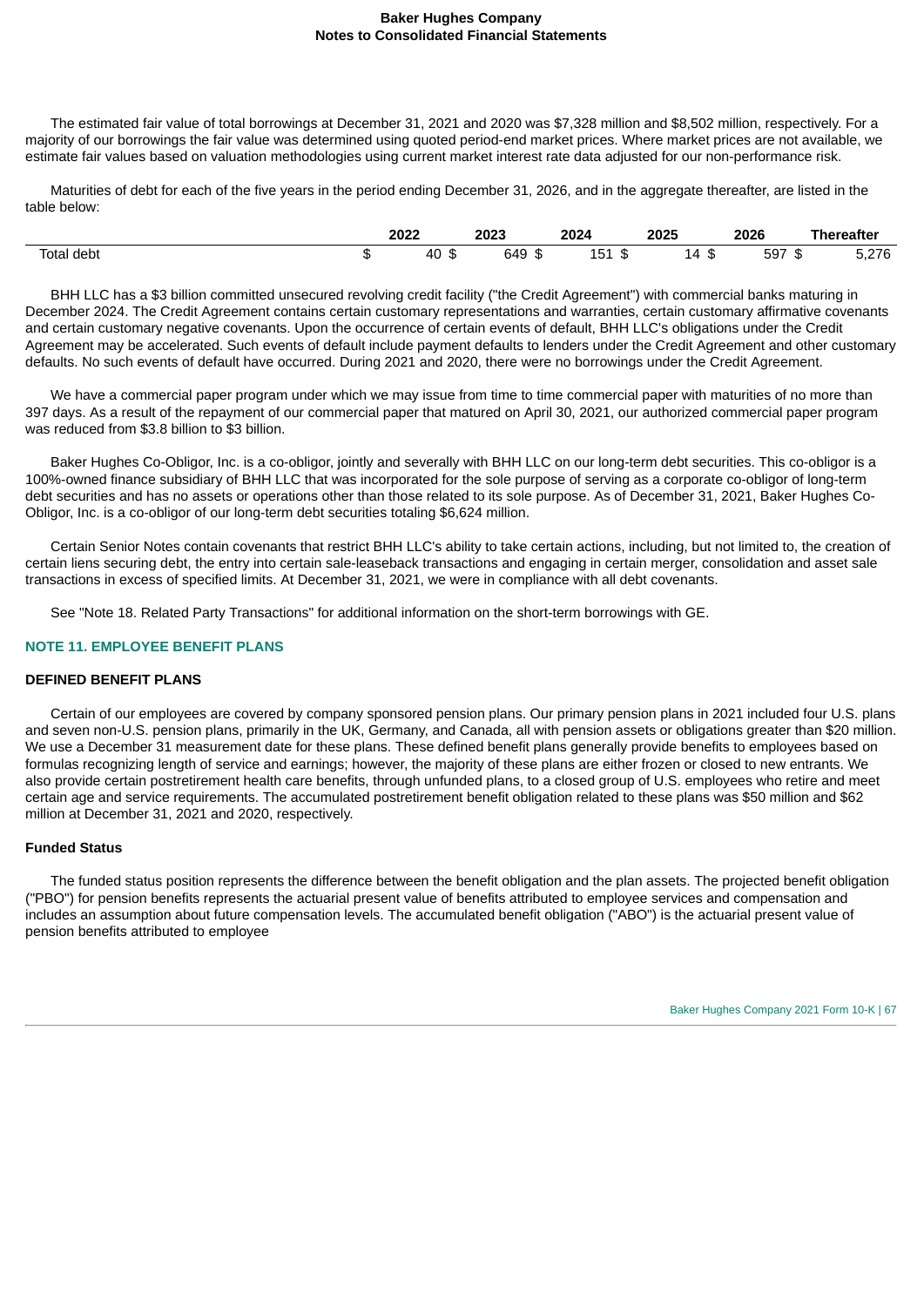The estimated fair value of total borrowings at December 31, 2021 and 2020 was $7,328 million and $8,502 million, respectively. For a majority of our borrowings the fair value was determined using quoted period-end market prices. Where market prices are not available, we estimate fair values based on valuation methodologies using current market interest rate data adjusted for our non-performance risk.

Maturities of debt for each of the five years in the period ending December 31, 2026, and in the aggregate thereafter, are listed in the table below:

| | 2022 | 2023 | 2024 | 2025 | 2026 | Thereafter |
|---|---|---|---|---|---|---|
| Total debt | $ 40 | $ 649 | $ 151 | $ 14 | $ 597 | $ 5,276 |

BHH LLC has a $3 billion committed unsecured revolving credit facility ("the Credit Agreement") with commercial banks maturing in December 2024. The Credit Agreement contains certain customary representations and warranties, certain customary affirmative covenants and certain customary negative covenants. Upon the occurrence of certain events of default, BHH LLC's obligations under the Credit Agreement may be accelerated. Such events of default include payment defaults to lenders under the Credit Agreement and other customary defaults. No such events of default have occurred. During 2021 and 2020, there were no borrowings under the Credit Agreement.

We have a commercial paper program under which we may issue from time to time commercial paper with maturities of no more than 397 days. As a result of the repayment of our commercial paper that matured on April 30, 2021, our authorized commercial paper program was reduced from $3.8 billion to $3 billion.

Baker Hughes Co-Obligor, Inc. is a co-obligor, jointly and severally with BHH LLC on our long-term debt securities. This co-obligor is a 100%-owned finance subsidiary of BHH LLC that was incorporated for the sole purpose of serving as a corporate co-obligor of long-term debt securities and has no assets or operations other than those related to its sole purpose. As of December 31, 2021, Baker Hughes Co-Obligor, Inc. is a co-obligor of our long-term debt securities totaling $6,624 million.

Certain Senior Notes contain covenants that restrict BHH LLC's ability to take certain actions, including, but not limited to, the creation of certain liens securing debt, the entry into certain sale-leaseback transactions and engaging in certain merger, consolidation and asset sale transactions in excess of specified limits. At December 31, 2021, we were in compliance with all debt covenants.

See "Note 18. Related Party Transactions" for additional information on the short-term borrowings with GE.

## NOTE 11. EMPLOYEE BENEFIT PLANS

### DEFINED BENEFIT PLANS

Certain of our employees are covered by company sponsored pension plans. Our primary pension plans in 2021 included four U.S. plans and seven non-U.S. pension plans, primarily in the UK, Germany, and Canada, all with pension assets or obligations greater than $20 million. We use a December 31 measurement date for these plans. These defined benefit plans generally provide benefits to employees based on formulas recognizing length of service and earnings; however, the majority of these plans are either frozen or closed to new entrants. We also provide certain postretirement health care benefits, through unfunded plans, to a closed group of U.S. employees who retire and meet certain age and service requirements. The accumulated postretirement benefit obligation related to these plans was $50 million and $62 million at December 31, 2021 and 2020, respectively.

#### Funded Status

The funded status position represents the difference between the benefit obligation and the plan assets. The projected benefit obligation ("PBO") for pension benefits represents the actuarial present value of benefits attributed to employee services and compensation and includes an assumption about future compensation levels. The accumulated benefit obligation ("ABO") is the actuarial present value of pension benefits attributed to employee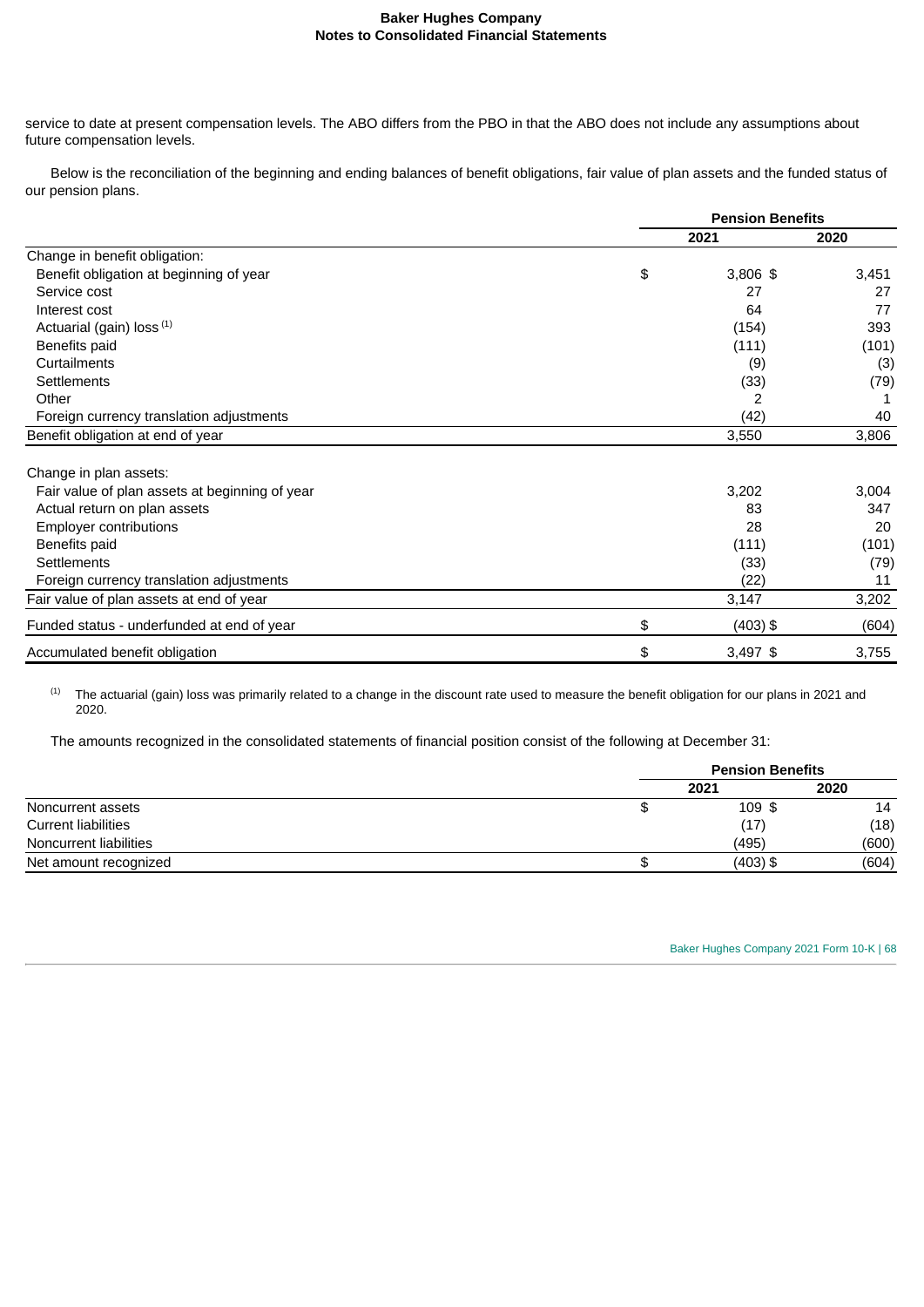service to date at present compensation levels. The ABO differs from the PBO in that the ABO does not include any assumptions about future compensation levels.

Below is the reconciliation of the beginning and ending balances of benefit obligations, fair value of plan assets and the funded status of our pension plans.

| | Pension Benefits | |
|---|---|---|
| | 2021 | 2020 |
| Change in benefit obligation: | | |
| Benefit obligation at beginning of year | $ 3,806 | $ 3,451 |
| Service cost | 27 | 27 |
| Interest cost | 64 | 77 |
| Actuarial (gain) loss [1] | (154) | 393 |
| Benefits paid | (111) | (101) |
| Curtailments | (9) | (3) |
| Settlements | (33) | (79) |
| Other | 2 | 1 |
| Foreign currency translation adjustments | (42) | 40 |
| Benefit obligation at end of year | 3,550 | 3,806 |
| | | |
| Change in plan assets: | | |
| Fair value of plan assets at beginning of year | 3,202 | 3,004 |
| Actual return on plan assets | 83 | 347 |
| Employer contributions | 28 | 20 |
| Benefits paid | (111) | (101) |
| Settlements | (33) | (79) |
| Foreign currency translation adjustments | (22) | 11 |
| Fair value of plan assets at end of year | 3,147 | 3,202 |
| Funded status - underfunded at end of year | $ (403) | $ (604) |
| Accumulated benefit obligation | $ 3,497 | $ 3,755 |

[1] The actuarial (gain) loss was primarily related to a change in the discount rate used to measure the benefit obligation for our plans in 2021 and 2020.

The amounts recognized in the consolidated statements of financial position consist of the following at December 31:

| | Pension Benefits | |
|---|---|---|
| | 2021 | 2020 |
| Noncurrent assets | $ 109 | $ 14 |
| Current liabilities | (17) | (18) |
| Noncurrent liabilities | (495) | (600) |
| Net amount recognized | $ (403) | $ (604) |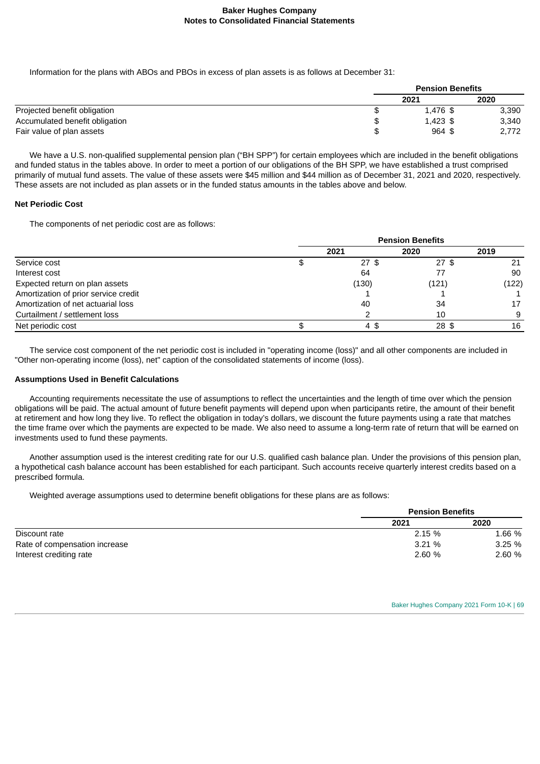Information for the plans with ABOs and PBOs in excess of plan assets is as follows at December 31:

| | Pension Benefits | |
|---|---|---|
| | 2021 | 2020 |
| Projected benefit obligation | $ 1,476 | $ 3,390 |
| Accumulated benefit obligation | $ 1,423 | $ 3,340 |
| Fair value of plan assets | $ 964 | $ 2,772 |

We have a U.S. non-qualified supplemental pension plan ("BH SPP") for certain employees which are included in the benefit obligations and funded status in the tables above. In order to meet a portion of our obligations of the BH SPP, we have established a trust comprised primarily of mutual fund assets. The value of these assets were $45 million and $44 million as of December 31, 2021 and 2020, respectively. These assets are not included as plan assets or in the funded status amounts in the tables above and below.

**Net Periodic Cost**

The components of net periodic cost are as follows:

| | Pension Benefits | | |
|---|---|---|---|
| | 2021 | 2020 | 2019 |
| Service cost | $ 27 | $ 27 | $ 21 |
| Interest cost | 64 | 77 | 90 |
| Expected return on plan assets | (130) | (121) | (122) |
| Amortization of prior service credit | 1 | 1 | 1 |
| Amortization of net actuarial loss | 40 | 34 | 17 |
| Curtailment / settlement loss | 2 | 10 | 9 |
| Net periodic cost | $ 4 | $ 28 | $ 16 |

The service cost component of the net periodic cost is included in "operating income (loss)" and all other components are included in "Other non-operating income (loss), net" caption of the consolidated statements of income (loss).

**Assumptions Used in Benefit Calculations**

Accounting requirements necessitate the use of assumptions to reflect the uncertainties and the length of time over which the pension obligations will be paid. The actual amount of future benefit payments will depend upon when participants retire, the amount of their benefit at retirement and how long they live. To reflect the obligation in today's dollars, we discount the future payments using a rate that matches the time frame over which the payments are expected to be made. We also need to assume a long-term rate of return that will be earned on investments used to fund these payments.

Another assumption used is the interest crediting rate for our U.S. qualified cash balance plan. Under the provisions of this pension plan, a hypothetical cash balance account has been established for each participant. Such accounts receive quarterly interest credits based on a prescribed formula.

Weighted average assumptions used to determine benefit obligations for these plans are as follows:

| | Pension Benefits | |
|---|---|---|
| | 2021 | 2020 |
| Discount rate | 2.15 % | 1.66 % |
| Rate of compensation increase | 3.21 % | 3.25 % |
| Interest crediting rate | 2.60 % | 2.60 % |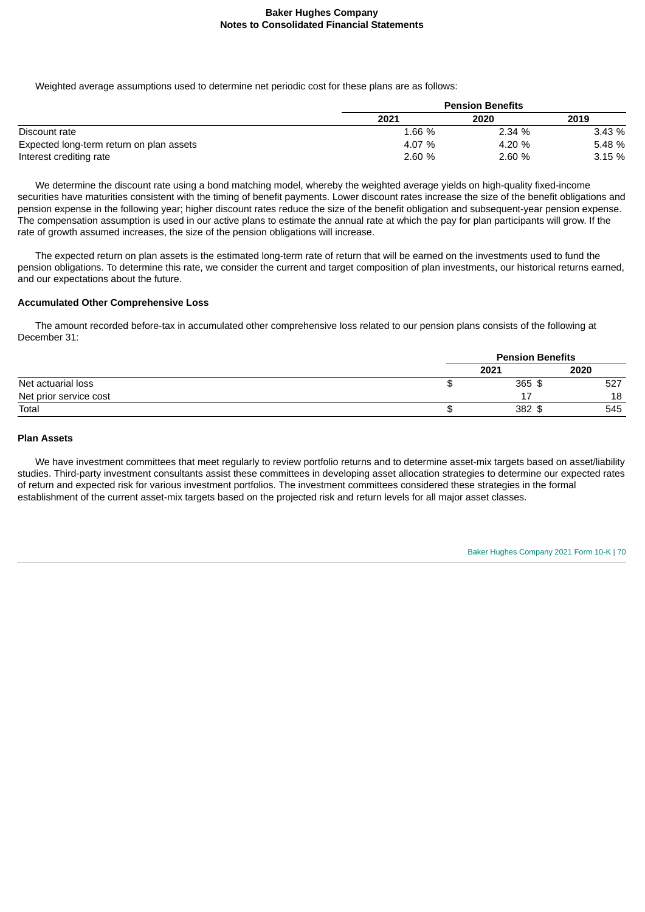Weighted average assumptions used to determine net periodic cost for these plans are as follows:

| | Pension Benefits | | |
|---|---|---|---|
| | 2021 | 2020 | 2019 |
| Discount rate | 1.66 % | 2.34 % | 3.43 % |
| Expected long-term return on plan assets | 4.07 % | 4.20 % | 5.48 % |
| Interest crediting rate | 2.60 % | 2.60 % | 3.15 % |

We determine the discount rate using a bond matching model, whereby the weighted average yields on high-quality fixed-income securities have maturities consistent with the timing of benefit payments. Lower discount rates increase the size of the benefit obligations and pension expense in the following year; higher discount rates reduce the size of the benefit obligation and subsequent-year pension expense. The compensation assumption is used in our active plans to estimate the annual rate at which the pay for plan participants will grow. If the rate of growth assumed increases, the size of the pension obligations will increase.

The expected return on plan assets is the estimated long-term rate of return that will be earned on the investments used to fund the pension obligations. To determine this rate, we consider the current and target composition of plan investments, our historical returns earned, and our expectations about the future.

### Accumulated Other Comprehensive Loss

The amount recorded before-tax in accumulated other comprehensive loss related to our pension plans consists of the following at December 31:

| | Pension Benefits | |
|---|---|---|
| | 2021 | 2020 |
| Net actuarial loss | $ 365 | $ 527 |
| Net prior service cost | 17 | 18 |
| Total | $ 382 | $ 545 |

### Plan Assets

We have investment committees that meet regularly to review portfolio returns and to determine asset-mix targets based on asset/liability studies. Third-party investment consultants assist these committees in developing asset allocation strategies to determine our expected rates of return and expected risk for various investment portfolios. The investment committees considered these strategies in the formal establishment of the current asset-mix targets based on the projected risk and return levels for all major asset classes.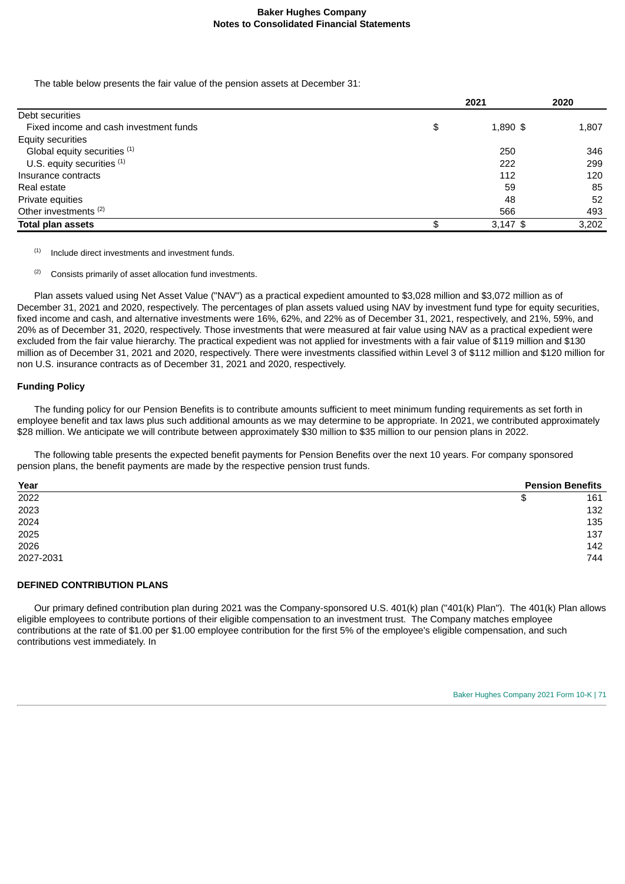The table below presents the fair value of the pension assets at December 31:

| | 2021 | 2020 |
|---|---|---|
| Debt securities | | |
| Fixed income and cash investment funds | $ 1,890 | $ 1,807 |
| Equity securities | | |
| Global equity securities [1] | 250 | 346 |
| U.S. equity securities [1] | 222 | 299 |
| Insurance contracts | 112 | 120 |
| Real estate | 59 | 85 |
| Private equities | 48 | 52 |
| Other investments [2] | 566 | 493 |
| **Total plan assets** | $ 3,147 | $ 3,202 |

[1] Include direct investments and investment funds.

[2] Consists primarily of asset allocation fund investments.

Plan assets valued using Net Asset Value ("NAV") as a practical expedient amounted to $3,028 million and $3,072 million as of December 31, 2021 and 2020, respectively. The percentages of plan assets valued using NAV by investment fund type for equity securities, fixed income and cash, and alternative investments were 16%, 62%, and 22% as of December 31, 2021, respectively, and 21%, 59%, and 20% as of December 31, 2020, respectively. Those investments that were measured at fair value using NAV as a practical expedient were excluded from the fair value hierarchy. The practical expedient was not applied for investments with a fair value of $119 million and $130 million as of December 31, 2021 and 2020, respectively. There were investments classified within Level 3 of $112 million and $120 million for non U.S. insurance contracts as of December 31, 2021 and 2020, respectively.

#### Funding Policy

The funding policy for our Pension Benefits is to contribute amounts sufficient to meet minimum funding requirements as set forth in employee benefit and tax laws plus such additional amounts as we may determine to be appropriate. In 2021, we contributed approximately $28 million. We anticipate we will contribute between approximately $30 million to $35 million to our pension plans in 2022.

The following table presents the expected benefit payments for Pension Benefits over the next 10 years. For company sponsored pension plans, the benefit payments are made by the respective pension trust funds.

| Year | Pension Benefits |
|---|---|
| 2022 | $ 161 |
| 2023 | 132 |
| 2024 | 135 |
| 2025 | 137 |
| 2026 | 142 |
| 2027-2031 | 744 |

#### DEFINED CONTRIBUTION PLANS

Our primary defined contribution plan during 2021 was the Company-sponsored U.S. 401(k) plan ("401(k) Plan"). The 401(k) Plan allows eligible employees to contribute portions of their eligible compensation to an investment trust. The Company matches employee contributions at the rate of $1.00 per $1.00 employee contribution for the first 5% of the employee's eligible compensation, and such contributions vest immediately. In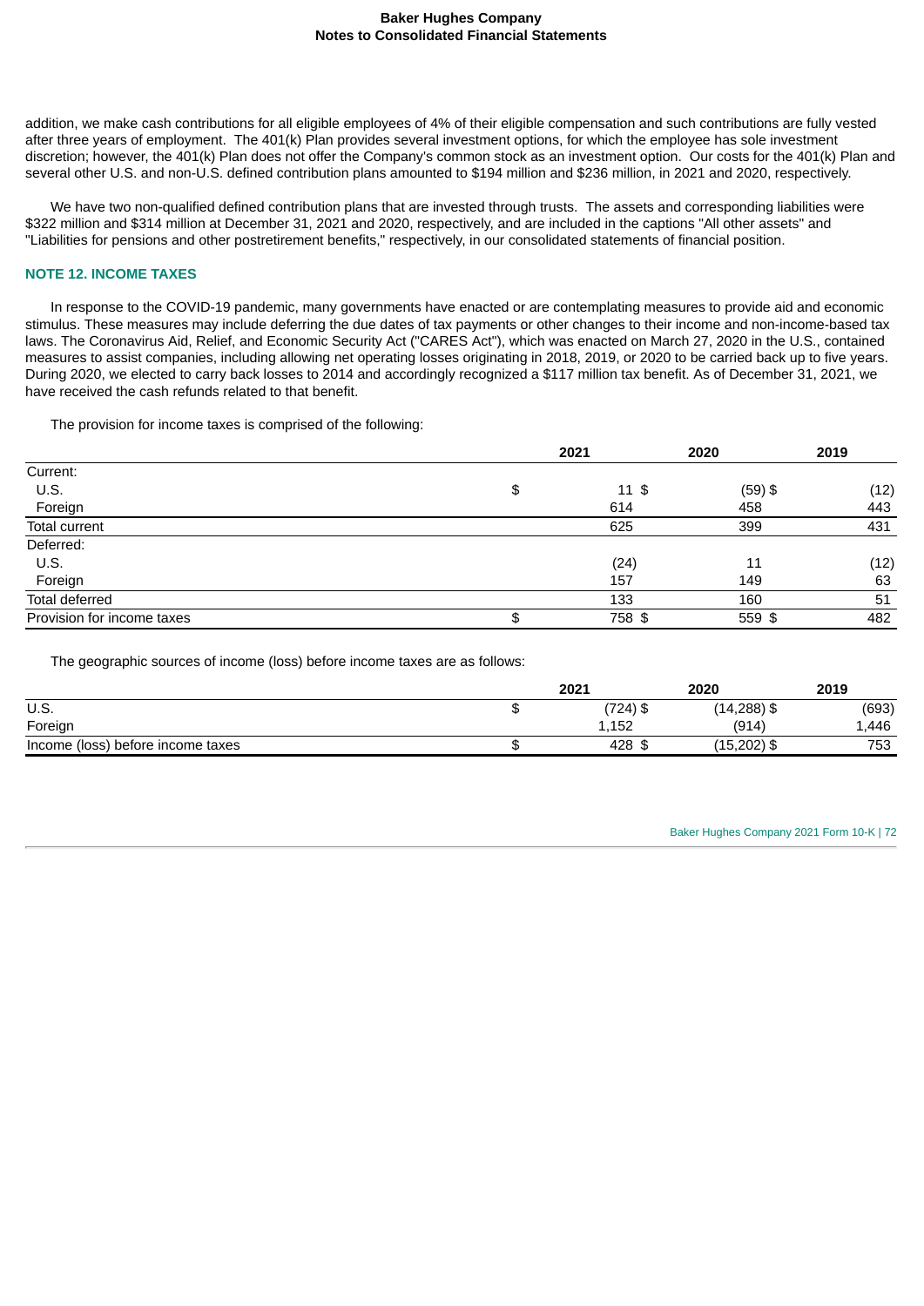addition, we make cash contributions for all eligible employees of 4% of their eligible compensation and such contributions are fully vested after three years of employment. The 401(k) Plan provides several investment options, for which the employee has sole investment discretion; however, the 401(k) Plan does not offer the Company's common stock as an investment option. Our costs for the 401(k) Plan and several other U.S. and non-U.S. defined contribution plans amounted to $194 million and $236 million, in 2021 and 2020, respectively.

We have two non-qualified defined contribution plans that are invested through trusts. The assets and corresponding liabilities were $322 million and $314 million at December 31, 2021 and 2020, respectively, and are included in the captions "All other assets" and "Liabilities for pensions and other postretirement benefits," respectively, in our consolidated statements of financial position.

## NOTE 12. INCOME TAXES

In response to the COVID-19 pandemic, many governments have enacted or are contemplating measures to provide aid and economic stimulus. These measures may include deferring the due dates of tax payments or other changes to their income and non-income-based tax laws. The Coronavirus Aid, Relief, and Economic Security Act ("CARES Act"), which was enacted on March 27, 2020 in the U.S., contained measures to assist companies, including allowing net operating losses originating in 2018, 2019, or 2020 to be carried back up to five years. During 2020, we elected to carry back losses to 2014 and accordingly recognized a $117 million tax benefit. As of December 31, 2021, we have received the cash refunds related to that benefit.

The provision for income taxes is comprised of the following:

| | 2021 | 2020 | 2019 |
|---|---|---|---|
| Current: | | | |
| U.S. | $ 11 | $ (59) | $ (12) |
| Foreign | 614 | 458 | 443 |
| Total current | 625 | 399 | 431 |
| Deferred: | | | |
| U.S. | (24) | 11 | (12) |
| Foreign | 157 | 149 | 63 |
| Total deferred | 133 | 160 | 51 |
| Provision for income taxes | $ 758 | $ 559 | $ 482 |

The geographic sources of income (loss) before income taxes are as follows:

| | 2021 | 2020 | 2019 |
|---|---|---|---|
| U.S. | $ (724) | $ (14,288) | $ (693) |
| Foreign | 1,152 | (914) | 1,446 |
| Income (loss) before income taxes | $ 428 | $ (15,202) | $ 753 |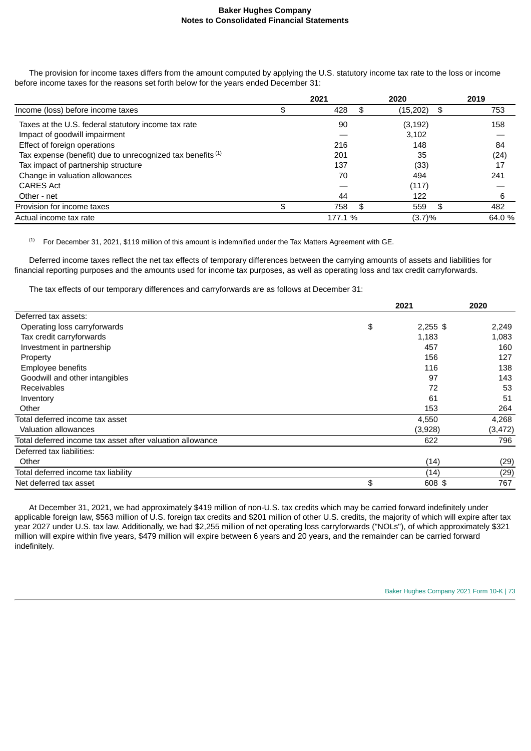The provision for income taxes differs from the amount computed by applying the U.S. statutory income tax rate to the loss or income before income taxes for the reasons set forth below for the years ended December 31:

| | 2021 | 2020 | 2019 |
|---|---|---|---|
| Income (loss) before income taxes | $ 428 | $ (15,202) | $ 753 |
| Taxes at the U.S. federal statutory income tax rate | 90 | (3,192) | 158 |
| Impact of goodwill impairment | — | 3,102 | — |
| Effect of foreign operations | 216 | 148 | 84 |
| Tax expense (benefit) due to unrecognized tax benefits [(1)] | 201 | 35 | (24) |
| Tax impact of partnership structure | 137 | (33) | 17 |
| Change in valuation allowances | 70 | 494 | 241 |
| CARES Act | — | (117) | — |
| Other - net | 44 | 122 | 6 |
| Provision for income taxes | $ 758 | $ 559 | $ 482 |
| Actual income tax rate | 177.1 % | (3.7)% | 64.0 % |

(1) For December 31, 2021, $119 million of this amount is indemnified under the Tax Matters Agreement with GE.

Deferred income taxes reflect the net tax effects of temporary differences between the carrying amounts of assets and liabilities for financial reporting purposes and the amounts used for income tax purposes, as well as operating loss and tax credit carryforwards.

The tax effects of our temporary differences and carryforwards are as follows at December 31:

| | 2021 | 2020 |
|---|---|---|
| Deferred tax assets: | | |
| Operating loss carryforwards | $ 2,255 | $ 2,249 |
| Tax credit carryforwards | 1,183 | 1,083 |
| Investment in partnership | 457 | 160 |
| Property | 156 | 127 |
| Employee benefits | 116 | 138 |
| Goodwill and other intangibles | 97 | 143 |
| Receivables | 72 | 53 |
| Inventory | 61 | 51 |
| Other | 153 | 264 |
| Total deferred income tax asset | 4,550 | 4,268 |
| Valuation allowances | (3,928) | (3,472) |
| Total deferred income tax asset after valuation allowance | 622 | 796 |
| Deferred tax liabilities: | | |
| Other | (14) | (29) |
| Total deferred income tax liability | (14) | (29) |
| Net deferred tax asset | $ 608 | $ 767 |

At December 31, 2021, we had approximately $419 million of non-U.S. tax credits which may be carried forward indefinitely under applicable foreign law, $563 million of U.S. foreign tax credits and $201 million of other U.S. credits, the majority of which will expire after tax year 2027 under U.S. tax law. Additionally, we had $2,255 million of net operating loss carryforwards ("NOLs"), of which approximately $321 million will expire within five years, $479 million will expire between 6 years and 20 years, and the remainder can be carried forward indefinitely.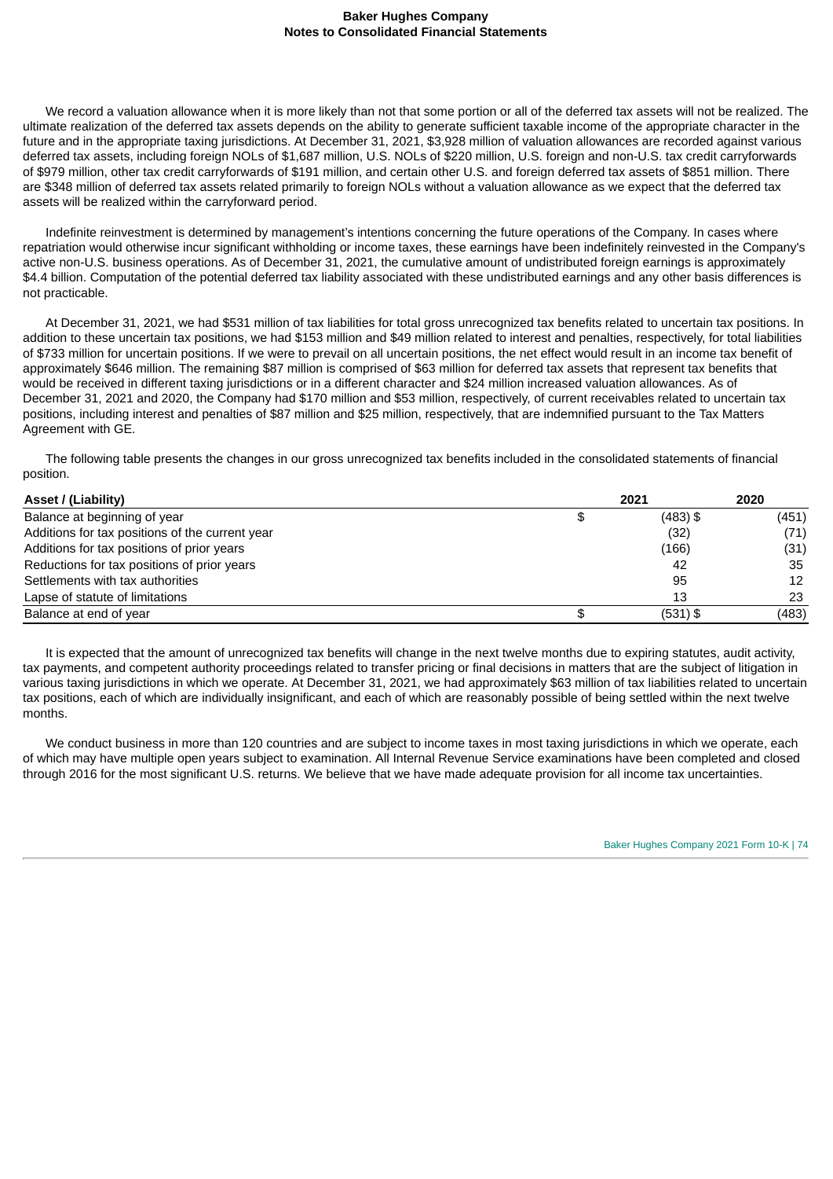We record a valuation allowance when it is more likely than not that some portion or all of the deferred tax assets will not be realized. The ultimate realization of the deferred tax assets depends on the ability to generate sufficient taxable income of the appropriate character in the future and in the appropriate taxing jurisdictions. At December 31, 2021, $3,928 million of valuation allowances are recorded against various deferred tax assets, including foreign NOLs of $1,687 million, U.S. NOLs of $220 million, U.S. foreign and non-U.S. tax credit carryforwards of $979 million, other tax credit carryforwards of $191 million, and certain other U.S. and foreign deferred tax assets of $851 million. There are $348 million of deferred tax assets related primarily to foreign NOLs without a valuation allowance as we expect that the deferred tax assets will be realized within the carryforward period.

Indefinite reinvestment is determined by management's intentions concerning the future operations of the Company. In cases where repatriation would otherwise incur significant withholding or income taxes, these earnings have been indefinitely reinvested in the Company's active non-U.S. business operations. As of December 31, 2021, the cumulative amount of undistributed foreign earnings is approximately $4.4 billion. Computation of the potential deferred tax liability associated with these undistributed earnings and any other basis differences is not practicable.

At December 31, 2021, we had $531 million of tax liabilities for total gross unrecognized tax benefits related to uncertain tax positions. In addition to these uncertain tax positions, we had $153 million and $49 million related to interest and penalties, respectively, for total liabilities of $733 million for uncertain positions. If we were to prevail on all uncertain positions, the net effect would result in an income tax benefit of approximately $646 million. The remaining $87 million is comprised of $63 million for deferred tax assets that represent tax benefits that would be received in different taxing jurisdictions or in a different character and $24 million increased valuation allowances. As of December 31, 2021 and 2020, the Company had $170 million and $53 million, respectively, of current receivables related to uncertain tax positions, including interest and penalties of $87 million and $25 million, respectively, that are indemnified pursuant to the Tax Matters Agreement with GE.

The following table presents the changes in our gross unrecognized tax benefits included in the consolidated statements of financial position.

| Asset / (Liability) | 2021 | 2020 |
|---|---|---|
| Balance at beginning of year | $ (483) | $ (451) |
| Additions for tax positions of the current year | (32) | (71) |
| Additions for tax positions of prior years | (166) | (31) |
| Reductions for tax positions of prior years | 42 | 35 |
| Settlements with tax authorities | 95 | 12 |
| Lapse of statute of limitations | 13 | 23 |
| Balance at end of year | $ (531) | $ (483) |

It is expected that the amount of unrecognized tax benefits will change in the next twelve months due to expiring statutes, audit activity, tax payments, and competent authority proceedings related to transfer pricing or final decisions in matters that are the subject of litigation in various taxing jurisdictions in which we operate. At December 31, 2021, we had approximately $63 million of tax liabilities related to uncertain tax positions, each of which are individually insignificant, and each of which are reasonably possible of being settled within the next twelve months.

We conduct business in more than 120 countries and are subject to income taxes in most taxing jurisdictions in which we operate, each of which may have multiple open years subject to examination. All Internal Revenue Service examinations have been completed and closed through 2016 for the most significant U.S. returns. We believe that we have made adequate provision for all income tax uncertainties.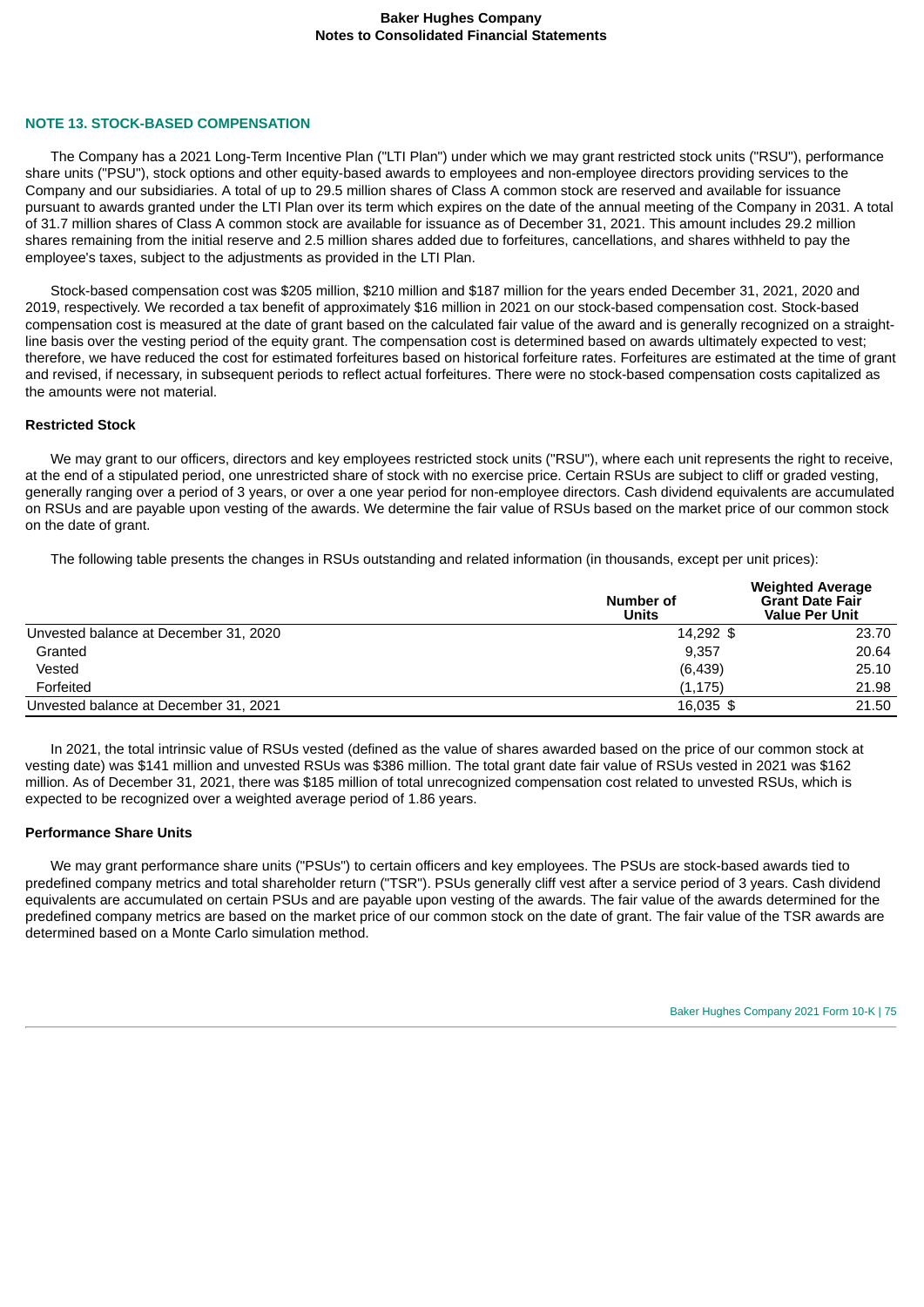## NOTE 13. STOCK-BASED COMPENSATION

The Company has a 2021 Long-Term Incentive Plan ("LTI Plan") under which we may grant restricted stock units ("RSU"), performance share units ("PSU"), stock options and other equity-based awards to employees and non-employee directors providing services to the Company and our subsidiaries. A total of up to 29.5 million shares of Class A common stock are reserved and available for issuance pursuant to awards granted under the LTI Plan over its term which expires on the date of the annual meeting of the Company in 2031. A total of 31.7 million shares of Class A common stock are available for issuance as of December 31, 2021. This amount includes 29.2 million shares remaining from the initial reserve and 2.5 million shares added due to forfeitures, cancellations, and shares withheld to pay the employee's taxes, subject to the adjustments as provided in the LTI Plan.

Stock-based compensation cost was $205 million, $210 million and $187 million for the years ended December 31, 2021, 2020 and 2019, respectively. We recorded a tax benefit of approximately $16 million in 2021 on our stock-based compensation cost. Stock-based compensation cost is measured at the date of grant based on the calculated fair value of the award and is generally recognized on a straight-line basis over the vesting period of the equity grant. The compensation cost is determined based on awards ultimately expected to vest; therefore, we have reduced the cost for estimated forfeitures based on historical forfeiture rates. Forfeitures are estimated at the time of grant and revised, if necessary, in subsequent periods to reflect actual forfeitures. There were no stock-based compensation costs capitalized as the amounts were not material.

### Restricted Stock

We may grant to our officers, directors and key employees restricted stock units ("RSU"), where each unit represents the right to receive, at the end of a stipulated period, one unrestricted share of stock with no exercise price. Certain RSUs are subject to cliff or graded vesting, generally ranging over a period of 3 years, or over a one year period for non-employee directors. Cash dividend equivalents are accumulated on RSUs and are payable upon vesting of the awards. We determine the fair value of RSUs based on the market price of our common stock on the date of grant.

The following table presents the changes in RSUs outstanding and related information (in thousands, except per unit prices):

| | Number of Units | Weighted Average Grant Date Fair Value Per Unit |
|---|---|---|
| Unvested balance at December 31, 2020 | 14,292 | $ 23.70 |
| Granted | 9,357 | 20.64 |
| Vested | (6,439) | 25.10 |
| Forfeited | (1,175) | 21.98 |
| Unvested balance at December 31, 2021 | 16,035 | $ 21.50 |

In 2021, the total intrinsic value of RSUs vested (defined as the value of shares awarded based on the price of our common stock at vesting date) was $141 million and unvested RSUs was $386 million. The total grant date fair value of RSUs vested in 2021 was $162 million. As of December 31, 2021, there was $185 million of total unrecognized compensation cost related to unvested RSUs, which is expected to be recognized over a weighted average period of 1.86 years.

### Performance Share Units

We may grant performance share units ("PSUs") to certain officers and key employees. The PSUs are stock-based awards tied to predefined company metrics and total shareholder return ("TSR"). PSUs generally cliff vest after a service period of 3 years. Cash dividend equivalents are accumulated on certain PSUs and are payable upon vesting of the awards. The fair value of the awards determined for the predefined company metrics are based on the market price of our common stock on the date of grant. The fair value of the TSR awards are determined based on a Monte Carlo simulation method.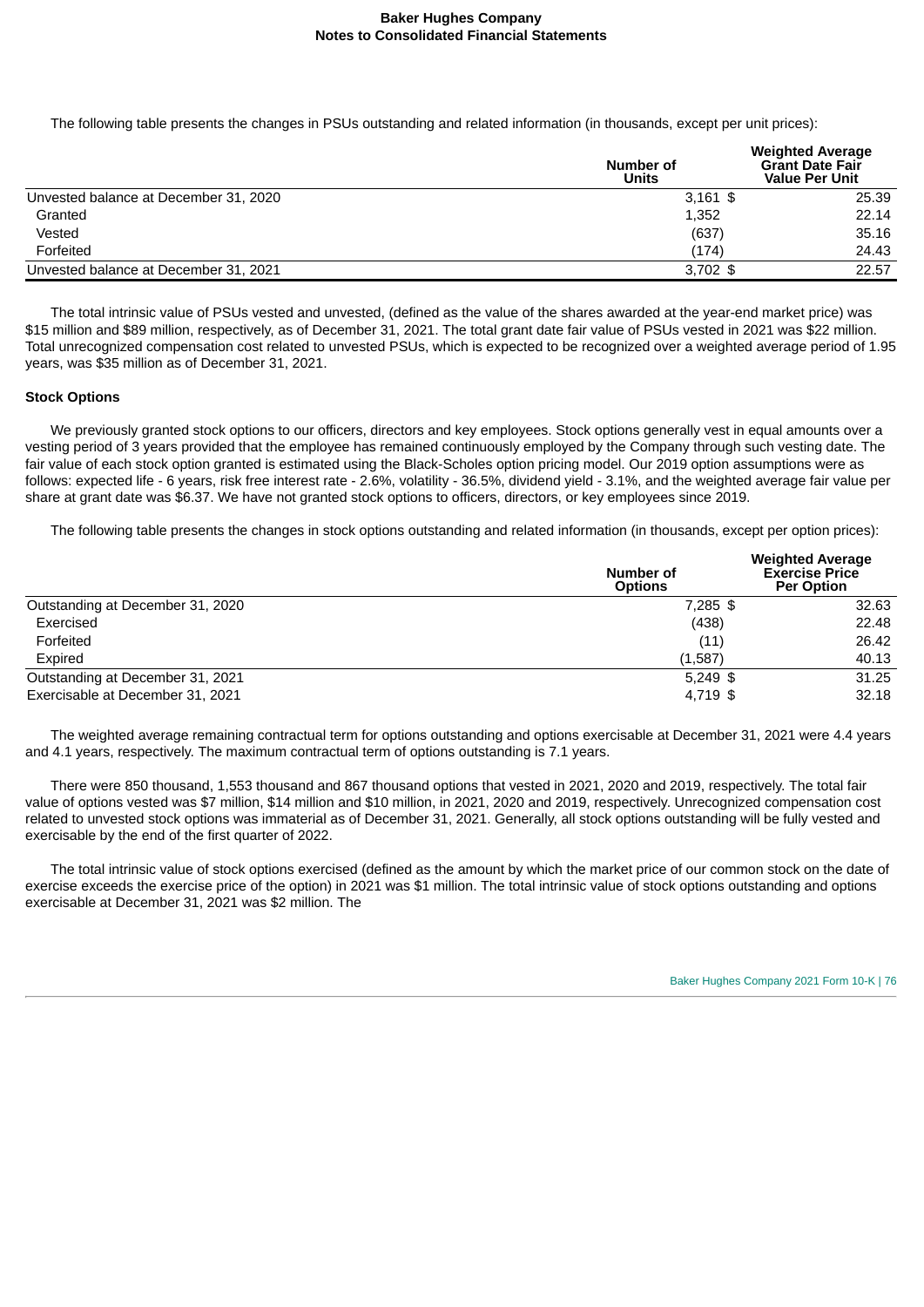The following table presents the changes in PSUs outstanding and related information (in thousands, except per unit prices):

| | Number of Units | Weighted Average Grant Date Fair Value Per Unit |
|---|---|---|
| Unvested balance at December 31, 2020 | 3,161 | $ 25.39 |
| Granted | 1,352 | 22.14 |
| Vested | (637) | 35.16 |
| Forfeited | (174) | 24.43 |
| Unvested balance at December 31, 2021 | 3,702 | $ 22.57 |

The total intrinsic value of PSUs vested and unvested, (defined as the value of the shares awarded at the year-end market price) was $15 million and $89 million, respectively, as of December 31, 2021. The total grant date fair value of PSUs vested in 2021 was $22 million. Total unrecognized compensation cost related to unvested PSUs, which is expected to be recognized over a weighted average period of 1.95 years, was $35 million as of December 31, 2021.

**Stock Options**

We previously granted stock options to our officers, directors and key employees. Stock options generally vest in equal amounts over a vesting period of 3 years provided that the employee has remained continuously employed by the Company through such vesting date. The fair value of each stock option granted is estimated using the Black-Scholes option pricing model. Our 2019 option assumptions were as follows: expected life - 6 years, risk free interest rate - 2.6%, volatility - 36.5%, dividend yield - 3.1%, and the weighted average fair value per share at grant date was $6.37. We have not granted stock options to officers, directors, or key employees since 2019.

The following table presents the changes in stock options outstanding and related information (in thousands, except per option prices):

| | Number of Options | Weighted Average Exercise Price Per Option |
|---|---|---|
| Outstanding at December 31, 2020 | 7,285 | $ 32.63 |
| Exercised | (438) | 22.48 |
| Forfeited | (11) | 26.42 |
| Expired | (1,587) | 40.13 |
| Outstanding at December 31, 2021 | 5,249 | $ 31.25 |
| Exercisable at December 31, 2021 | 4,719 | $ 32.18 |

The weighted average remaining contractual term for options outstanding and options exercisable at December 31, 2021 were 4.4 years and 4.1 years, respectively. The maximum contractual term of options outstanding is 7.1 years.

There were 850 thousand, 1,553 thousand and 867 thousand options that vested in 2021, 2020 and 2019, respectively. The total fair value of options vested was $7 million, $14 million and $10 million, in 2021, 2020 and 2019, respectively. Unrecognized compensation cost related to unvested stock options was immaterial as of December 31, 2021. Generally, all stock options outstanding will be fully vested and exercisable by the end of the first quarter of 2022.

The total intrinsic value of stock options exercised (defined as the amount by which the market price of our common stock on the date of exercise exceeds the exercise price of the option) in 2021 was $1 million. The total intrinsic value of stock options outstanding and options exercisable at December 31, 2021 was $2 million. The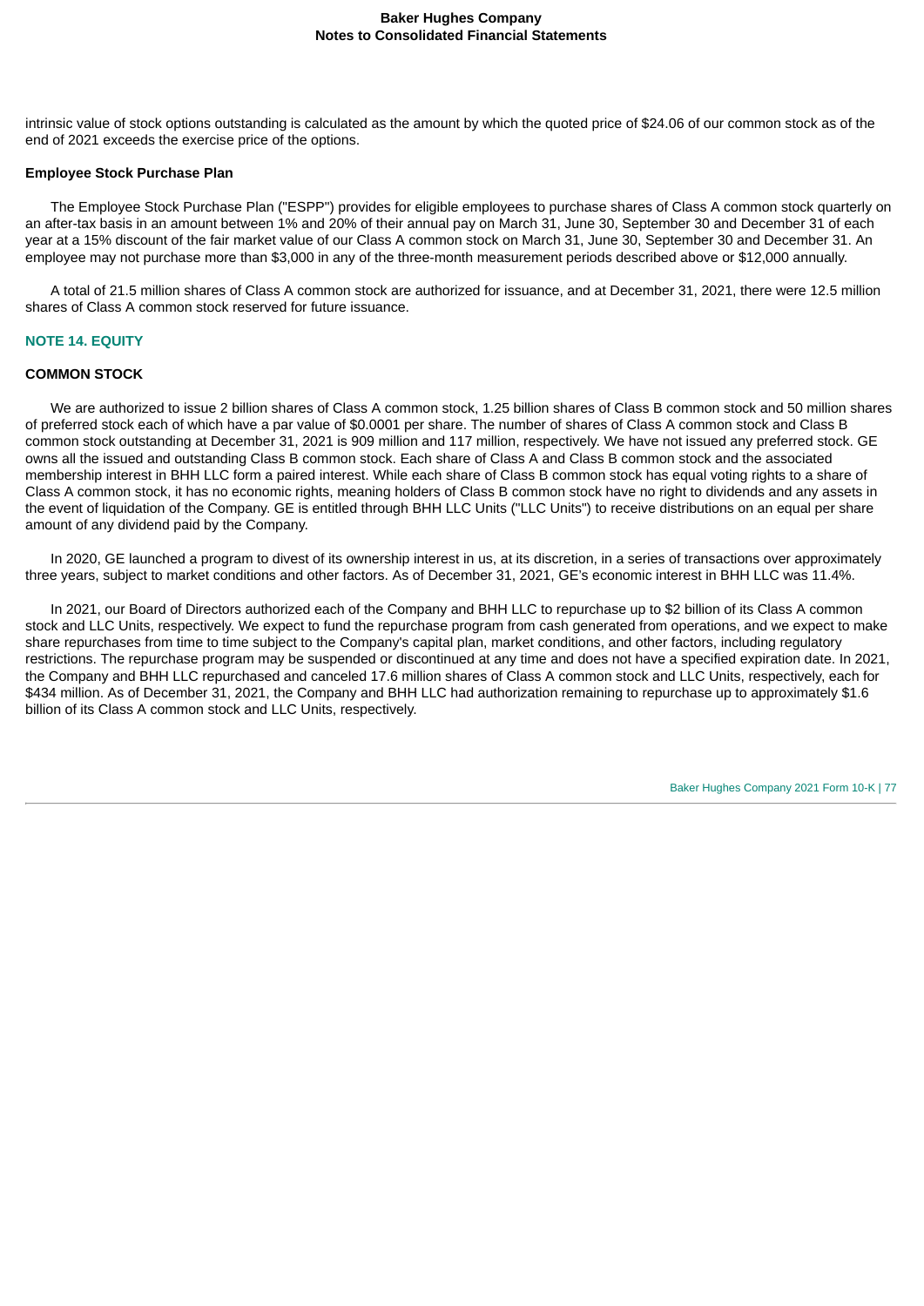intrinsic value of stock options outstanding is calculated as the amount by which the quoted price of $24.06 of our common stock as of the end of 2021 exceeds the exercise price of the options.

**Employee Stock Purchase Plan**

The Employee Stock Purchase Plan ("ESPP") provides for eligible employees to purchase shares of Class A common stock quarterly on an after-tax basis in an amount between 1% and 20% of their annual pay on March 31, June 30, September 30 and December 31 of each year at a 15% discount of the fair market value of our Class A common stock on March 31, June 30, September 30 and December 31. An employee may not purchase more than $3,000 in any of the three-month measurement periods described above or $12,000 annually.

A total of 21.5 million shares of Class A common stock are authorized for issuance, and at December 31, 2021, there were 12.5 million shares of Class A common stock reserved for future issuance.

## NOTE 14. EQUITY

### COMMON STOCK

We are authorized to issue 2 billion shares of Class A common stock, 1.25 billion shares of Class B common stock and 50 million shares of preferred stock each of which have a par value of $0.0001 per share. The number of shares of Class A common stock and Class B common stock outstanding at December 31, 2021 is 909 million and 117 million, respectively. We have not issued any preferred stock. GE owns all the issued and outstanding Class B common stock. Each share of Class A and Class B common stock and the associated membership interest in BHH LLC form a paired interest. While each share of Class B common stock has equal voting rights to a share of Class A common stock, it has no economic rights, meaning holders of Class B common stock have no right to dividends and any assets in the event of liquidation of the Company. GE is entitled through BHH LLC Units ("LLC Units") to receive distributions on an equal per share amount of any dividend paid by the Company.

In 2020, GE launched a program to divest of its ownership interest in us, at its discretion, in a series of transactions over approximately three years, subject to market conditions and other factors. As of December 31, 2021, GE's economic interest in BHH LLC was 11.4%.

In 2021, our Board of Directors authorized each of the Company and BHH LLC to repurchase up to $2 billion of its Class A common stock and LLC Units, respectively. We expect to fund the repurchase program from cash generated from operations, and we expect to make share repurchases from time to time subject to the Company's capital plan, market conditions, and other factors, including regulatory restrictions. The repurchase program may be suspended or discontinued at any time and does not have a specified expiration date. In 2021, the Company and BHH LLC repurchased and canceled 17.6 million shares of Class A common stock and LLC Units, respectively, each for $434 million. As of December 31, 2021, the Company and BHH LLC had authorization remaining to repurchase up to approximately $1.6 billion of its Class A common stock and LLC Units, respectively.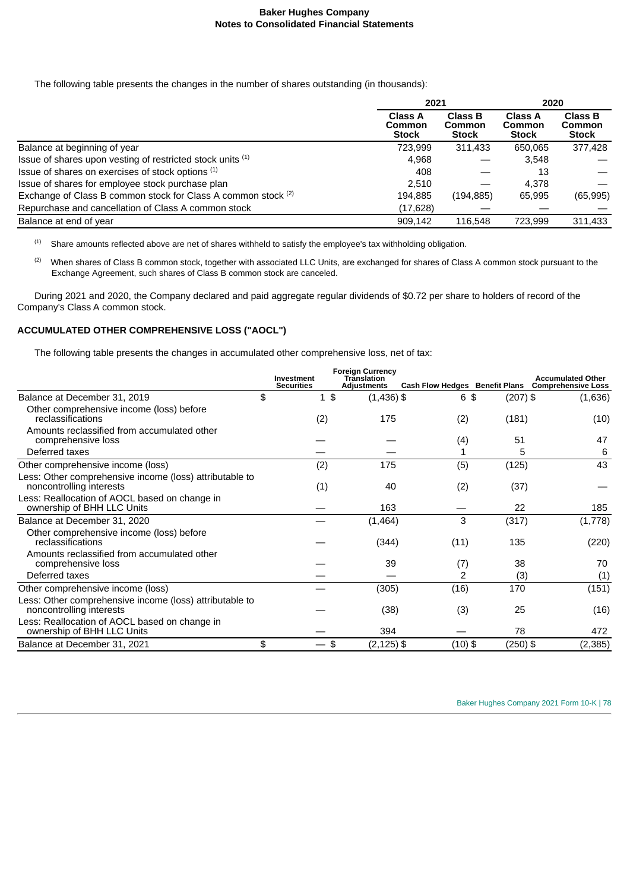The following table presents the changes in the number of shares outstanding (in thousands):

| | 2021 | | 2020 | |
|---|---|---|---|---|
| | Class A Common Stock | Class B Common Stock | Class A Common Stock | Class B Common Stock |
| Balance at beginning of year | 723,999 | 311,433 | 650,065 | 377,428 |
| Issue of shares upon vesting of restricted stock units [(1)] | 4,968 | — | 3,548 | — |
| Issue of shares on exercises of stock options [(1)] | 408 | — | 13 | — |
| Issue of shares for employee stock purchase plan | 2,510 | — | 4,378 | — |
| Exchange of Class B common stock for Class A common stock [(2)] | 194,885 | (194,885) | 65,995 | (65,995) |
| Repurchase and cancellation of Class A common stock | (17,628) | — | — | — |
| Balance at end of year | 909,142 | 116,548 | 723,999 | 311,433 |

[(1)] Share amounts reflected above are net of shares withheld to satisfy the employee's tax withholding obligation.

[(2)] When shares of Class B common stock, together with associated LLC Units, are exchanged for shares of Class A common stock pursuant to the Exchange Agreement, such shares of Class B common stock are canceled.

During 2021 and 2020, the Company declared and paid aggregate regular dividends of $0.72 per share to holders of record of the Company's Class A common stock.

## ACCUMULATED OTHER COMPREHENSIVE LOSS ("AOCL")

The following table presents the changes in accumulated other comprehensive loss, net of tax:

| | Investment Securities | Foreign Currency Translation Adjustments | Cash Flow Hedges | Benefit Plans | Accumulated Other Comprehensive Loss |
|---|---|---|---|---|---|
| Balance at December 31, 2019 | $ 1 | $ (1,436) | $ 6 | $ (207) | $ (1,636) |
| Other comprehensive income (loss) before reclassifications | (2) | 175 | (2) | (181) | (10) |
| Amounts reclassified from accumulated other comprehensive loss | — | — | (4) | 51 | 47 |
| Deferred taxes | — | — | 1 | 5 | 6 |
| Other comprehensive income (loss) | (2) | 175 | (5) | (125) | 43 |
| Less: Other comprehensive income (loss) attributable to noncontrolling interests | (1) | 40 | (2) | (37) | — |
| Less: Reallocation of AOCL based on change in ownership of BHH LLC Units | — | 163 | — | 22 | 185 |
| Balance at December 31, 2020 | — | (1,464) | 3 | (317) | (1,778) |
| Other comprehensive income (loss) before reclassifications | — | (344) | (11) | 135 | (220) |
| Amounts reclassified from accumulated other comprehensive loss | — | 39 | (7) | 38 | 70 |
| Deferred taxes | — | — | 2 | (3) | (1) |
| Other comprehensive income (loss) | — | (305) | (16) | 170 | (151) |
| Less: Other comprehensive income (loss) attributable to noncontrolling interests | — | (38) | (3) | 25 | (16) |
| Less: Reallocation of AOCL based on change in ownership of BHH LLC Units | — | 394 | — | 78 | 472 |
| Balance at December 31, 2021 | $ — | $ (2,125) | $ (10) | $ (250) | $ (2,385) |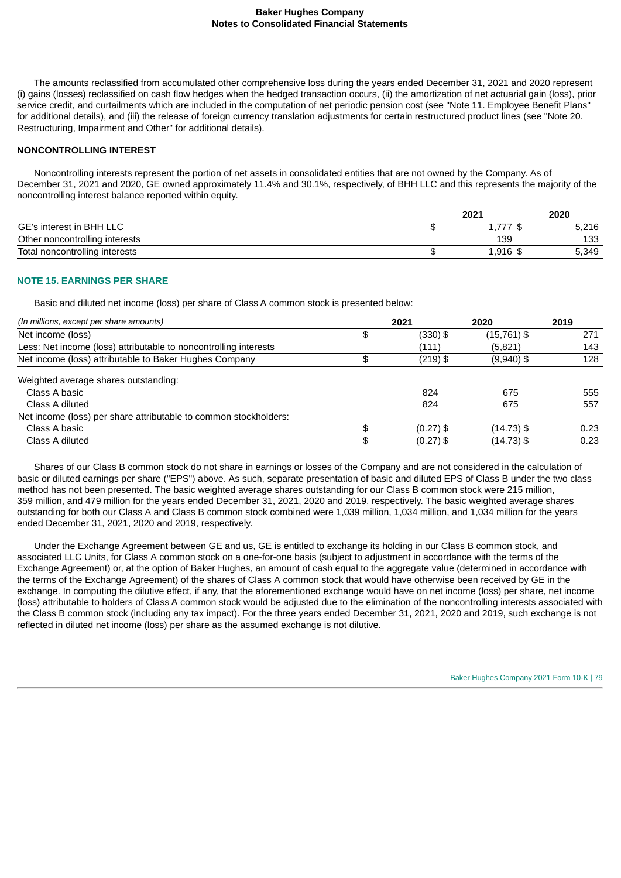The amounts reclassified from accumulated other comprehensive loss during the years ended December 31, 2021 and 2020 represent (i) gains (losses) reclassified on cash flow hedges when the hedged transaction occurs, (ii) the amortization of net actuarial gain (loss), prior service credit, and curtailments which are included in the computation of net periodic pension cost (see "Note 11. Employee Benefit Plans" for additional details), and (iii) the release of foreign currency translation adjustments for certain restructured product lines (see "Note 20. Restructuring, Impairment and Other" for additional details).

**NONCONTROLLING INTEREST**

Noncontrolling interests represent the portion of net assets in consolidated entities that are not owned by the Company. As of December 31, 2021 and 2020, GE owned approximately 11.4% and 30.1%, respectively, of BHH LLC and this represents the majority of the noncontrolling interest balance reported within equity.

| | 2021 | 2020 |
|---|---|---|
| GE's interest in BHH LLC | $ 1,777 | $ 5,216 |
| Other noncontrolling interests | 139 | 133 |
| Total noncontrolling interests | $ 1,916 | $ 5,349 |

## NOTE 15. EARNINGS PER SHARE

Basic and diluted net income (loss) per share of Class A common stock is presented below:

| *(In millions, except per share amounts)* | 2021 | 2020 | 2019 |
|---|---|---|---|
| Net income (loss) | $ (330) | $ (15,761) | $ 271 |
| Less: Net income (loss) attributable to noncontrolling interests | (111) | (5,821) | 143 |
| Net income (loss) attributable to Baker Hughes Company | $ (219) | $ (9,940) | $ 128 |
| Weighted average shares outstanding: | | | |
| Class A basic | 824 | 675 | 555 |
| Class A diluted | 824 | 675 | 557 |
| Net income (loss) per share attributable to common stockholders: | | | |
| Class A basic | $ (0.27) | $ (14.73) | $ 0.23 |
| Class A diluted | $ (0.27) | $ (14.73) | $ 0.23 |

Shares of our Class B common stock do not share in earnings or losses of the Company and are not considered in the calculation of basic or diluted earnings per share ("EPS") above. As such, separate presentation of basic and diluted EPS of Class B under the two class method has not been presented. The basic weighted average shares outstanding for our Class B common stock were 215 million, 359 million, and 479 million for the years ended December 31, 2021, 2020 and 2019, respectively. The basic weighted average shares outstanding for both our Class A and Class B common stock combined were 1,039 million, 1,034 million, and 1,034 million for the years ended December 31, 2021, 2020 and 2019, respectively.

Under the Exchange Agreement between GE and us, GE is entitled to exchange its holding in our Class B common stock, and associated LLC Units, for Class A common stock on a one-for-one basis (subject to adjustment in accordance with the terms of the Exchange Agreement) or, at the option of Baker Hughes, an amount of cash equal to the aggregate value (determined in accordance with the terms of the Exchange Agreement) of the shares of Class A common stock that would have otherwise been received by GE in the exchange. In computing the dilutive effect, if any, that the aforementioned exchange would have on net income (loss) per share, net income (loss) attributable to holders of Class A common stock would be adjusted due to the elimination of the noncontrolling interests associated with the Class B common stock (including any tax impact). For the three years ended December 31, 2021, 2020 and 2019, such exchange is not reflected in diluted net income (loss) per share as the assumed exchange is not dilutive.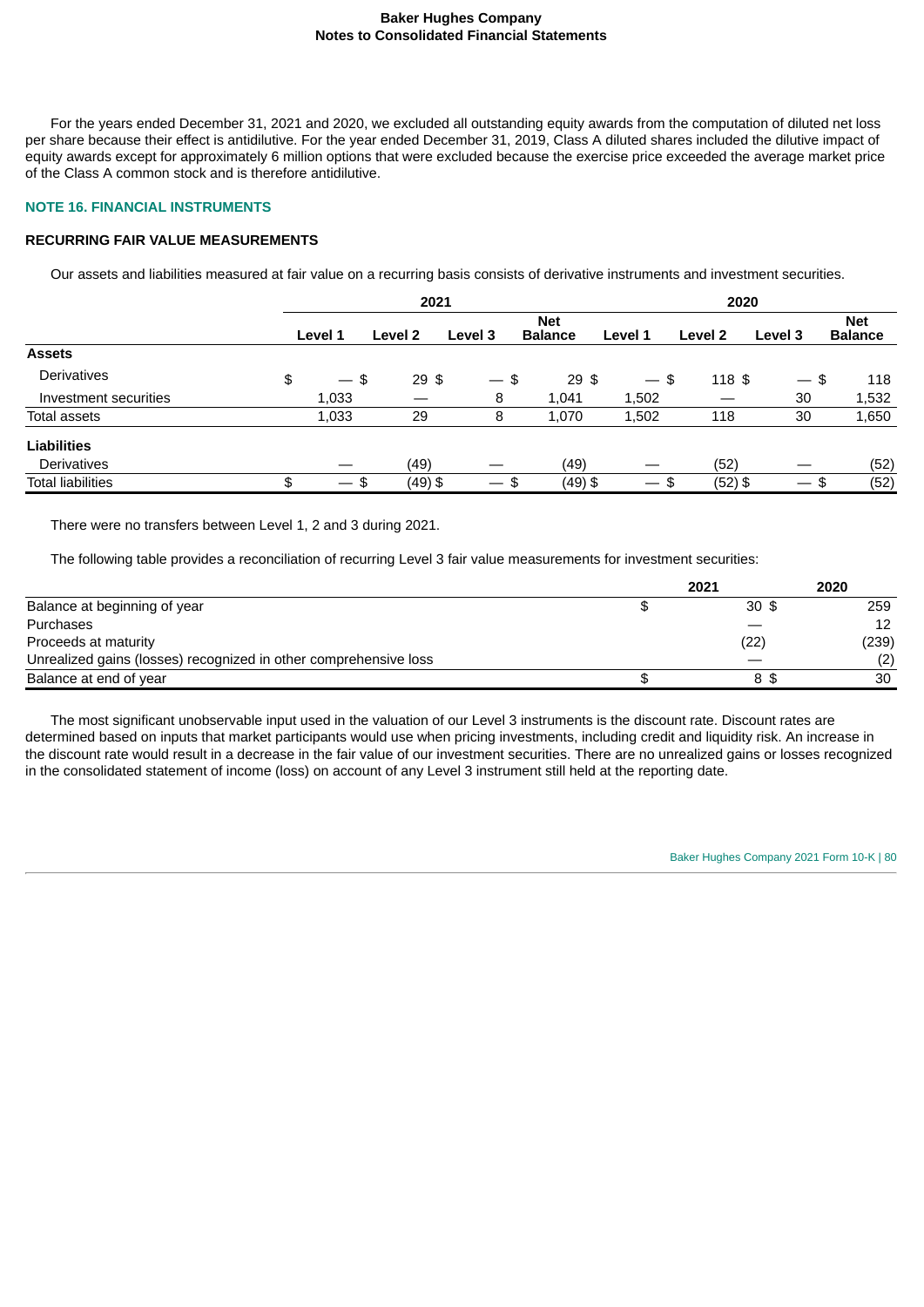For the years ended December 31, 2021 and 2020, we excluded all outstanding equity awards from the computation of diluted net loss per share because their effect is antidilutive. For the year ended December 31, 2019, Class A diluted shares included the dilutive impact of equity awards except for approximately 6 million options that were excluded because the exercise price exceeded the average market price of the Class A common stock and is therefore antidilutive.

## NOTE 16. FINANCIAL INSTRUMENTS

### RECURRING FAIR VALUE MEASUREMENTS

Our assets and liabilities measured at fair value on a recurring basis consists of derivative instruments and investment securities.

| | 2021 | | | | 2020 | | | |
|---|---|---|---|---|---|---|---|---|
| | Level 1 | Level 2 | Level 3 | Net Balance | Level 1 | Level 2 | Level 3 | Net Balance |
| **Assets** | | | | | | | | |
| Derivatives | $ — | $ 29 | $ — | $ 29 | $ — | $ 118 | $ — | $ 118 |
| Investment securities | 1,033 | — | 8 | 1,041 | 1,502 | — | 30 | 1,532 |
| Total assets | 1,033 | 29 | 8 | 1,070 | 1,502 | 118 | 30 | 1,650 |
| **Liabilities** | | | | | | | | |
| Derivatives | — | (49) | — | (49) | — | (52) | — | (52) |
| Total liabilities | $ — | $ (49) | $ — | $ (49) | $ — | $ (52) | $ — | $ (52) |

There were no transfers between Level 1, 2 and 3 during 2021.

The following table provides a reconciliation of recurring Level 3 fair value measurements for investment securities:

| | 2021 | 2020 |
|---|---|---|
| Balance at beginning of year | $ 30 | $ 259 |
| Purchases | — | 12 |
| Proceeds at maturity | (22) | (239) |
| Unrealized gains (losses) recognized in other comprehensive loss | — | (2) |
| Balance at end of year | $ 8 | $ 30 |

The most significant unobservable input used in the valuation of our Level 3 instruments is the discount rate. Discount rates are determined based on inputs that market participants would use when pricing investments, including credit and liquidity risk. An increase in the discount rate would result in a decrease in the fair value of our investment securities. There are no unrealized gains or losses recognized in the consolidated statement of income (loss) on account of any Level 3 instrument still held at the reporting date.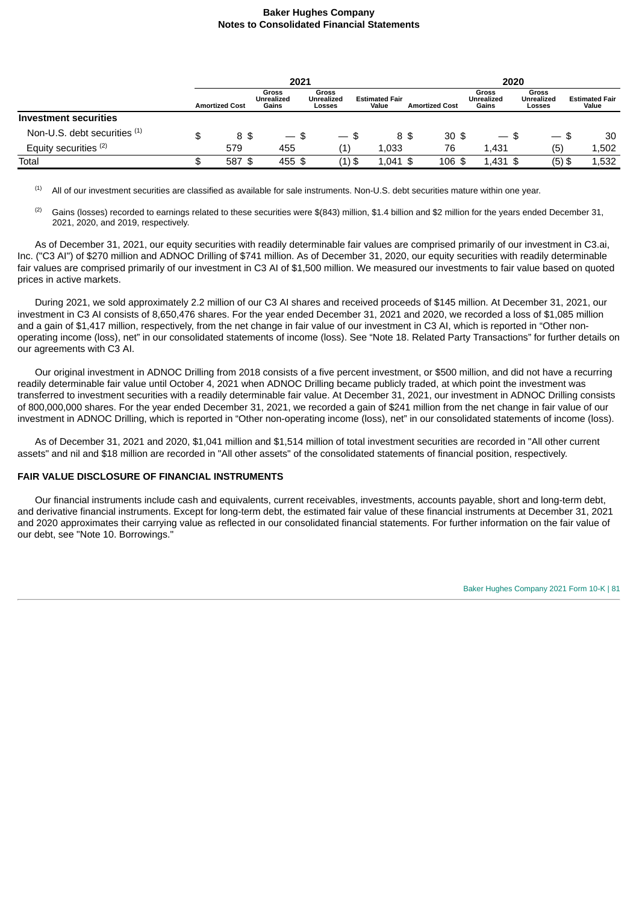| | 2021 | | | | 2020 | | | |
|---|---|---|---|---|---|---|---|---|
| | Amortized Cost | Gross Unrealized Gains | Gross Unrealized Losses | Estimated Fair Value | Amortized Cost | Gross Unrealized Gains | Gross Unrealized Losses | Estimated Fair Value |
| **Investment securities** | | | | | | | | |
| Non-U.S. debt securities [(1)] | $ 8 | $ — | $ — | $ 8 | $ 30 | $ — | $ — | $ 30 |
| Equity securities [(2)] | 579 | 455 | (1) | 1,033 | 76 | 1,431 | (5) | 1,502 |
| Total | $ 587 | $ 455 | $ (1) | $ 1,041 | $ 106 | $ 1,431 | $ (5) | $ 1,532 |

(1) All of our investment securities are classified as available for sale instruments. Non-U.S. debt securities mature within one year.

(2) Gains (losses) recorded to earnings related to these securities were $(843) million, $1.4 billion and $2 million for the years ended December 31, 2021, 2020, and 2019, respectively.

As of December 31, 2021, our equity securities with readily determinable fair values are comprised primarily of our investment in C3.ai, Inc. ("C3 AI") of $270 million and ADNOC Drilling of $741 million. As of December 31, 2020, our equity securities with readily determinable fair values are comprised primarily of our investment in C3 AI of $1,500 million. We measured our investments to fair value based on quoted prices in active markets.

During 2021, we sold approximately 2.2 million of our C3 AI shares and received proceeds of $145 million. At December 31, 2021, our investment in C3 AI consists of 8,650,476 shares. For the year ended December 31, 2021 and 2020, we recorded a loss of $1,085 million and a gain of $1,417 million, respectively, from the net change in fair value of our investment in C3 AI, which is reported in "Other non-operating income (loss), net" in our consolidated statements of income (loss). See "Note 18. Related Party Transactions" for further details on our agreements with C3 AI.

Our original investment in ADNOC Drilling from 2018 consists of a five percent investment, or $500 million, and did not have a recurring readily determinable fair value until October 4, 2021 when ADNOC Drilling became publicly traded, at which point the investment was transferred to investment securities with a readily determinable fair value. At December 31, 2021, our investment in ADNOC Drilling consists of 800,000,000 shares. For the year ended December 31, 2021, we recorded a gain of $241 million from the net change in fair value of our investment in ADNOC Drilling, which is reported in "Other non-operating income (loss), net" in our consolidated statements of income (loss).

As of December 31, 2021 and 2020, $1,041 million and $1,514 million of total investment securities are recorded in "All other current assets" and nil and $18 million are recorded in "All other assets" of the consolidated statements of financial position, respectively.

**FAIR VALUE DISCLOSURE OF FINANCIAL INSTRUMENTS**

Our financial instruments include cash and equivalents, current receivables, investments, accounts payable, short and long-term debt, and derivative financial instruments. Except for long-term debt, the estimated fair value of these financial instruments at December 31, 2021 and 2020 approximates their carrying value as reflected in our consolidated financial statements. For further information on the fair value of our debt, see "Note 10. Borrowings."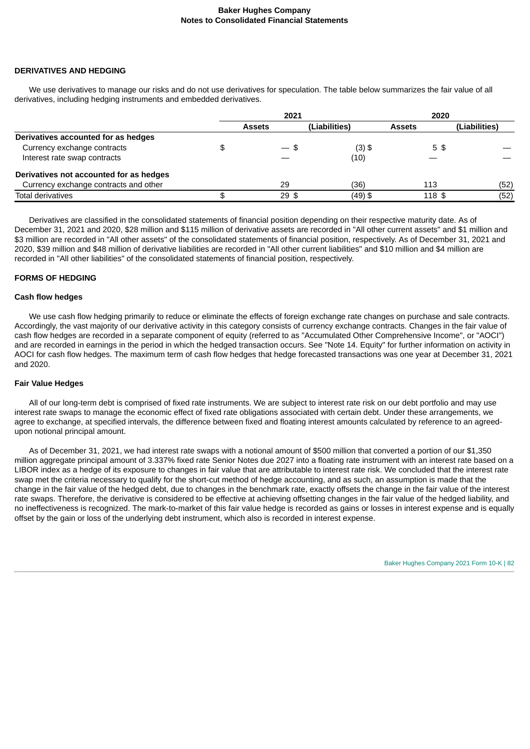## DERIVATIVES AND HEDGING

We use derivatives to manage our risks and do not use derivatives for speculation. The table below summarizes the fair value of all derivatives, including hedging instruments and embedded derivatives.

| | 2021 | | 2020 | |
|---|---|---|---|---|
| | Assets | (Liabilities) | Assets | (Liabilities) |
| **Derivatives accounted for as hedges** | | | | |
| Currency exchange contracts | $ — | $ (3) | $ 5 | $ — |
| Interest rate swap contracts | — | (10) | — | — |
| **Derivatives not accounted for as hedges** | | | | |
| Currency exchange contracts and other | 29 | (36) | 113 | (52) |
| Total derivatives | $ 29 | $ (49) | $ 118 | $ (52) |

Derivatives are classified in the consolidated statements of financial position depending on their respective maturity date. As of December 31, 2021 and 2020, $28 million and $115 million of derivative assets are recorded in "All other current assets" and $1 million and $3 million are recorded in "All other assets" of the consolidated statements of financial position, respectively. As of December 31, 2021 and 2020, $39 million and $48 million of derivative liabilities are recorded in "All other current liabilities" and $10 million and $4 million are recorded in "All other liabilities" of the consolidated statements of financial position, respectively.

## FORMS OF HEDGING

### Cash flow hedges

We use cash flow hedging primarily to reduce or eliminate the effects of foreign exchange rate changes on purchase and sale contracts. Accordingly, the vast majority of our derivative activity in this category consists of currency exchange contracts. Changes in the fair value of cash flow hedges are recorded in a separate component of equity (referred to as "Accumulated Other Comprehensive Income", or "AOCI") and are recorded in earnings in the period in which the hedged transaction occurs. See "Note 14. Equity" for further information on activity in AOCI for cash flow hedges. The maximum term of cash flow hedges that hedge forecasted transactions was one year at December 31, 2021 and 2020.

### Fair Value Hedges

All of our long-term debt is comprised of fixed rate instruments. We are subject to interest rate risk on our debt portfolio and may use interest rate swaps to manage the economic effect of fixed rate obligations associated with certain debt. Under these arrangements, we agree to exchange, at specified intervals, the difference between fixed and floating interest amounts calculated by reference to an agreed-upon notional principal amount.

As of December 31, 2021, we had interest rate swaps with a notional amount of $500 million that converted a portion of our $1,350 million aggregate principal amount of 3.337% fixed rate Senior Notes due 2027 into a floating rate instrument with an interest rate based on a LIBOR index as a hedge of its exposure to changes in fair value that are attributable to interest rate risk. We concluded that the interest rate swap met the criteria necessary to qualify for the short-cut method of hedge accounting, and as such, an assumption is made that the change in the fair value of the hedged debt, due to changes in the benchmark rate, exactly offsets the change in the fair value of the interest rate swaps. Therefore, the derivative is considered to be effective at achieving offsetting changes in the fair value of the hedged liability, and no ineffectiveness is recognized. The mark-to-market of this fair value hedge is recorded as gains or losses in interest expense and is equally offset by the gain or loss of the underlying debt instrument, which also is recorded in interest expense.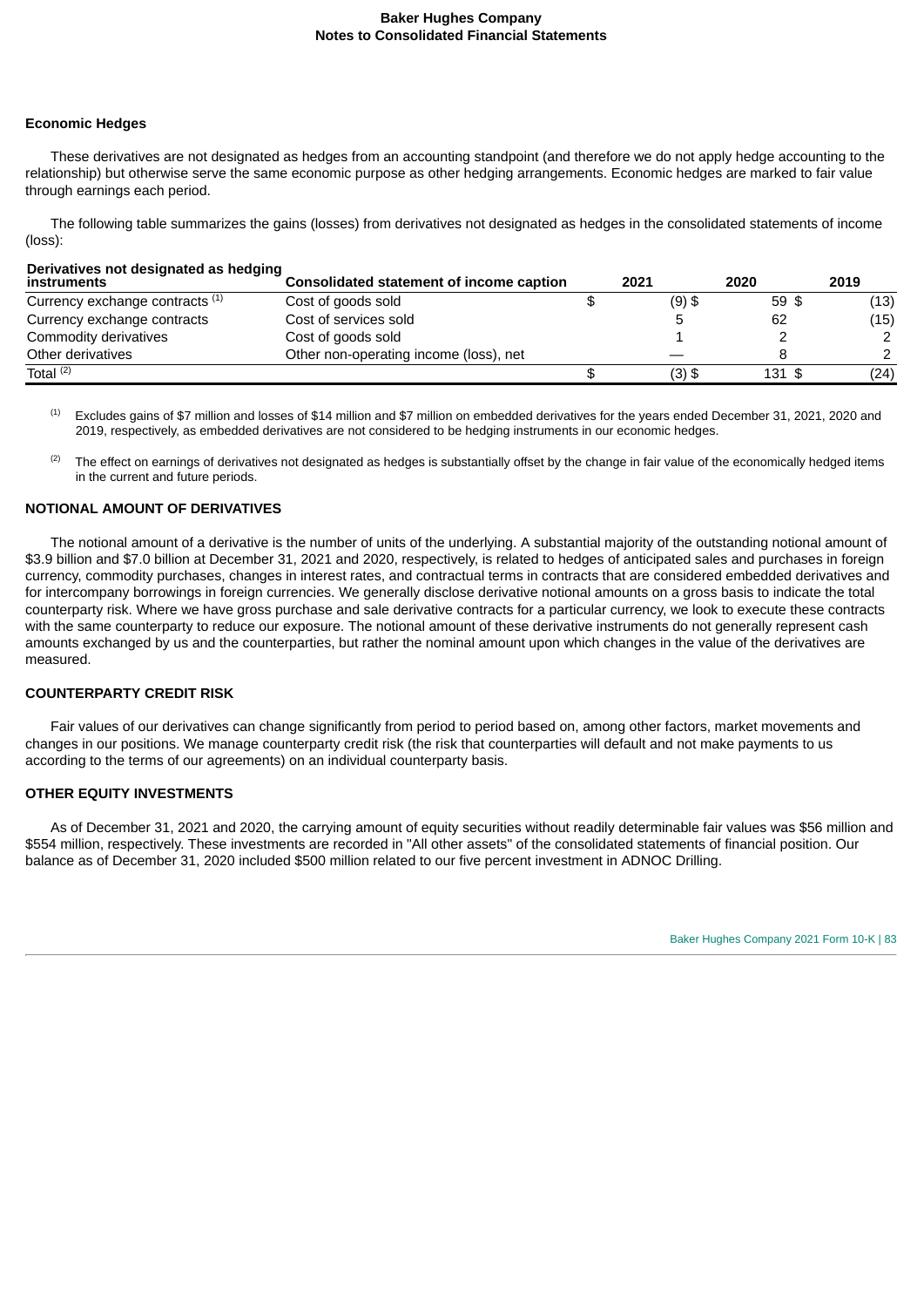#### Economic Hedges

These derivatives are not designated as hedges from an accounting standpoint (and therefore we do not apply hedge accounting to the relationship) but otherwise serve the same economic purpose as other hedging arrangements. Economic hedges are marked to fair value through earnings each period.

The following table summarizes the gains (losses) from derivatives not designated as hedges in the consolidated statements of income (loss):

| Derivatives not designated as hedging instruments | Consolidated statement of income caption | 2021 | 2020 | 2019 |
|---|---|---|---|---|
| Currency exchange contracts [(1)] | Cost of goods sold | $ (9) | $ 59 | $ (13) |
| Currency exchange contracts | Cost of services sold | 5 | 62 | (15) |
| Commodity derivatives | Cost of goods sold | 1 | 2 | 2 |
| Other derivatives | Other non-operating income (loss), net | — | 8 | 2 |
| Total [(2)] | | $ (3) | $ 131 | $ (24) |

(1) Excludes gains of $7 million and losses of $14 million and $7 million on embedded derivatives for the years ended December 31, 2021, 2020 and 2019, respectively, as embedded derivatives are not considered to be hedging instruments in our economic hedges.

(2) The effect on earnings of derivatives not designated as hedges is substantially offset by the change in fair value of the economically hedged items in the current and future periods.

### NOTIONAL AMOUNT OF DERIVATIVES

The notional amount of a derivative is the number of units of the underlying. A substantial majority of the outstanding notional amount of $3.9 billion and $7.0 billion at December 31, 2021 and 2020, respectively, is related to hedges of anticipated sales and purchases in foreign currency, commodity purchases, changes in interest rates, and contractual terms in contracts that are considered embedded derivatives and for intercompany borrowings in foreign currencies. We generally disclose derivative notional amounts on a gross basis to indicate the total counterparty risk. Where we have gross purchase and sale derivative contracts for a particular currency, we look to execute these contracts with the same counterparty to reduce our exposure. The notional amount of these derivative instruments do not generally represent cash amounts exchanged by us and the counterparties, but rather the nominal amount upon which changes in the value of the derivatives are measured.

### COUNTERPARTY CREDIT RISK

Fair values of our derivatives can change significantly from period to period based on, among other factors, market movements and changes in our positions. We manage counterparty credit risk (the risk that counterparties will default and not make payments to us according to the terms of our agreements) on an individual counterparty basis.

### OTHER EQUITY INVESTMENTS

As of December 31, 2021 and 2020, the carrying amount of equity securities without readily determinable fair values was $56 million and $554 million, respectively. These investments are recorded in "All other assets" of the consolidated statements of financial position. Our balance as of December 31, 2020 included $500 million related to our five percent investment in ADNOC Drilling.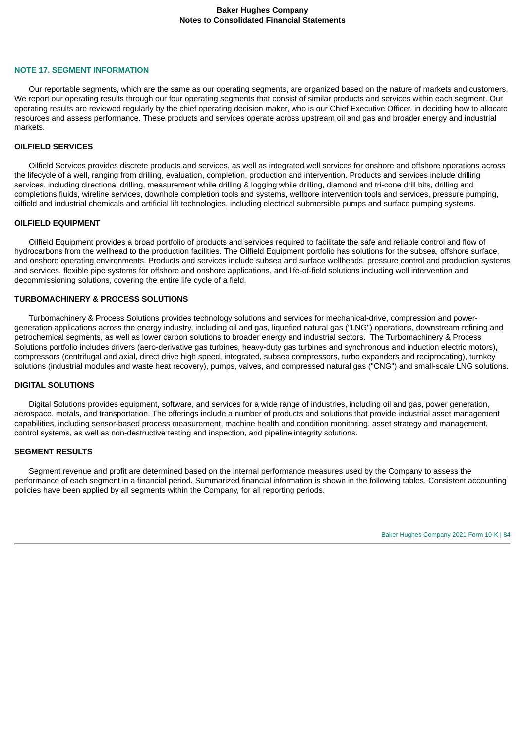## NOTE 17. SEGMENT INFORMATION

Our reportable segments, which are the same as our operating segments, are organized based on the nature of markets and customers. We report our operating results through our four operating segments that consist of similar products and services within each segment. Our operating results are reviewed regularly by the chief operating decision maker, who is our Chief Executive Officer, in deciding how to allocate resources and assess performance. These products and services operate across upstream oil and gas and broader energy and industrial markets.

### OILFIELD SERVICES

Oilfield Services provides discrete products and services, as well as integrated well services for onshore and offshore operations across the lifecycle of a well, ranging from drilling, evaluation, completion, production and intervention. Products and services include drilling services, including directional drilling, measurement while drilling & logging while drilling, diamond and tri-cone drill bits, drilling and completions fluids, wireline services, downhole completion tools and systems, wellbore intervention tools and services, pressure pumping, oilfield and industrial chemicals and artificial lift technologies, including electrical submersible pumps and surface pumping systems.

### OILFIELD EQUIPMENT

Oilfield Equipment provides a broad portfolio of products and services required to facilitate the safe and reliable control and flow of hydrocarbons from the wellhead to the production facilities. The Oilfield Equipment portfolio has solutions for the subsea, offshore surface, and onshore operating environments. Products and services include subsea and surface wellheads, pressure control and production systems and services, flexible pipe systems for offshore and onshore applications, and life-of-field solutions including well intervention and decommissioning solutions, covering the entire life cycle of a field.

### TURBOMACHINERY & PROCESS SOLUTIONS

Turbomachinery & Process Solutions provides technology solutions and services for mechanical-drive, compression and power-generation applications across the energy industry, including oil and gas, liquefied natural gas ("LNG") operations, downstream refining and petrochemical segments, as well as lower carbon solutions to broader energy and industrial sectors. The Turbomachinery & Process Solutions portfolio includes drivers (aero-derivative gas turbines, heavy-duty gas turbines and synchronous and induction electric motors), compressors (centrifugal and axial, direct drive high speed, integrated, subsea compressors, turbo expanders and reciprocating), turnkey solutions (industrial modules and waste heat recovery), pumps, valves, and compressed natural gas ("CNG") and small-scale LNG solutions.

### DIGITAL SOLUTIONS

Digital Solutions provides equipment, software, and services for a wide range of industries, including oil and gas, power generation, aerospace, metals, and transportation. The offerings include a number of products and solutions that provide industrial asset management capabilities, including sensor-based process measurement, machine health and condition monitoring, asset strategy and management, control systems, as well as non-destructive testing and inspection, and pipeline integrity solutions.

### SEGMENT RESULTS

Segment revenue and profit are determined based on the internal performance measures used by the Company to assess the performance of each segment in a financial period. Summarized financial information is shown in the following tables. Consistent accounting policies have been applied by all segments within the Company, for all reporting periods.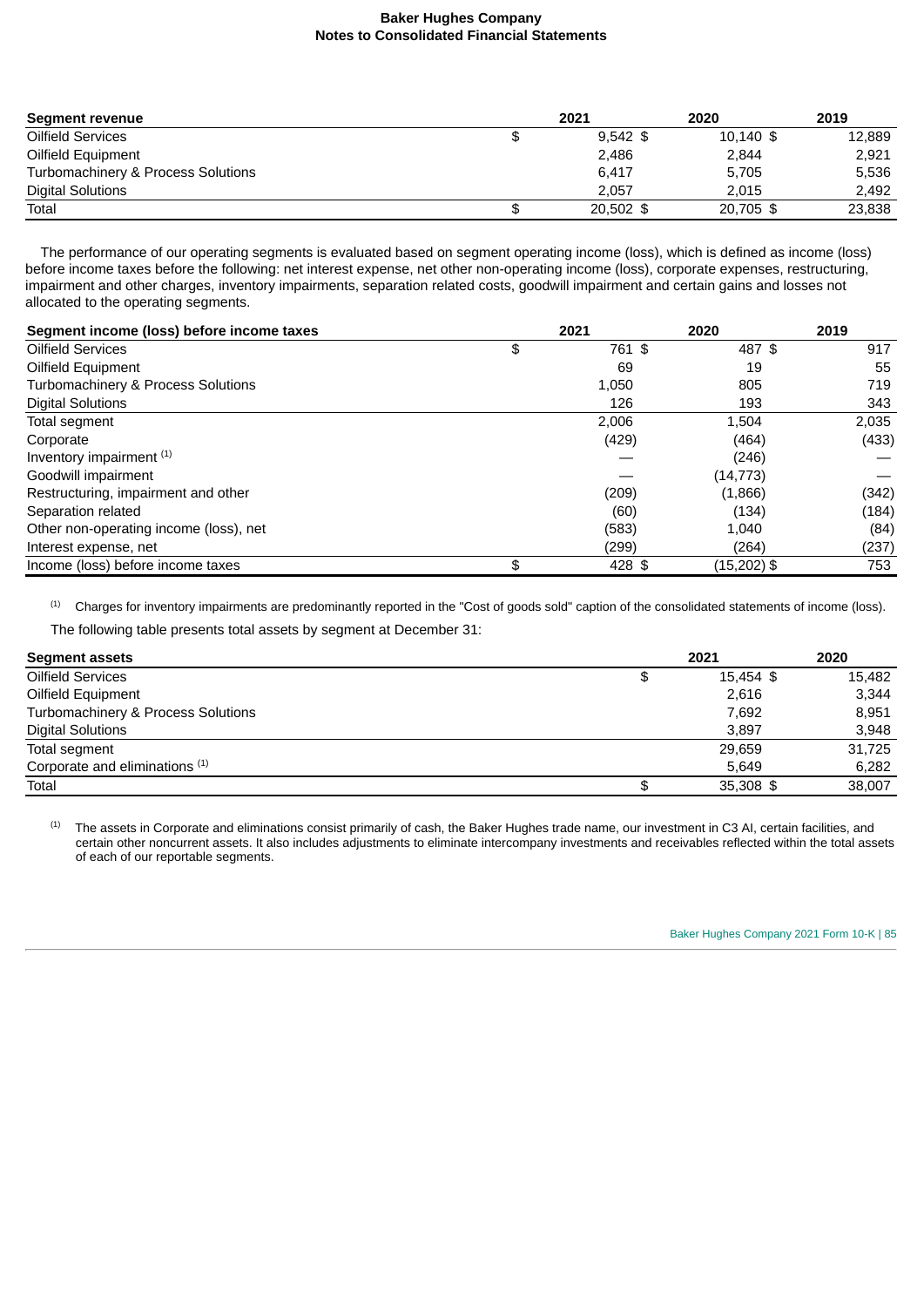| Segment revenue | 2021 | 2020 | 2019 |
|---|---|---|---|
| Oilfield Services | $ 9,542 | $ 10,140 | $ 12,889 |
| Oilfield Equipment | 2,486 | 2,844 | 2,921 |
| Turbomachinery & Process Solutions | 6,417 | 5,705 | 5,536 |
| Digital Solutions | 2,057 | 2,015 | 2,492 |
| Total | $ 20,502 | $ 20,705 | $ 23,838 |

The performance of our operating segments is evaluated based on segment operating income (loss), which is defined as income (loss) before income taxes before the following: net interest expense, net other non-operating income (loss), corporate expenses, restructuring, impairment and other charges, inventory impairments, separation related costs, goodwill impairment and certain gains and losses not allocated to the operating segments.

| Segment income (loss) before income taxes | 2021 | 2020 | 2019 |
|---|---|---|---|
| Oilfield Services | $ 761 | $ 487 | $ 917 |
| Oilfield Equipment | 69 | 19 | 55 |
| Turbomachinery & Process Solutions | 1,050 | 805 | 719 |
| Digital Solutions | 126 | 193 | 343 |
| Total segment | 2,006 | 1,504 | 2,035 |
| Corporate | (429) | (464) | (433) |
| Inventory impairment [1] | — | (246) | — |
| Goodwill impairment | — | (14,773) | — |
| Restructuring, impairment and other | (209) | (1,866) | (342) |
| Separation related | (60) | (134) | (184) |
| Other non-operating income (loss), net | (583) | 1,040 | (84) |
| Interest expense, net | (299) | (264) | (237) |
| Income (loss) before income taxes | $ 428 | $ (15,202) | $ 753 |

[1] Charges for inventory impairments are predominantly reported in the "Cost of goods sold" caption of the consolidated statements of income (loss).

The following table presents total assets by segment at December 31:

| Segment assets | 2021 | 2020 |
|---|---|---|
| Oilfield Services | $ 15,454 | $ 15,482 |
| Oilfield Equipment | 2,616 | 3,344 |
| Turbomachinery & Process Solutions | 7,692 | 8,951 |
| Digital Solutions | 3,897 | 3,948 |
| Total segment | 29,659 | 31,725 |
| Corporate and eliminations [1] | 5,649 | 6,282 |
| Total | $ 35,308 | $ 38,007 |

[1] The assets in Corporate and eliminations consist primarily of cash, the Baker Hughes trade name, our investment in C3 AI, certain facilities, and certain other noncurrent assets. It also includes adjustments to eliminate intercompany investments and receivables reflected within the total assets of each of our reportable segments.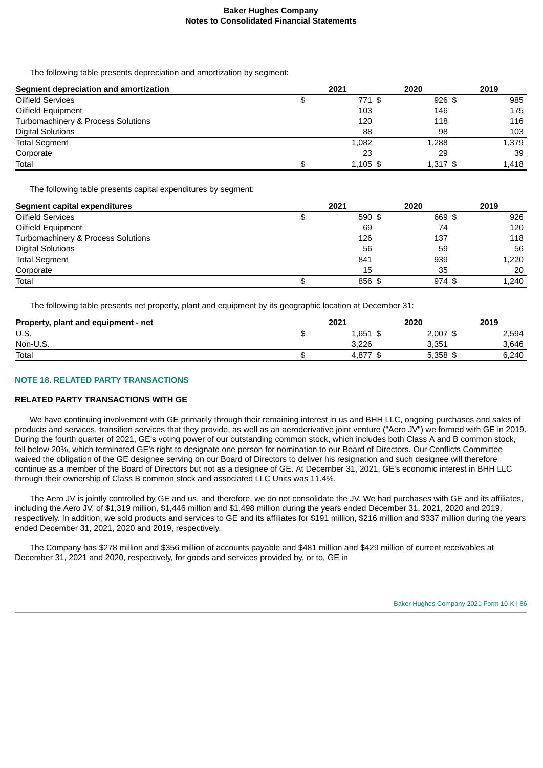The following table presents depreciation and amortization by segment:

| Segment depreciation and amortization | 2021 | 2020 | 2019 |
|---|---|---|---|
| Oilfield Services | $ 771 | $ 926 | $ 985 |
| Oilfield Equipment | 103 | 146 | 175 |
| Turbomachinery & Process Solutions | 120 | 118 | 116 |
| Digital Solutions | 88 | 98 | 103 |
| Total Segment | 1,082 | 1,288 | 1,379 |
| Corporate | 23 | 29 | 39 |
| Total | $ 1,105 | $ 1,317 | $ 1,418 |

The following table presents capital expenditures by segment:

| Segment capital expenditures | 2021 | 2020 | 2019 |
|---|---|---|---|
| Oilfield Services | $ 590 | $ 669 | $ 926 |
| Oilfield Equipment | 69 | 74 | 120 |
| Turbomachinery & Process Solutions | 126 | 137 | 118 |
| Digital Solutions | 56 | 59 | 56 |
| Total Segment | 841 | 939 | 1,220 |
| Corporate | 15 | 35 | 20 |
| Total | $ 856 | $ 974 | $ 1,240 |

The following table presents net property, plant and equipment by its geographic location at December 31:

| Property, plant and equipment - net | 2021 | 2020 | 2019 |
|---|---|---|---|
| U.S. | $ 1,651 | $ 2,007 | $ 2,594 |
| Non-U.S. | 3,226 | 3,351 | 3,646 |
| Total | $ 4,877 | $ 5,358 | $ 6,240 |

## NOTE 18. RELATED PARTY TRANSACTIONS

### RELATED PARTY TRANSACTIONS WITH GE

We have continuing involvement with GE primarily through their remaining interest in us and BHH LLC, ongoing purchases and sales of products and services, transition services that they provide, as well as an aeroderivative joint venture ("Aero JV") we formed with GE in 2019. During the fourth quarter of 2021, GE's voting power of our outstanding common stock, which includes both Class A and B common stock, fell below 20%, which terminated GE's right to designate one person for nomination to our Board of Directors. Our Conflicts Committee waived the obligation of the GE designee serving on our Board of Directors to deliver his resignation and such designee will therefore continue as a member of the Board of Directors but not as a designee of GE. At December 31, 2021, GE's economic interest in BHH LLC through their ownership of Class B common stock and associated LLC Units was 11.4%.

The Aero JV is jointly controlled by GE and us, and therefore, we do not consolidate the JV. We had purchases with GE and its affiliates, including the Aero JV, of $1,319 million, $1,446 million and $1,498 million during the years ended December 31, 2021, 2020 and 2019, respectively. In addition, we sold products and services to GE and its affiliates for $191 million, $216 million and $337 million during the years ended December 31, 2021, 2020 and 2019, respectively.

The Company has $278 million and $356 million of accounts payable and $481 million and $429 million of current receivables at December 31, 2021 and 2020, respectively, for goods and services provided by, or to, GE in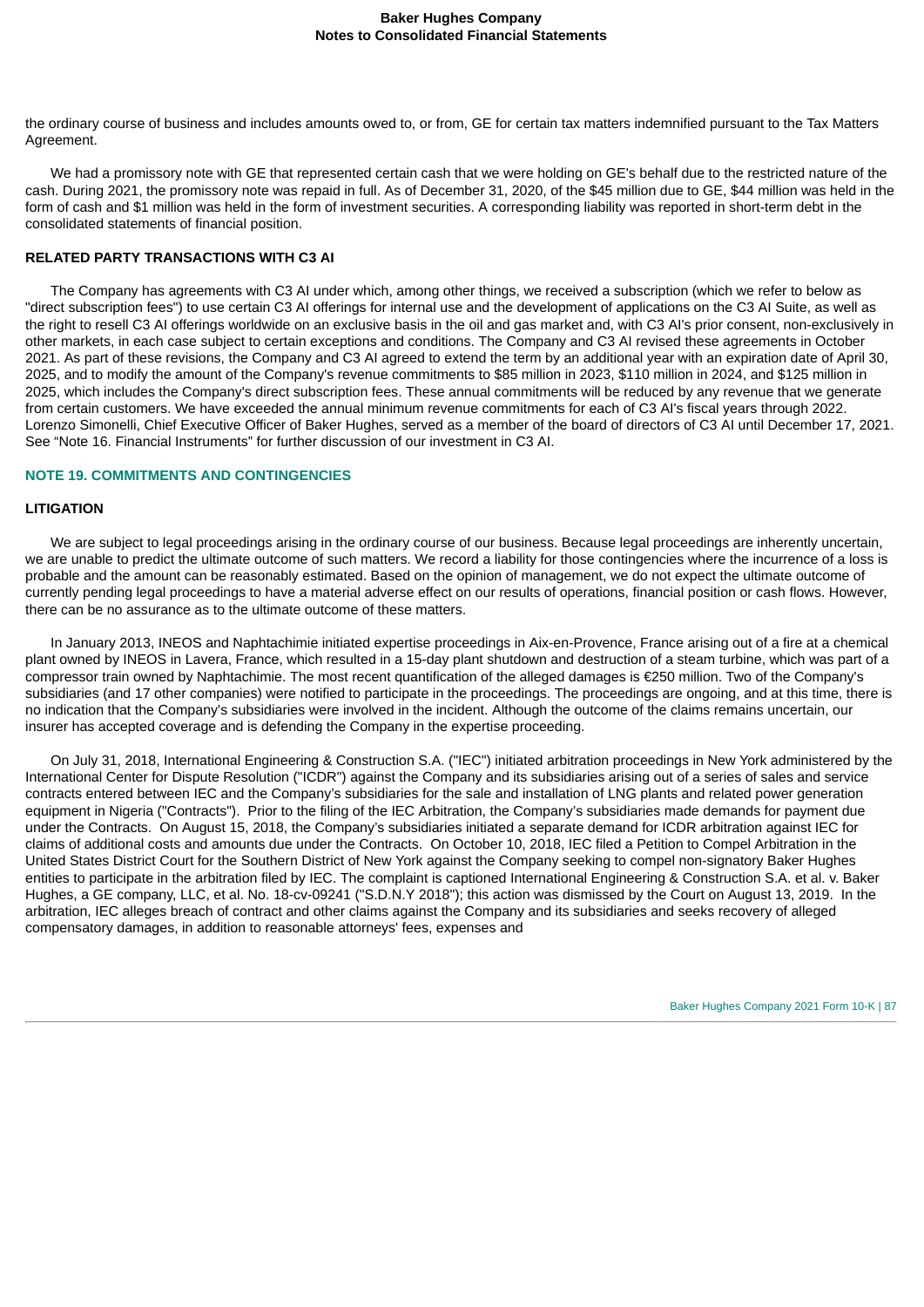the ordinary course of business and includes amounts owed to, or from, GE for certain tax matters indemnified pursuant to the Tax Matters Agreement.

We had a promissory note with GE that represented certain cash that we were holding on GE's behalf due to the restricted nature of the cash. During 2021, the promissory note was repaid in full. As of December 31, 2020, of the $45 million due to GE, $44 million was held in the form of cash and $1 million was held in the form of investment securities. A corresponding liability was reported in short-term debt in the consolidated statements of financial position.

**RELATED PARTY TRANSACTIONS WITH C3 AI**

The Company has agreements with C3 AI under which, among other things, we received a subscription (which we refer to below as "direct subscription fees") to use certain C3 AI offerings for internal use and the development of applications on the C3 AI Suite, as well as the right to resell C3 AI offerings worldwide on an exclusive basis in the oil and gas market and, with C3 AI's prior consent, non-exclusively in other markets, in each case subject to certain exceptions and conditions. The Company and C3 AI revised these agreements in October 2021. As part of these revisions, the Company and C3 AI agreed to extend the term by an additional year with an expiration date of April 30, 2025, and to modify the amount of the Company's revenue commitments to $85 million in 2023, $110 million in 2024, and $125 million in 2025, which includes the Company's direct subscription fees. These annual commitments will be reduced by any revenue that we generate from certain customers. We have exceeded the annual minimum revenue commitments for each of C3 AI's fiscal years through 2022. Lorenzo Simonelli, Chief Executive Officer of Baker Hughes, served as a member of the board of directors of C3 AI until December 17, 2021. See "Note 16. Financial Instruments" for further discussion of our investment in C3 AI.

## NOTE 19. COMMITMENTS AND CONTINGENCIES

**LITIGATION**

We are subject to legal proceedings arising in the ordinary course of our business. Because legal proceedings are inherently uncertain, we are unable to predict the ultimate outcome of such matters. We record a liability for those contingencies where the incurrence of a loss is probable and the amount can be reasonably estimated. Based on the opinion of management, we do not expect the ultimate outcome of currently pending legal proceedings to have a material adverse effect on our results of operations, financial position or cash flows. However, there can be no assurance as to the ultimate outcome of these matters.

In January 2013, INEOS and Naphtachimie initiated expertise proceedings in Aix-en-Provence, France arising out of a fire at a chemical plant owned by INEOS in Lavera, France, which resulted in a 15-day plant shutdown and destruction of a steam turbine, which was part of a compressor train owned by Naphtachimie. The most recent quantification of the alleged damages is €250 million. Two of the Company's subsidiaries (and 17 other companies) were notified to participate in the proceedings. The proceedings are ongoing, and at this time, there is no indication that the Company's subsidiaries were involved in the incident. Although the outcome of the claims remains uncertain, our insurer has accepted coverage and is defending the Company in the expertise proceeding.

On July 31, 2018, International Engineering & Construction S.A. ("IEC") initiated arbitration proceedings in New York administered by the International Center for Dispute Resolution ("ICDR") against the Company and its subsidiaries arising out of a series of sales and service contracts entered between IEC and the Company's subsidiaries for the sale and installation of LNG plants and related power generation equipment in Nigeria ("Contracts"). Prior to the filing of the IEC Arbitration, the Company's subsidiaries made demands for payment due under the Contracts. On August 15, 2018, the Company's subsidiaries initiated a separate demand for ICDR arbitration against IEC for claims of additional costs and amounts due under the Contracts. On October 10, 2018, IEC filed a Petition to Compel Arbitration in the United States District Court for the Southern District of New York against the Company seeking to compel non-signatory Baker Hughes entities to participate in the arbitration filed by IEC. The complaint is captioned International Engineering & Construction S.A. et al. v. Baker Hughes, a GE company, LLC, et al. No. 18-cv-09241 ("S.D.N.Y 2018"); this action was dismissed by the Court on August 13, 2019. In the arbitration, IEC alleges breach of contract and other claims against the Company and its subsidiaries and seeks recovery of alleged compensatory damages, in addition to reasonable attorneys' fees, expenses and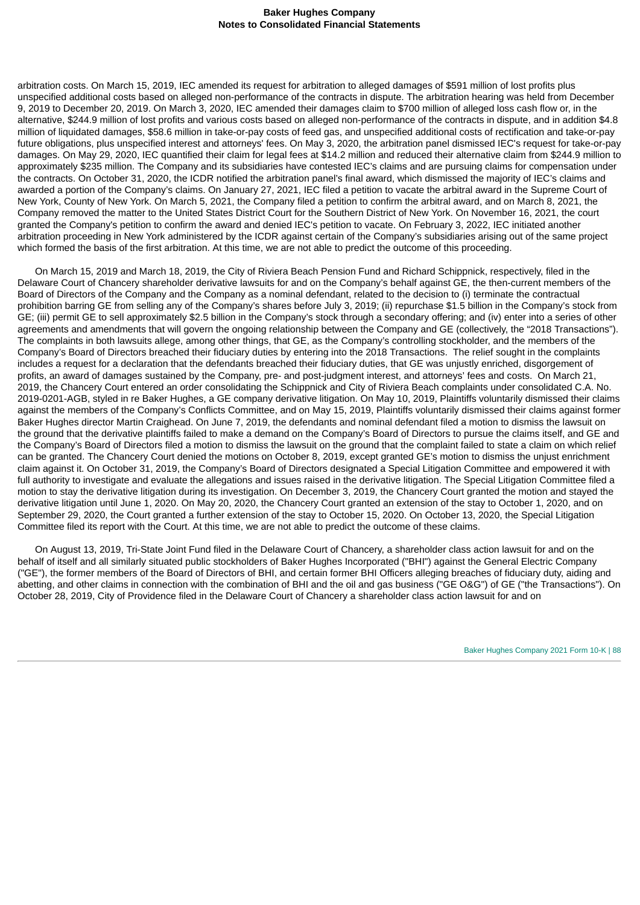arbitration costs. On March 15, 2019, IEC amended its request for arbitration to alleged damages of $591 million of lost profits plus unspecified additional costs based on alleged non-performance of the contracts in dispute. The arbitration hearing was held from December 9, 2019 to December 20, 2019. On March 3, 2020, IEC amended their damages claim to $700 million of alleged loss cash flow or, in the alternative, $244.9 million of lost profits and various costs based on alleged non-performance of the contracts in dispute, and in addition $4.8 million of liquidated damages, $58.6 million in take-or-pay costs of feed gas, and unspecified additional costs of rectification and take-or-pay future obligations, plus unspecified interest and attorneys' fees. On May 3, 2020, the arbitration panel dismissed IEC's request for take-or-pay damages. On May 29, 2020, IEC quantified their claim for legal fees at $14.2 million and reduced their alternative claim from $244.9 million to approximately $235 million. The Company and its subsidiaries have contested IEC's claims and are pursuing claims for compensation under the contracts. On October 31, 2020, the ICDR notified the arbitration panel's final award, which dismissed the majority of IEC's claims and awarded a portion of the Company's claims. On January 27, 2021, IEC filed a petition to vacate the arbitral award in the Supreme Court of New York, County of New York. On March 5, 2021, the Company filed a petition to confirm the arbitral award, and on March 8, 2021, the Company removed the matter to the United States District Court for the Southern District of New York. On November 16, 2021, the court granted the Company's petition to confirm the award and denied IEC's petition to vacate. On February 3, 2022, IEC initiated another arbitration proceeding in New York administered by the ICDR against certain of the Company's subsidiaries arising out of the same project which formed the basis of the first arbitration. At this time, we are not able to predict the outcome of this proceeding.

On March 15, 2019 and March 18, 2019, the City of Riviera Beach Pension Fund and Richard Schippnick, respectively, filed in the Delaware Court of Chancery shareholder derivative lawsuits for and on the Company's behalf against GE, the then-current members of the Board of Directors of the Company and the Company as a nominal defendant, related to the decision to (i) terminate the contractual prohibition barring GE from selling any of the Company's shares before July 3, 2019; (ii) repurchase $1.5 billion in the Company's stock from GE; (iii) permit GE to sell approximately $2.5 billion in the Company's stock through a secondary offering; and (iv) enter into a series of other agreements and amendments that will govern the ongoing relationship between the Company and GE (collectively, the "2018 Transactions"). The complaints in both lawsuits allege, among other things, that GE, as the Company's controlling stockholder, and the members of the Company's Board of Directors breached their fiduciary duties by entering into the 2018 Transactions. The relief sought in the complaints includes a request for a declaration that the defendants breached their fiduciary duties, that GE was unjustly enriched, disgorgement of profits, an award of damages sustained by the Company, pre- and post-judgment interest, and attorneys' fees and costs. On March 21, 2019, the Chancery Court entered an order consolidating the Schippnick and City of Riviera Beach complaints under consolidated C.A. No. 2019-0201-AGB, styled in re Baker Hughes, a GE company derivative litigation. On May 10, 2019, Plaintiffs voluntarily dismissed their claims against the members of the Company's Conflicts Committee, and on May 15, 2019, Plaintiffs voluntarily dismissed their claims against former Baker Hughes director Martin Craighead. On June 7, 2019, the defendants and nominal defendant filed a motion to dismiss the lawsuit on the ground that the derivative plaintiffs failed to make a demand on the Company's Board of Directors to pursue the claims itself, and GE and the Company's Board of Directors filed a motion to dismiss the lawsuit on the ground that the complaint failed to state a claim on which relief can be granted. The Chancery Court denied the motions on October 8, 2019, except granted GE's motion to dismiss the unjust enrichment claim against it. On October 31, 2019, the Company's Board of Directors designated a Special Litigation Committee and empowered it with full authority to investigate and evaluate the allegations and issues raised in the derivative litigation. The Special Litigation Committee filed a motion to stay the derivative litigation during its investigation. On December 3, 2019, the Chancery Court granted the motion and stayed the derivative litigation until June 1, 2020. On May 20, 2020, the Chancery Court granted an extension of the stay to October 1, 2020, and on September 29, 2020, the Court granted a further extension of the stay to October 15, 2020. On October 13, 2020, the Special Litigation Committee filed its report with the Court. At this time, we are not able to predict the outcome of these claims.

On August 13, 2019, Tri-State Joint Fund filed in the Delaware Court of Chancery, a shareholder class action lawsuit for and on the behalf of itself and all similarly situated public stockholders of Baker Hughes Incorporated ("BHI") against the General Electric Company ("GE"), the former members of the Board of Directors of BHI, and certain former BHI Officers alleging breaches of fiduciary duty, aiding and abetting, and other claims in connection with the combination of BHI and the oil and gas business ("GE O&G") of GE ("the Transactions"). On October 28, 2019, City of Providence filed in the Delaware Court of Chancery a shareholder class action lawsuit for and on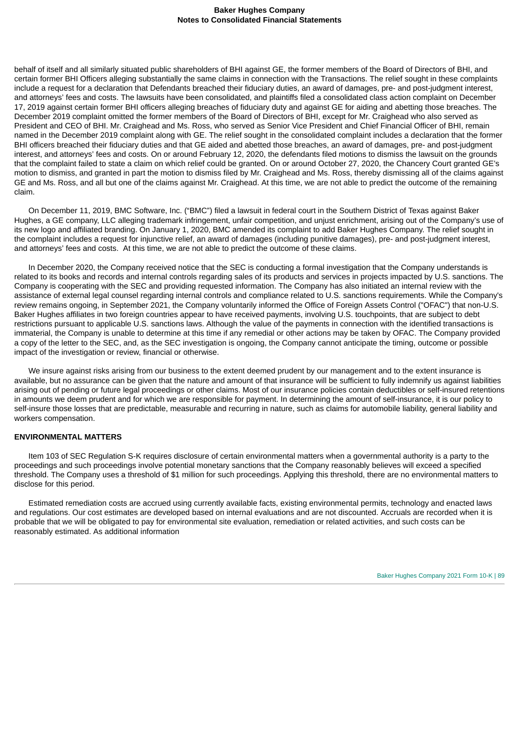behalf of itself and all similarly situated public shareholders of BHI against GE, the former members of the Board of Directors of BHI, and certain former BHI Officers alleging substantially the same claims in connection with the Transactions. The relief sought in these complaints include a request for a declaration that Defendants breached their fiduciary duties, an award of damages, pre- and post-judgment interest, and attorneys' fees and costs. The lawsuits have been consolidated, and plaintiffs filed a consolidated class action complaint on December 17, 2019 against certain former BHI officers alleging breaches of fiduciary duty and against GE for aiding and abetting those breaches. The December 2019 complaint omitted the former members of the Board of Directors of BHI, except for Mr. Craighead who also served as President and CEO of BHI. Mr. Craighead and Ms. Ross, who served as Senior Vice President and Chief Financial Officer of BHI, remain named in the December 2019 complaint along with GE. The relief sought in the consolidated complaint includes a declaration that the former BHI officers breached their fiduciary duties and that GE aided and abetted those breaches, an award of damages, pre- and post-judgment interest, and attorneys' fees and costs. On or around February 12, 2020, the defendants filed motions to dismiss the lawsuit on the grounds that the complaint failed to state a claim on which relief could be granted. On or around October 27, 2020, the Chancery Court granted GE's motion to dismiss, and granted in part the motion to dismiss filed by Mr. Craighead and Ms. Ross, thereby dismissing all of the claims against GE and Ms. Ross, and all but one of the claims against Mr. Craighead. At this time, we are not able to predict the outcome of the remaining claim.

On December 11, 2019, BMC Software, Inc. ("BMC") filed a lawsuit in federal court in the Southern District of Texas against Baker Hughes, a GE company, LLC alleging trademark infringement, unfair competition, and unjust enrichment, arising out of the Company's use of its new logo and affiliated branding. On January 1, 2020, BMC amended its complaint to add Baker Hughes Company. The relief sought in the complaint includes a request for injunctive relief, an award of damages (including punitive damages), pre- and post-judgment interest, and attorneys' fees and costs. At this time, we are not able to predict the outcome of these claims.

In December 2020, the Company received notice that the SEC is conducting a formal investigation that the Company understands is related to its books and records and internal controls regarding sales of its products and services in projects impacted by U.S. sanctions. The Company is cooperating with the SEC and providing requested information. The Company has also initiated an internal review with the assistance of external legal counsel regarding internal controls and compliance related to U.S. sanctions requirements. While the Company's review remains ongoing, in September 2021, the Company voluntarily informed the Office of Foreign Assets Control ("OFAC") that non-U.S. Baker Hughes affiliates in two foreign countries appear to have received payments, involving U.S. touchpoints, that are subject to debt restrictions pursuant to applicable U.S. sanctions laws. Although the value of the payments in connection with the identified transactions is immaterial, the Company is unable to determine at this time if any remedial or other actions may be taken by OFAC. The Company provided a copy of the letter to the SEC, and, as the SEC investigation is ongoing, the Company cannot anticipate the timing, outcome or possible impact of the investigation or review, financial or otherwise.

We insure against risks arising from our business to the extent deemed prudent by our management and to the extent insurance is available, but no assurance can be given that the nature and amount of that insurance will be sufficient to fully indemnify us against liabilities arising out of pending or future legal proceedings or other claims. Most of our insurance policies contain deductibles or self-insured retentions in amounts we deem prudent and for which we are responsible for payment. In determining the amount of self-insurance, it is our policy to self-insure those losses that are predictable, measurable and recurring in nature, such as claims for automobile liability, general liability and workers compensation.

## ENVIRONMENTAL MATTERS

Item 103 of SEC Regulation S-K requires disclosure of certain environmental matters when a governmental authority is a party to the proceedings and such proceedings involve potential monetary sanctions that the Company reasonably believes will exceed a specified threshold. The Company uses a threshold of $1 million for such proceedings. Applying this threshold, there are no environmental matters to disclose for this period.

Estimated remediation costs are accrued using currently available facts, existing environmental permits, technology and enacted laws and regulations. Our cost estimates are developed based on internal evaluations and are not discounted. Accruals are recorded when it is probable that we will be obligated to pay for environmental site evaluation, remediation or related activities, and such costs can be reasonably estimated. As additional information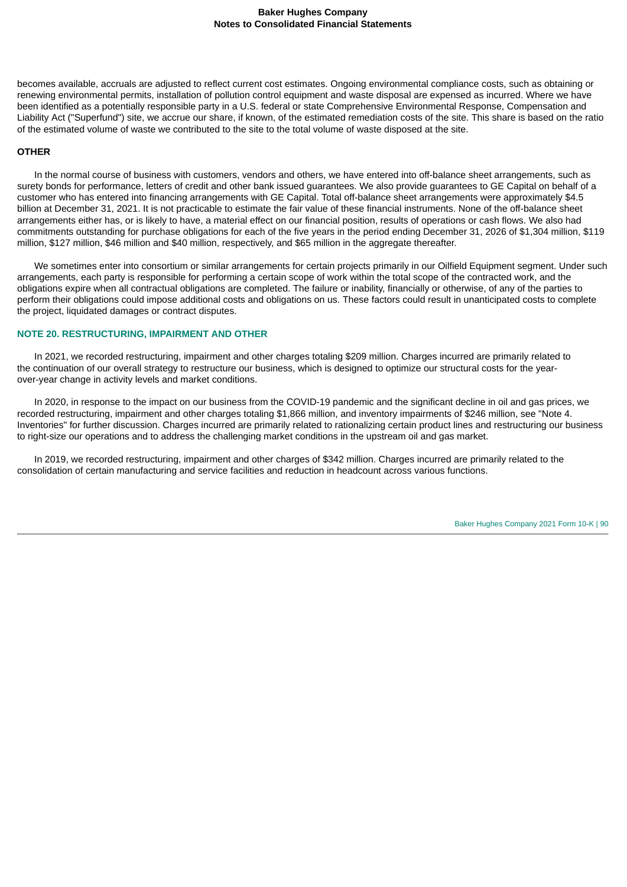becomes available, accruals are adjusted to reflect current cost estimates. Ongoing environmental compliance costs, such as obtaining or renewing environmental permits, installation of pollution control equipment and waste disposal are expensed as incurred. Where we have been identified as a potentially responsible party in a U.S. federal or state Comprehensive Environmental Response, Compensation and Liability Act ("Superfund") site, we accrue our share, if known, of the estimated remediation costs of the site. This share is based on the ratio of the estimated volume of waste we contributed to the site to the total volume of waste disposed at the site.

**OTHER**

In the normal course of business with customers, vendors and others, we have entered into off-balance sheet arrangements, such as surety bonds for performance, letters of credit and other bank issued guarantees. We also provide guarantees to GE Capital on behalf of a customer who has entered into financing arrangements with GE Capital. Total off-balance sheet arrangements were approximately $4.5 billion at December 31, 2021. It is not practicable to estimate the fair value of these financial instruments. None of the off-balance sheet arrangements either has, or is likely to have, a material effect on our financial position, results of operations or cash flows. We also had commitments outstanding for purchase obligations for each of the five years in the period ending December 31, 2026 of $1,304 million, $119 million, $127 million, $46 million and $40 million, respectively, and $65 million in the aggregate thereafter.

We sometimes enter into consortium or similar arrangements for certain projects primarily in our Oilfield Equipment segment. Under such arrangements, each party is responsible for performing a certain scope of work within the total scope of the contracted work, and the obligations expire when all contractual obligations are completed. The failure or inability, financially or otherwise, of any of the parties to perform their obligations could impose additional costs and obligations on us. These factors could result in unanticipated costs to complete the project, liquidated damages or contract disputes.

## NOTE 20. RESTRUCTURING, IMPAIRMENT AND OTHER

In 2021, we recorded restructuring, impairment and other charges totaling $209 million. Charges incurred are primarily related to the continuation of our overall strategy to restructure our business, which is designed to optimize our structural costs for the year-over-year change in activity levels and market conditions.

In 2020, in response to the impact on our business from the COVID-19 pandemic and the significant decline in oil and gas prices, we recorded restructuring, impairment and other charges totaling $1,866 million, and inventory impairments of $246 million, see "Note 4. Inventories" for further discussion. Charges incurred are primarily related to rationalizing certain product lines and restructuring our business to right-size our operations and to address the challenging market conditions in the upstream oil and gas market.

In 2019, we recorded restructuring, impairment and other charges of $342 million. Charges incurred are primarily related to the consolidation of certain manufacturing and service facilities and reduction in headcount across various functions.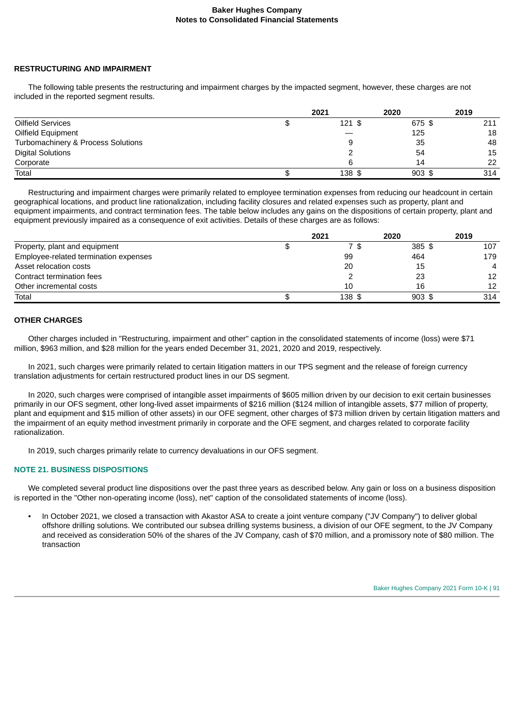### RESTRUCTURING AND IMPAIRMENT

The following table presents the restructuring and impairment charges by the impacted segment, however, these charges are not included in the reported segment results.

| | 2021 | 2020 | 2019 |
|---|---|---|---|
| Oilfield Services | $ 121 | $ 675 | $ 211 |
| Oilfield Equipment | — | 125 | 18 |
| Turbomachinery & Process Solutions | 9 | 35 | 48 |
| Digital Solutions | 2 | 54 | 15 |
| Corporate | 6 | 14 | 22 |
| Total | $ 138 | $ 903 | $ 314 |

Restructuring and impairment charges were primarily related to employee termination expenses from reducing our headcount in certain geographical locations, and product line rationalization, including facility closures and related expenses such as property, plant and equipment impairments, and contract termination fees. The table below includes any gains on the dispositions of certain property, plant and equipment previously impaired as a consequence of exit activities. Details of these charges are as follows:

| | 2021 | 2020 | 2019 |
|---|---|---|---|
| Property, plant and equipment | $ 7 | $ 385 | $ 107 |
| Employee-related termination expenses | 99 | 464 | 179 |
| Asset relocation costs | 20 | 15 | 4 |
| Contract termination fees | 2 | 23 | 12 |
| Other incremental costs | 10 | 16 | 12 |
| Total | $ 138 | $ 903 | $ 314 |

### OTHER CHARGES

Other charges included in "Restructuring, impairment and other" caption in the consolidated statements of income (loss) were $71 million, $963 million, and $28 million for the years ended December 31, 2021, 2020 and 2019, respectively.

In 2021, such charges were primarily related to certain litigation matters in our TPS segment and the release of foreign currency translation adjustments for certain restructured product lines in our DS segment.

In 2020, such charges were comprised of intangible asset impairments of $605 million driven by our decision to exit certain businesses primarily in our OFS segment, other long-lived asset impairments of $216 million ($124 million of intangible assets, $77 million of property, plant and equipment and $15 million of other assets) in our OFE segment, other charges of $73 million driven by certain litigation matters and the impairment of an equity method investment primarily in corporate and the OFE segment, and charges related to corporate facility rationalization.

In 2019, such charges primarily relate to currency devaluations in our OFS segment.

## NOTE 21. BUSINESS DISPOSITIONS

We completed several product line dispositions over the past three years as described below. Any gain or loss on a business disposition is reported in the "Other non-operating income (loss), net" caption of the consolidated statements of income (loss).

- In October 2021, we closed a transaction with Akastor ASA to create a joint venture company ("JV Company") to deliver global offshore drilling solutions. We contributed our subsea drilling systems business, a division of our OFE segment, to the JV Company and received as consideration 50% of the shares of the JV Company, cash of $70 million, and a promissory note of $80 million. The transaction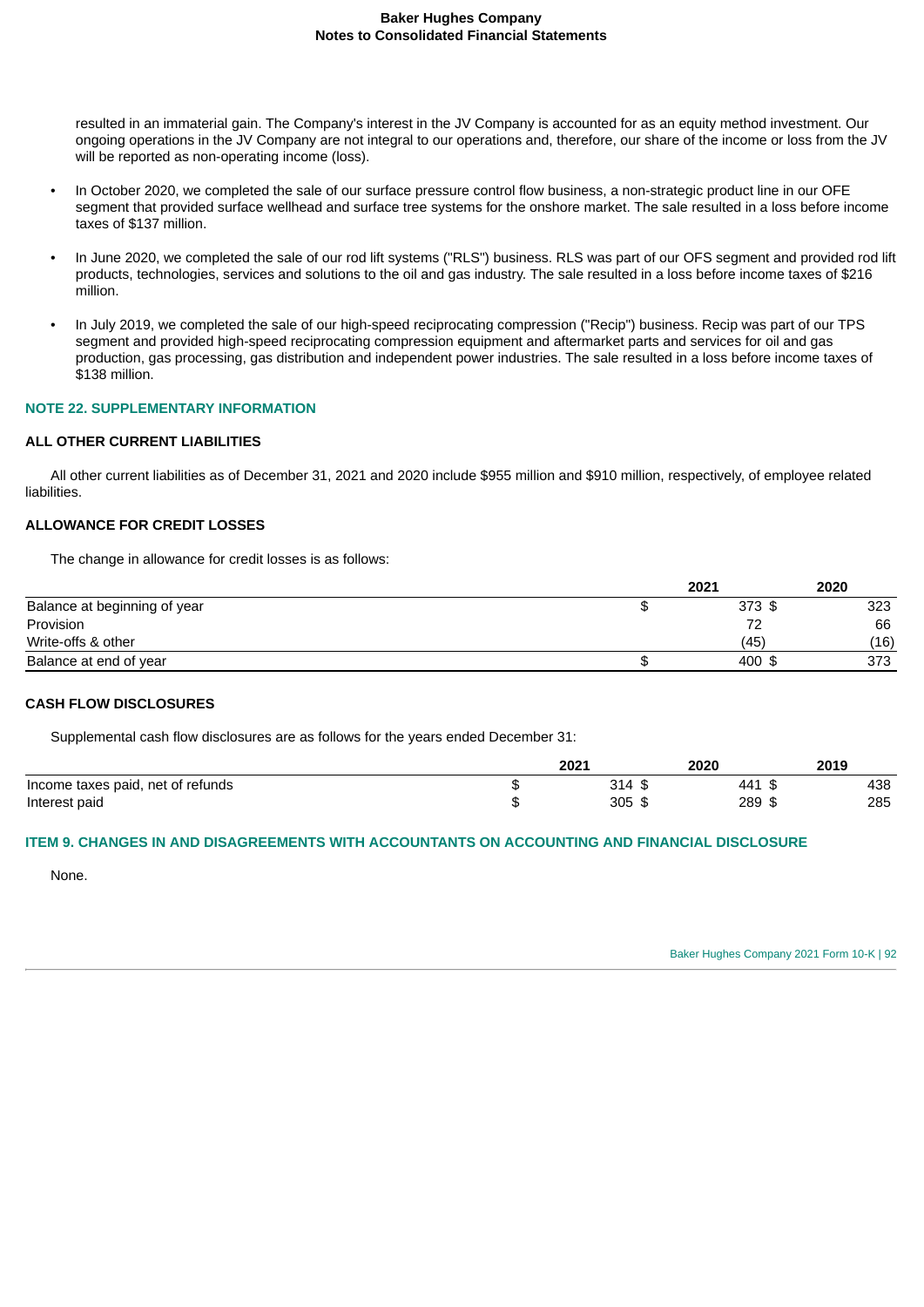resulted in an immaterial gain. The Company's interest in the JV Company is accounted for as an equity method investment. Our ongoing operations in the JV Company are not integral to our operations and, therefore, our share of the income or loss from the JV will be reported as non-operating income (loss).

- In October 2020, we completed the sale of our surface pressure control flow business, a non-strategic product line in our OFE segment that provided surface wellhead and surface tree systems for the onshore market. The sale resulted in a loss before income taxes of $137 million.
- In June 2020, we completed the sale of our rod lift systems ("RLS") business. RLS was part of our OFS segment and provided rod lift products, technologies, services and solutions to the oil and gas industry. The sale resulted in a loss before income taxes of $216 million.
- In July 2019, we completed the sale of our high-speed reciprocating compression ("Recip") business. Recip was part of our TPS segment and provided high-speed reciprocating compression equipment and aftermarket parts and services for oil and gas production, gas processing, gas distribution and independent power industries. The sale resulted in a loss before income taxes of $138 million.

## NOTE 22. SUPPLEMENTARY INFORMATION

### ALL OTHER CURRENT LIABILITIES

All other current liabilities as of December 31, 2021 and 2020 include $955 million and $910 million, respectively, of employee related liabilities.

### ALLOWANCE FOR CREDIT LOSSES

The change in allowance for credit losses is as follows:

| | 2021 | 2020 |
|---|---|---|
| Balance at beginning of year | $ 373 | $ 323 |
| Provision | 72 | 66 |
| Write-offs & other | (45) | (16) |
| Balance at end of year | $ 400 | $ 373 |

### CASH FLOW DISCLOSURES

Supplemental cash flow disclosures are as follows for the years ended December 31:

| | 2021 | 2020 | 2019 |
|---|---|---|---|
| Income taxes paid, net of refunds | $ 314 | $ 441 | $ 438 |
| Interest paid | $ 305 | $ 289 | $ 285 |

## ITEM 9. CHANGES IN AND DISAGREEMENTS WITH ACCOUNTANTS ON ACCOUNTING AND FINANCIAL DISCLOSURE

None.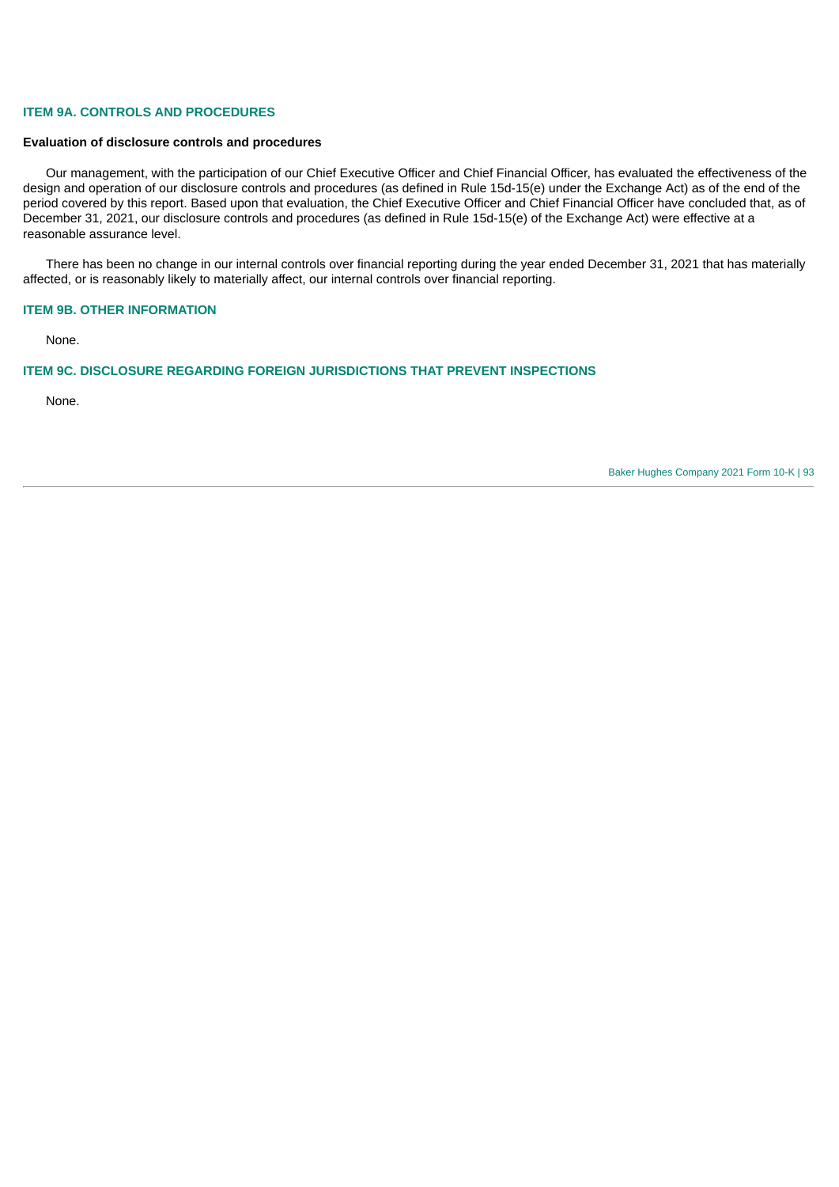## ITEM 9A. CONTROLS AND PROCEDURES

**Evaluation of disclosure controls and procedures**

Our management, with the participation of our Chief Executive Officer and Chief Financial Officer, has evaluated the effectiveness of the design and operation of our disclosure controls and procedures (as defined in Rule 15d-15(e) under the Exchange Act) as of the end of the period covered by this report. Based upon that evaluation, the Chief Executive Officer and Chief Financial Officer have concluded that, as of December 31, 2021, our disclosure controls and procedures (as defined in Rule 15d-15(e) of the Exchange Act) were effective at a reasonable assurance level.

There has been no change in our internal controls over financial reporting during the year ended December 31, 2021 that has materially affected, or is reasonably likely to materially affect, our internal controls over financial reporting.

## ITEM 9B. OTHER INFORMATION

None.

## ITEM 9C. DISCLOSURE REGARDING FOREIGN JURISDICTIONS THAT PREVENT INSPECTIONS

None.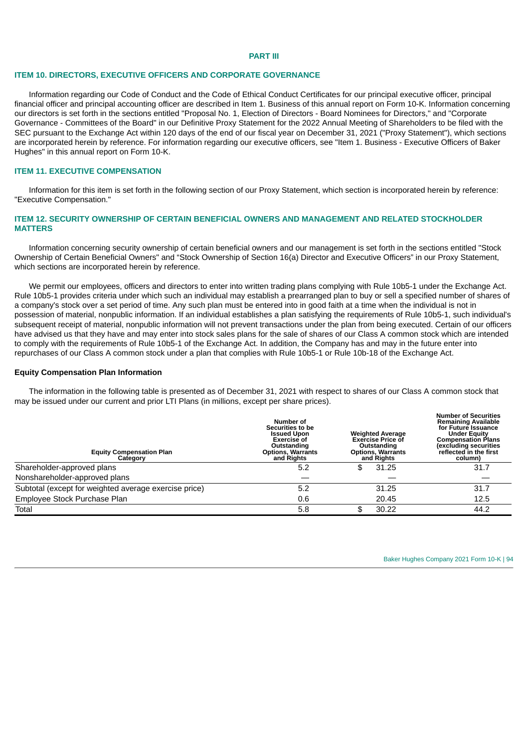# PART III

## ITEM 10. DIRECTORS, EXECUTIVE OFFICERS AND CORPORATE GOVERNANCE

Information regarding our Code of Conduct and the Code of Ethical Conduct Certificates for our principal executive officer, principal financial officer and principal accounting officer are described in Item 1. Business of this annual report on Form 10-K. Information concerning our directors is set forth in the sections entitled "Proposal No. 1, Election of Directors - Board Nominees for Directors," and "Corporate Governance - Committees of the Board" in our Definitive Proxy Statement for the 2022 Annual Meeting of Shareholders to be filed with the SEC pursuant to the Exchange Act within 120 days of the end of our fiscal year on December 31, 2021 ("Proxy Statement"), which sections are incorporated herein by reference. For information regarding our executive officers, see "Item 1. Business - Executive Officers of Baker Hughes" in this annual report on Form 10-K.

## ITEM 11. EXECUTIVE COMPENSATION

Information for this item is set forth in the following section of our Proxy Statement, which section is incorporated herein by reference: "Executive Compensation."

## ITEM 12. SECURITY OWNERSHIP OF CERTAIN BENEFICIAL OWNERS AND MANAGEMENT AND RELATED STOCKHOLDER MATTERS

Information concerning security ownership of certain beneficial owners and our management is set forth in the sections entitled "Stock Ownership of Certain Beneficial Owners" and "Stock Ownership of Section 16(a) Director and Executive Officers" in our Proxy Statement, which sections are incorporated herein by reference.

We permit our employees, officers and directors to enter into written trading plans complying with Rule 10b5-1 under the Exchange Act. Rule 10b5-1 provides criteria under which such an individual may establish a prearranged plan to buy or sell a specified number of shares of a company's stock over a set period of time. Any such plan must be entered into in good faith at a time when the individual is not in possession of material, nonpublic information. If an individual establishes a plan satisfying the requirements of Rule 10b5-1, such individual's subsequent receipt of material, nonpublic information will not prevent transactions under the plan from being executed. Certain of our officers have advised us that they have and may enter into stock sales plans for the sale of shares of our Class A common stock which are intended to comply with the requirements of Rule 10b5-1 of the Exchange Act. In addition, the Company has and may in the future enter into repurchases of our Class A common stock under a plan that complies with Rule 10b5-1 or Rule 10b-18 of the Exchange Act.

### Equity Compensation Plan Information

The information in the following table is presented as of December 31, 2021 with respect to shares of our Class A common stock that may be issued under our current and prior LTI Plans (in millions, except per share prices).

| Equity Compensation Plan Category | Number of Securities to be Issued Upon Exercise of Outstanding Options, Warrants and Rights | Weighted Average Exercise Price of Outstanding Options, Warrants and Rights | Number of Securities Remaining Available for Future Issuance Under Equity Compensation Plans (excluding securities reflected in the first column) |
|---|---|---|---|
| Shareholder-approved plans | 5.2 | $ 31.25 | 31.7 |
| Nonshareholder-approved plans | — | — | — |
| Subtotal (except for weighted average exercise price) | 5.2 | 31.25 | 31.7 |
| Employee Stock Purchase Plan | 0.6 | 20.45 | 12.5 |
| Total | 5.8 | $ 30.22 | 44.2 |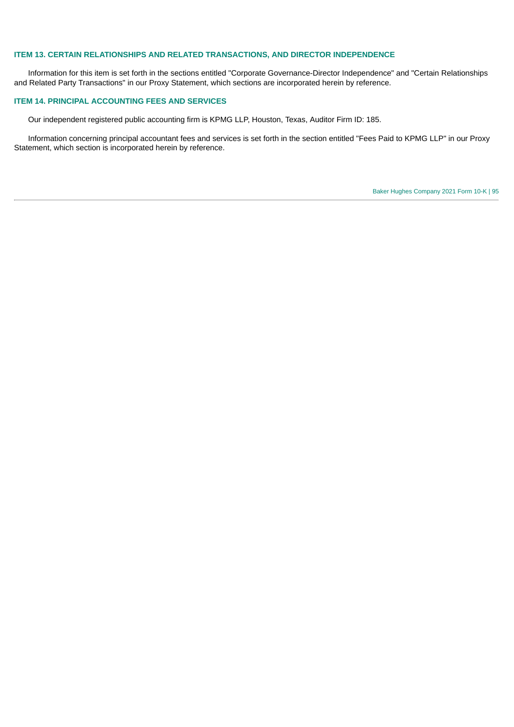## ITEM 13. CERTAIN RELATIONSHIPS AND RELATED TRANSACTIONS, AND DIRECTOR INDEPENDENCE

Information for this item is set forth in the sections entitled "Corporate Governance-Director Independence" and "Certain Relationships and Related Party Transactions" in our Proxy Statement, which sections are incorporated herein by reference.

## ITEM 14. PRINCIPAL ACCOUNTING FEES AND SERVICES

Our independent registered public accounting firm is KPMG LLP, Houston, Texas, Auditor Firm ID: 185.

Information concerning principal accountant fees and services is set forth in the section entitled "Fees Paid to KPMG LLP" in our Proxy Statement, which section is incorporated herein by reference.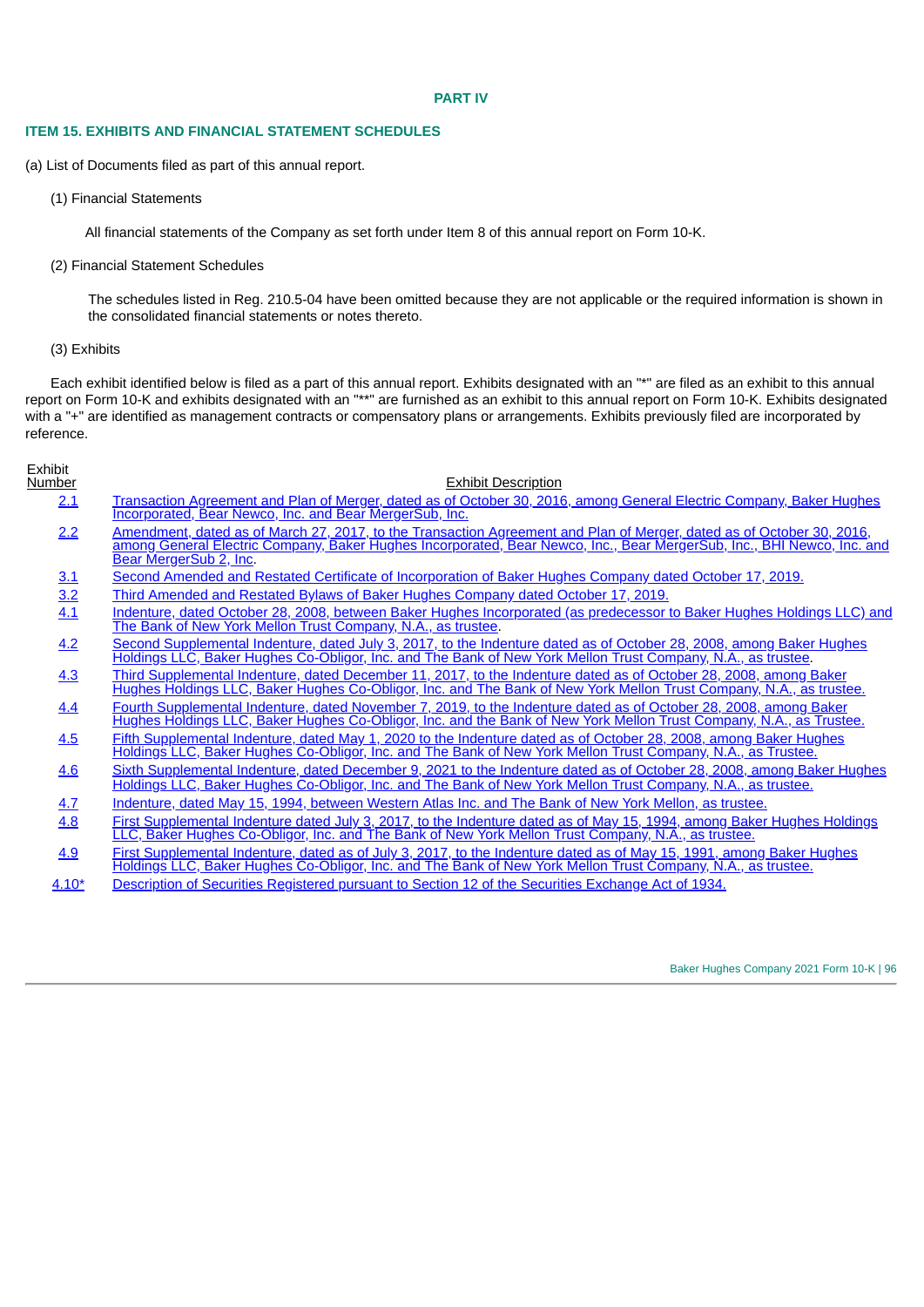# PART IV

## ITEM 15. EXHIBITS AND FINANCIAL STATEMENT SCHEDULES

(a) List of Documents filed as part of this annual report.

(1) Financial Statements

All financial statements of the Company as set forth under Item 8 of this annual report on Form 10-K.

(2) Financial Statement Schedules

The schedules listed in Reg. 210.5-04 have been omitted because they are not applicable or the required information is shown in the consolidated financial statements or notes thereto.

(3) Exhibits

Each exhibit identified below is filed as a part of this annual report. Exhibits designated with an "*" are filed as an exhibit to this annual report on Form 10-K and exhibits designated with an "**" are furnished as an exhibit to this annual report on Form 10-K. Exhibits designated with a "+" are identified as management contracts or compensatory plans or arrangements. Exhibits previously filed are incorporated by reference.

| Exhibit Number | Exhibit Description |
|---|---|
| 2.1 | Transaction Agreement and Plan of Merger, dated as of October 30, 2016, among General Electric Company, Baker Hughes Incorporated, Bear Newco, Inc. and Bear MergerSub, Inc. |
| 2.2 | Amendment, dated as of March 27, 2017, to the Transaction Agreement and Plan of Merger, dated as of October 30, 2016, among General Electric Company, Baker Hughes Incorporated, Bear Newco, Inc., Bear MergerSub, Inc., BHI Newco, Inc. and Bear MergerSub 2, Inc. |
| 3.1 | Second Amended and Restated Certificate of Incorporation of Baker Hughes Company dated October 17, 2019. |
| 3.2 | Third Amended and Restated Bylaws of Baker Hughes Company dated October 17, 2019. |
| 4.1 | Indenture, dated October 28, 2008, between Baker Hughes Incorporated (as predecessor to Baker Hughes Holdings LLC) and The Bank of New York Mellon Trust Company, N.A., as trustee. |
| 4.2 | Second Supplemental Indenture, dated July 3, 2017, to the Indenture dated as of October 28, 2008, among Baker Hughes Holdings LLC, Baker Hughes Co-Obligor, Inc. and The Bank of New York Mellon Trust Company, N.A., as trustee. |
| 4.3 | Third Supplemental Indenture, dated December 11, 2017, to the Indenture dated as of October 28, 2008, among Baker Hughes Holdings LLC, Baker Hughes Co-Obligor, Inc. and The Bank of New York Mellon Trust Company, N.A., as trustee. |
| 4.4 | Fourth Supplemental Indenture, dated November 7, 2019, to the Indenture dated as of October 28, 2008, among Baker Hughes Holdings LLC, Baker Hughes Co-Obligor, Inc. and the Bank of New York Mellon Trust Company, N.A., as Trustee. |
| 4.5 | Fifth Supplemental Indenture, dated May 1, 2020 to the Indenture dated as of October 28, 2008, among Baker Hughes Holdings LLC, Baker Hughes Co-Obligor, Inc. and The Bank of New York Mellon Trust Company, N.A., as Trustee. |
| 4.6 | Sixth Supplemental Indenture, dated December 9, 2021 to the Indenture dated as of October 28, 2008, among Baker Hughes Holdings LLC, Baker Hughes Co-Obligor, Inc. and The Bank of New York Mellon Trust Company, N.A., as trustee. |
| 4.7 | Indenture, dated May 15, 1994, between Western Atlas Inc. and The Bank of New York Mellon, as trustee. |
| 4.8 | First Supplemental Indenture dated July 3, 2017, to the Indenture dated as of May 15, 1994, among Baker Hughes Holdings LLC, Baker Hughes Co-Obligor, Inc. and The Bank of New York Mellon Trust Company, N.A., as trustee. |
| 4.9 | First Supplemental Indenture, dated as of July 3, 2017, to the Indenture dated as of May 15, 1991, among Baker Hughes Holdings LLC, Baker Hughes Co-Obligor, Inc. and The Bank of New York Mellon Trust Company, N.A., as trustee. |
| 4.10* | Description of Securities Registered pursuant to Section 12 of the Securities Exchange Act of 1934. |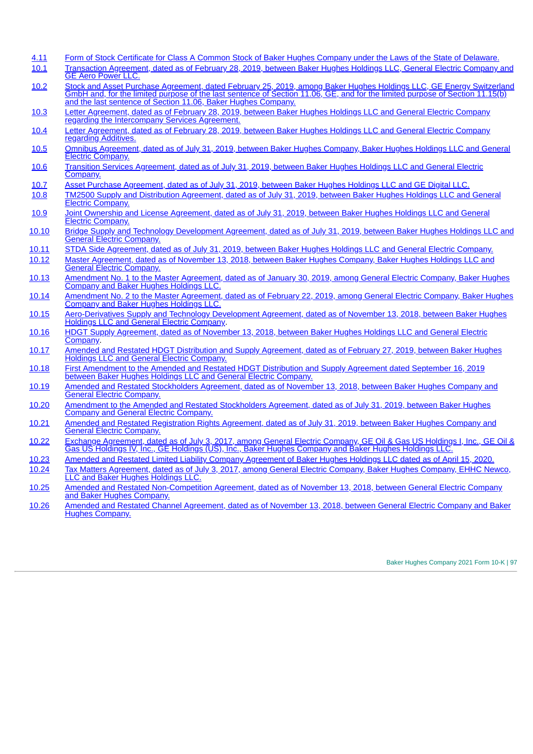| | |
|---|---|
| 4.11 | Form of Stock Certificate for Class A Common Stock of Baker Hughes Company under the Laws of the State of Delaware. |
| 10.1 | Transaction Agreement, dated as of February 28, 2019, between Baker Hughes Holdings LLC, General Electric Company and GE Aero Power LLC. |
| 10.2 | Stock and Asset Purchase Agreement, dated February 25, 2019, among Baker Hughes Holdings LLC, GE Energy Switzerland GmbH and, for the limited purpose of the last sentence of Section 11.06, GE, and for the limited purpose of Section 11.15(b) and the last sentence of Section 11.06, Baker Hughes Company. |
| 10.3 | Letter Agreement, dated as of February 28, 2019, between Baker Hughes Holdings LLC and General Electric Company regarding the Intercompany Services Agreement. |
| 10.4 | Letter Agreement, dated as of February 28, 2019, between Baker Hughes Holdings LLC and General Electric Company regarding Additives. |
| 10.5 | Omnibus Agreement, dated as of July 31, 2019, between Baker Hughes Company, Baker Hughes Holdings LLC and General Electric Company. |
| 10.6 | Transition Services Agreement, dated as of July 31, 2019, between Baker Hughes Holdings LLC and General Electric Company. |
| 10.7 | Asset Purchase Agreement, dated as of July 31, 2019, between Baker Hughes Holdings LLC and GE Digital LLC. |
| 10.8 | TM2500 Supply and Distribution Agreement, dated as of July 31, 2019, between Baker Hughes Holdings LLC and General Electric Company. |
| 10.9 | Joint Ownership and License Agreement, dated as of July 31, 2019, between Baker Hughes Holdings LLC and General Electric Company. |
| 10.10 | Bridge Supply and Technology Development Agreement, dated as of July 31, 2019, between Baker Hughes Holdings LLC and General Electric Company. |
| 10.11 | STDA Side Agreement, dated as of July 31, 2019, between Baker Hughes Holdings LLC and General Electric Company. |
| 10.12 | Master Agreement, dated as of November 13, 2018, between Baker Hughes Company, Baker Hughes Holdings LLC and General Electric Company. |
| 10.13 | Amendment No. 1 to the Master Agreement, dated as of January 30, 2019, among General Electric Company, Baker Hughes Company and Baker Hughes Holdings LLC. |
| 10.14 | Amendment No. 2 to the Master Agreement, dated as of February 22, 2019, among General Electric Company, Baker Hughes Company and Baker Hughes Holdings LLC. |
| 10.15 | Aero-Derivatives Supply and Technology Development Agreement, dated as of November 13, 2018, between Baker Hughes Holdings LLC and General Electric Company. |
| 10.16 | HDGT Supply Agreement, dated as of November 13, 2018, between Baker Hughes Holdings LLC and General Electric Company. |
| 10.17 | Amended and Restated HDGT Distribution and Supply Agreement, dated as of February 27, 2019, between Baker Hughes Holdings LLC and General Electric Company. |
| 10.18 | First Amendment to the Amended and Restated HDGT Distribution and Supply Agreement dated September 16, 2019 between Baker Hughes Holdings LLC and General Electric Company. |
| 10.19 | Amended and Restated Stockholders Agreement, dated as of November 13, 2018, between Baker Hughes Company and General Electric Company. |
| 10.20 | Amendment to the Amended and Restated Stockholders Agreement, dated as of July 31, 2019, between Baker Hughes Company and General Electric Company. |
| 10.21 | Amended and Restated Registration Rights Agreement, dated as of July 31, 2019, between Baker Hughes Company and General Electric Company. |
| 10.22 | Exchange Agreement, dated as of July 3, 2017, among General Electric Company, GE Oil & Gas US Holdings I, Inc., GE Oil & Gas US Holdings IV, Inc., GE Holdings (US), Inc., Baker Hughes Company and Baker Hughes Holdings LLC. |
| 10.23 | Amended and Restated Limited Liability Company Agreement of Baker Hughes Holdings LLC dated as of April 15, 2020. |
| 10.24 | Tax Matters Agreement, dated as of July 3, 2017, among General Electric Company, Baker Hughes Company, EHHC Newco, LLC and Baker Hughes Holdings LLC. |
| 10.25 | Amended and Restated Non-Competition Agreement, dated as of November 13, 2018, between General Electric Company and Baker Hughes Company. |
| 10.26 | Amended and Restated Channel Agreement, dated as of November 13, 2018, between General Electric Company and Baker Hughes Company. |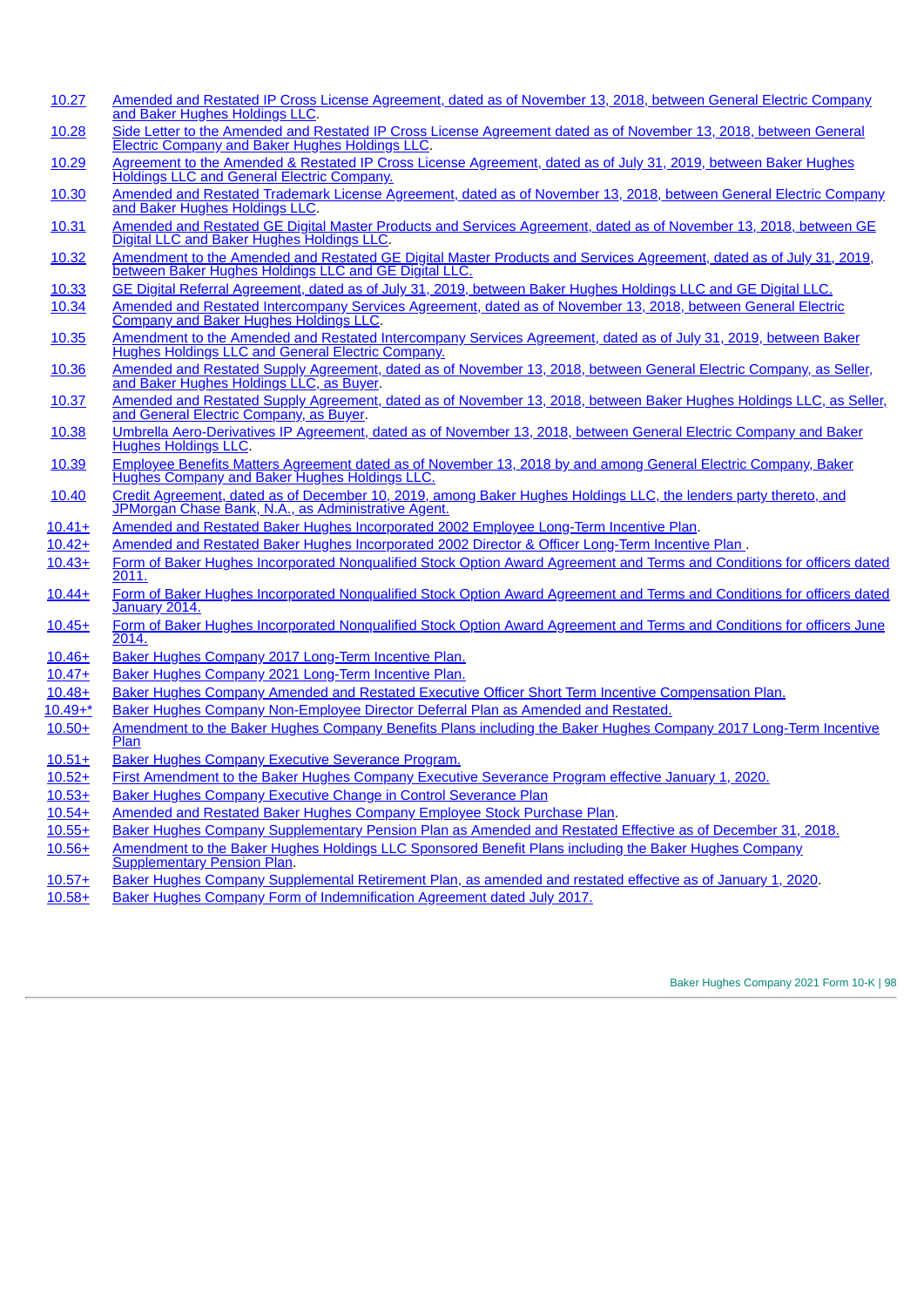| | |
|---|---|
| 10.27 | Amended and Restated IP Cross License Agreement, dated as of November 13, 2018, between General Electric Company and Baker Hughes Holdings LLC. |
| 10.28 | Side Letter to the Amended and Restated IP Cross License Agreement dated as of November 13, 2018, between General Electric Company and Baker Hughes Holdings LLC. |
| 10.29 | Agreement to the Amended & Restated IP Cross License Agreement, dated as of July 31, 2019, between Baker Hughes Holdings LLC and General Electric Company. |
| 10.30 | Amended and Restated Trademark License Agreement, dated as of November 13, 2018, between General Electric Company and Baker Hughes Holdings LLC. |
| 10.31 | Amended and Restated GE Digital Master Products and Services Agreement, dated as of November 13, 2018, between GE Digital LLC and Baker Hughes Holdings LLC. |
| 10.32 | Amendment to the Amended and Restated GE Digital Master Products and Services Agreement, dated as of July 31, 2019, between Baker Hughes Holdings LLC and GE Digital LLC. |
| 10.33 | GE Digital Referral Agreement, dated as of July 31, 2019, between Baker Hughes Holdings LLC and GE Digital LLC. |
| 10.34 | Amended and Restated Intercompany Services Agreement, dated as of November 13, 2018, between General Electric Company and Baker Hughes Holdings LLC. |
| 10.35 | Amendment to the Amended and Restated Intercompany Services Agreement, dated as of July 31, 2019, between Baker Hughes Holdings LLC and General Electric Company. |
| 10.36 | Amended and Restated Supply Agreement, dated as of November 13, 2018, between General Electric Company, as Seller, and Baker Hughes Holdings LLC, as Buyer. |
| 10.37 | Amended and Restated Supply Agreement, dated as of November 13, 2018, between Baker Hughes Holdings LLC, as Seller, and General Electric Company, as Buyer. |
| 10.38 | Umbrella Aero-Derivatives IP Agreement, dated as of November 13, 2018, between General Electric Company and Baker Hughes Holdings LLC. |
| 10.39 | Employee Benefits Matters Agreement dated as of November 13, 2018 by and among General Electric Company, Baker Hughes Company and Baker Hughes Holdings LLC. |
| 10.40 | Credit Agreement, dated as of December 10, 2019, among Baker Hughes Holdings LLC, the lenders party thereto, and JPMorgan Chase Bank, N.A., as Administrative Agent. |
| 10.41+ | Amended and Restated Baker Hughes Incorporated 2002 Employee Long-Term Incentive Plan. |
| 10.42+ | Amended and Restated Baker Hughes Incorporated 2002 Director & Officer Long-Term Incentive Plan . |
| 10.43+ | Form of Baker Hughes Incorporated Nonqualified Stock Option Award Agreement and Terms and Conditions for officers dated 2011. |
| 10.44+ | Form of Baker Hughes Incorporated Nonqualified Stock Option Award Agreement and Terms and Conditions for officers dated January 2014. |
| 10.45+ | Form of Baker Hughes Incorporated Nonqualified Stock Option Award Agreement and Terms and Conditions for officers June 2014. |
| 10.46+ | Baker Hughes Company 2017 Long-Term Incentive Plan. |
| 10.47+ | Baker Hughes Company 2021 Long-Term Incentive Plan. |
| 10.48+ | Baker Hughes Company Amended and Restated Executive Officer Short Term Incentive Compensation Plan. |
| 10.49+* | Baker Hughes Company Non-Employee Director Deferral Plan as Amended and Restated. |
| 10.50+ | Amendment to the Baker Hughes Company Benefits Plans including the Baker Hughes Company 2017 Long-Term Incentive Plan |
| 10.51+ | Baker Hughes Company Executive Severance Program. |
| 10.52+ | First Amendment to the Baker Hughes Company Executive Severance Program effective January 1, 2020. |
| 10.53+ | Baker Hughes Company Executive Change in Control Severance Plan |
| 10.54+ | Amended and Restated Baker Hughes Company Employee Stock Purchase Plan. |
| 10.55+ | Baker Hughes Company Supplementary Pension Plan as Amended and Restated Effective as of December 31, 2018. |
| 10.56+ | Amendment to the Baker Hughes Holdings LLC Sponsored Benefit Plans including the Baker Hughes Company Supplementary Pension Plan. |
| 10.57+ | Baker Hughes Company Supplemental Retirement Plan, as amended and restated effective as of January 1, 2020. |
| 10.58+ | Baker Hughes Company Form of Indemnification Agreement dated July 2017. |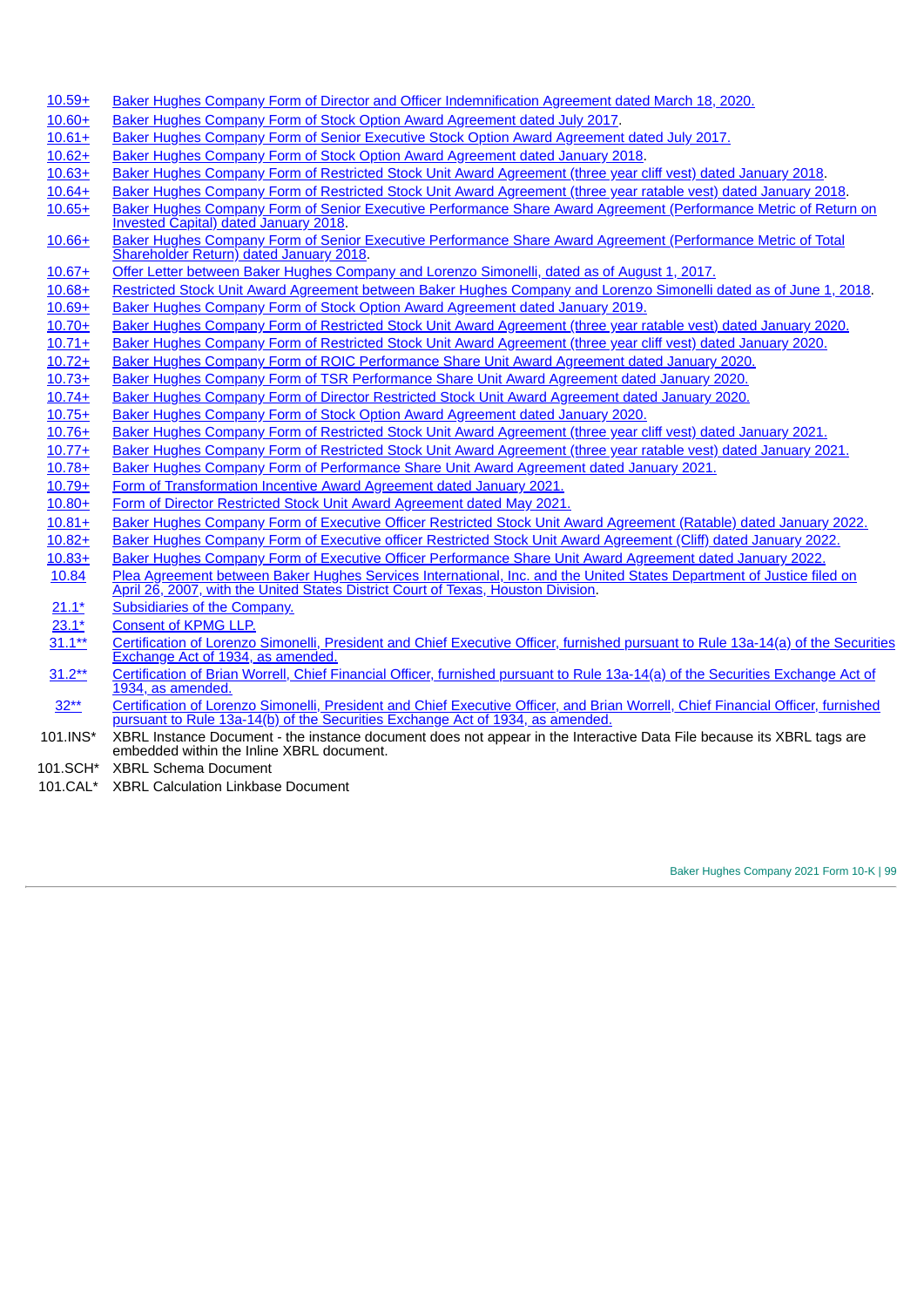| | |
|---|---|
| 10.59+ | Baker Hughes Company Form of Director and Officer Indemnification Agreement dated March 18, 2020. |
| 10.60+ | Baker Hughes Company Form of Stock Option Award Agreement dated July 2017. |
| 10.61+ | Baker Hughes Company Form of Senior Executive Stock Option Award Agreement dated July 2017. |
| 10.62+ | Baker Hughes Company Form of Stock Option Award Agreement dated January 2018. |
| 10.63+ | Baker Hughes Company Form of Restricted Stock Unit Award Agreement (three year cliff vest) dated January 2018. |
| 10.64+ | Baker Hughes Company Form of Restricted Stock Unit Award Agreement (three year ratable vest) dated January 2018. |
| 10.65+ | Baker Hughes Company Form of Senior Executive Performance Share Award Agreement (Performance Metric of Return on Invested Capital) dated January 2018. |
| 10.66+ | Baker Hughes Company Form of Senior Executive Performance Share Award Agreement (Performance Metric of Total Shareholder Return) dated January 2018. |
| 10.67+ | Offer Letter between Baker Hughes Company and Lorenzo Simonelli, dated as of August 1, 2017. |
| 10.68+ | Restricted Stock Unit Award Agreement between Baker Hughes Company and Lorenzo Simonelli dated as of June 1, 2018. |
| 10.69+ | Baker Hughes Company Form of Stock Option Award Agreement dated January 2019. |
| 10.70+ | Baker Hughes Company Form of Restricted Stock Unit Award Agreement (three year ratable vest) dated January 2020. |
| 10.71+ | Baker Hughes Company Form of Restricted Stock Unit Award Agreement (three year cliff vest) dated January 2020. |
| 10.72+ | Baker Hughes Company Form of ROIC Performance Share Unit Award Agreement dated January 2020. |
| 10.73+ | Baker Hughes Company Form of TSR Performance Share Unit Award Agreement dated January 2020. |
| 10.74+ | Baker Hughes Company Form of Director Restricted Stock Unit Award Agreement dated January 2020. |
| 10.75+ | Baker Hughes Company Form of Stock Option Award Agreement dated January 2020. |
| 10.76+ | Baker Hughes Company Form of Restricted Stock Unit Award Agreement (three year cliff vest) dated January 2021. |
| 10.77+ | Baker Hughes Company Form of Restricted Stock Unit Award Agreement (three year ratable vest) dated January 2021. |
| 10.78+ | Baker Hughes Company Form of Performance Share Unit Award Agreement dated January 2021. |
| 10.79+ | Form of Transformation Incentive Award Agreement dated January 2021. |
| 10.80+ | Form of Director Restricted Stock Unit Award Agreement dated May 2021. |
| 10.81+ | Baker Hughes Company Form of Executive Officer Restricted Stock Unit Award Agreement (Ratable) dated January 2022. |
| 10.82+ | Baker Hughes Company Form of Executive officer Restricted Stock Unit Award Agreement (Cliff) dated January 2022. |
| 10.83+ | Baker Hughes Company Form of Executive Officer Performance Share Unit Award Agreement dated January 2022. |
| 10.84 | Plea Agreement between Baker Hughes Services International, Inc. and the United States Department of Justice filed on April 26, 2007, with the United States District Court of Texas, Houston Division. |
| 21.1* | Subsidiaries of the Company. |
| 23.1* | Consent of KPMG LLP. |
| 31.1** | Certification of Lorenzo Simonelli, President and Chief Executive Officer, furnished pursuant to Rule 13a-14(a) of the Securities Exchange Act of 1934, as amended. |
| 31.2** | Certification of Brian Worrell, Chief Financial Officer, furnished pursuant to Rule 13a-14(a) of the Securities Exchange Act of 1934, as amended. |
| 32** | Certification of Lorenzo Simonelli, President and Chief Executive Officer, and Brian Worrell, Chief Financial Officer, furnished pursuant to Rule 13a-14(b) of the Securities Exchange Act of 1934, as amended. |
| 101.INS* | XBRL Instance Document - the instance document does not appear in the Interactive Data File because its XBRL tags are embedded within the Inline XBRL document. |
| 101.SCH* | XBRL Schema Document |
| 101.CAL* | XBRL Calculation Linkbase Document |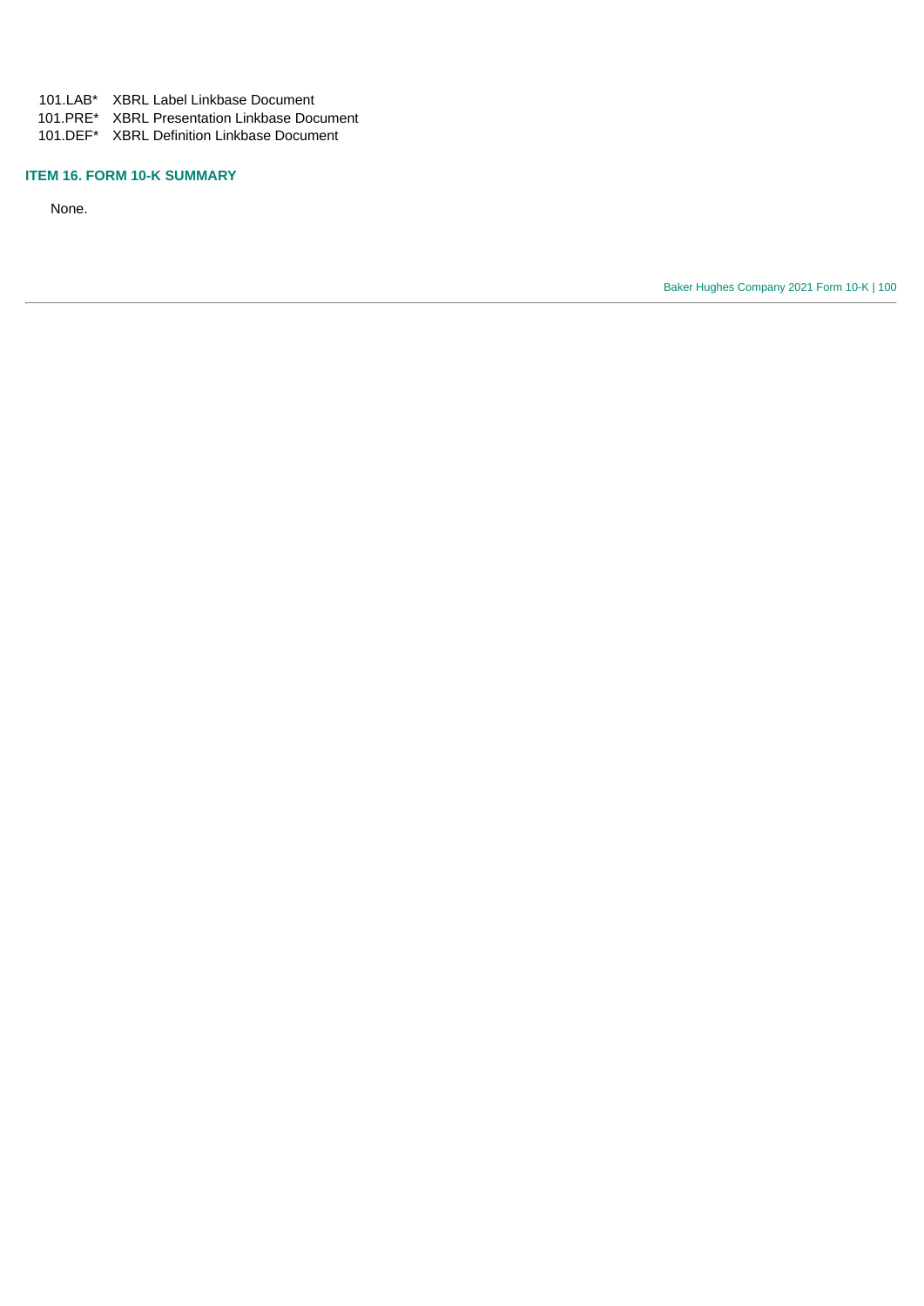| | |
|---|---|
| 101.LAB* | XBRL Label Linkbase Document |
| 101.PRE* | XBRL Presentation Linkbase Document |
| 101.DEF* | XBRL Definition Linkbase Document |

### ITEM 16. FORM 10-K SUMMARY

None.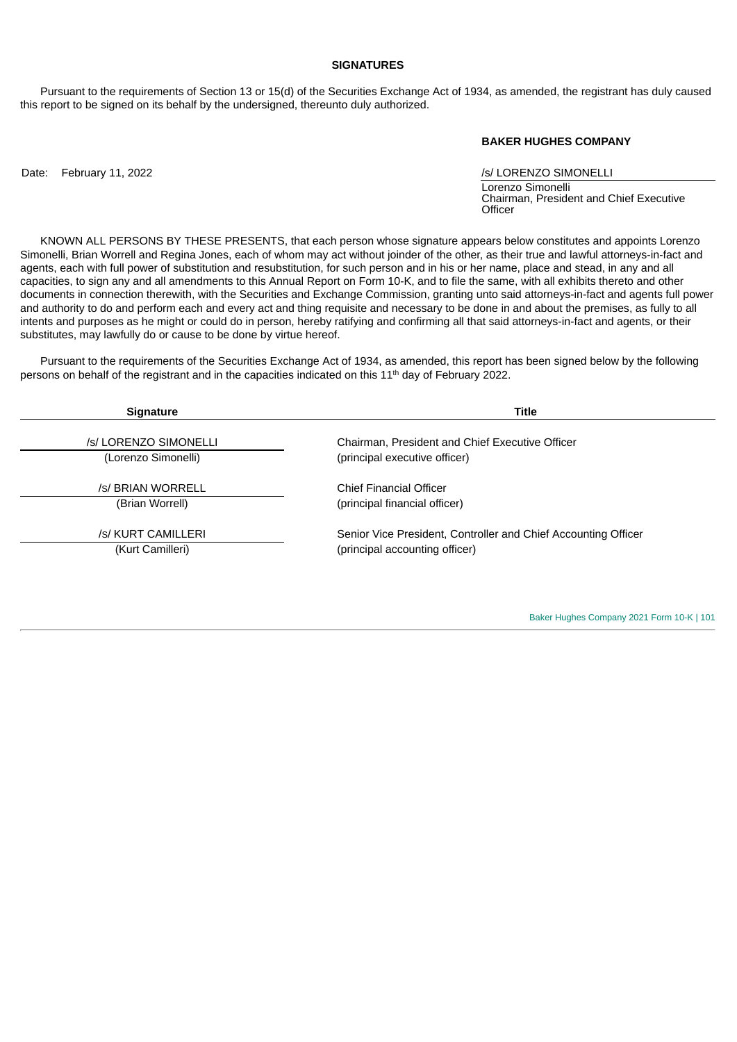## SIGNATURES

Pursuant to the requirements of Section 13 or 15(d) of the Securities Exchange Act of 1934, as amended, the registrant has duly caused this report to be signed on its behalf by the undersigned, thereunto duly authorized.

**BAKER HUGHES COMPANY**

Date: February 11, 2022

/s/ LORENZO SIMONELLI
Lorenzo Simonelli
Chairman, President and Chief Executive Officer

KNOWN ALL PERSONS BY THESE PRESENTS, that each person whose signature appears below constitutes and appoints Lorenzo Simonelli, Brian Worrell and Regina Jones, each of whom may act without joinder of the other, as their true and lawful attorneys-in-fact and agents, each with full power of substitution and resubstitution, for such person and in his or her name, place and stead, in any and all capacities, to sign any and all amendments to this Annual Report on Form 10-K, and to file the same, with all exhibits thereto and other documents in connection therewith, with the Securities and Exchange Commission, granting unto said attorneys-in-fact and agents full power and authority to do and perform each and every act and thing requisite and necessary to be done in and about the premises, as fully to all intents and purposes as he might or could do in person, hereby ratifying and confirming all that said attorneys-in-fact and agents, or their substitutes, may lawfully do or cause to be done by virtue hereof.

Pursuant to the requirements of the Securities Exchange Act of 1934, as amended, this report has been signed below by the following persons on behalf of the registrant and in the capacities indicated on this 11th day of February 2022.

| Signature | Title |
|---|---|
| /s/ LORENZO SIMONELLI<br>(Lorenzo Simonelli) | Chairman, President and Chief Executive Officer<br>(principal executive officer) |
| /s/ BRIAN WORRELL<br>(Brian Worrell) | Chief Financial Officer<br>(principal financial officer) |
| /s/ KURT CAMILLERI<br>(Kurt Camilleri) | Senior Vice President, Controller and Chief Accounting Officer<br>(principal accounting officer) |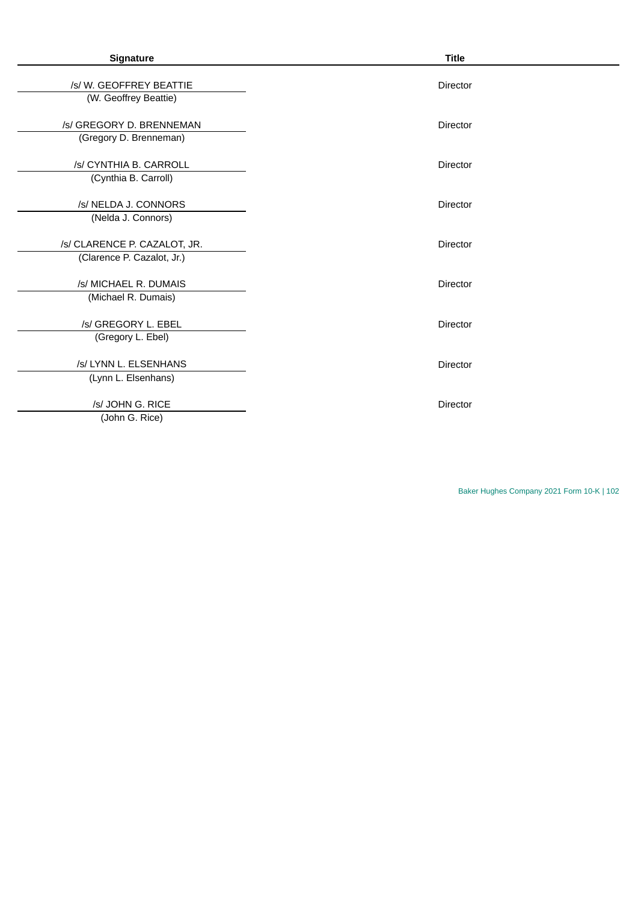| Signature | Title |
| --- | --- |
| /s/ W. GEOFFREY BEATTIE<br>(W. Geoffrey Beattie) | Director |
| /s/ GREGORY D. BRENNEMAN<br>(Gregory D. Brenneman) | Director |
| /s/ CYNTHIA B. CARROLL<br>(Cynthia B. Carroll) | Director |
| /s/ NELDA J. CONNORS<br>(Nelda J. Connors) | Director |
| /s/ CLARENCE P. CAZALOT, JR.<br>(Clarence P. Cazalot, Jr.) | Director |
| /s/ MICHAEL R. DUMAIS<br>(Michael R. Dumais) | Director |
| /s/ GREGORY L. EBEL<br>(Gregory L. Ebel) | Director |
| /s/ LYNN L. ELSENHANS<br>(Lynn L. Elsenhans) | Director |
| /s/ JOHN G. RICE<br>(John G. Rice) | Director |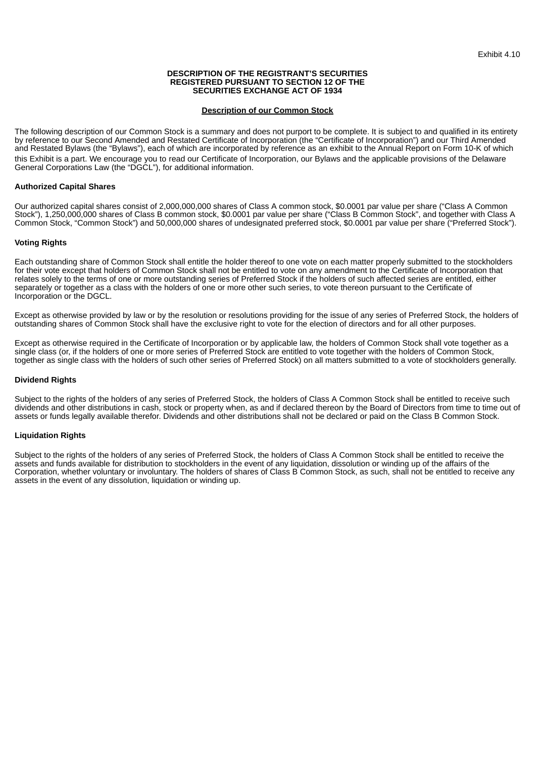Exhibit 4.10

**DESCRIPTION OF THE REGISTRANT'S SECURITIES
REGISTERED PURSUANT TO SECTION 12 OF THE
SECURITIES EXCHANGE ACT OF 1934**

**Description of our Common Stock**

The following description of our Common Stock is a summary and does not purport to be complete. It is subject to and qualified in its entirety by reference to our Second Amended and Restated Certificate of Incorporation (the "Certificate of Incorporation") and our Third Amended and Restated Bylaws (the "Bylaws"), each of which are incorporated by reference as an exhibit to the Annual Report on Form 10-K of which this Exhibit is a part. We encourage you to read our Certificate of Incorporation, our Bylaws and the applicable provisions of the Delaware General Corporations Law (the "DGCL"), for additional information.

**Authorized Capital Shares**

Our authorized capital shares consist of 2,000,000,000 shares of Class A common stock, $0.0001 par value per share ("Class A Common Stock"), 1,250,000,000 shares of Class B common stock, $0.0001 par value per share ("Class B Common Stock", and together with Class A Common Stock, "Common Stock") and 50,000,000 shares of undesignated preferred stock, $0.0001 par value per share ("Preferred Stock").

**Voting Rights**

Each outstanding share of Common Stock shall entitle the holder thereof to one vote on each matter properly submitted to the stockholders for their vote except that holders of Common Stock shall not be entitled to vote on any amendment to the Certificate of Incorporation that relates solely to the terms of one or more outstanding series of Preferred Stock if the holders of such affected series are entitled, either separately or together as a class with the holders of one or more other such series, to vote thereon pursuant to the Certificate of Incorporation or the DGCL.

Except as otherwise provided by law or by the resolution or resolutions providing for the issue of any series of Preferred Stock, the holders of outstanding shares of Common Stock shall have the exclusive right to vote for the election of directors and for all other purposes.

Except as otherwise required in the Certificate of Incorporation or by applicable law, the holders of Common Stock shall vote together as a single class (or, if the holders of one or more series of Preferred Stock are entitled to vote together with the holders of Common Stock, together as single class with the holders of such other series of Preferred Stock) on all matters submitted to a vote of stockholders generally.

**Dividend Rights**

Subject to the rights of the holders of any series of Preferred Stock, the holders of Class A Common Stock shall be entitled to receive such dividends and other distributions in cash, stock or property when, as and if declared thereon by the Board of Directors from time to time out of assets or funds legally available therefor. Dividends and other distributions shall not be declared or paid on the Class B Common Stock.

**Liquidation Rights**

Subject to the rights of the holders of any series of Preferred Stock, the holders of Class A Common Stock shall be entitled to receive the assets and funds available for distribution to stockholders in the event of any liquidation, dissolution or winding up of the affairs of the Corporation, whether voluntary or involuntary. The holders of shares of Class B Common Stock, as such, shall not be entitled to receive any assets in the event of any dissolution, liquidation or winding up.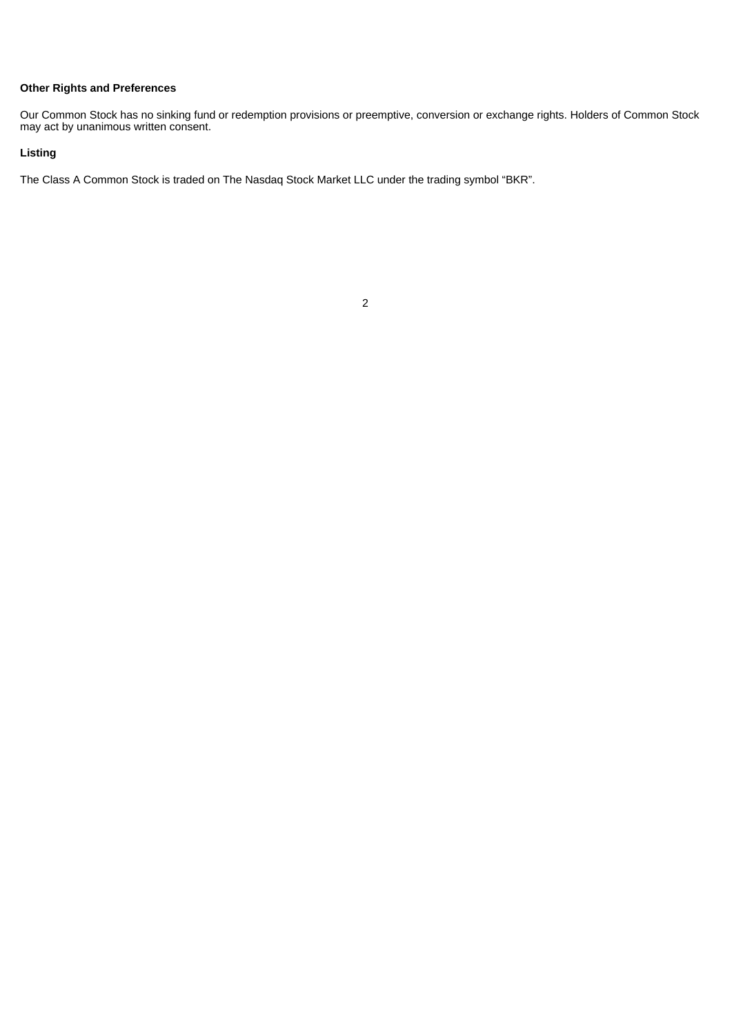**Other Rights and Preferences**

Our Common Stock has no sinking fund or redemption provisions or preemptive, conversion or exchange rights. Holders of Common Stock may act by unanimous written consent.

**Listing**

The Class A Common Stock is traded on The Nasdaq Stock Market LLC under the trading symbol “BKR”.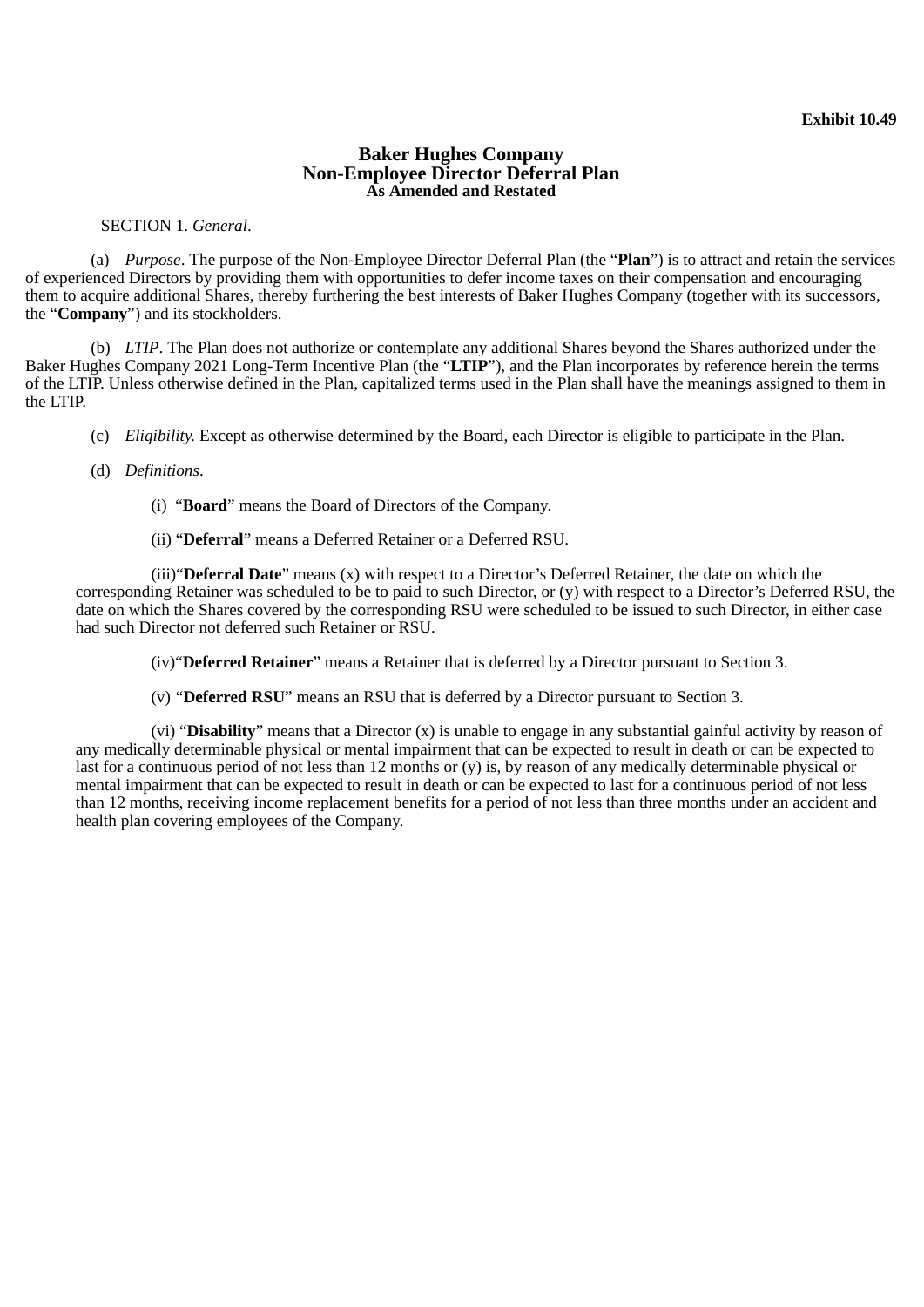**Exhibit 10.49**

# Baker Hughes Company
# Non-Employee Director Deferral Plan
### As Amended and Restated

SECTION 1. *General.*

(a) *Purpose*. The purpose of the Non-Employee Director Deferral Plan (the "**Plan**") is to attract and retain the services of experienced Directors by providing them with opportunities to defer income taxes on their compensation and encouraging them to acquire additional Shares, thereby furthering the best interests of Baker Hughes Company (together with its successors, the "**Company**") and its stockholders.

(b) *LTIP*. The Plan does not authorize or contemplate any additional Shares beyond the Shares authorized under the Baker Hughes Company 2021 Long-Term Incentive Plan (the "**LTIP**"), and the Plan incorporates by reference herein the terms of the LTIP. Unless otherwise defined in the Plan, capitalized terms used in the Plan shall have the meanings assigned to them in the LTIP.

(c) *Eligibility.* Except as otherwise determined by the Board, each Director is eligible to participate in the Plan.

(d) *Definitions*.

(i) "**Board**" means the Board of Directors of the Company.

(ii) "**Deferral**" means a Deferred Retainer or a Deferred RSU.

(iii) "**Deferral Date**" means (x) with respect to a Director's Deferred Retainer, the date on which the corresponding Retainer was scheduled to be to paid to such Director, or (y) with respect to a Director's Deferred RSU, the date on which the Shares covered by the corresponding RSU were scheduled to be issued to such Director, in either case had such Director not deferred such Retainer or RSU.

(iv) "**Deferred Retainer**" means a Retainer that is deferred by a Director pursuant to Section 3.

(v) "**Deferred RSU**" means an RSU that is deferred by a Director pursuant to Section 3.

(vi) "**Disability**" means that a Director (x) is unable to engage in any substantial gainful activity by reason of any medically determinable physical or mental impairment that can be expected to result in death or can be expected to last for a continuous period of not less than 12 months or (y) is, by reason of any medically determinable physical or mental impairment that can be expected to result in death or can be expected to last for a continuous period of not less than 12 months, receiving income replacement benefits for a period of not less than three months under an accident and health plan covering employees of the Company.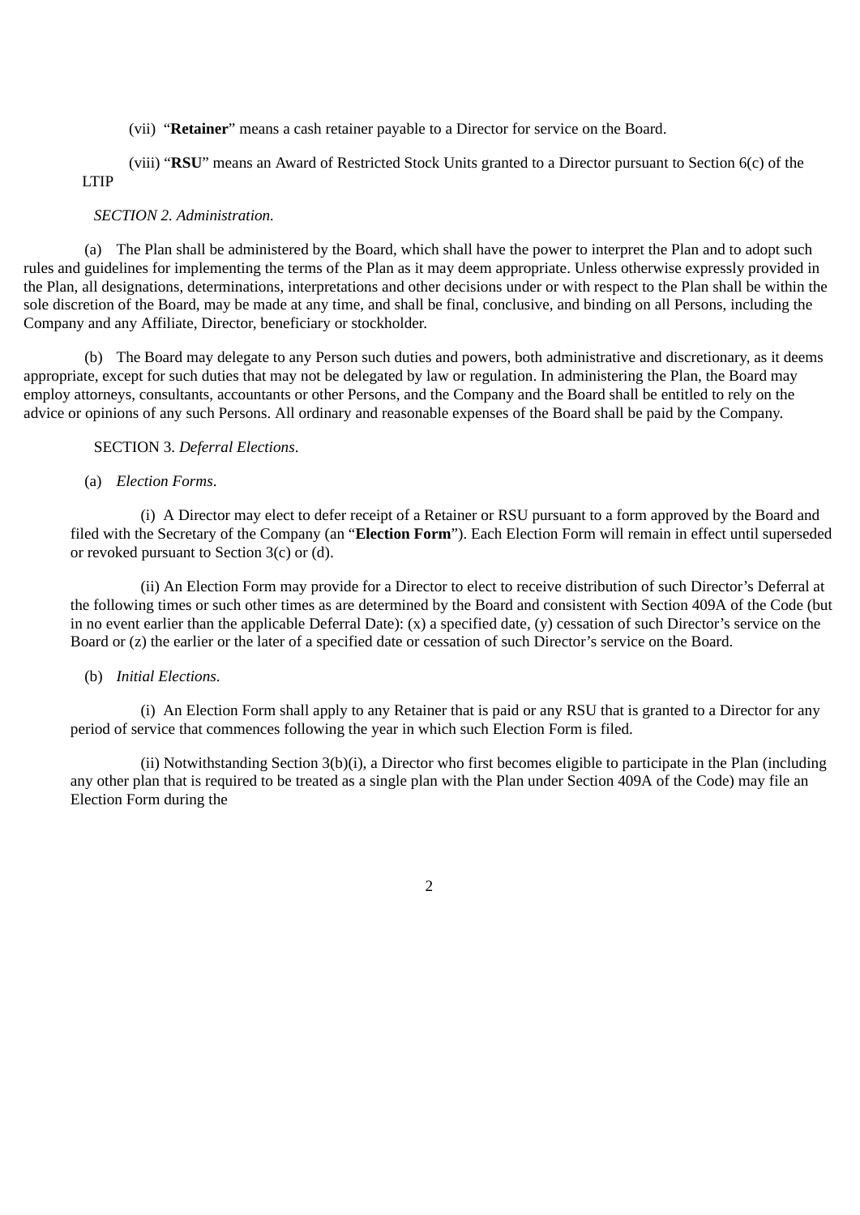(vii) "**Retainer**" means a cash retainer payable to a Director for service on the Board.

(viii) "**RSU**" means an Award of Restricted Stock Units granted to a Director pursuant to Section 6(c) of the LTIP

*SECTION 2. Administration.*

(a) The Plan shall be administered by the Board, which shall have the power to interpret the Plan and to adopt such rules and guidelines for implementing the terms of the Plan as it may deem appropriate. Unless otherwise expressly provided in the Plan, all designations, determinations, interpretations and other decisions under or with respect to the Plan shall be within the sole discretion of the Board, may be made at any time, and shall be final, conclusive, and binding on all Persons, including the Company and any Affiliate, Director, beneficiary or stockholder.

(b) The Board may delegate to any Person such duties and powers, both administrative and discretionary, as it deems appropriate, except for such duties that may not be delegated by law or regulation. In administering the Plan, the Board may employ attorneys, consultants, accountants or other Persons, and the Company and the Board shall be entitled to rely on the advice or opinions of any such Persons. All ordinary and reasonable expenses of the Board shall be paid by the Company.

SECTION 3. *Deferral Elections*.

(a) *Election Forms*.

(i) A Director may elect to defer receipt of a Retainer or RSU pursuant to a form approved by the Board and filed with the Secretary of the Company (an "**Election Form**"). Each Election Form will remain in effect until superseded or revoked pursuant to Section 3(c) or (d).

(ii) An Election Form may provide for a Director to elect to receive distribution of such Director's Deferral at the following times or such other times as are determined by the Board and consistent with Section 409A of the Code (but in no event earlier than the applicable Deferral Date): (x) a specified date, (y) cessation of such Director's service on the Board or (z) the earlier or the later of a specified date or cessation of such Director's service on the Board.

(b) *Initial Elections*.

(i) An Election Form shall apply to any Retainer that is paid or any RSU that is granted to a Director for any period of service that commences following the year in which such Election Form is filed.

(ii) Notwithstanding Section 3(b)(i), a Director who first becomes eligible to participate in the Plan (including any other plan that is required to be treated as a single plan with the Plan under Section 409A of the Code) may file an Election Form during the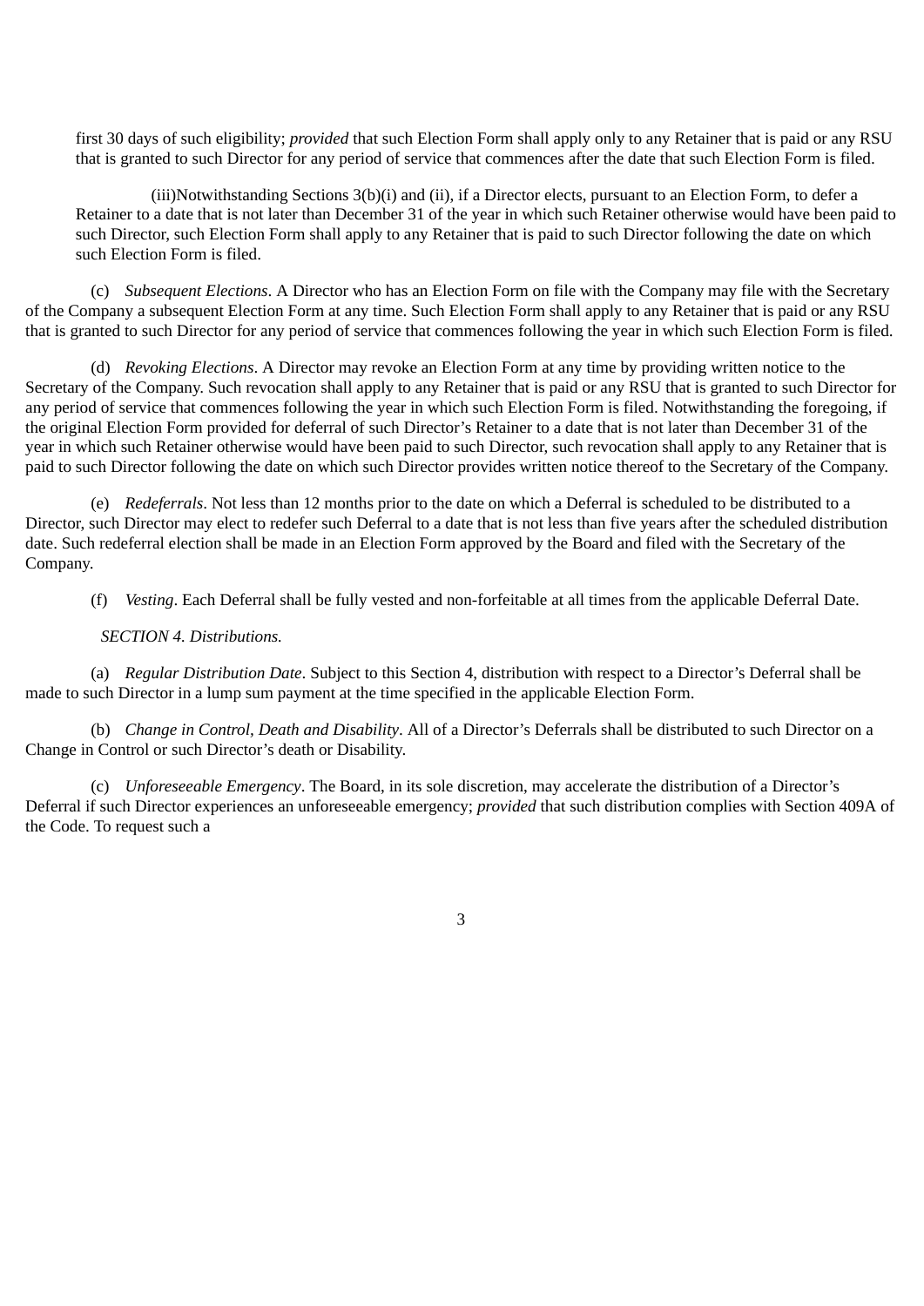first 30 days of such eligibility; *provided* that such Election Form shall apply only to any Retainer that is paid or any RSU that is granted to such Director for any period of service that commences after the date that such Election Form is filed.

(iii)Notwithstanding Sections 3(b)(i) and (ii), if a Director elects, pursuant to an Election Form, to defer a Retainer to a date that is not later than December 31 of the year in which such Retainer otherwise would have been paid to such Director, such Election Form shall apply to any Retainer that is paid to such Director following the date on which such Election Form is filed.

(c) *Subsequent Elections*. A Director who has an Election Form on file with the Company may file with the Secretary of the Company a subsequent Election Form at any time. Such Election Form shall apply to any Retainer that is paid or any RSU that is granted to such Director for any period of service that commences following the year in which such Election Form is filed.

(d) *Revoking Elections*. A Director may revoke an Election Form at any time by providing written notice to the Secretary of the Company. Such revocation shall apply to any Retainer that is paid or any RSU that is granted to such Director for any period of service that commences following the year in which such Election Form is filed. Notwithstanding the foregoing, if the original Election Form provided for deferral of such Director's Retainer to a date that is not later than December 31 of the year in which such Retainer otherwise would have been paid to such Director, such revocation shall apply to any Retainer that is paid to such Director following the date on which such Director provides written notice thereof to the Secretary of the Company.

(e) *Redeferrals*. Not less than 12 months prior to the date on which a Deferral is scheduled to be distributed to a Director, such Director may elect to redefer such Deferral to a date that is not less than five years after the scheduled distribution date. Such redeferral election shall be made in an Election Form approved by the Board and filed with the Secretary of the Company.

(f) *Vesting*. Each Deferral shall be fully vested and non-forfeitable at all times from the applicable Deferral Date.

*SECTION 4. Distributions.*

(a) *Regular Distribution Date*. Subject to this Section 4, distribution with respect to a Director's Deferral shall be made to such Director in a lump sum payment at the time specified in the applicable Election Form.

(b) *Change in Control, Death and Disability*. All of a Director's Deferrals shall be distributed to such Director on a Change in Control or such Director's death or Disability.

(c) *Unforeseeable Emergency*. The Board, in its sole discretion, may accelerate the distribution of a Director's Deferral if such Director experiences an unforeseeable emergency; *provided* that such distribution complies with Section 409A of the Code. To request such a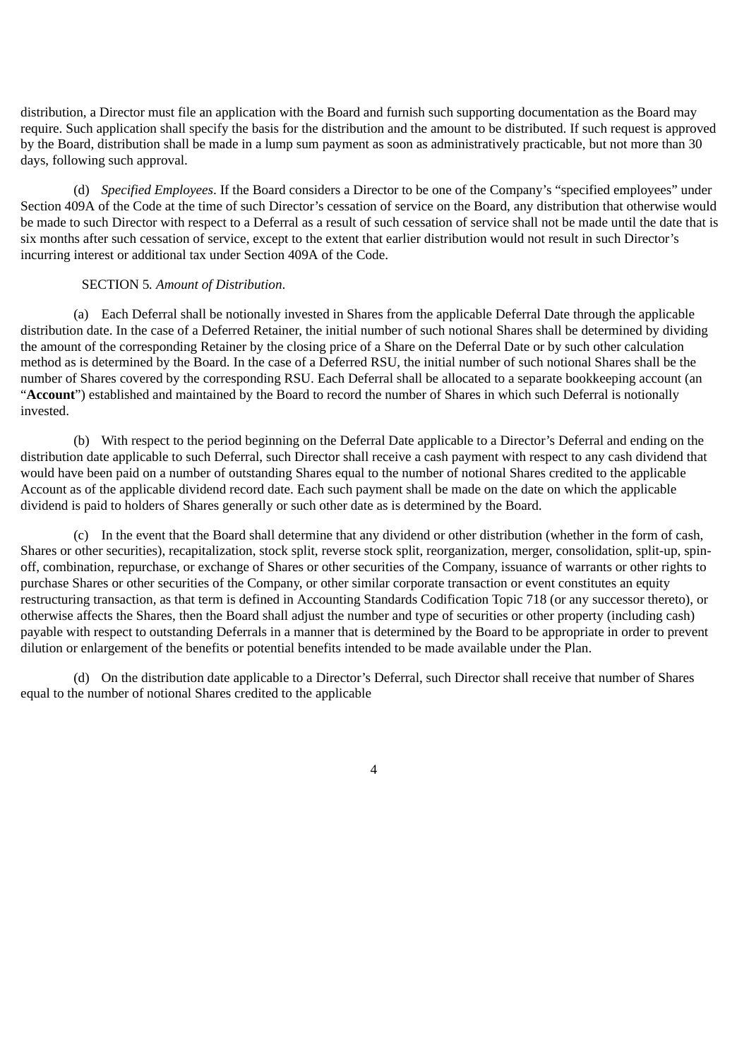distribution, a Director must file an application with the Board and furnish such supporting documentation as the Board may require. Such application shall specify the basis for the distribution and the amount to be distributed. If such request is approved by the Board, distribution shall be made in a lump sum payment as soon as administratively practicable, but not more than 30 days, following such approval.

(d) *Specified Employees*. If the Board considers a Director to be one of the Company's "specified employees" under Section 409A of the Code at the time of such Director's cessation of service on the Board, any distribution that otherwise would be made to such Director with respect to a Deferral as a result of such cessation of service shall not be made until the date that is six months after such cessation of service, except to the extent that earlier distribution would not result in such Director's incurring interest or additional tax under Section 409A of the Code.

SECTION 5. *Amount of Distribution*.

(a) Each Deferral shall be notionally invested in Shares from the applicable Deferral Date through the applicable distribution date. In the case of a Deferred Retainer, the initial number of such notional Shares shall be determined by dividing the amount of the corresponding Retainer by the closing price of a Share on the Deferral Date or by such other calculation method as is determined by the Board. In the case of a Deferred RSU, the initial number of such notional Shares shall be the number of Shares covered by the corresponding RSU. Each Deferral shall be allocated to a separate bookkeeping account (an "**Account**") established and maintained by the Board to record the number of Shares in which such Deferral is notionally invested.

(b) With respect to the period beginning on the Deferral Date applicable to a Director's Deferral and ending on the distribution date applicable to such Deferral, such Director shall receive a cash payment with respect to any cash dividend that would have been paid on a number of outstanding Shares equal to the number of notional Shares credited to the applicable Account as of the applicable dividend record date. Each such payment shall be made on the date on which the applicable dividend is paid to holders of Shares generally or such other date as is determined by the Board.

(c) In the event that the Board shall determine that any dividend or other distribution (whether in the form of cash, Shares or other securities), recapitalization, stock split, reverse stock split, reorganization, merger, consolidation, split-up, spin-off, combination, repurchase, or exchange of Shares or other securities of the Company, issuance of warrants or other rights to purchase Shares or other securities of the Company, or other similar corporate transaction or event constitutes an equity restructuring transaction, as that term is defined in Accounting Standards Codification Topic 718 (or any successor thereto), or otherwise affects the Shares, then the Board shall adjust the number and type of securities or other property (including cash) payable with respect to outstanding Deferrals in a manner that is determined by the Board to be appropriate in order to prevent dilution or enlargement of the benefits or potential benefits intended to be made available under the Plan.

(d) On the distribution date applicable to a Director's Deferral, such Director shall receive that number of Shares equal to the number of notional Shares credited to the applicable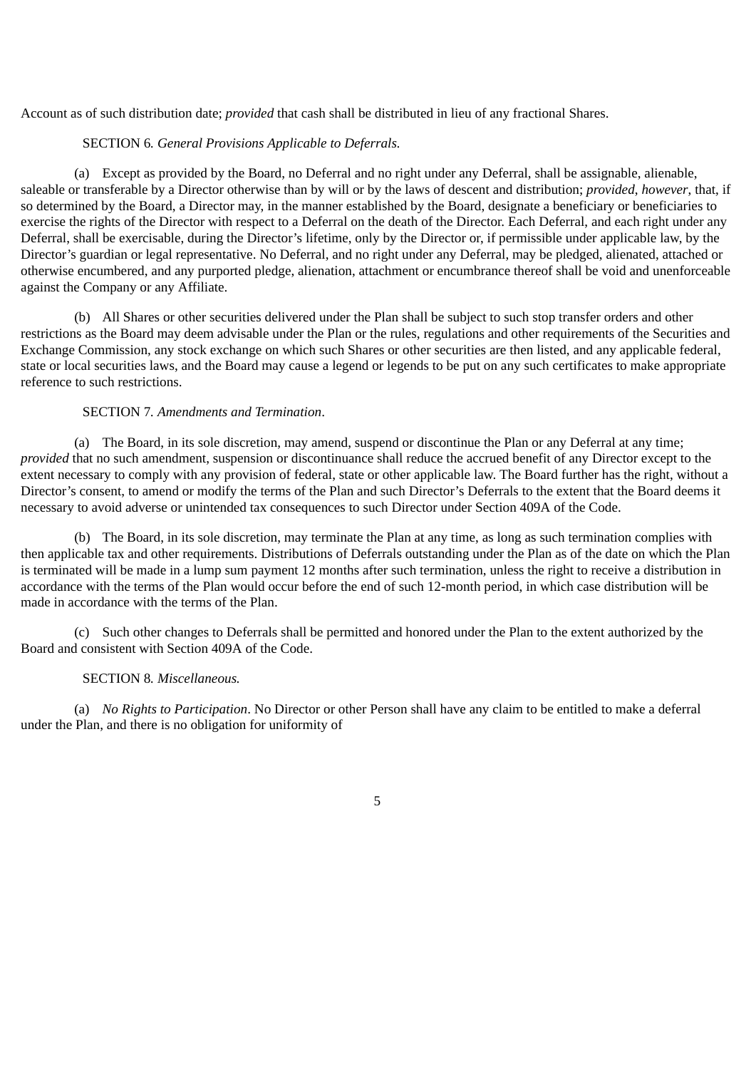Account as of such distribution date; *provided* that cash shall be distributed in lieu of any fractional Shares.

SECTION 6. *General Provisions Applicable to Deferrals.*

(a) Except as provided by the Board, no Deferral and no right under any Deferral, shall be assignable, alienable, saleable or transferable by a Director otherwise than by will or by the laws of descent and distribution; *provided*, *however*, that, if so determined by the Board, a Director may, in the manner established by the Board, designate a beneficiary or beneficiaries to exercise the rights of the Director with respect to a Deferral on the death of the Director. Each Deferral, and each right under any Deferral, shall be exercisable, during the Director's lifetime, only by the Director or, if permissible under applicable law, by the Director's guardian or legal representative. No Deferral, and no right under any Deferral, may be pledged, alienated, attached or otherwise encumbered, and any purported pledge, alienation, attachment or encumbrance thereof shall be void and unenforceable against the Company or any Affiliate.

(b) All Shares or other securities delivered under the Plan shall be subject to such stop transfer orders and other restrictions as the Board may deem advisable under the Plan or the rules, regulations and other requirements of the Securities and Exchange Commission, any stock exchange on which such Shares or other securities are then listed, and any applicable federal, state or local securities laws, and the Board may cause a legend or legends to be put on any such certificates to make appropriate reference to such restrictions.

SECTION 7. *Amendments and Termination*.

(a) The Board, in its sole discretion, may amend, suspend or discontinue the Plan or any Deferral at any time; *provided* that no such amendment, suspension or discontinuance shall reduce the accrued benefit of any Director except to the extent necessary to comply with any provision of federal, state or other applicable law. The Board further has the right, without a Director's consent, to amend or modify the terms of the Plan and such Director's Deferrals to the extent that the Board deems it necessary to avoid adverse or unintended tax consequences to such Director under Section 409A of the Code.

(b) The Board, in its sole discretion, may terminate the Plan at any time, as long as such termination complies with then applicable tax and other requirements. Distributions of Deferrals outstanding under the Plan as of the date on which the Plan is terminated will be made in a lump sum payment 12 months after such termination, unless the right to receive a distribution in accordance with the terms of the Plan would occur before the end of such 12-month period, in which case distribution will be made in accordance with the terms of the Plan.

(c) Such other changes to Deferrals shall be permitted and honored under the Plan to the extent authorized by the Board and consistent with Section 409A of the Code.

SECTION 8. *Miscellaneous.*

(a) *No Rights to Participation*. No Director or other Person shall have any claim to be entitled to make a deferral under the Plan, and there is no obligation for uniformity of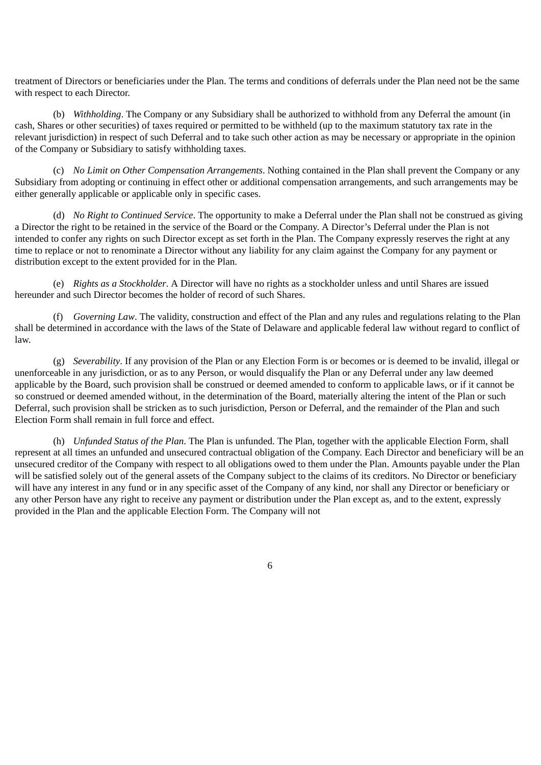treatment of Directors or beneficiaries under the Plan. The terms and conditions of deferrals under the Plan need not be the same with respect to each Director.

(b) *Withholding*. The Company or any Subsidiary shall be authorized to withhold from any Deferral the amount (in cash, Shares or other securities) of taxes required or permitted to be withheld (up to the maximum statutory tax rate in the relevant jurisdiction) in respect of such Deferral and to take such other action as may be necessary or appropriate in the opinion of the Company or Subsidiary to satisfy withholding taxes.

(c) *No Limit on Other Compensation Arrangements*. Nothing contained in the Plan shall prevent the Company or any Subsidiary from adopting or continuing in effect other or additional compensation arrangements, and such arrangements may be either generally applicable or applicable only in specific cases.

(d) *No Right to Continued Service*. The opportunity to make a Deferral under the Plan shall not be construed as giving a Director the right to be retained in the service of the Board or the Company. A Director's Deferral under the Plan is not intended to confer any rights on such Director except as set forth in the Plan. The Company expressly reserves the right at any time to replace or not to renominate a Director without any liability for any claim against the Company for any payment or distribution except to the extent provided for in the Plan.

(e) *Rights as a Stockholder*. A Director will have no rights as a stockholder unless and until Shares are issued hereunder and such Director becomes the holder of record of such Shares.

(f) *Governing Law*. The validity, construction and effect of the Plan and any rules and regulations relating to the Plan shall be determined in accordance with the laws of the State of Delaware and applicable federal law without regard to conflict of law.

(g) *Severability*. If any provision of the Plan or any Election Form is or becomes or is deemed to be invalid, illegal or unenforceable in any jurisdiction, or as to any Person, or would disqualify the Plan or any Deferral under any law deemed applicable by the Board, such provision shall be construed or deemed amended to conform to applicable laws, or if it cannot be so construed or deemed amended without, in the determination of the Board, materially altering the intent of the Plan or such Deferral, such provision shall be stricken as to such jurisdiction, Person or Deferral, and the remainder of the Plan and such Election Form shall remain in full force and effect.

(h) *Unfunded Status of the Plan*. The Plan is unfunded. The Plan, together with the applicable Election Form, shall represent at all times an unfunded and unsecured contractual obligation of the Company. Each Director and beneficiary will be an unsecured creditor of the Company with respect to all obligations owed to them under the Plan. Amounts payable under the Plan will be satisfied solely out of the general assets of the Company subject to the claims of its creditors. No Director or beneficiary will have any interest in any fund or in any specific asset of the Company of any kind, nor shall any Director or beneficiary or any other Person have any right to receive any payment or distribution under the Plan except as, and to the extent, expressly provided in the Plan and the applicable Election Form. The Company will not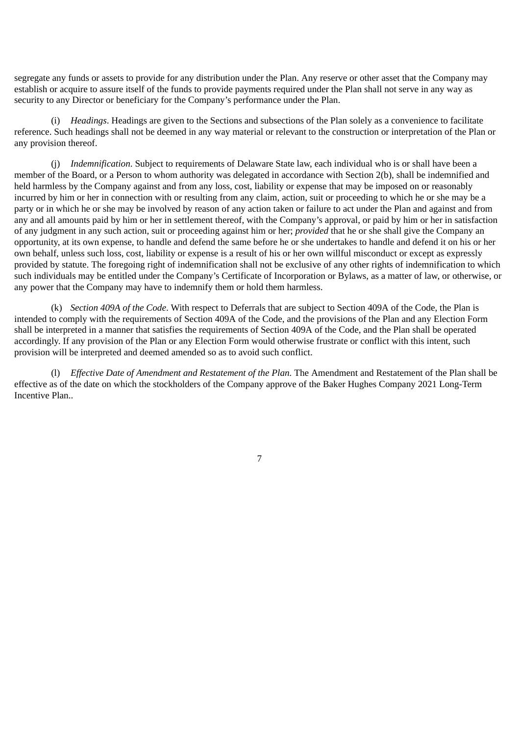segregate any funds or assets to provide for any distribution under the Plan. Any reserve or other asset that the Company may establish or acquire to assure itself of the funds to provide payments required under the Plan shall not serve in any way as security to any Director or beneficiary for the Company's performance under the Plan.

(i) *Headings*. Headings are given to the Sections and subsections of the Plan solely as a convenience to facilitate reference. Such headings shall not be deemed in any way material or relevant to the construction or interpretation of the Plan or any provision thereof.

(j) *Indemnification*. Subject to requirements of Delaware State law, each individual who is or shall have been a member of the Board, or a Person to whom authority was delegated in accordance with Section 2(b), shall be indemnified and held harmless by the Company against and from any loss, cost, liability or expense that may be imposed on or reasonably incurred by him or her in connection with or resulting from any claim, action, suit or proceeding to which he or she may be a party or in which he or she may be involved by reason of any action taken or failure to act under the Plan and against and from any and all amounts paid by him or her in settlement thereof, with the Company's approval, or paid by him or her in satisfaction of any judgment in any such action, suit or proceeding against him or her; *provided* that he or she shall give the Company an opportunity, at its own expense, to handle and defend the same before he or she undertakes to handle and defend it on his or her own behalf, unless such loss, cost, liability or expense is a result of his or her own willful misconduct or except as expressly provided by statute. The foregoing right of indemnification shall not be exclusive of any other rights of indemnification to which such individuals may be entitled under the Company's Certificate of Incorporation or Bylaws, as a matter of law, or otherwise, or any power that the Company may have to indemnify them or hold them harmless.

(k) *Section 409A of the Code*. With respect to Deferrals that are subject to Section 409A of the Code, the Plan is intended to comply with the requirements of Section 409A of the Code, and the provisions of the Plan and any Election Form shall be interpreted in a manner that satisfies the requirements of Section 409A of the Code, and the Plan shall be operated accordingly. If any provision of the Plan or any Election Form would otherwise frustrate or conflict with this intent, such provision will be interpreted and deemed amended so as to avoid such conflict.

(l) *Effective Date of Amendment and Restatement of the Plan.* The Amendment and Restatement of the Plan shall be effective as of the date on which the stockholders of the Company approve of the Baker Hughes Company 2021 Long-Term Incentive Plan..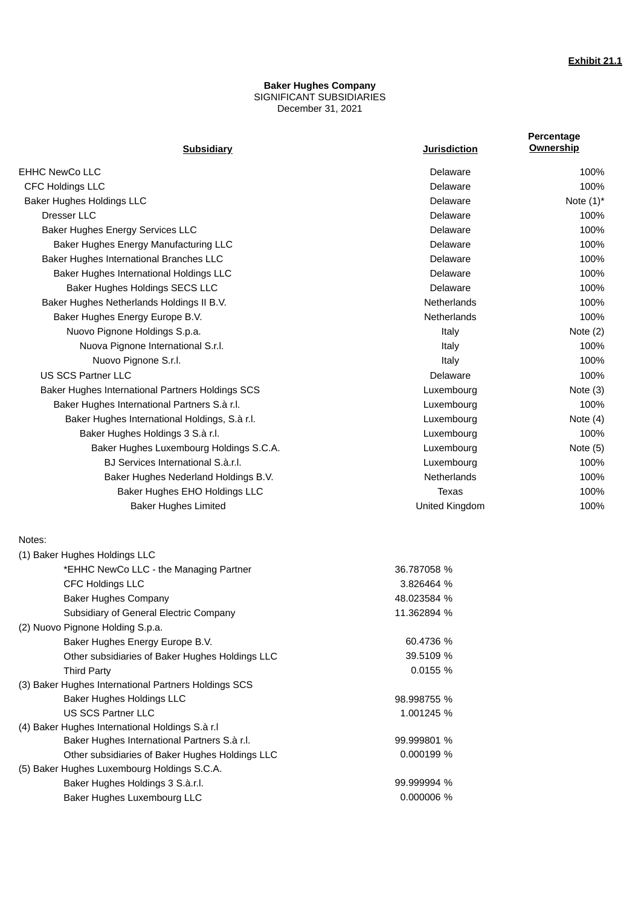**Exhibit 21.1**

**Baker Hughes Company**
SIGNIFICANT SUBSIDIARIES
December 31, 2021

| Subsidiary | Jurisdiction | Percentage Ownership |
|---|---|---|
| EHHC NewCo LLC | Delaware | 100% |
| CFC Holdings LLC | Delaware | 100% |
| Baker Hughes Holdings LLC | Delaware | Note (1)* |
| Dresser LLC | Delaware | 100% |
| Baker Hughes Energy Services LLC | Delaware | 100% |
| Baker Hughes Energy Manufacturing LLC | Delaware | 100% |
| Baker Hughes International Branches LLC | Delaware | 100% |
| Baker Hughes International Holdings LLC | Delaware | 100% |
| Baker Hughes Holdings SECS LLC | Delaware | 100% |
| Baker Hughes Netherlands Holdings II B.V. | Netherlands | 100% |
| Baker Hughes Energy Europe B.V. | Netherlands | 100% |
| Nuovo Pignone Holdings S.p.a. | Italy | Note (2) |
| Nuova Pignone International S.r.l. | Italy | 100% |
| Nuovo Pignone S.r.l. | Italy | 100% |
| US SCS Partner LLC | Delaware | 100% |
| Baker Hughes International Partners Holdings SCS | Luxembourg | Note (3) |
| Baker Hughes International Partners S.à r.l. | Luxembourg | 100% |
| Baker Hughes International Holdings, S.à r.l. | Luxembourg | Note (4) |
| Baker Hughes Holdings 3 S.à r.l. | Luxembourg | 100% |
| Baker Hughes Luxembourg Holdings S.C.A. | Luxembourg | Note (5) |
| BJ Services International S.à.r.l. | Luxembourg | 100% |
| Baker Hughes Nederland Holdings B.V. | Netherlands | 100% |
| Baker Hughes EHO Holdings LLC | Texas | 100% |
| Baker Hughes Limited | United Kingdom | 100% |

Notes:

| | |
|---|---|
| (1) Baker Hughes Holdings LLC | |
| *EHHC NewCo LLC - the Managing Partner | 36.787058 % |
| CFC Holdings LLC | 3.826464 % |
| Baker Hughes Company | 48.023584 % |
| Subsidiary of General Electric Company | 11.362894 % |
| (2) Nuovo Pignone Holding S.p.a. | |
| Baker Hughes Energy Europe B.V. | 60.4736 % |
| Other subsidiaries of Baker Hughes Holdings LLC | 39.5109 % |
| Third Party | 0.0155 % |
| (3) Baker Hughes International Partners Holdings SCS | |
| Baker Hughes Holdings LLC | 98.998755 % |
| US SCS Partner LLC | 1.001245 % |
| (4) Baker Hughes International Holdings S.à r.l | |
| Baker Hughes International Partners S.à r.l. | 99.999801 % |
| Other subsidiaries of Baker Hughes Holdings LLC | 0.000199 % |
| (5) Baker Hughes Luxembourg Holdings S.C.A. | |
| Baker Hughes Holdings 3 S.à.r.l. | 99.999994 % |
| Baker Hughes Luxembourg LLC | 0.000006 % |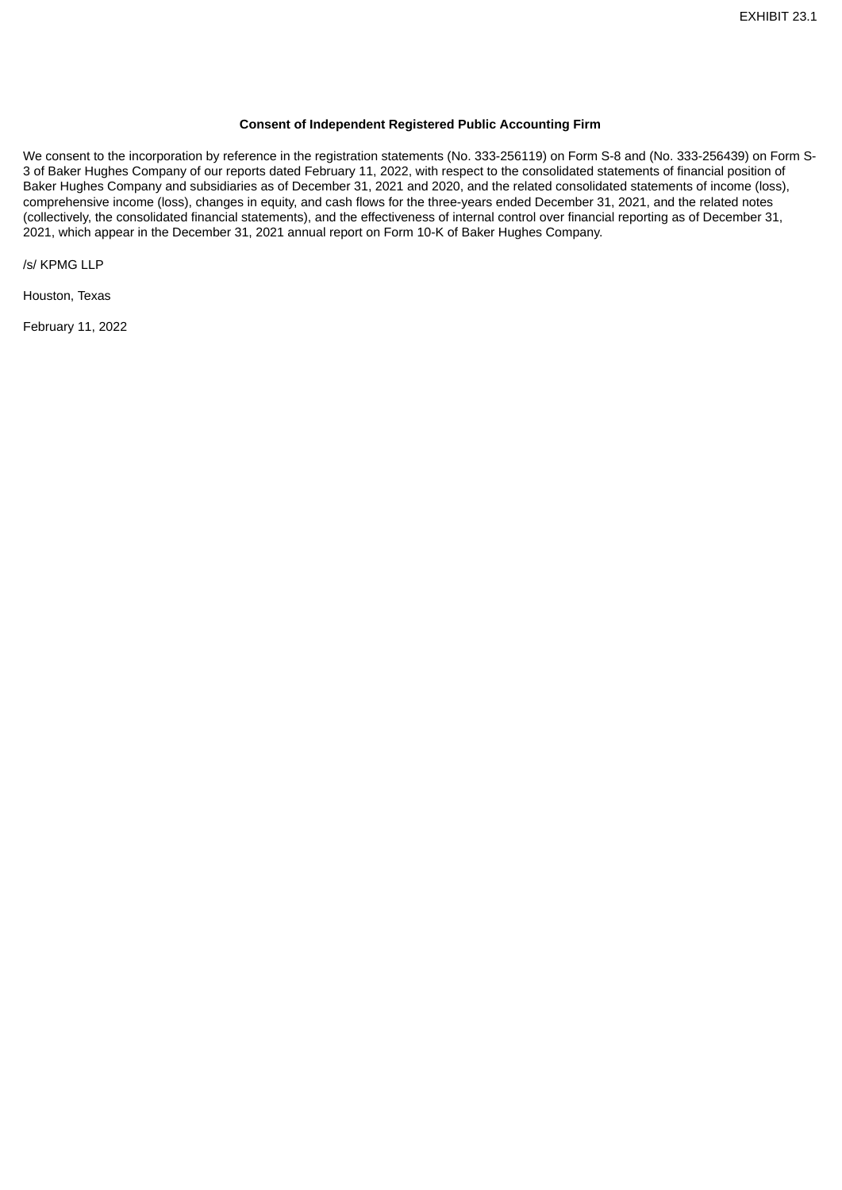EXHIBIT 23.1

**Consent of Independent Registered Public Accounting Firm**

We consent to the incorporation by reference in the registration statements (No. 333-256119) on Form S-8 and (No. 333-256439) on Form S-3 of Baker Hughes Company of our reports dated February 11, 2022, with respect to the consolidated statements of financial position of Baker Hughes Company and subsidiaries as of December 31, 2021 and 2020, and the related consolidated statements of income (loss), comprehensive income (loss), changes in equity, and cash flows for the three-years ended December 31, 2021, and the related notes (collectively, the consolidated financial statements), and the effectiveness of internal control over financial reporting as of December 31, 2021, which appear in the December 31, 2021 annual report on Form 10-K of Baker Hughes Company.

/s/ KPMG LLP

Houston, Texas

February 11, 2022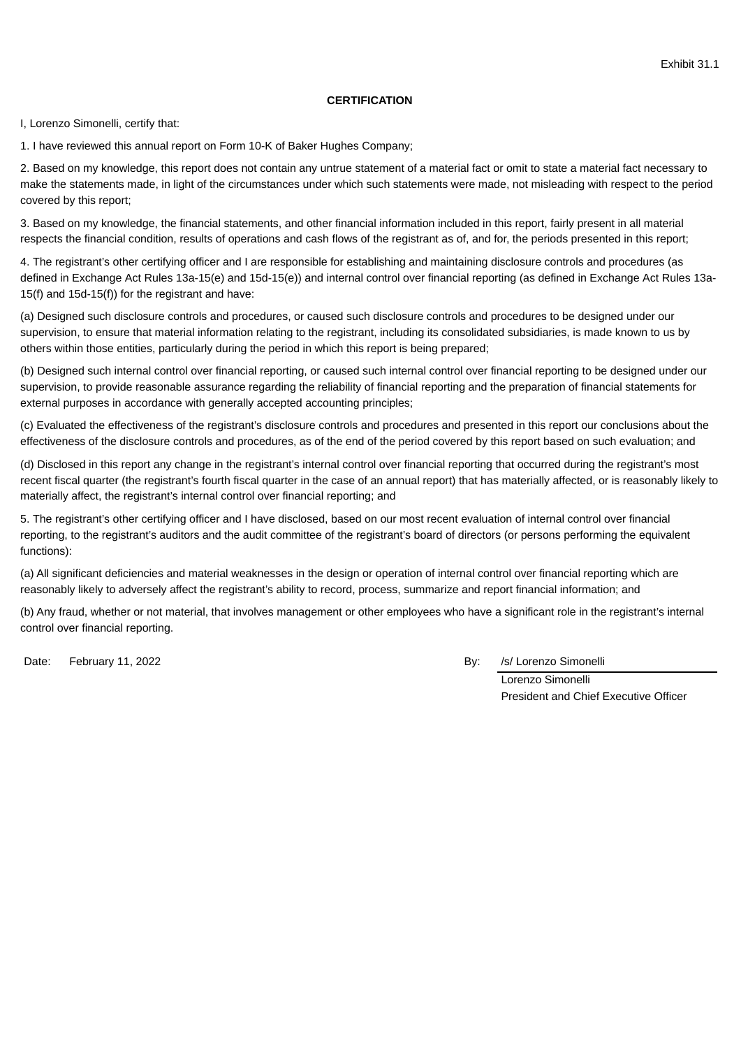Exhibit 31.1

**CERTIFICATION**

I, Lorenzo Simonelli, certify that:

1. I have reviewed this annual report on Form 10-K of Baker Hughes Company;

2. Based on my knowledge, this report does not contain any untrue statement of a material fact or omit to state a material fact necessary to make the statements made, in light of the circumstances under which such statements were made, not misleading with respect to the period covered by this report;

3. Based on my knowledge, the financial statements, and other financial information included in this report, fairly present in all material respects the financial condition, results of operations and cash flows of the registrant as of, and for, the periods presented in this report;

4. The registrant's other certifying officer and I are responsible for establishing and maintaining disclosure controls and procedures (as defined in Exchange Act Rules 13a-15(e) and 15d-15(e)) and internal control over financial reporting (as defined in Exchange Act Rules 13a-15(f) and 15d-15(f)) for the registrant and have:

(a) Designed such disclosure controls and procedures, or caused such disclosure controls and procedures to be designed under our supervision, to ensure that material information relating to the registrant, including its consolidated subsidiaries, is made known to us by others within those entities, particularly during the period in which this report is being prepared;

(b) Designed such internal control over financial reporting, or caused such internal control over financial reporting to be designed under our supervision, to provide reasonable assurance regarding the reliability of financial reporting and the preparation of financial statements for external purposes in accordance with generally accepted accounting principles;

(c) Evaluated the effectiveness of the registrant's disclosure controls and procedures and presented in this report our conclusions about the effectiveness of the disclosure controls and procedures, as of the end of the period covered by this report based on such evaluation; and

(d) Disclosed in this report any change in the registrant's internal control over financial reporting that occurred during the registrant's most recent fiscal quarter (the registrant's fourth fiscal quarter in the case of an annual report) that has materially affected, or is reasonably likely to materially affect, the registrant's internal control over financial reporting; and

5. The registrant's other certifying officer and I have disclosed, based on our most recent evaluation of internal control over financial reporting, to the registrant's auditors and the audit committee of the registrant's board of directors (or persons performing the equivalent functions):

(a) All significant deficiencies and material weaknesses in the design or operation of internal control over financial reporting which are reasonably likely to adversely affect the registrant's ability to record, process, summarize and report financial information; and

(b) Any fraud, whether or not material, that involves management or other employees who have a significant role in the registrant's internal control over financial reporting.

Date: February 11, 2022

By: /s/ Lorenzo Simonelli
Lorenzo Simonelli
President and Chief Executive Officer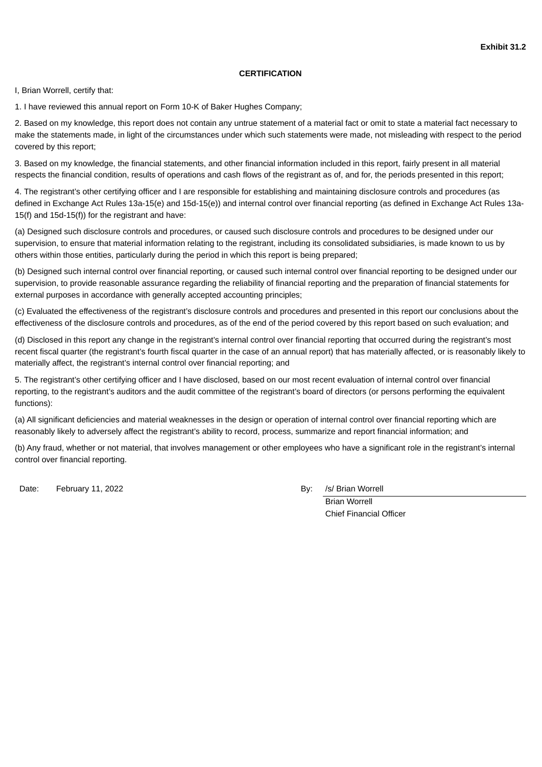**Exhibit 31.2**

**CERTIFICATION**

I, Brian Worrell, certify that:

1. I have reviewed this annual report on Form 10-K of Baker Hughes Company;

2. Based on my knowledge, this report does not contain any untrue statement of a material fact or omit to state a material fact necessary to make the statements made, in light of the circumstances under which such statements were made, not misleading with respect to the period covered by this report;

3. Based on my knowledge, the financial statements, and other financial information included in this report, fairly present in all material respects the financial condition, results of operations and cash flows of the registrant as of, and for, the periods presented in this report;

4. The registrant's other certifying officer and I are responsible for establishing and maintaining disclosure controls and procedures (as defined in Exchange Act Rules 13a-15(e) and 15d-15(e)) and internal control over financial reporting (as defined in Exchange Act Rules 13a-15(f) and 15d-15(f)) for the registrant and have:

(a) Designed such disclosure controls and procedures, or caused such disclosure controls and procedures to be designed under our supervision, to ensure that material information relating to the registrant, including its consolidated subsidiaries, is made known to us by others within those entities, particularly during the period in which this report is being prepared;

(b) Designed such internal control over financial reporting, or caused such internal control over financial reporting to be designed under our supervision, to provide reasonable assurance regarding the reliability of financial reporting and the preparation of financial statements for external purposes in accordance with generally accepted accounting principles;

(c) Evaluated the effectiveness of the registrant's disclosure controls and procedures and presented in this report our conclusions about the effectiveness of the disclosure controls and procedures, as of the end of the period covered by this report based on such evaluation; and

(d) Disclosed in this report any change in the registrant's internal control over financial reporting that occurred during the registrant's most recent fiscal quarter (the registrant's fourth fiscal quarter in the case of an annual report) that has materially affected, or is reasonably likely to materially affect, the registrant's internal control over financial reporting; and

5. The registrant's other certifying officer and I have disclosed, based on our most recent evaluation of internal control over financial reporting, to the registrant's auditors and the audit committee of the registrant's board of directors (or persons performing the equivalent functions):

(a) All significant deficiencies and material weaknesses in the design or operation of internal control over financial reporting which are reasonably likely to adversely affect the registrant's ability to record, process, summarize and report financial information; and

(b) Any fraud, whether or not material, that involves management or other employees who have a significant role in the registrant's internal control over financial reporting.

Date: February 11, 2022

By: /s/ Brian Worrell
Brian Worrell
Chief Financial Officer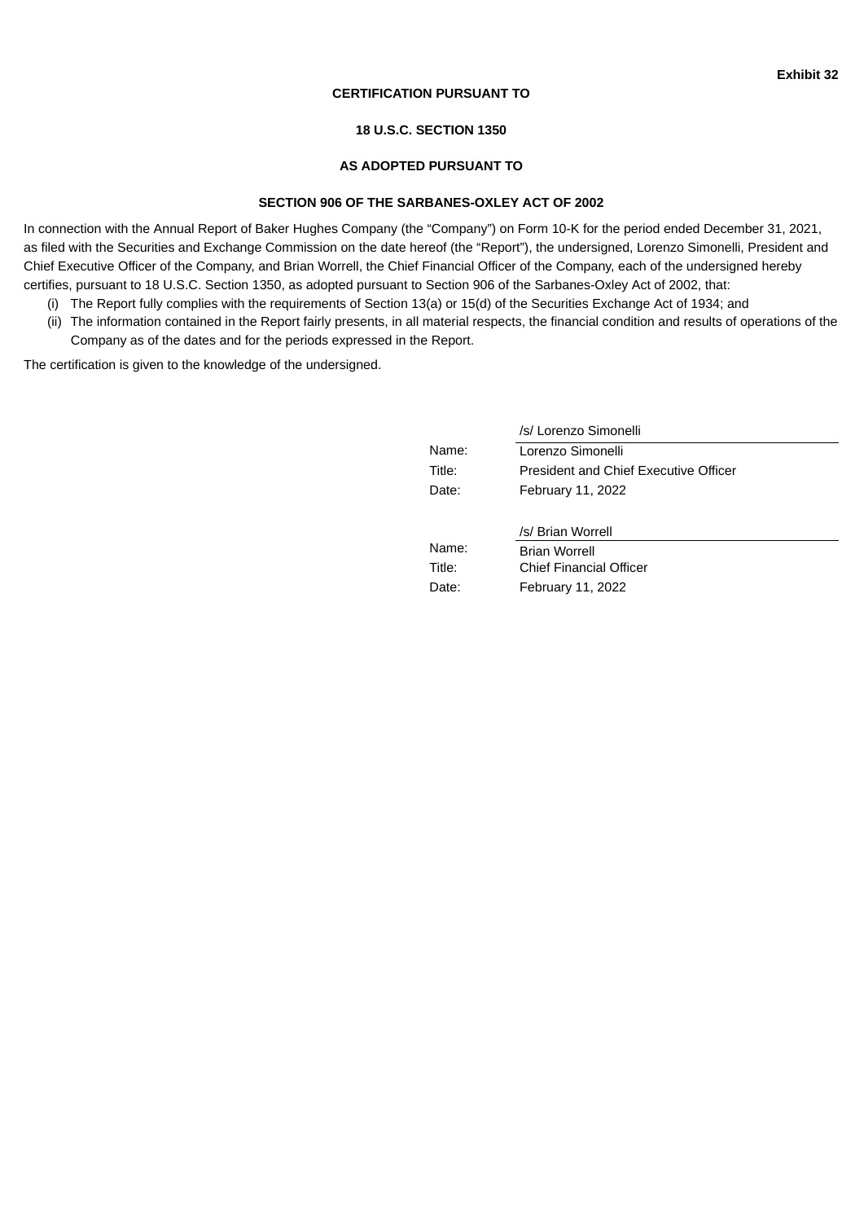**Exhibit 32**

**CERTIFICATION PURSUANT TO**

**18 U.S.C. SECTION 1350**

**AS ADOPTED PURSUANT TO**

**SECTION 906 OF THE SARBANES-OXLEY ACT OF 2002**

In connection with the Annual Report of Baker Hughes Company (the “Company”) on Form 10-K for the period ended December 31, 2021, as filed with the Securities and Exchange Commission on the date hereof (the “Report”), the undersigned, Lorenzo Simonelli, President and Chief Executive Officer of the Company, and Brian Worrell, the Chief Financial Officer of the Company, each of the undersigned hereby certifies, pursuant to 18 U.S.C. Section 1350, as adopted pursuant to Section 906 of the Sarbanes-Oxley Act of 2002, that:

(i) The Report fully complies with the requirements of Section 13(a) or 15(d) of the Securities Exchange Act of 1934; and

(ii) The information contained in the Report fairly presents, in all material respects, the financial condition and results of operations of the Company as of the dates and for the periods expressed in the Report.

The certification is given to the knowledge of the undersigned.

| | |
|---|---|
| | /s/ Lorenzo Simonelli |
| Name: | Lorenzo Simonelli |
| Title: | President and Chief Executive Officer |
| Date: | February 11, 2022 |
| | |
| | /s/ Brian Worrell |
| Name: | Brian Worrell |
| Title: | Chief Financial Officer |
| Date: | February 11, 2022 |